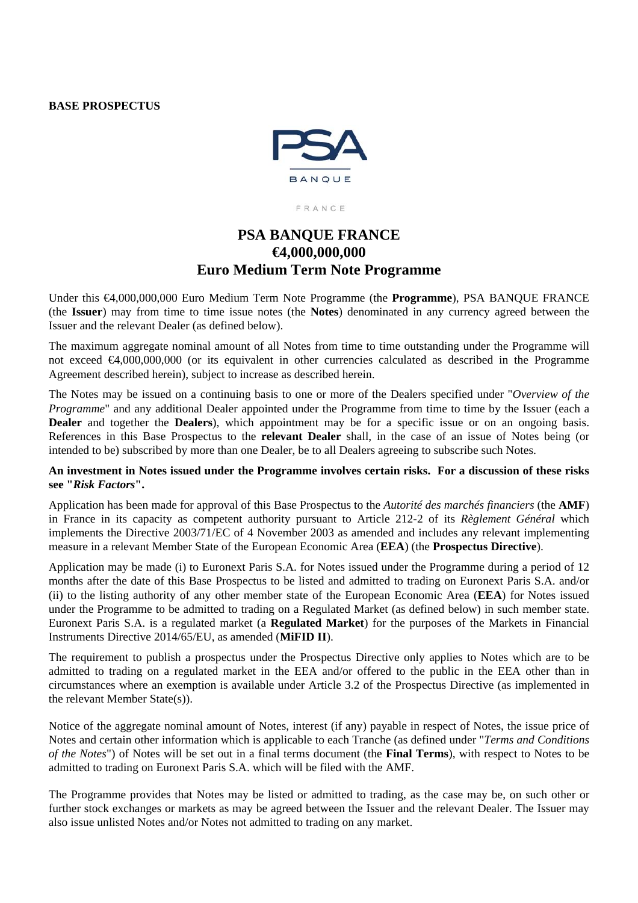**BASE PROSPECTUS**

PSA BANQUE FRANCE

# PSA BANQUE FRANCE
# €4,000,000,000
# Euro Medium Term Note Programme

Under this €4,000,000,000 Euro Medium Term Note Programme (the **Programme**), PSA BANQUE FRANCE (the **Issuer**) may from time to time issue notes (the **Notes**) denominated in any currency agreed between the Issuer and the relevant Dealer (as defined below).

The maximum aggregate nominal amount of all Notes from time to time outstanding under the Programme will not exceed €4,000,000,000 (or its equivalent in other currencies calculated as described in the Programme Agreement described herein), subject to increase as described herein.

The Notes may be issued on a continuing basis to one or more of the Dealers specified under "*Overview of the Programme*" and any additional Dealer appointed under the Programme from time to time by the Issuer (each a **Dealer** and together the **Dealers**), which appointment may be for a specific issue or on an ongoing basis. References in this Base Prospectus to the **relevant Dealer** shall, in the case of an issue of Notes being (or intended to be) subscribed by more than one Dealer, be to all Dealers agreeing to subscribe such Notes.

**An investment in Notes issued under the Programme involves certain risks. For a discussion of these risks see "*Risk Factors*".**

Application has been made for approval of this Base Prospectus to the *Autorité des marchés financiers* (the **AMF**) in France in its capacity as competent authority pursuant to Article 212-2 of its *Règlement Général* which implements the Directive 2003/71/EC of 4 November 2003 as amended and includes any relevant implementing measure in a relevant Member State of the European Economic Area (**EEA**) (the **Prospectus Directive**).

Application may be made (i) to Euronext Paris S.A. for Notes issued under the Programme during a period of 12 months after the date of this Base Prospectus to be listed and admitted to trading on Euronext Paris S.A. and/or (ii) to the listing authority of any other member state of the European Economic Area (**EEA**) for Notes issued under the Programme to be admitted to trading on a Regulated Market (as defined below) in such member state. Euronext Paris S.A. is a regulated market (a **Regulated Market**) for the purposes of the Markets in Financial Instruments Directive 2014/65/EU, as amended (**MiFID II**).

The requirement to publish a prospectus under the Prospectus Directive only applies to Notes which are to be admitted to trading on a regulated market in the EEA and/or offered to the public in the EEA other than in circumstances where an exemption is available under Article 3.2 of the Prospectus Directive (as implemented in the relevant Member State(s)).

Notice of the aggregate nominal amount of Notes, interest (if any) payable in respect of Notes, the issue price of Notes and certain other information which is applicable to each Tranche (as defined under "*Terms and Conditions of the Notes*") of Notes will be set out in a final terms document (the **Final Terms**), with respect to Notes to be admitted to trading on Euronext Paris S.A. which will be filed with the AMF.

The Programme provides that Notes may be listed or admitted to trading, as the case may be, on such other or further stock exchanges or markets as may be agreed between the Issuer and the relevant Dealer. The Issuer may also issue unlisted Notes and/or Notes not admitted to trading on any market.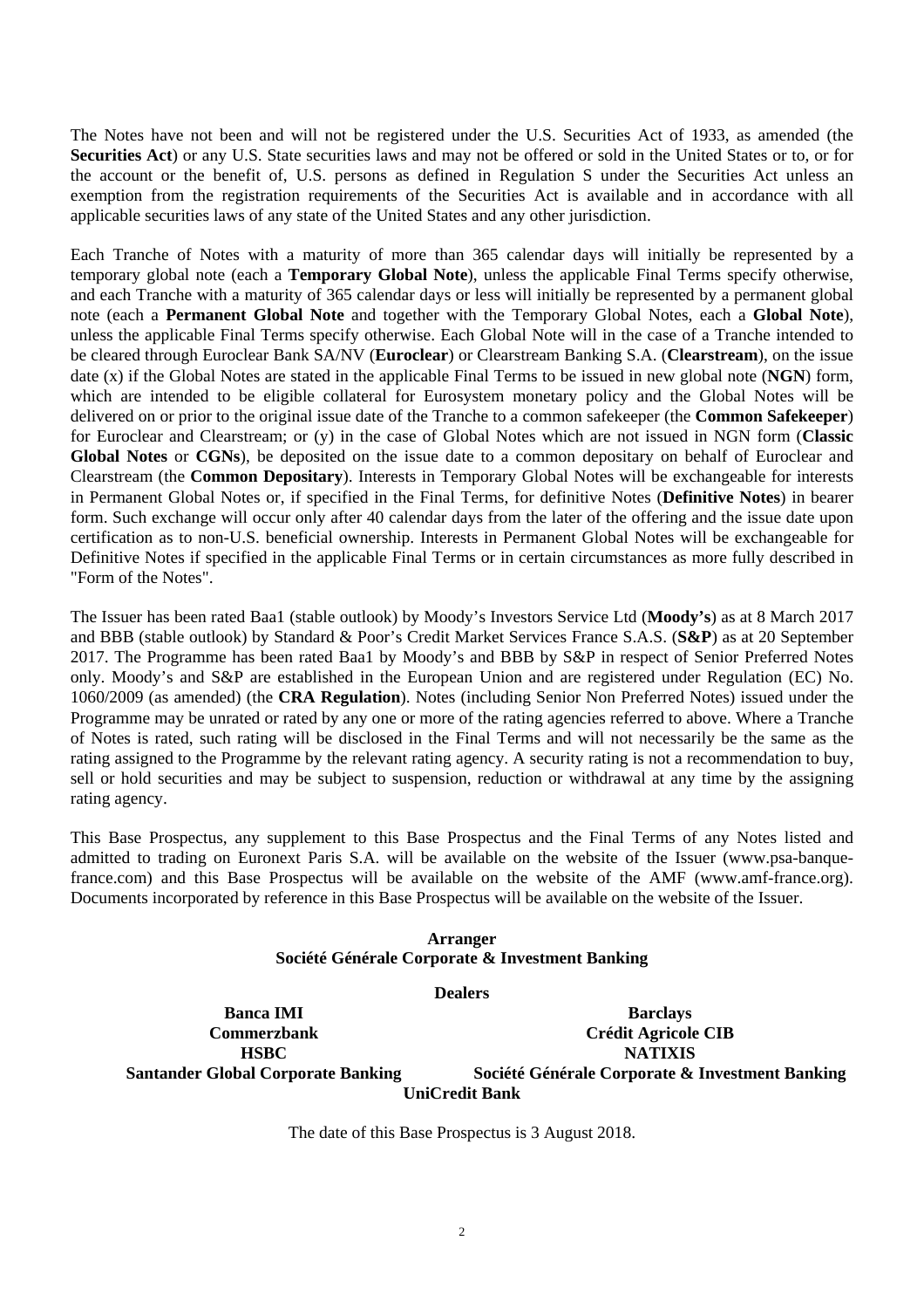The Notes have not been and will not be registered under the U.S. Securities Act of 1933, as amended (the **Securities Act**) or any U.S. State securities laws and may not be offered or sold in the United States or to, or for the account or the benefit of, U.S. persons as defined in Regulation S under the Securities Act unless an exemption from the registration requirements of the Securities Act is available and in accordance with all applicable securities laws of any state of the United States and any other jurisdiction.

Each Tranche of Notes with a maturity of more than 365 calendar days will initially be represented by a temporary global note (each a **Temporary Global Note**), unless the applicable Final Terms specify otherwise, and each Tranche with a maturity of 365 calendar days or less will initially be represented by a permanent global note (each a **Permanent Global Note** and together with the Temporary Global Notes, each a **Global Note**), unless the applicable Final Terms specify otherwise. Each Global Note will in the case of a Tranche intended to be cleared through Euroclear Bank SA/NV (**Euroclear**) or Clearstream Banking S.A. (**Clearstream**), on the issue date (x) if the Global Notes are stated in the applicable Final Terms to be issued in new global note (**NGN**) form, which are intended to be eligible collateral for Eurosystem monetary policy and the Global Notes will be delivered on or prior to the original issue date of the Tranche to a common safekeeper (the **Common Safekeeper**) for Euroclear and Clearstream; or (y) in the case of Global Notes which are not issued in NGN form (**Classic Global Notes** or **CGNs**), be deposited on the issue date to a common depositary on behalf of Euroclear and Clearstream (the **Common Depositary**). Interests in Temporary Global Notes will be exchangeable for interests in Permanent Global Notes or, if specified in the Final Terms, for definitive Notes (**Definitive Notes**) in bearer form. Such exchange will occur only after 40 calendar days from the later of the offering and the issue date upon certification as to non-U.S. beneficial ownership. Interests in Permanent Global Notes will be exchangeable for Definitive Notes if specified in the applicable Final Terms or in certain circumstances as more fully described in "Form of the Notes".

The Issuer has been rated Baa1 (stable outlook) by Moody's Investors Service Ltd (**Moody's**) as at 8 March 2017 and BBB (stable outlook) by Standard & Poor's Credit Market Services France S.A.S. (**S&P**) as at 20 September 2017. The Programme has been rated Baa1 by Moody's and BBB by S&P in respect of Senior Preferred Notes only. Moody's and S&P are established in the European Union and are registered under Regulation (EC) No. 1060/2009 (as amended) (the **CRA Regulation**). Notes (including Senior Non Preferred Notes) issued under the Programme may be unrated or rated by any one or more of the rating agencies referred to above. Where a Tranche of Notes is rated, such rating will be disclosed in the Final Terms and will not necessarily be the same as the rating assigned to the Programme by the relevant rating agency. A security rating is not a recommendation to buy, sell or hold securities and may be subject to suspension, reduction or withdrawal at any time by the assigning rating agency.

This Base Prospectus, any supplement to this Base Prospectus and the Final Terms of any Notes listed and admitted to trading on Euronext Paris S.A. will be available on the website of the Issuer (www.psa-banque-france.com) and this Base Prospectus will be available on the website of the AMF (www.amf-france.org). Documents incorporated by reference in this Base Prospectus will be available on the website of the Issuer.

**Arranger**
**Société Générale Corporate & Investment Banking**

**Dealers**

**Banca IMI** | **Barclays**
**Commerzbank** | **Crédit Agricole CIB**
**HSBC** | **NATIXIS**
**Santander Global Corporate Banking** | **Société Générale Corporate & Investment Banking**
**UniCredit Bank**

The date of this Base Prospectus is 3 August 2018.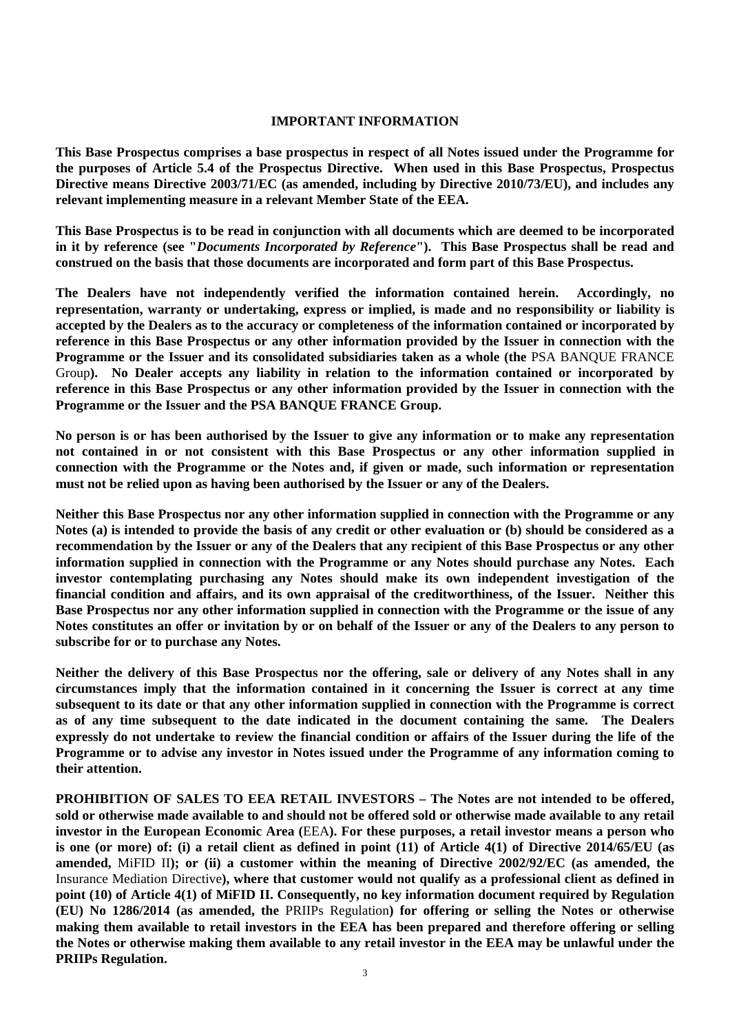## IMPORTANT INFORMATION

**This Base Prospectus comprises a base prospectus in respect of all Notes issued under the Programme for the purposes of Article 5.4 of the Prospectus Directive. When used in this Base Prospectus, Prospectus Directive means Directive 2003/71/EC (as amended, including by Directive 2010/73/EU), and includes any relevant implementing measure in a relevant Member State of the EEA.**

**This Base Prospectus is to be read in conjunction with all documents which are deemed to be incorporated in it by reference (see "*Documents Incorporated by Reference*"). This Base Prospectus shall be read and construed on the basis that those documents are incorporated and form part of this Base Prospectus.**

**The Dealers have not independently verified the information contained herein. Accordingly, no representation, warranty or undertaking, express or implied, is made and no responsibility or liability is accepted by the Dealers as to the accuracy or completeness of the information contained or incorporated by reference in this Base Prospectus or any other information provided by the Issuer in connection with the Programme or the Issuer and its consolidated subsidiaries taken as a whole (the** PSA BANQUE FRANCE Group**). No Dealer accepts any liability in relation to the information contained or incorporated by reference in this Base Prospectus or any other information provided by the Issuer in connection with the Programme or the Issuer and the PSA BANQUE FRANCE Group.**

**No person is or has been authorised by the Issuer to give any information or to make any representation not contained in or not consistent with this Base Prospectus or any other information supplied in connection with the Programme or the Notes and, if given or made, such information or representation must not be relied upon as having been authorised by the Issuer or any of the Dealers.**

**Neither this Base Prospectus nor any other information supplied in connection with the Programme or any Notes (a) is intended to provide the basis of any credit or other evaluation or (b) should be considered as a recommendation by the Issuer or any of the Dealers that any recipient of this Base Prospectus or any other information supplied in connection with the Programme or any Notes should purchase any Notes. Each investor contemplating purchasing any Notes should make its own independent investigation of the financial condition and affairs, and its own appraisal of the creditworthiness, of the Issuer. Neither this Base Prospectus nor any other information supplied in connection with the Programme or the issue of any Notes constitutes an offer or invitation by or on behalf of the Issuer or any of the Dealers to any person to subscribe for or to purchase any Notes.**

**Neither the delivery of this Base Prospectus nor the offering, sale or delivery of any Notes shall in any circumstances imply that the information contained in it concerning the Issuer is correct at any time subsequent to its date or that any other information supplied in connection with the Programme is correct as of any time subsequent to the date indicated in the document containing the same. The Dealers expressly do not undertake to review the financial condition or affairs of the Issuer during the life of the Programme or to advise any investor in Notes issued under the Programme of any information coming to their attention.**

**PROHIBITION OF SALES TO EEA RETAIL INVESTORS – The Notes are not intended to be offered, sold or otherwise made available to and should not be offered sold or otherwise made available to any retail investor in the European Economic Area (**EEA**). For these purposes, a retail investor means a person who is one (or more) of: (i) a retail client as defined in point (11) of Article 4(1) of Directive 2014/65/EU (as amended,** MiFID II**); or (ii) a customer within the meaning of Directive 2002/92/EC (as amended, the** Insurance Mediation Directive**), where that customer would not qualify as a professional client as defined in point (10) of Article 4(1) of MiFID II. Consequently, no key information document required by Regulation (EU) No 1286/2014 (as amended, the** PRIIPs Regulation**) for offering or selling the Notes or otherwise making them available to retail investors in the EEA has been prepared and therefore offering or selling the Notes or otherwise making them available to any retail investor in the EEA may be unlawful under the PRIIPs Regulation.**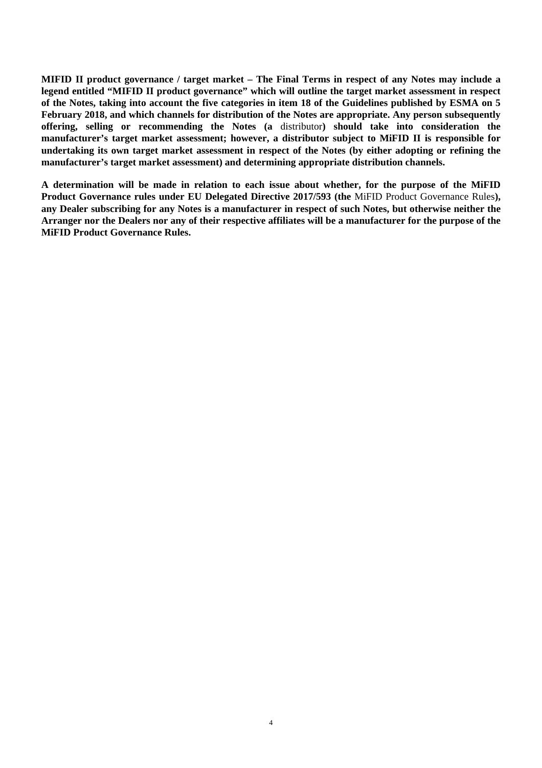**MIFID II product governance / target market – The Final Terms in respect of any Notes may include a legend entitled "MIFID II product governance" which will outline the target market assessment in respect of the Notes, taking into account the five categories in item 18 of the Guidelines published by ESMA on 5 February 2018, and which channels for distribution of the Notes are appropriate. Any person subsequently offering, selling or recommending the Notes (a** distributor**) should take into consideration the manufacturer's target market assessment; however, a distributor subject to MiFID II is responsible for undertaking its own target market assessment in respect of the Notes (by either adopting or refining the manufacturer's target market assessment) and determining appropriate distribution channels.**

**A determination will be made in relation to each issue about whether, for the purpose of the MiFID Product Governance rules under EU Delegated Directive 2017/593 (the** MiFID Product Governance Rules**), any Dealer subscribing for any Notes is a manufacturer in respect of such Notes, but otherwise neither the Arranger nor the Dealers nor any of their respective affiliates will be a manufacturer for the purpose of the MiFID Product Governance Rules.**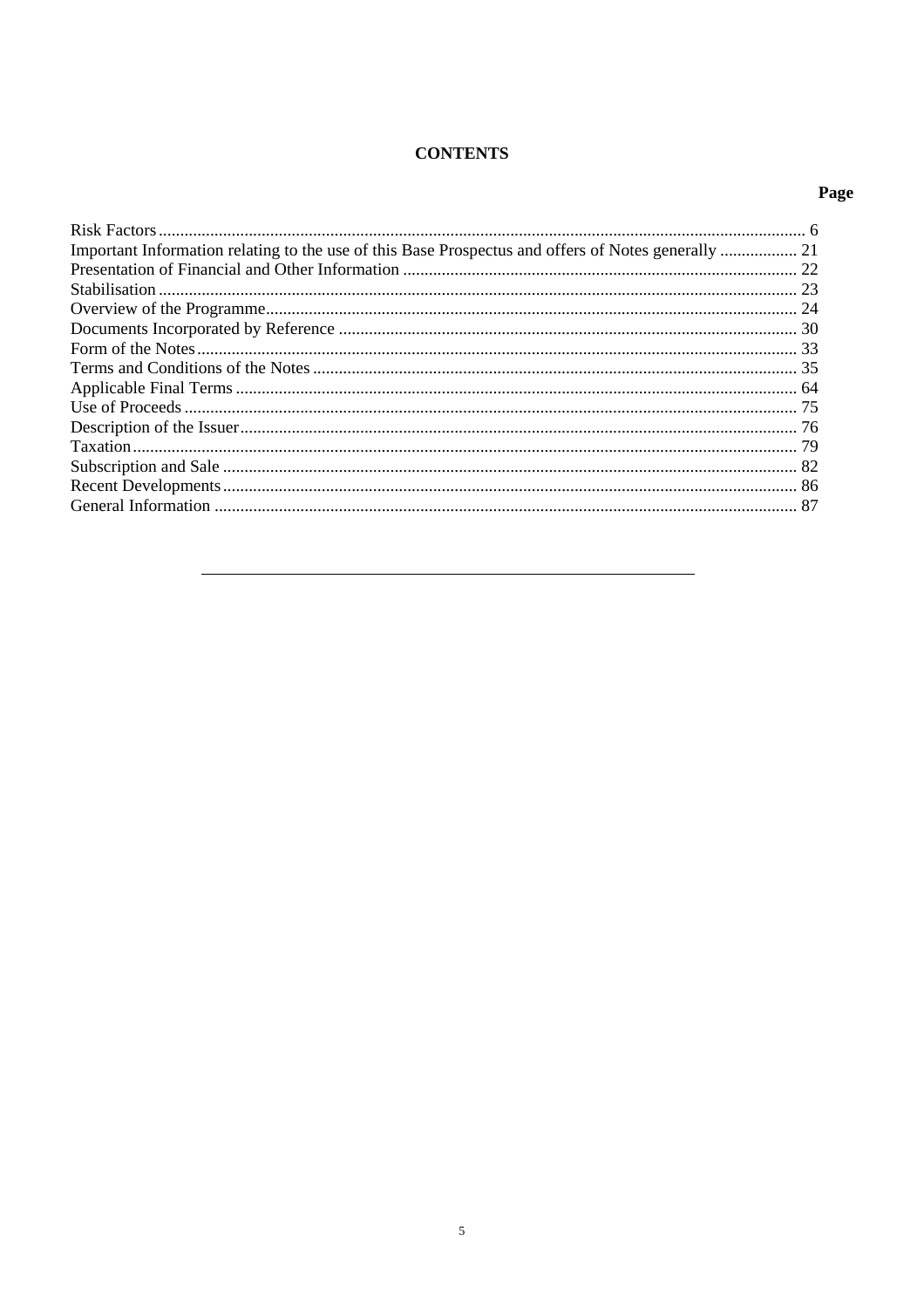# CONTENTS

| | Page |
|---|---|
| Risk Factors | 6 |
| Important Information relating to the use of this Base Prospectus and offers of Notes generally | 21 |
| Presentation of Financial and Other Information | 22 |
| Stabilisation | 23 |
| Overview of the Programme | 24 |
| Documents Incorporated by Reference | 30 |
| Form of the Notes | 33 |
| Terms and Conditions of the Notes | 35 |
| Applicable Final Terms | 64 |
| Use of Proceeds | 75 |
| Description of the Issuer | 76 |
| Taxation | 79 |
| Subscription and Sale | 82 |
| Recent Developments | 86 |
| General Information | 87 |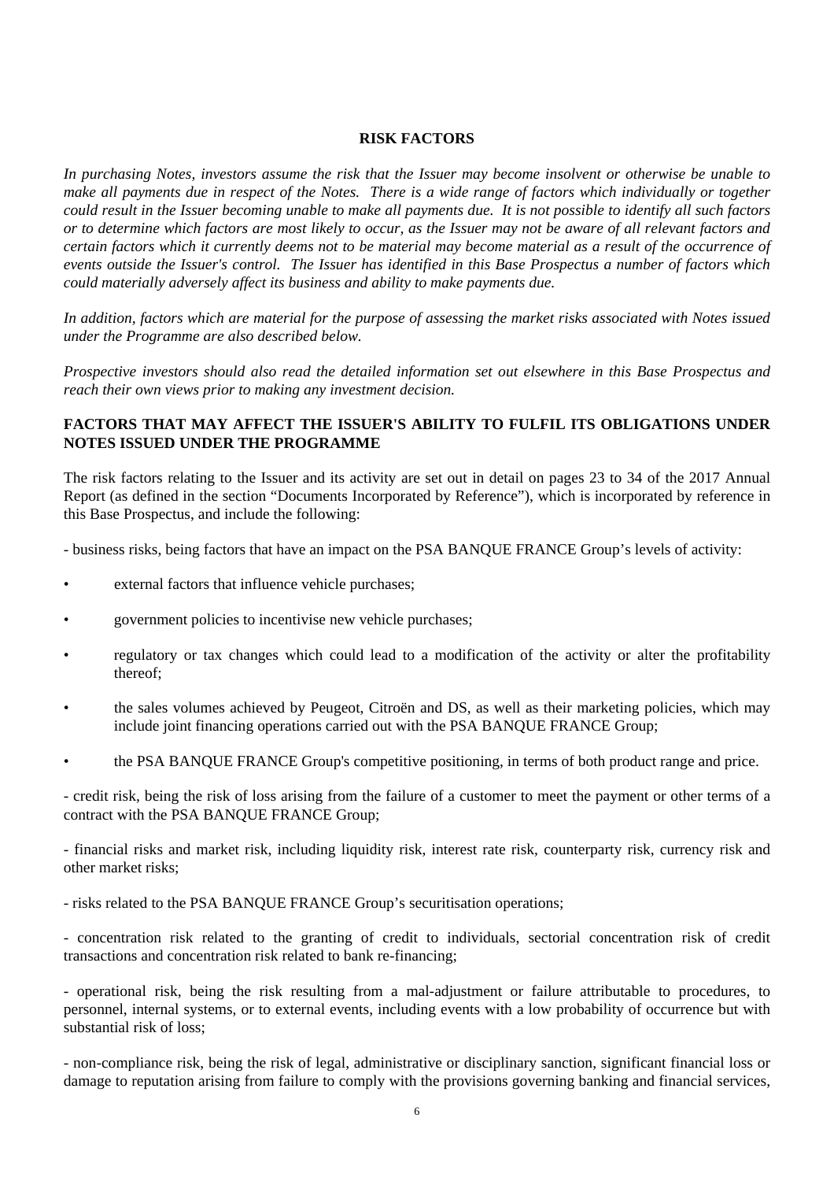## RISK FACTORS

*In purchasing Notes, investors assume the risk that the Issuer may become insolvent or otherwise be unable to make all payments due in respect of the Notes. There is a wide range of factors which individually or together could result in the Issuer becoming unable to make all payments due. It is not possible to identify all such factors or to determine which factors are most likely to occur, as the Issuer may not be aware of all relevant factors and certain factors which it currently deems not to be material may become material as a result of the occurrence of events outside the Issuer's control. The Issuer has identified in this Base Prospectus a number of factors which could materially adversely affect its business and ability to make payments due.*

*In addition, factors which are material for the purpose of assessing the market risks associated with Notes issued under the Programme are also described below.*

*Prospective investors should also read the detailed information set out elsewhere in this Base Prospectus and reach their own views prior to making any investment decision.*

### FACTORS THAT MAY AFFECT THE ISSUER'S ABILITY TO FULFIL ITS OBLIGATIONS UNDER NOTES ISSUED UNDER THE PROGRAMME

The risk factors relating to the Issuer and its activity are set out in detail on pages 23 to 34 of the 2017 Annual Report (as defined in the section "Documents Incorporated by Reference"), which is incorporated by reference in this Base Prospectus, and include the following:

- business risks, being factors that have an impact on the PSA BANQUE FRANCE Group's levels of activity:

  - external factors that influence vehicle purchases;
  - government policies to incentivise new vehicle purchases;
  - regulatory or tax changes which could lead to a modification of the activity or alter the profitability thereof;
  - the sales volumes achieved by Peugeot, Citroën and DS, as well as their marketing policies, which may include joint financing operations carried out with the PSA BANQUE FRANCE Group;
  - the PSA BANQUE FRANCE Group's competitive positioning, in terms of both product range and price.

- credit risk, being the risk of loss arising from the failure of a customer to meet the payment or other terms of a contract with the PSA BANQUE FRANCE Group;

- financial risks and market risk, including liquidity risk, interest rate risk, counterparty risk, currency risk and other market risks;

- risks related to the PSA BANQUE FRANCE Group's securitisation operations;

- concentration risk related to the granting of credit to individuals, sectorial concentration risk of credit transactions and concentration risk related to bank re-financing;

- operational risk, being the risk resulting from a mal-adjustment or failure attributable to procedures, to personnel, internal systems, or to external events, including events with a low probability of occurrence but with substantial risk of loss;

- non-compliance risk, being the risk of legal, administrative or disciplinary sanction, significant financial loss or damage to reputation arising from failure to comply with the provisions governing banking and financial services,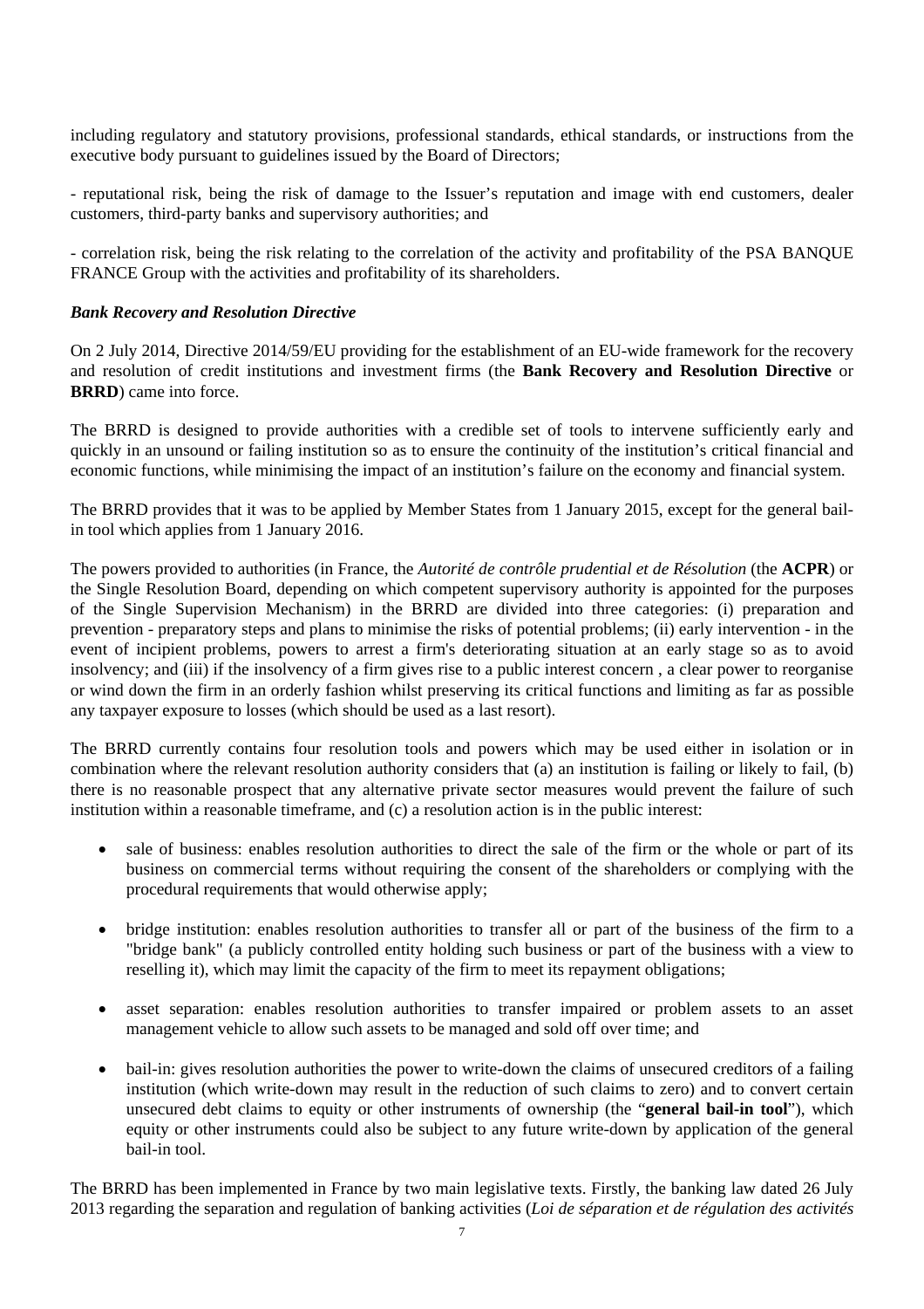including regulatory and statutory provisions, professional standards, ethical standards, or instructions from the executive body pursuant to guidelines issued by the Board of Directors;

- reputational risk, being the risk of damage to the Issuer's reputation and image with end customers, dealer customers, third-party banks and supervisory authorities; and

- correlation risk, being the risk relating to the correlation of the activity and profitability of the PSA BANQUE FRANCE Group with the activities and profitability of its shareholders.

***Bank Recovery and Resolution Directive***

On 2 July 2014, Directive 2014/59/EU providing for the establishment of an EU-wide framework for the recovery and resolution of credit institutions and investment firms (the **Bank Recovery and Resolution Directive** or **BRRD**) came into force.

The BRRD is designed to provide authorities with a credible set of tools to intervene sufficiently early and quickly in an unsound or failing institution so as to ensure the continuity of the institution's critical financial and economic functions, while minimising the impact of an institution's failure on the economy and financial system.

The BRRD provides that it was to be applied by Member States from 1 January 2015, except for the general bail-in tool which applies from 1 January 2016.

The powers provided to authorities (in France, the *Autorité de contrôle prudential et de Résolution* (the **ACPR**) or the Single Resolution Board, depending on which competent supervisory authority is appointed for the purposes of the Single Supervision Mechanism) in the BRRD are divided into three categories: (i) preparation and prevention - preparatory steps and plans to minimise the risks of potential problems; (ii) early intervention - in the event of incipient problems, powers to arrest a firm's deteriorating situation at an early stage so as to avoid insolvency; and (iii) if the insolvency of a firm gives rise to a public interest concern , a clear power to reorganise or wind down the firm in an orderly fashion whilst preserving its critical functions and limiting as far as possible any taxpayer exposure to losses (which should be used as a last resort).

The BRRD currently contains four resolution tools and powers which may be used either in isolation or in combination where the relevant resolution authority considers that (a) an institution is failing or likely to fail, (b) there is no reasonable prospect that any alternative private sector measures would prevent the failure of such institution within a reasonable timeframe, and (c) a resolution action is in the public interest:

- sale of business: enables resolution authorities to direct the sale of the firm or the whole or part of its business on commercial terms without requiring the consent of the shareholders or complying with the procedural requirements that would otherwise apply;

- bridge institution: enables resolution authorities to transfer all or part of the business of the firm to a "bridge bank" (a publicly controlled entity holding such business or part of the business with a view to reselling it), which may limit the capacity of the firm to meet its repayment obligations;

- asset separation: enables resolution authorities to transfer impaired or problem assets to an asset management vehicle to allow such assets to be managed and sold off over time; and

- bail-in: gives resolution authorities the power to write-down the claims of unsecured creditors of a failing institution (which write-down may result in the reduction of such claims to zero) and to convert certain unsecured debt claims to equity or other instruments of ownership (the "**general bail-in tool**"), which equity or other instruments could also be subject to any future write-down by application of the general bail-in tool.

The BRRD has been implemented in France by two main legislative texts. Firstly, the banking law dated 26 July 2013 regarding the separation and regulation of banking activities (*Loi de séparation et de régulation des activités*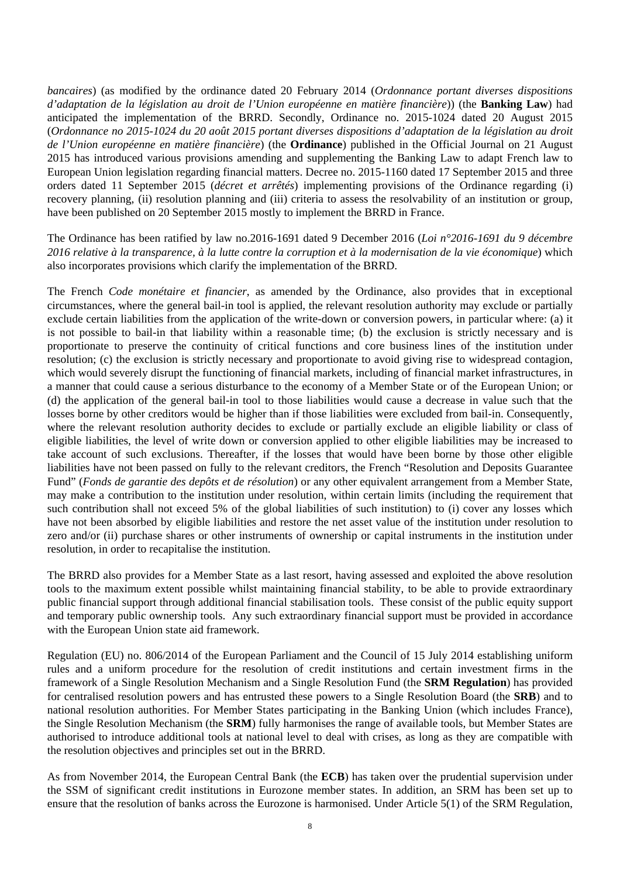*bancaires*) (as modified by the ordinance dated 20 February 2014 (*Ordonnance portant diverses dispositions d'adaptation de la législation au droit de l'Union européenne en matière financière*)) (the **Banking Law**) had anticipated the implementation of the BRRD. Secondly, Ordinance no. 2015-1024 dated 20 August 2015 (*Ordonnance no 2015-1024 du 20 août 2015 portant diverses dispositions d'adaptation de la législation au droit de l'Union européenne en matière financière*) (the **Ordinance**) published in the Official Journal on 21 August 2015 has introduced various provisions amending and supplementing the Banking Law to adapt French law to European Union legislation regarding financial matters. Decree no. 2015-1160 dated 17 September 2015 and three orders dated 11 September 2015 (*décret et arrêtés*) implementing provisions of the Ordinance regarding (i) recovery planning, (ii) resolution planning and (iii) criteria to assess the resolvability of an institution or group, have been published on 20 September 2015 mostly to implement the BRRD in France.

The Ordinance has been ratified by law no.2016-1691 dated 9 December 2016 (*Loi n°2016-1691 du 9 décembre 2016 relative à la transparence, à la lutte contre la corruption et à la modernisation de la vie économique*) which also incorporates provisions which clarify the implementation of the BRRD.

The French *Code monétaire et financier*, as amended by the Ordinance, also provides that in exceptional circumstances, where the general bail-in tool is applied, the relevant resolution authority may exclude or partially exclude certain liabilities from the application of the write-down or conversion powers, in particular where: (a) it is not possible to bail-in that liability within a reasonable time; (b) the exclusion is strictly necessary and is proportionate to preserve the continuity of critical functions and core business lines of the institution under resolution; (c) the exclusion is strictly necessary and proportionate to avoid giving rise to widespread contagion, which would severely disrupt the functioning of financial markets, including of financial market infrastructures, in a manner that could cause a serious disturbance to the economy of a Member State or of the European Union; or (d) the application of the general bail-in tool to those liabilities would cause a decrease in value such that the losses borne by other creditors would be higher than if those liabilities were excluded from bail-in. Consequently, where the relevant resolution authority decides to exclude or partially exclude an eligible liability or class of eligible liabilities, the level of write down or conversion applied to other eligible liabilities may be increased to take account of such exclusions. Thereafter, if the losses that would have been borne by those other eligible liabilities have not been passed on fully to the relevant creditors, the French "Resolution and Deposits Guarantee Fund" (*Fonds de garantie des depôts et de résolution*) or any other equivalent arrangement from a Member State, may make a contribution to the institution under resolution, within certain limits (including the requirement that such contribution shall not exceed 5% of the global liabilities of such institution) to (i) cover any losses which have not been absorbed by eligible liabilities and restore the net asset value of the institution under resolution to zero and/or (ii) purchase shares or other instruments of ownership or capital instruments in the institution under resolution, in order to recapitalise the institution.

The BRRD also provides for a Member State as a last resort, having assessed and exploited the above resolution tools to the maximum extent possible whilst maintaining financial stability, to be able to provide extraordinary public financial support through additional financial stabilisation tools. These consist of the public equity support and temporary public ownership tools. Any such extraordinary financial support must be provided in accordance with the European Union state aid framework.

Regulation (EU) no. 806/2014 of the European Parliament and the Council of 15 July 2014 establishing uniform rules and a uniform procedure for the resolution of credit institutions and certain investment firms in the framework of a Single Resolution Mechanism and a Single Resolution Fund (the **SRM Regulation**) has provided for centralised resolution powers and has entrusted these powers to a Single Resolution Board (the **SRB**) and to national resolution authorities. For Member States participating in the Banking Union (which includes France), the Single Resolution Mechanism (the **SRM**) fully harmonises the range of available tools, but Member States are authorised to introduce additional tools at national level to deal with crises, as long as they are compatible with the resolution objectives and principles set out in the BRRD.

As from November 2014, the European Central Bank (the **ECB**) has taken over the prudential supervision under the SSM of significant credit institutions in Eurozone member states. In addition, an SRM has been set up to ensure that the resolution of banks across the Eurozone is harmonised. Under Article 5(1) of the SRM Regulation,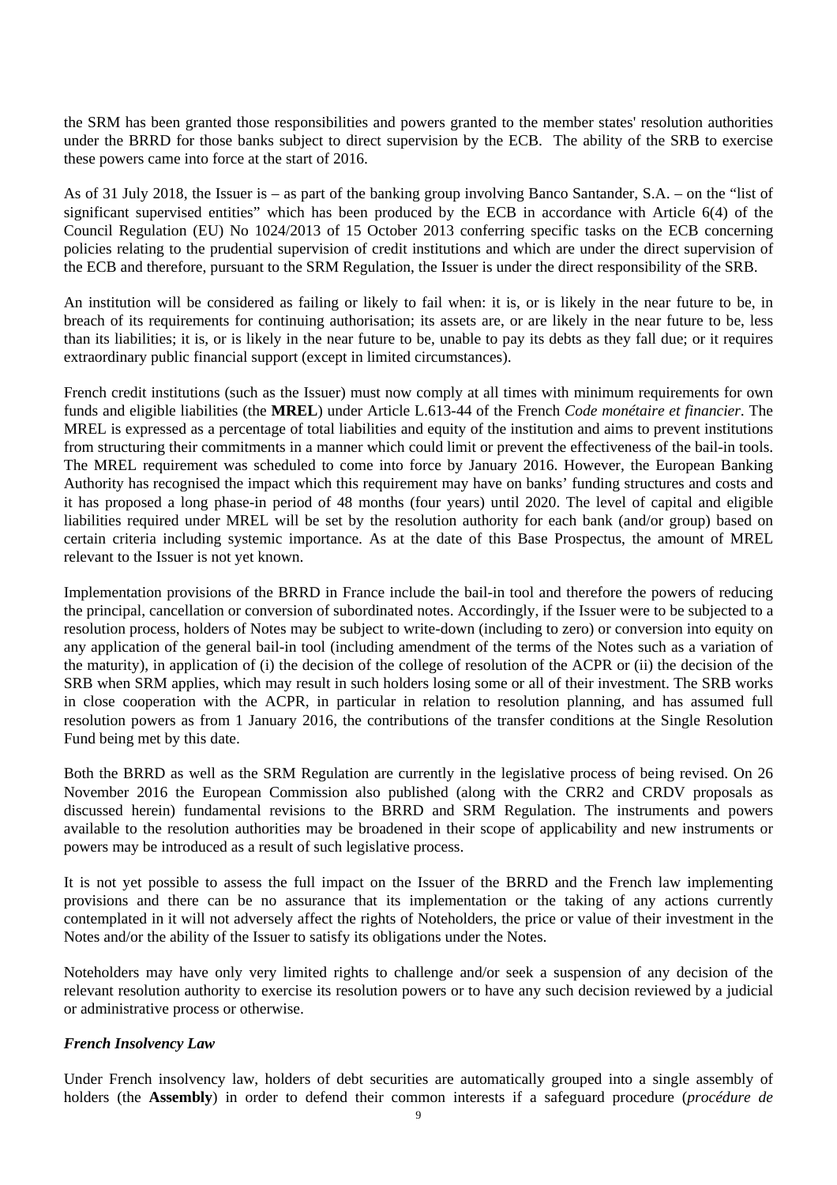the SRM has been granted those responsibilities and powers granted to the member states' resolution authorities under the BRRD for those banks subject to direct supervision by the ECB. The ability of the SRB to exercise these powers came into force at the start of 2016.

As of 31 July 2018, the Issuer is – as part of the banking group involving Banco Santander, S.A. – on the "list of significant supervised entities" which has been produced by the ECB in accordance with Article 6(4) of the Council Regulation (EU) No 1024/2013 of 15 October 2013 conferring specific tasks on the ECB concerning policies relating to the prudential supervision of credit institutions and which are under the direct supervision of the ECB and therefore, pursuant to the SRM Regulation, the Issuer is under the direct responsibility of the SRB.

An institution will be considered as failing or likely to fail when: it is, or is likely in the near future to be, in breach of its requirements for continuing authorisation; its assets are, or are likely in the near future to be, less than its liabilities; it is, or is likely in the near future to be, unable to pay its debts as they fall due; or it requires extraordinary public financial support (except in limited circumstances).

French credit institutions (such as the Issuer) must now comply at all times with minimum requirements for own funds and eligible liabilities (the **MREL**) under Article L.613-44 of the French *Code monétaire et financier*. The MREL is expressed as a percentage of total liabilities and equity of the institution and aims to prevent institutions from structuring their commitments in a manner which could limit or prevent the effectiveness of the bail-in tools. The MREL requirement was scheduled to come into force by January 2016. However, the European Banking Authority has recognised the impact which this requirement may have on banks' funding structures and costs and it has proposed a long phase-in period of 48 months (four years) until 2020. The level of capital and eligible liabilities required under MREL will be set by the resolution authority for each bank (and/or group) based on certain criteria including systemic importance. As at the date of this Base Prospectus, the amount of MREL relevant to the Issuer is not yet known.

Implementation provisions of the BRRD in France include the bail-in tool and therefore the powers of reducing the principal, cancellation or conversion of subordinated notes. Accordingly, if the Issuer were to be subjected to a resolution process, holders of Notes may be subject to write-down (including to zero) or conversion into equity on any application of the general bail-in tool (including amendment of the terms of the Notes such as a variation of the maturity), in application of (i) the decision of the college of resolution of the ACPR or (ii) the decision of the SRB when SRM applies, which may result in such holders losing some or all of their investment. The SRB works in close cooperation with the ACPR, in particular in relation to resolution planning, and has assumed full resolution powers as from 1 January 2016, the contributions of the transfer conditions at the Single Resolution Fund being met by this date.

Both the BRRD as well as the SRM Regulation are currently in the legislative process of being revised. On 26 November 2016 the European Commission also published (along with the CRR2 and CRDV proposals as discussed herein) fundamental revisions to the BRRD and SRM Regulation. The instruments and powers available to the resolution authorities may be broadened in their scope of applicability and new instruments or powers may be introduced as a result of such legislative process.

It is not yet possible to assess the full impact on the Issuer of the BRRD and the French law implementing provisions and there can be no assurance that its implementation or the taking of any actions currently contemplated in it will not adversely affect the rights of Noteholders, the price or value of their investment in the Notes and/or the ability of the Issuer to satisfy its obligations under the Notes.

Noteholders may have only very limited rights to challenge and/or seek a suspension of any decision of the relevant resolution authority to exercise its resolution powers or to have any such decision reviewed by a judicial or administrative process or otherwise.

***French Insolvency Law***

Under French insolvency law, holders of debt securities are automatically grouped into a single assembly of holders (the **Assembly**) in order to defend their common interests if a safeguard procedure (*procédure de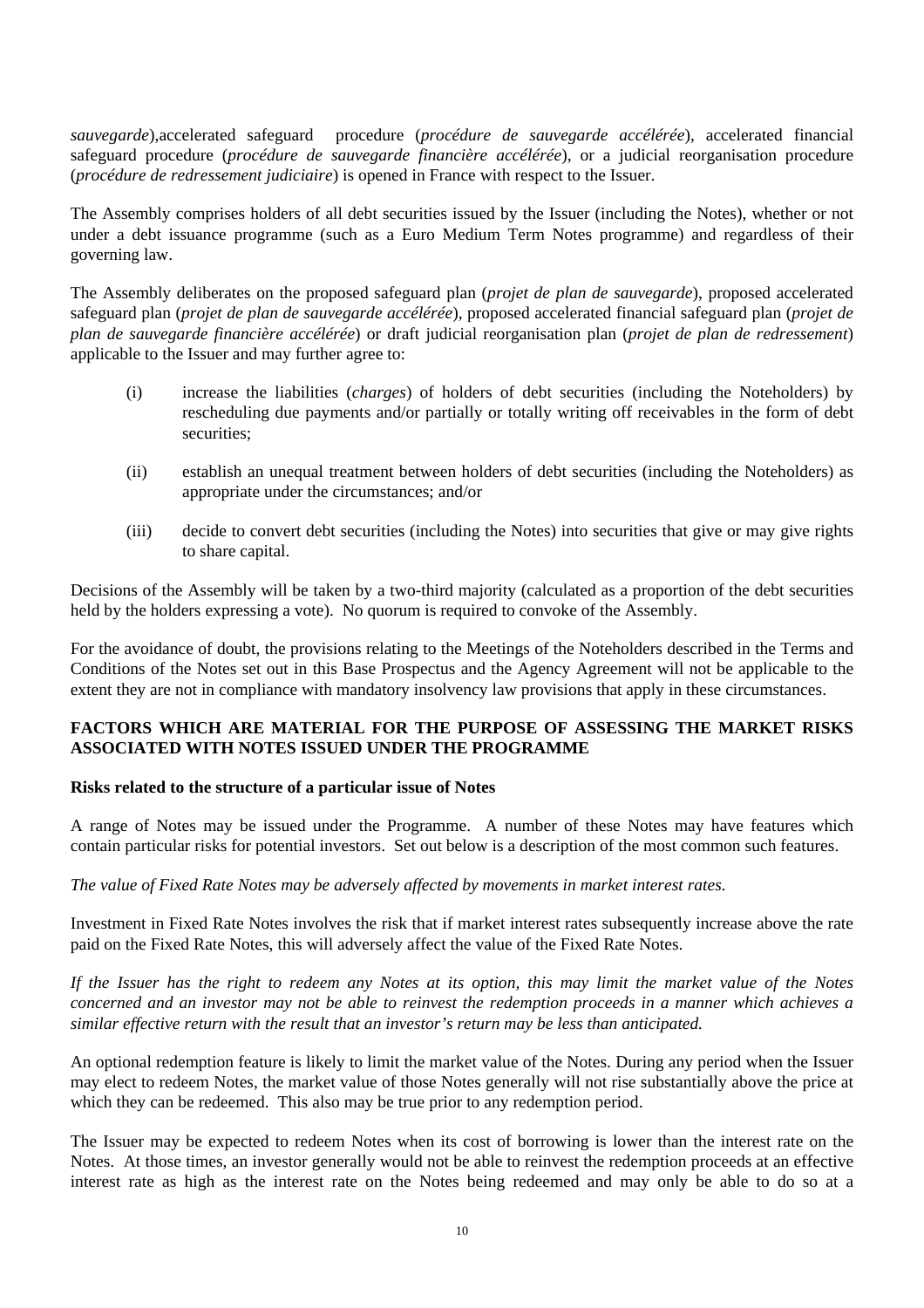*sauvegarde*),accelerated safeguard procedure (*procédure de sauvegarde accélérée*), accelerated financial safeguard procedure (*procédure de sauvegarde financière accélérée*), or a judicial reorganisation procedure (*procédure de redressement judiciaire*) is opened in France with respect to the Issuer.

The Assembly comprises holders of all debt securities issued by the Issuer (including the Notes), whether or not under a debt issuance programme (such as a Euro Medium Term Notes programme) and regardless of their governing law.

The Assembly deliberates on the proposed safeguard plan (*projet de plan de sauvegarde*), proposed accelerated safeguard plan (*projet de plan de sauvegarde accélérée*), proposed accelerated financial safeguard plan (*projet de plan de sauvegarde financière accélérée*) or draft judicial reorganisation plan (*projet de plan de redressement*) applicable to the Issuer and may further agree to:

(i) increase the liabilities (*charges*) of holders of debt securities (including the Noteholders) by rescheduling due payments and/or partially or totally writing off receivables in the form of debt securities;

(ii) establish an unequal treatment between holders of debt securities (including the Noteholders) as appropriate under the circumstances; and/or

(iii) decide to convert debt securities (including the Notes) into securities that give or may give rights to share capital.

Decisions of the Assembly will be taken by a two-third majority (calculated as a proportion of the debt securities held by the holders expressing a vote). No quorum is required to convoke of the Assembly.

For the avoidance of doubt, the provisions relating to the Meetings of the Noteholders described in the Terms and Conditions of the Notes set out in this Base Prospectus and the Agency Agreement will not be applicable to the extent they are not in compliance with mandatory insolvency law provisions that apply in these circumstances.

## FACTORS WHICH ARE MATERIAL FOR THE PURPOSE OF ASSESSING THE MARKET RISKS ASSOCIATED WITH NOTES ISSUED UNDER THE PROGRAMME

### Risks related to the structure of a particular issue of Notes

A range of Notes may be issued under the Programme. A number of these Notes may have features which contain particular risks for potential investors. Set out below is a description of the most common such features.

*The value of Fixed Rate Notes may be adversely affected by movements in market interest rates.*

Investment in Fixed Rate Notes involves the risk that if market interest rates subsequently increase above the rate paid on the Fixed Rate Notes, this will adversely affect the value of the Fixed Rate Notes.

*If the Issuer has the right to redeem any Notes at its option, this may limit the market value of the Notes concerned and an investor may not be able to reinvest the redemption proceeds in a manner which achieves a similar effective return with the result that an investor's return may be less than anticipated.*

An optional redemption feature is likely to limit the market value of the Notes. During any period when the Issuer may elect to redeem Notes, the market value of those Notes generally will not rise substantially above the price at which they can be redeemed. This also may be true prior to any redemption period.

The Issuer may be expected to redeem Notes when its cost of borrowing is lower than the interest rate on the Notes. At those times, an investor generally would not be able to reinvest the redemption proceeds at an effective interest rate as high as the interest rate on the Notes being redeemed and may only be able to do so at a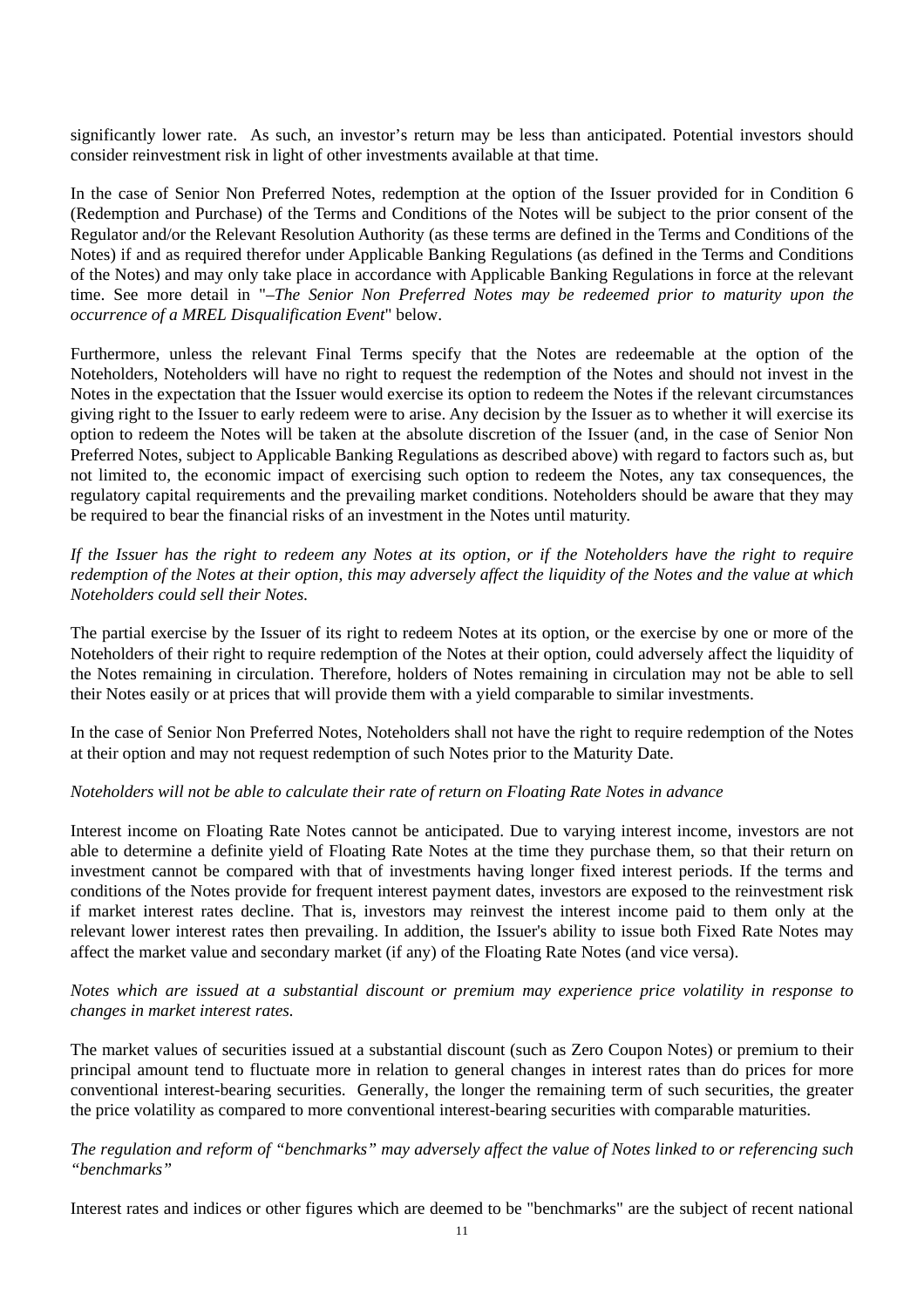significantly lower rate. As such, an investor's return may be less than anticipated. Potential investors should consider reinvestment risk in light of other investments available at that time.

In the case of Senior Non Preferred Notes, redemption at the option of the Issuer provided for in Condition 6 (Redemption and Purchase) of the Terms and Conditions of the Notes will be subject to the prior consent of the Regulator and/or the Relevant Resolution Authority (as these terms are defined in the Terms and Conditions of the Notes) if and as required therefor under Applicable Banking Regulations (as defined in the Terms and Conditions of the Notes) and may only take place in accordance with Applicable Banking Regulations in force at the relevant time. See more detail in "*–The Senior Non Preferred Notes may be redeemed prior to maturity upon the occurrence of a MREL Disqualification Event*" below.

Furthermore, unless the relevant Final Terms specify that the Notes are redeemable at the option of the Noteholders, Noteholders will have no right to request the redemption of the Notes and should not invest in the Notes in the expectation that the Issuer would exercise its option to redeem the Notes if the relevant circumstances giving right to the Issuer to early redeem were to arise. Any decision by the Issuer as to whether it will exercise its option to redeem the Notes will be taken at the absolute discretion of the Issuer (and, in the case of Senior Non Preferred Notes, subject to Applicable Banking Regulations as described above) with regard to factors such as, but not limited to, the economic impact of exercising such option to redeem the Notes, any tax consequences, the regulatory capital requirements and the prevailing market conditions. Noteholders should be aware that they may be required to bear the financial risks of an investment in the Notes until maturity.

*If the Issuer has the right to redeem any Notes at its option, or if the Noteholders have the right to require redemption of the Notes at their option, this may adversely affect the liquidity of the Notes and the value at which Noteholders could sell their Notes.*

The partial exercise by the Issuer of its right to redeem Notes at its option, or the exercise by one or more of the Noteholders of their right to require redemption of the Notes at their option, could adversely affect the liquidity of the Notes remaining in circulation. Therefore, holders of Notes remaining in circulation may not be able to sell their Notes easily or at prices that will provide them with a yield comparable to similar investments.

In the case of Senior Non Preferred Notes, Noteholders shall not have the right to require redemption of the Notes at their option and may not request redemption of such Notes prior to the Maturity Date.

*Noteholders will not be able to calculate their rate of return on Floating Rate Notes in advance*

Interest income on Floating Rate Notes cannot be anticipated. Due to varying interest income, investors are not able to determine a definite yield of Floating Rate Notes at the time they purchase them, so that their return on investment cannot be compared with that of investments having longer fixed interest periods. If the terms and conditions of the Notes provide for frequent interest payment dates, investors are exposed to the reinvestment risk if market interest rates decline. That is, investors may reinvest the interest income paid to them only at the relevant lower interest rates then prevailing. In addition, the Issuer's ability to issue both Fixed Rate Notes may affect the market value and secondary market (if any) of the Floating Rate Notes (and vice versa).

*Notes which are issued at a substantial discount or premium may experience price volatility in response to changes in market interest rates.*

The market values of securities issued at a substantial discount (such as Zero Coupon Notes) or premium to their principal amount tend to fluctuate more in relation to general changes in interest rates than do prices for more conventional interest-bearing securities. Generally, the longer the remaining term of such securities, the greater the price volatility as compared to more conventional interest-bearing securities with comparable maturities.

*The regulation and reform of "benchmarks" may adversely affect the value of Notes linked to or referencing such "benchmarks"*

Interest rates and indices or other figures which are deemed to be "benchmarks" are the subject of recent national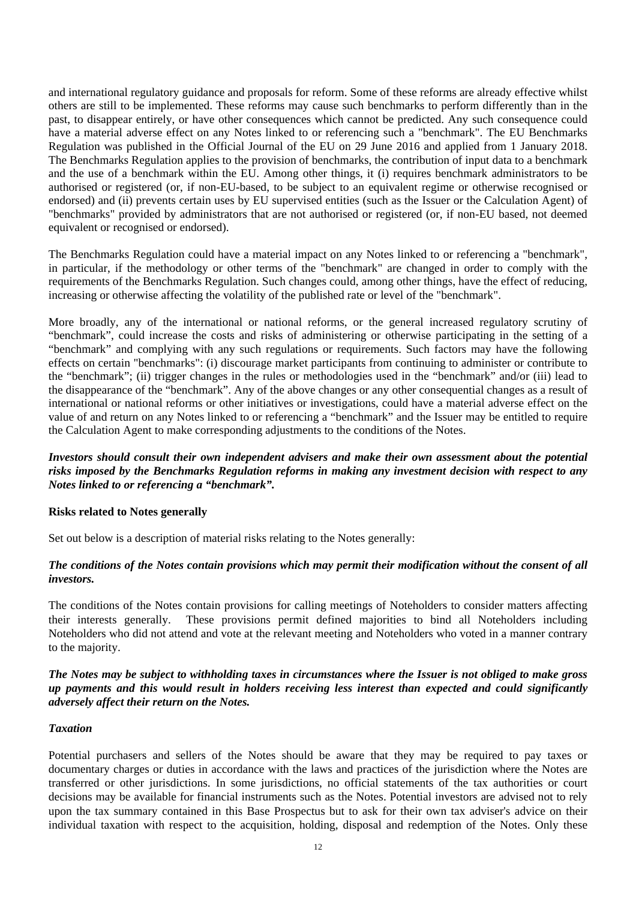and international regulatory guidance and proposals for reform. Some of these reforms are already effective whilst others are still to be implemented. These reforms may cause such benchmarks to perform differently than in the past, to disappear entirely, or have other consequences which cannot be predicted. Any such consequence could have a material adverse effect on any Notes linked to or referencing such a "benchmark". The EU Benchmarks Regulation was published in the Official Journal of the EU on 29 June 2016 and applied from 1 January 2018. The Benchmarks Regulation applies to the provision of benchmarks, the contribution of input data to a benchmark and the use of a benchmark within the EU. Among other things, it (i) requires benchmark administrators to be authorised or registered (or, if non-EU-based, to be subject to an equivalent regime or otherwise recognised or endorsed) and (ii) prevents certain uses by EU supervised entities (such as the Issuer or the Calculation Agent) of "benchmarks" provided by administrators that are not authorised or registered (or, if non-EU based, not deemed equivalent or recognised or endorsed).

The Benchmarks Regulation could have a material impact on any Notes linked to or referencing a "benchmark", in particular, if the methodology or other terms of the "benchmark" are changed in order to comply with the requirements of the Benchmarks Regulation. Such changes could, among other things, have the effect of reducing, increasing or otherwise affecting the volatility of the published rate or level of the "benchmark".

More broadly, any of the international or national reforms, or the general increased regulatory scrutiny of "benchmark", could increase the costs and risks of administering or otherwise participating in the setting of a "benchmark" and complying with any such regulations or requirements. Such factors may have the following effects on certain "benchmarks": (i) discourage market participants from continuing to administer or contribute to the "benchmark"; (ii) trigger changes in the rules or methodologies used in the "benchmark" and/or (iii) lead to the disappearance of the "benchmark". Any of the above changes or any other consequential changes as a result of international or national reforms or other initiatives or investigations, could have a material adverse effect on the value of and return on any Notes linked to or referencing a "benchmark" and the Issuer may be entitled to require the Calculation Agent to make corresponding adjustments to the conditions of the Notes.

***Investors should consult their own independent advisers and make their own assessment about the potential risks imposed by the Benchmarks Regulation reforms in making any investment decision with respect to any Notes linked to or referencing a "benchmark".***

**Risks related to Notes generally**

Set out below is a description of material risks relating to the Notes generally:

***The conditions of the Notes contain provisions which may permit their modification without the consent of all investors.***

The conditions of the Notes contain provisions for calling meetings of Noteholders to consider matters affecting their interests generally. These provisions permit defined majorities to bind all Noteholders including Noteholders who did not attend and vote at the relevant meeting and Noteholders who voted in a manner contrary to the majority.

***The Notes may be subject to withholding taxes in circumstances where the Issuer is not obliged to make gross up payments and this would result in holders receiving less interest than expected and could significantly adversely affect their return on the Notes.***

***Taxation***

Potential purchasers and sellers of the Notes should be aware that they may be required to pay taxes or documentary charges or duties in accordance with the laws and practices of the jurisdiction where the Notes are transferred or other jurisdictions. In some jurisdictions, no official statements of the tax authorities or court decisions may be available for financial instruments such as the Notes. Potential investors are advised not to rely upon the tax summary contained in this Base Prospectus but to ask for their own tax adviser's advice on their individual taxation with respect to the acquisition, holding, disposal and redemption of the Notes. Only these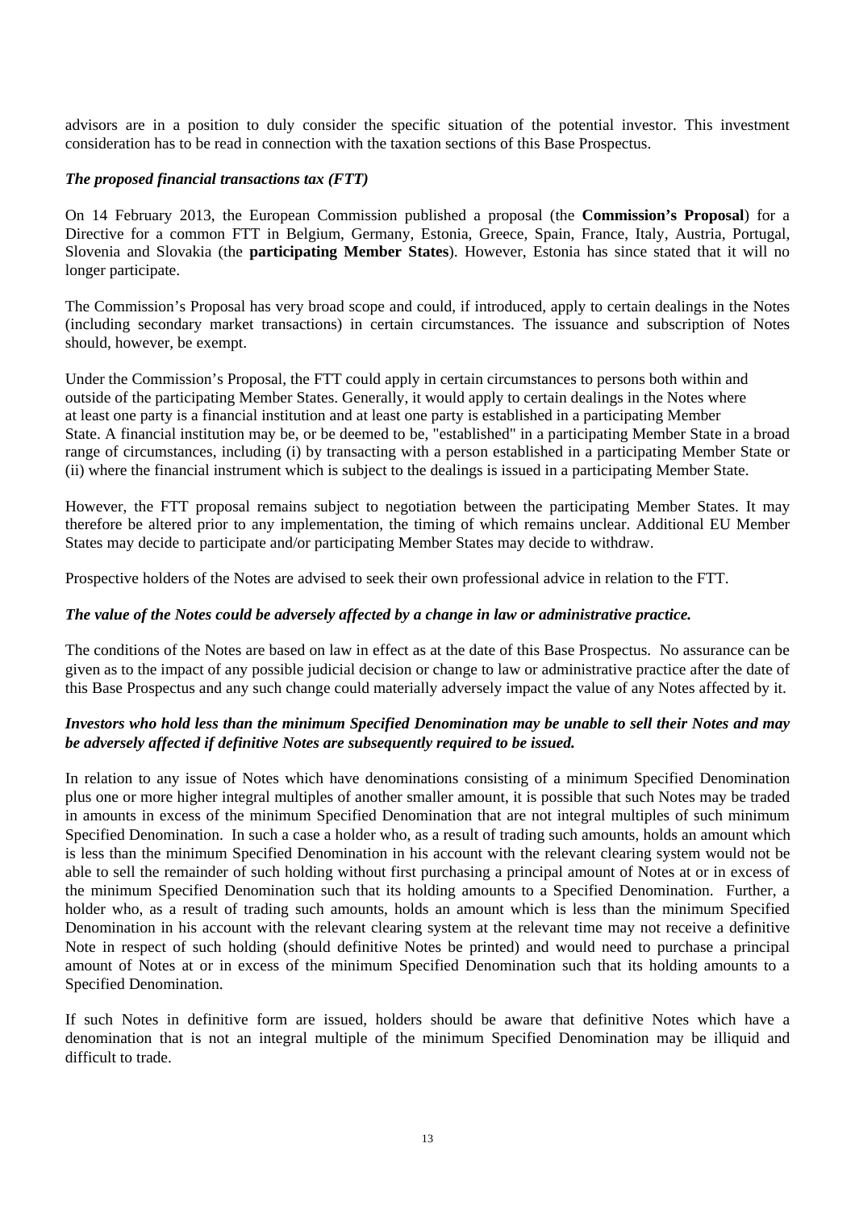advisors are in a position to duly consider the specific situation of the potential investor. This investment consideration has to be read in connection with the taxation sections of this Base Prospectus.

***The proposed financial transactions tax (FTT)***

On 14 February 2013, the European Commission published a proposal (the **Commission's Proposal**) for a Directive for a common FTT in Belgium, Germany, Estonia, Greece, Spain, France, Italy, Austria, Portugal, Slovenia and Slovakia (the **participating Member States**). However, Estonia has since stated that it will no longer participate.

The Commission's Proposal has very broad scope and could, if introduced, apply to certain dealings in the Notes (including secondary market transactions) in certain circumstances. The issuance and subscription of Notes should, however, be exempt.

Under the Commission's Proposal, the FTT could apply in certain circumstances to persons both within and outside of the participating Member States. Generally, it would apply to certain dealings in the Notes where at least one party is a financial institution and at least one party is established in a participating Member State. A financial institution may be, or be deemed to be, "established" in a participating Member State in a broad range of circumstances, including (i) by transacting with a person established in a participating Member State or (ii) where the financial instrument which is subject to the dealings is issued in a participating Member State.

However, the FTT proposal remains subject to negotiation between the participating Member States. It may therefore be altered prior to any implementation, the timing of which remains unclear. Additional EU Member States may decide to participate and/or participating Member States may decide to withdraw.

Prospective holders of the Notes are advised to seek their own professional advice in relation to the FTT.

***The value of the Notes could be adversely affected by a change in law or administrative practice.***

The conditions of the Notes are based on law in effect as at the date of this Base Prospectus. No assurance can be given as to the impact of any possible judicial decision or change to law or administrative practice after the date of this Base Prospectus and any such change could materially adversely impact the value of any Notes affected by it.

***Investors who hold less than the minimum Specified Denomination may be unable to sell their Notes and may be adversely affected if definitive Notes are subsequently required to be issued.***

In relation to any issue of Notes which have denominations consisting of a minimum Specified Denomination plus one or more higher integral multiples of another smaller amount, it is possible that such Notes may be traded in amounts in excess of the minimum Specified Denomination that are not integral multiples of such minimum Specified Denomination. In such a case a holder who, as a result of trading such amounts, holds an amount which is less than the minimum Specified Denomination in his account with the relevant clearing system would not be able to sell the remainder of such holding without first purchasing a principal amount of Notes at or in excess of the minimum Specified Denomination such that its holding amounts to a Specified Denomination. Further, a holder who, as a result of trading such amounts, holds an amount which is less than the minimum Specified Denomination in his account with the relevant clearing system at the relevant time may not receive a definitive Note in respect of such holding (should definitive Notes be printed) and would need to purchase a principal amount of Notes at or in excess of the minimum Specified Denomination such that its holding amounts to a Specified Denomination.

If such Notes in definitive form are issued, holders should be aware that definitive Notes which have a denomination that is not an integral multiple of the minimum Specified Denomination may be illiquid and difficult to trade.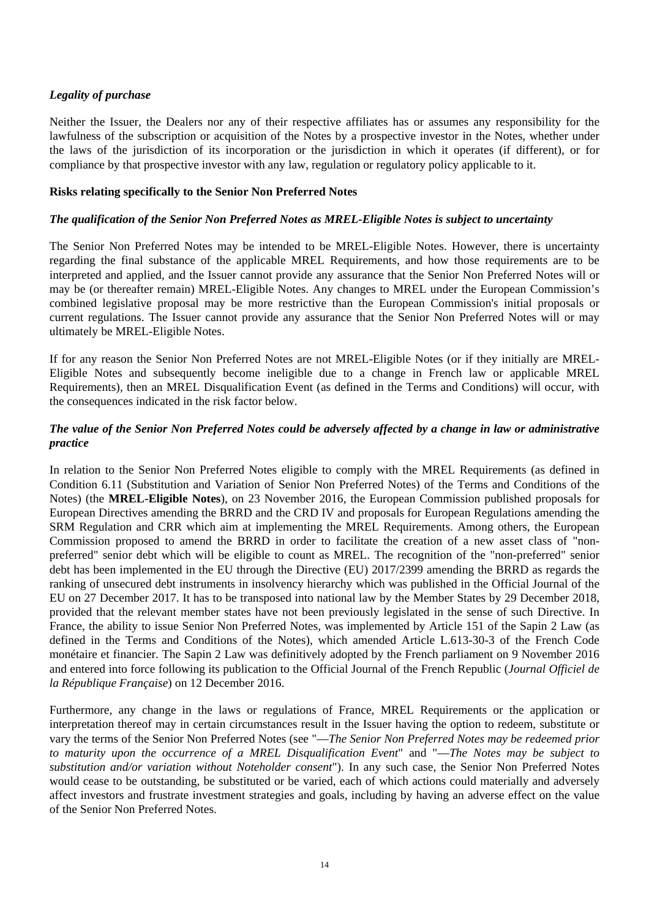*Legality of purchase*

Neither the Issuer, the Dealers nor any of their respective affiliates has or assumes any responsibility for the lawfulness of the subscription or acquisition of the Notes by a prospective investor in the Notes, whether under the laws of the jurisdiction of its incorporation or the jurisdiction in which it operates (if different), or for compliance by that prospective investor with any law, regulation or regulatory policy applicable to it.

**Risks relating specifically to the Senior Non Preferred Notes**

***The qualification of the Senior Non Preferred Notes as MREL-Eligible Notes is subject to uncertainty***

The Senior Non Preferred Notes may be intended to be MREL-Eligible Notes. However, there is uncertainty regarding the final substance of the applicable MREL Requirements, and how those requirements are to be interpreted and applied, and the Issuer cannot provide any assurance that the Senior Non Preferred Notes will or may be (or thereafter remain) MREL-Eligible Notes. Any changes to MREL under the European Commission's combined legislative proposal may be more restrictive than the European Commission's initial proposals or current regulations. The Issuer cannot provide any assurance that the Senior Non Preferred Notes will or may ultimately be MREL-Eligible Notes.

If for any reason the Senior Non Preferred Notes are not MREL-Eligible Notes (or if they initially are MREL-Eligible Notes and subsequently become ineligible due to a change in French law or applicable MREL Requirements), then an MREL Disqualification Event (as defined in the Terms and Conditions) will occur, with the consequences indicated in the risk factor below.

***The value of the Senior Non Preferred Notes could be adversely affected by a change in law or administrative practice***

In relation to the Senior Non Preferred Notes eligible to comply with the MREL Requirements (as defined in Condition 6.11 (Substitution and Variation of Senior Non Preferred Notes) of the Terms and Conditions of the Notes) (the **MREL-Eligible Notes**), on 23 November 2016, the European Commission published proposals for European Directives amending the BRRD and the CRD IV and proposals for European Regulations amending the SRM Regulation and CRR which aim at implementing the MREL Requirements. Among others, the European Commission proposed to amend the BRRD in order to facilitate the creation of a new asset class of "non-preferred" senior debt which will be eligible to count as MREL. The recognition of the "non-preferred" senior debt has been implemented in the EU through the Directive (EU) 2017/2399 amending the BRRD as regards the ranking of unsecured debt instruments in insolvency hierarchy which was published in the Official Journal of the EU on 27 December 2017. It has to be transposed into national law by the Member States by 29 December 2018, provided that the relevant member states have not been previously legislated in the sense of such Directive. In France, the ability to issue Senior Non Preferred Notes, was implemented by Article 151 of the Sapin 2 Law (as defined in the Terms and Conditions of the Notes), which amended Article L.613-30-3 of the French Code monétaire et financier. The Sapin 2 Law was definitively adopted by the French parliament on 9 November 2016 and entered into force following its publication to the Official Journal of the French Republic (*Journal Officiel de la République Française*) on 12 December 2016.

Furthermore, any change in the laws or regulations of France, MREL Requirements or the application or interpretation thereof may in certain circumstances result in the Issuer having the option to redeem, substitute or vary the terms of the Senior Non Preferred Notes (see "—*The Senior Non Preferred Notes may be redeemed prior to maturity upon the occurrence of a MREL Disqualification Event*" and "—*The Notes may be subject to substitution and/or variation without Noteholder consent*"). In any such case, the Senior Non Preferred Notes would cease to be outstanding, be substituted or be varied, each of which actions could materially and adversely affect investors and frustrate investment strategies and goals, including by having an adverse effect on the value of the Senior Non Preferred Notes.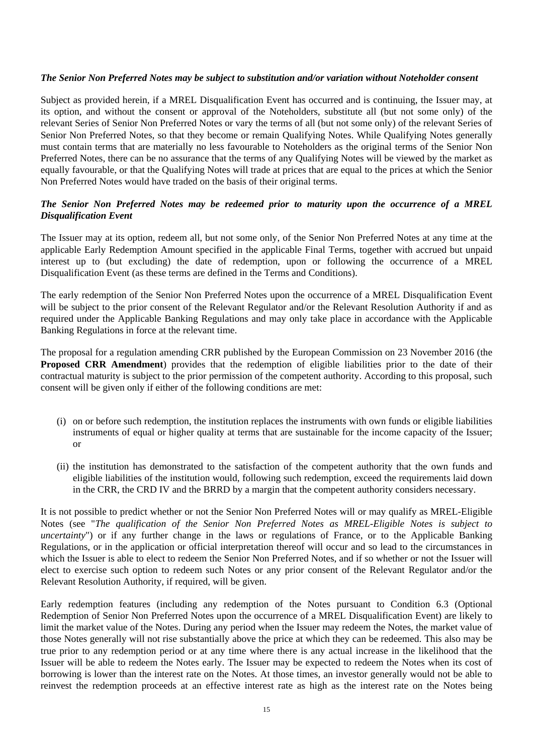***The Senior Non Preferred Notes may be subject to substitution and/or variation without Noteholder consent***

Subject as provided herein, if a MREL Disqualification Event has occurred and is continuing, the Issuer may, at its option, and without the consent or approval of the Noteholders, substitute all (but not some only) of the relevant Series of Senior Non Preferred Notes or vary the terms of all (but not some only) of the relevant Series of Senior Non Preferred Notes, so that they become or remain Qualifying Notes. While Qualifying Notes generally must contain terms that are materially no less favourable to Noteholders as the original terms of the Senior Non Preferred Notes, there can be no assurance that the terms of any Qualifying Notes will be viewed by the market as equally favourable, or that the Qualifying Notes will trade at prices that are equal to the prices at which the Senior Non Preferred Notes would have traded on the basis of their original terms.

***The Senior Non Preferred Notes may be redeemed prior to maturity upon the occurrence of a MREL Disqualification Event***

The Issuer may at its option, redeem all, but not some only, of the Senior Non Preferred Notes at any time at the applicable Early Redemption Amount specified in the applicable Final Terms, together with accrued but unpaid interest up to (but excluding) the date of redemption, upon or following the occurrence of a MREL Disqualification Event (as these terms are defined in the Terms and Conditions).

The early redemption of the Senior Non Preferred Notes upon the occurrence of a MREL Disqualification Event will be subject to the prior consent of the Relevant Regulator and/or the Relevant Resolution Authority if and as required under the Applicable Banking Regulations and may only take place in accordance with the Applicable Banking Regulations in force at the relevant time.

The proposal for a regulation amending CRR published by the European Commission on 23 November 2016 (the **Proposed CRR Amendment**) provides that the redemption of eligible liabilities prior to the date of their contractual maturity is subject to the prior permission of the competent authority. According to this proposal, such consent will be given only if either of the following conditions are met:

(i) on or before such redemption, the institution replaces the instruments with own funds or eligible liabilities instruments of equal or higher quality at terms that are sustainable for the income capacity of the Issuer; or

(ii) the institution has demonstrated to the satisfaction of the competent authority that the own funds and eligible liabilities of the institution would, following such redemption, exceed the requirements laid down in the CRR, the CRD IV and the BRRD by a margin that the competent authority considers necessary.

It is not possible to predict whether or not the Senior Non Preferred Notes will or may qualify as MREL-Eligible Notes (see "*The qualification of the Senior Non Preferred Notes as MREL-Eligible Notes is subject to uncertainty*") or if any further change in the laws or regulations of France, or to the Applicable Banking Regulations, or in the application or official interpretation thereof will occur and so lead to the circumstances in which the Issuer is able to elect to redeem the Senior Non Preferred Notes, and if so whether or not the Issuer will elect to exercise such option to redeem such Notes or any prior consent of the Relevant Regulator and/or the Relevant Resolution Authority, if required, will be given.

Early redemption features (including any redemption of the Notes pursuant to Condition 6.3 (Optional Redemption of Senior Non Preferred Notes upon the occurrence of a MREL Disqualification Event) are likely to limit the market value of the Notes. During any period when the Issuer may redeem the Notes, the market value of those Notes generally will not rise substantially above the price at which they can be redeemed. This also may be true prior to any redemption period or at any time where there is any actual increase in the likelihood that the Issuer will be able to redeem the Notes early. The Issuer may be expected to redeem the Notes when its cost of borrowing is lower than the interest rate on the Notes. At those times, an investor generally would not be able to reinvest the redemption proceeds at an effective interest rate as high as the interest rate on the Notes being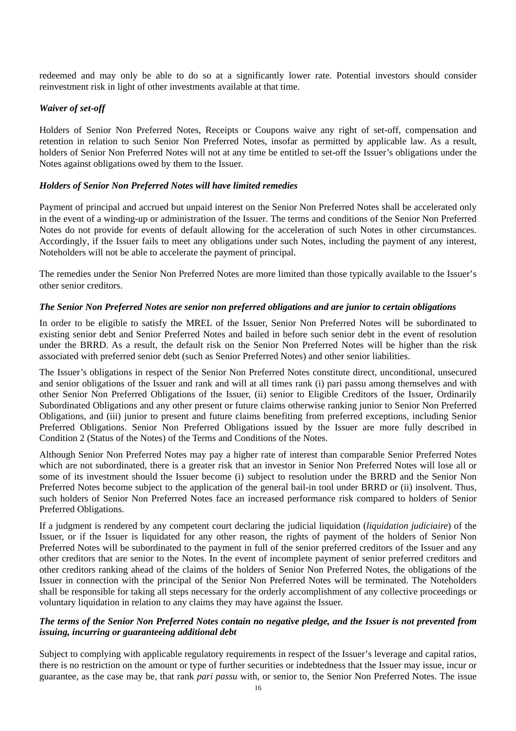redeemed and may only be able to do so at a significantly lower rate. Potential investors should consider reinvestment risk in light of other investments available at that time.

***Waiver of set-off***

Holders of Senior Non Preferred Notes, Receipts or Coupons waive any right of set-off, compensation and retention in relation to such Senior Non Preferred Notes, insofar as permitted by applicable law. As a result, holders of Senior Non Preferred Notes will not at any time be entitled to set-off the Issuer's obligations under the Notes against obligations owed by them to the Issuer.

***Holders of Senior Non Preferred Notes will have limited remedies***

Payment of principal and accrued but unpaid interest on the Senior Non Preferred Notes shall be accelerated only in the event of a winding-up or administration of the Issuer. The terms and conditions of the Senior Non Preferred Notes do not provide for events of default allowing for the acceleration of such Notes in other circumstances. Accordingly, if the Issuer fails to meet any obligations under such Notes, including the payment of any interest, Noteholders will not be able to accelerate the payment of principal.

The remedies under the Senior Non Preferred Notes are more limited than those typically available to the Issuer's other senior creditors.

***The Senior Non Preferred Notes are senior non preferred obligations and are junior to certain obligations***

In order to be eligible to satisfy the MREL of the Issuer, Senior Non Preferred Notes will be subordinated to existing senior debt and Senior Preferred Notes and bailed in before such senior debt in the event of resolution under the BRRD. As a result, the default risk on the Senior Non Preferred Notes will be higher than the risk associated with preferred senior debt (such as Senior Preferred Notes) and other senior liabilities.

The Issuer's obligations in respect of the Senior Non Preferred Notes constitute direct, unconditional, unsecured and senior obligations of the Issuer and rank and will at all times rank (i) pari passu among themselves and with other Senior Non Preferred Obligations of the Issuer, (ii) senior to Eligible Creditors of the Issuer, Ordinarily Subordinated Obligations and any other present or future claims otherwise ranking junior to Senior Non Preferred Obligations, and (iii) junior to present and future claims benefiting from preferred exceptions, including Senior Preferred Obligations. Senior Non Preferred Obligations issued by the Issuer are more fully described in Condition 2 (Status of the Notes) of the Terms and Conditions of the Notes.

Although Senior Non Preferred Notes may pay a higher rate of interest than comparable Senior Preferred Notes which are not subordinated, there is a greater risk that an investor in Senior Non Preferred Notes will lose all or some of its investment should the Issuer become (i) subject to resolution under the BRRD and the Senior Non Preferred Notes become subject to the application of the general bail-in tool under BRRD or (ii) insolvent. Thus, such holders of Senior Non Preferred Notes face an increased performance risk compared to holders of Senior Preferred Obligations.

If a judgment is rendered by any competent court declaring the judicial liquidation (*liquidation judiciaire*) of the Issuer, or if the Issuer is liquidated for any other reason, the rights of payment of the holders of Senior Non Preferred Notes will be subordinated to the payment in full of the senior preferred creditors of the Issuer and any other creditors that are senior to the Notes. In the event of incomplete payment of senior preferred creditors and other creditors ranking ahead of the claims of the holders of Senior Non Preferred Notes, the obligations of the Issuer in connection with the principal of the Senior Non Preferred Notes will be terminated. The Noteholders shall be responsible for taking all steps necessary for the orderly accomplishment of any collective proceedings or voluntary liquidation in relation to any claims they may have against the Issuer.

***The terms of the Senior Non Preferred Notes contain no negative pledge, and the Issuer is not prevented from issuing, incurring or guaranteeing additional debt***

Subject to complying with applicable regulatory requirements in respect of the Issuer's leverage and capital ratios, there is no restriction on the amount or type of further securities or indebtedness that the Issuer may issue, incur or guarantee, as the case may be, that rank *pari passu* with, or senior to, the Senior Non Preferred Notes. The issue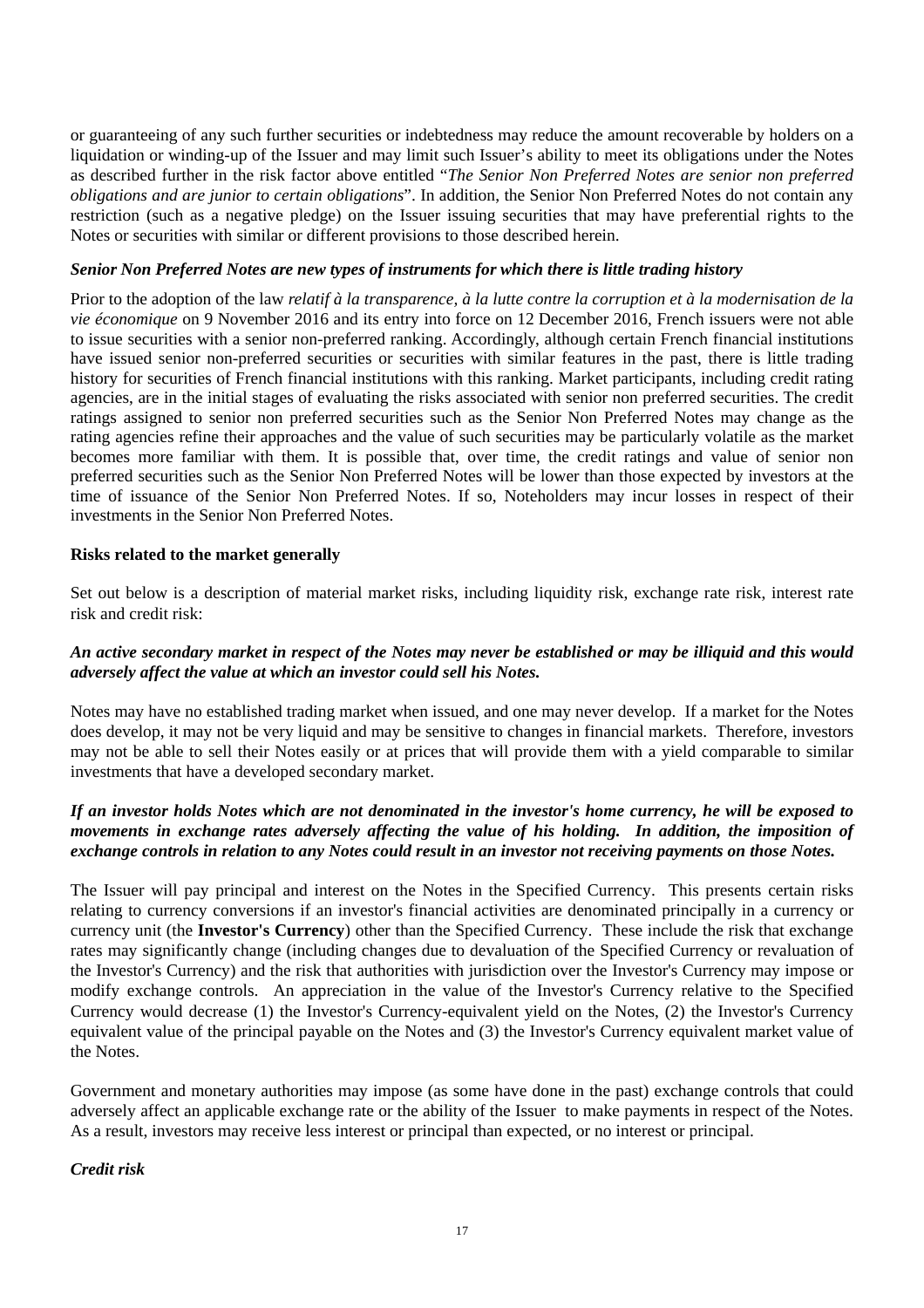or guaranteeing of any such further securities or indebtedness may reduce the amount recoverable by holders on a liquidation or winding-up of the Issuer and may limit such Issuer's ability to meet its obligations under the Notes as described further in the risk factor above entitled "*The Senior Non Preferred Notes are senior non preferred obligations and are junior to certain obligations*". In addition, the Senior Non Preferred Notes do not contain any restriction (such as a negative pledge) on the Issuer issuing securities that may have preferential rights to the Notes or securities with similar or different provisions to those described herein.

***Senior Non Preferred Notes are new types of instruments for which there is little trading history***

Prior to the adoption of the law *relatif à la transparence, à la lutte contre la corruption et à la modernisation de la vie économique* on 9 November 2016 and its entry into force on 12 December 2016, French issuers were not able to issue securities with a senior non-preferred ranking. Accordingly, although certain French financial institutions have issued senior non-preferred securities or securities with similar features in the past, there is little trading history for securities of French financial institutions with this ranking. Market participants, including credit rating agencies, are in the initial stages of evaluating the risks associated with senior non preferred securities. The credit ratings assigned to senior non preferred securities such as the Senior Non Preferred Notes may change as the rating agencies refine their approaches and the value of such securities may be particularly volatile as the market becomes more familiar with them. It is possible that, over time, the credit ratings and value of senior non preferred securities such as the Senior Non Preferred Notes will be lower than those expected by investors at the time of issuance of the Senior Non Preferred Notes. If so, Noteholders may incur losses in respect of their investments in the Senior Non Preferred Notes.

**Risks related to the market generally**

Set out below is a description of material market risks, including liquidity risk, exchange rate risk, interest rate risk and credit risk:

***An active secondary market in respect of the Notes may never be established or may be illiquid and this would adversely affect the value at which an investor could sell his Notes.***

Notes may have no established trading market when issued, and one may never develop. If a market for the Notes does develop, it may not be very liquid and may be sensitive to changes in financial markets. Therefore, investors may not be able to sell their Notes easily or at prices that will provide them with a yield comparable to similar investments that have a developed secondary market.

***If an investor holds Notes which are not denominated in the investor's home currency, he will be exposed to movements in exchange rates adversely affecting the value of his holding. In addition, the imposition of exchange controls in relation to any Notes could result in an investor not receiving payments on those Notes.***

The Issuer will pay principal and interest on the Notes in the Specified Currency. This presents certain risks relating to currency conversions if an investor's financial activities are denominated principally in a currency or currency unit (the **Investor's Currency**) other than the Specified Currency. These include the risk that exchange rates may significantly change (including changes due to devaluation of the Specified Currency or revaluation of the Investor's Currency) and the risk that authorities with jurisdiction over the Investor's Currency may impose or modify exchange controls. An appreciation in the value of the Investor's Currency relative to the Specified Currency would decrease (1) the Investor's Currency-equivalent yield on the Notes, (2) the Investor's Currency equivalent value of the principal payable on the Notes and (3) the Investor's Currency equivalent market value of the Notes.

Government and monetary authorities may impose (as some have done in the past) exchange controls that could adversely affect an applicable exchange rate or the ability of the Issuer to make payments in respect of the Notes. As a result, investors may receive less interest or principal than expected, or no interest or principal.

***Credit risk***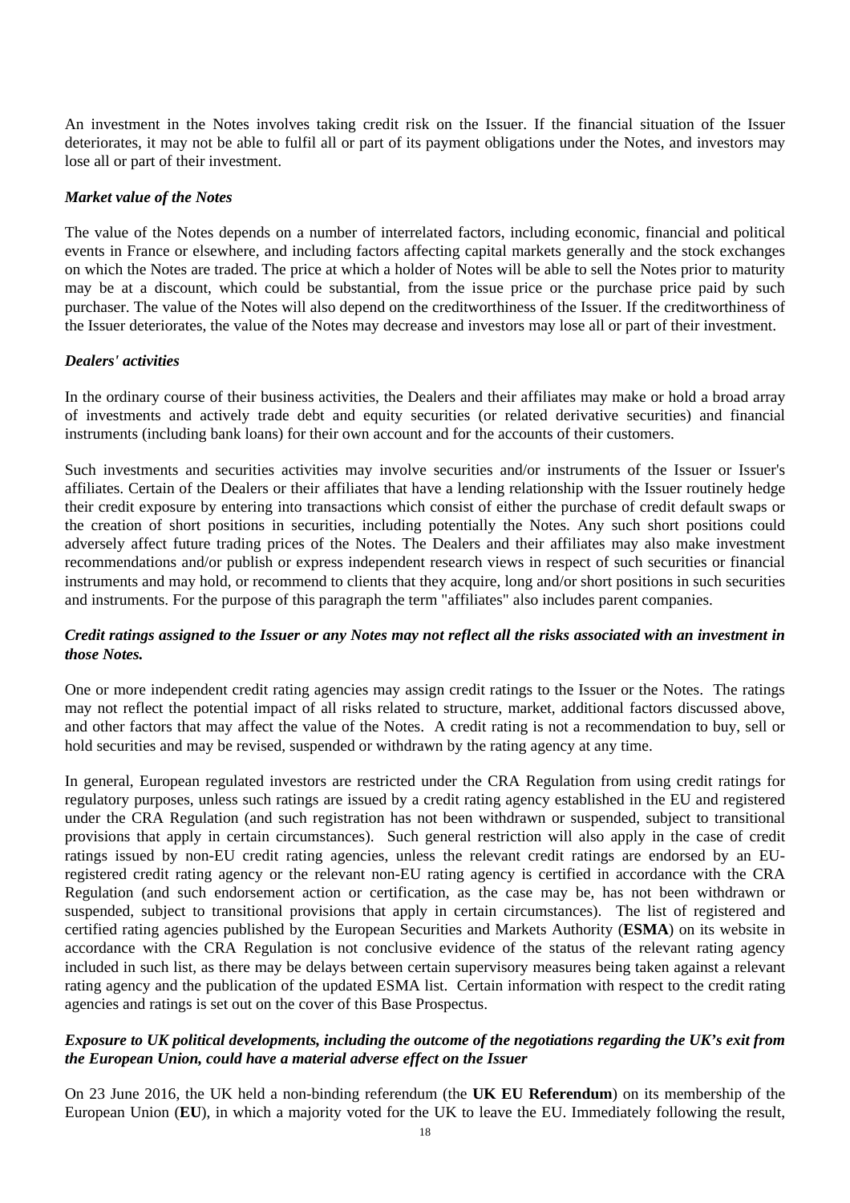An investment in the Notes involves taking credit risk on the Issuer. If the financial situation of the Issuer deteriorates, it may not be able to fulfil all or part of its payment obligations under the Notes, and investors may lose all or part of their investment.

***Market value of the Notes***

The value of the Notes depends on a number of interrelated factors, including economic, financial and political events in France or elsewhere, and including factors affecting capital markets generally and the stock exchanges on which the Notes are traded. The price at which a holder of Notes will be able to sell the Notes prior to maturity may be at a discount, which could be substantial, from the issue price or the purchase price paid by such purchaser. The value of the Notes will also depend on the creditworthiness of the Issuer. If the creditworthiness of the Issuer deteriorates, the value of the Notes may decrease and investors may lose all or part of their investment.

***Dealers' activities***

In the ordinary course of their business activities, the Dealers and their affiliates may make or hold a broad array of investments and actively trade debt and equity securities (or related derivative securities) and financial instruments (including bank loans) for their own account and for the accounts of their customers.

Such investments and securities activities may involve securities and/or instruments of the Issuer or Issuer's affiliates. Certain of the Dealers or their affiliates that have a lending relationship with the Issuer routinely hedge their credit exposure by entering into transactions which consist of either the purchase of credit default swaps or the creation of short positions in securities, including potentially the Notes. Any such short positions could adversely affect future trading prices of the Notes. The Dealers and their affiliates may also make investment recommendations and/or publish or express independent research views in respect of such securities or financial instruments and may hold, or recommend to clients that they acquire, long and/or short positions in such securities and instruments. For the purpose of this paragraph the term "affiliates" also includes parent companies.

***Credit ratings assigned to the Issuer or any Notes may not reflect all the risks associated with an investment in those Notes.***

One or more independent credit rating agencies may assign credit ratings to the Issuer or the Notes. The ratings may not reflect the potential impact of all risks related to structure, market, additional factors discussed above, and other factors that may affect the value of the Notes. A credit rating is not a recommendation to buy, sell or hold securities and may be revised, suspended or withdrawn by the rating agency at any time.

In general, European regulated investors are restricted under the CRA Regulation from using credit ratings for regulatory purposes, unless such ratings are issued by a credit rating agency established in the EU and registered under the CRA Regulation (and such registration has not been withdrawn or suspended, subject to transitional provisions that apply in certain circumstances). Such general restriction will also apply in the case of credit ratings issued by non-EU credit rating agencies, unless the relevant credit ratings are endorsed by an EU-registered credit rating agency or the relevant non-EU rating agency is certified in accordance with the CRA Regulation (and such endorsement action or certification, as the case may be, has not been withdrawn or suspended, subject to transitional provisions that apply in certain circumstances). The list of registered and certified rating agencies published by the European Securities and Markets Authority (**ESMA**) on its website in accordance with the CRA Regulation is not conclusive evidence of the status of the relevant rating agency included in such list, as there may be delays between certain supervisory measures being taken against a relevant rating agency and the publication of the updated ESMA list. Certain information with respect to the credit rating agencies and ratings is set out on the cover of this Base Prospectus.

***Exposure to UK political developments, including the outcome of the negotiations regarding the UK's exit from the European Union, could have a material adverse effect on the Issuer***

On 23 June 2016, the UK held a non-binding referendum (the **UK EU Referendum**) on its membership of the European Union (**EU**), in which a majority voted for the UK to leave the EU. Immediately following the result,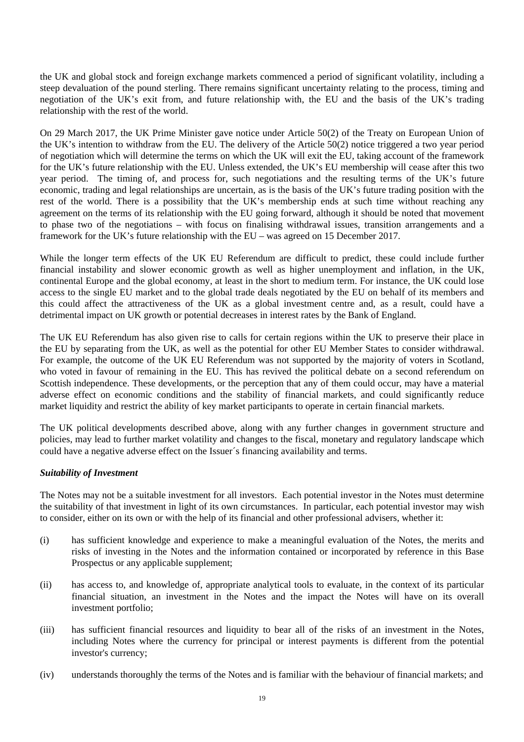the UK and global stock and foreign exchange markets commenced a period of significant volatility, including a steep devaluation of the pound sterling. There remains significant uncertainty relating to the process, timing and negotiation of the UK's exit from, and future relationship with, the EU and the basis of the UK's trading relationship with the rest of the world.

On 29 March 2017, the UK Prime Minister gave notice under Article 50(2) of the Treaty on European Union of the UK's intention to withdraw from the EU. The delivery of the Article 50(2) notice triggered a two year period of negotiation which will determine the terms on which the UK will exit the EU, taking account of the framework for the UK's future relationship with the EU. Unless extended, the UK's EU membership will cease after this two year period. The timing of, and process for, such negotiations and the resulting terms of the UK's future economic, trading and legal relationships are uncertain, as is the basis of the UK's future trading position with the rest of the world. There is a possibility that the UK's membership ends at such time without reaching any agreement on the terms of its relationship with the EU going forward, although it should be noted that movement to phase two of the negotiations – with focus on finalising withdrawal issues, transition arrangements and a framework for the UK's future relationship with the EU – was agreed on 15 December 2017.

While the longer term effects of the UK EU Referendum are difficult to predict, these could include further financial instability and slower economic growth as well as higher unemployment and inflation, in the UK, continental Europe and the global economy, at least in the short to medium term. For instance, the UK could lose access to the single EU market and to the global trade deals negotiated by the EU on behalf of its members and this could affect the attractiveness of the UK as a global investment centre and, as a result, could have a detrimental impact on UK growth or potential decreases in interest rates by the Bank of England.

The UK EU Referendum has also given rise to calls for certain regions within the UK to preserve their place in the EU by separating from the UK, as well as the potential for other EU Member States to consider withdrawal. For example, the outcome of the UK EU Referendum was not supported by the majority of voters in Scotland, who voted in favour of remaining in the EU. This has revived the political debate on a second referendum on Scottish independence. These developments, or the perception that any of them could occur, may have a material adverse effect on economic conditions and the stability of financial markets, and could significantly reduce market liquidity and restrict the ability of key market participants to operate in certain financial markets.

The UK political developments described above, along with any further changes in government structure and policies, may lead to further market volatility and changes to the fiscal, monetary and regulatory landscape which could have a negative adverse effect on the Issuer´s financing availability and terms.

***Suitability of Investment***

The Notes may not be a suitable investment for all investors. Each potential investor in the Notes must determine the suitability of that investment in light of its own circumstances. In particular, each potential investor may wish to consider, either on its own or with the help of its financial and other professional advisers, whether it:

(i) has sufficient knowledge and experience to make a meaningful evaluation of the Notes, the merits and risks of investing in the Notes and the information contained or incorporated by reference in this Base Prospectus or any applicable supplement;

(ii) has access to, and knowledge of, appropriate analytical tools to evaluate, in the context of its particular financial situation, an investment in the Notes and the impact the Notes will have on its overall investment portfolio;

(iii) has sufficient financial resources and liquidity to bear all of the risks of an investment in the Notes, including Notes where the currency for principal or interest payments is different from the potential investor's currency;

(iv) understands thoroughly the terms of the Notes and is familiar with the behaviour of financial markets; and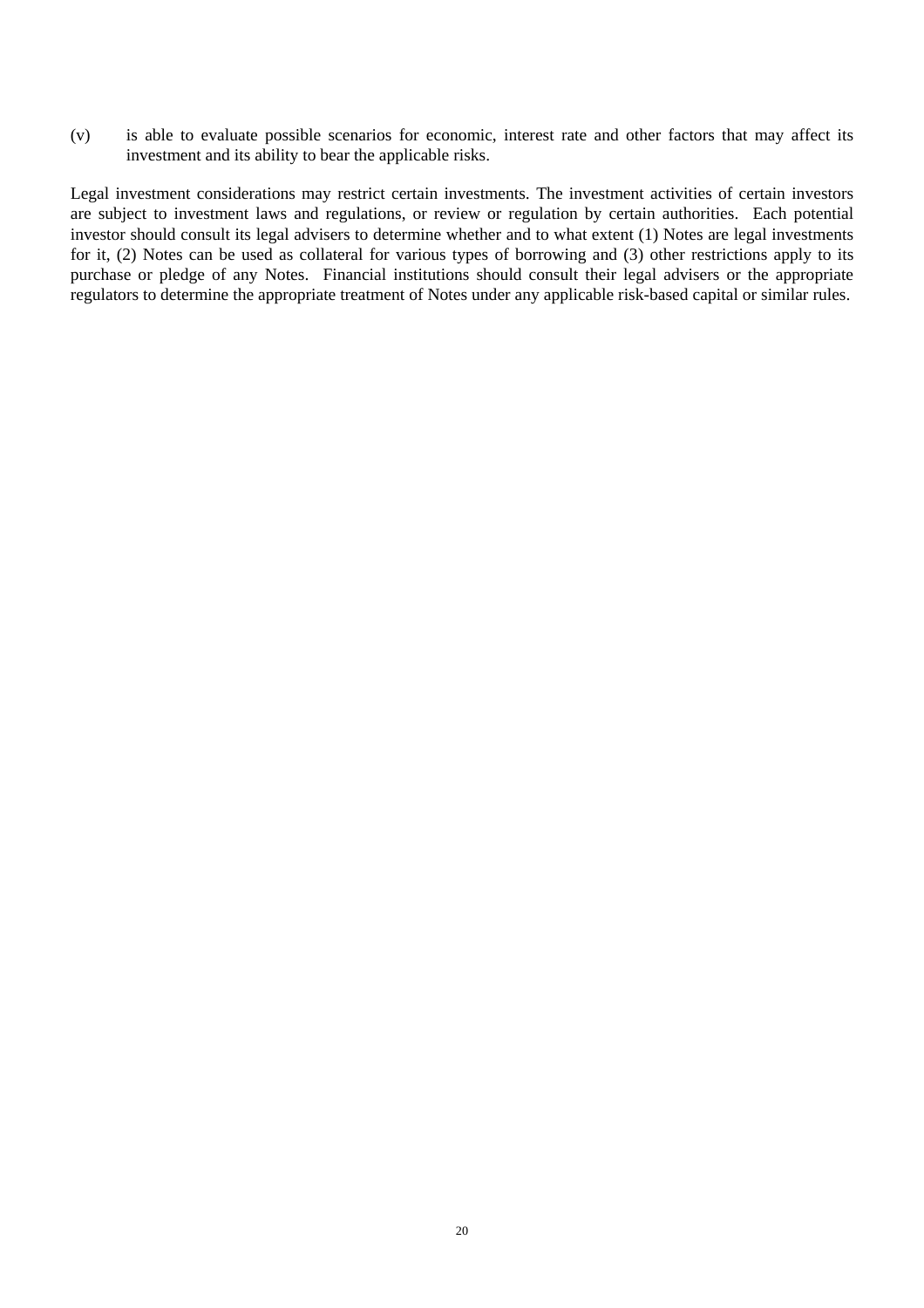(v) is able to evaluate possible scenarios for economic, interest rate and other factors that may affect its investment and its ability to bear the applicable risks.

Legal investment considerations may restrict certain investments. The investment activities of certain investors are subject to investment laws and regulations, or review or regulation by certain authorities. Each potential investor should consult its legal advisers to determine whether and to what extent (1) Notes are legal investments for it, (2) Notes can be used as collateral for various types of borrowing and (3) other restrictions apply to its purchase or pledge of any Notes. Financial institutions should consult their legal advisers or the appropriate regulators to determine the appropriate treatment of Notes under any applicable risk-based capital or similar rules.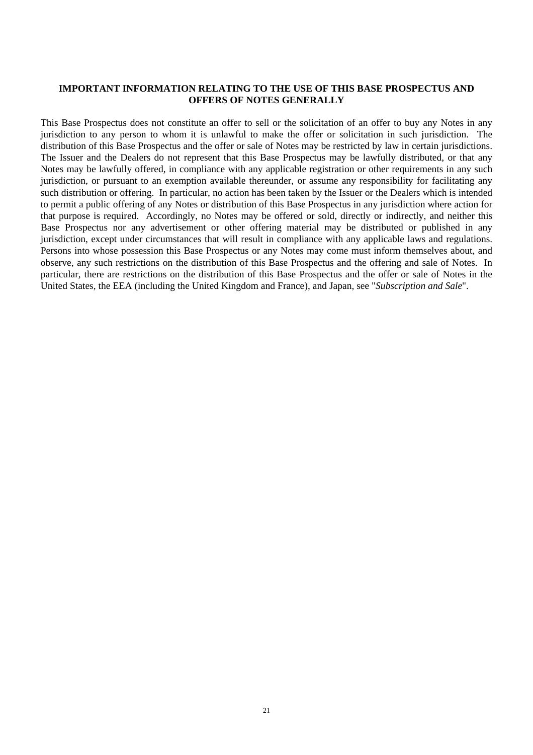## IMPORTANT INFORMATION RELATING TO THE USE OF THIS BASE PROSPECTUS AND OFFERS OF NOTES GENERALLY

This Base Prospectus does not constitute an offer to sell or the solicitation of an offer to buy any Notes in any jurisdiction to any person to whom it is unlawful to make the offer or solicitation in such jurisdiction. The distribution of this Base Prospectus and the offer or sale of Notes may be restricted by law in certain jurisdictions. The Issuer and the Dealers do not represent that this Base Prospectus may be lawfully distributed, or that any Notes may be lawfully offered, in compliance with any applicable registration or other requirements in any such jurisdiction, or pursuant to an exemption available thereunder, or assume any responsibility for facilitating any such distribution or offering. In particular, no action has been taken by the Issuer or the Dealers which is intended to permit a public offering of any Notes or distribution of this Base Prospectus in any jurisdiction where action for that purpose is required. Accordingly, no Notes may be offered or sold, directly or indirectly, and neither this Base Prospectus nor any advertisement or other offering material may be distributed or published in any jurisdiction, except under circumstances that will result in compliance with any applicable laws and regulations. Persons into whose possession this Base Prospectus or any Notes may come must inform themselves about, and observe, any such restrictions on the distribution of this Base Prospectus and the offering and sale of Notes. In particular, there are restrictions on the distribution of this Base Prospectus and the offer or sale of Notes in the United States, the EEA (including the United Kingdom and France), and Japan, see "*Subscription and Sale*".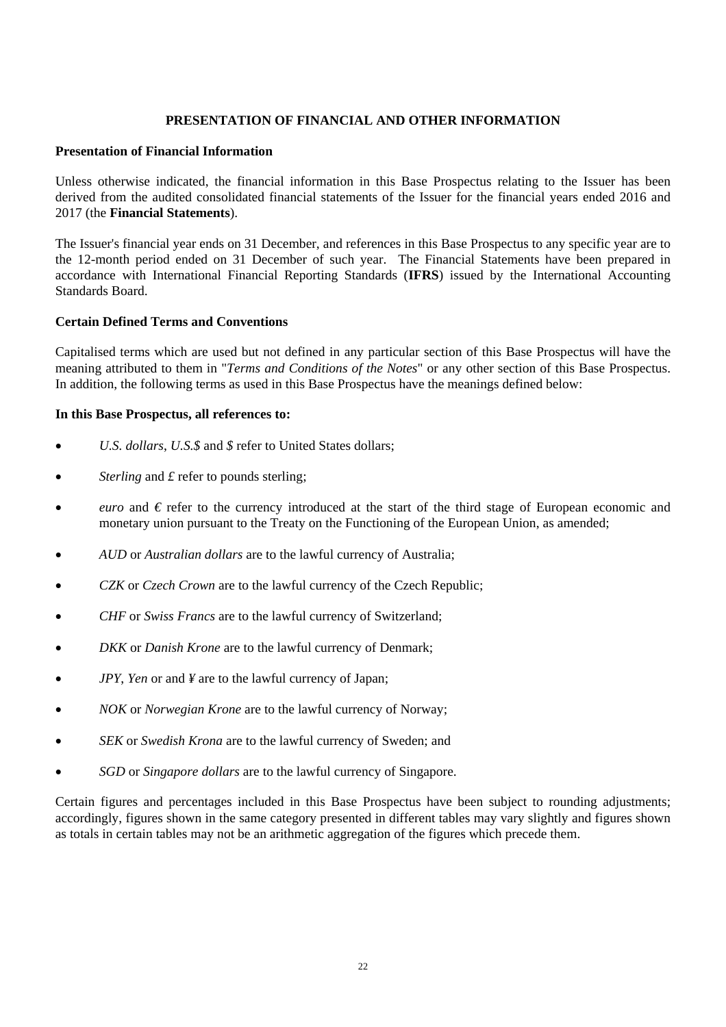# PRESENTATION OF FINANCIAL AND OTHER INFORMATION

## Presentation of Financial Information

Unless otherwise indicated, the financial information in this Base Prospectus relating to the Issuer has been derived from the audited consolidated financial statements of the Issuer for the financial years ended 2016 and 2017 (the **Financial Statements**).

The Issuer's financial year ends on 31 December, and references in this Base Prospectus to any specific year are to the 12-month period ended on 31 December of such year. The Financial Statements have been prepared in accordance with International Financial Reporting Standards (**IFRS**) issued by the International Accounting Standards Board.

## Certain Defined Terms and Conventions

Capitalised terms which are used but not defined in any particular section of this Base Prospectus will have the meaning attributed to them in "*Terms and Conditions of the Notes*" or any other section of this Base Prospectus. In addition, the following terms as used in this Base Prospectus have the meanings defined below:

**In this Base Prospectus, all references to:**

- *U.S. dollars*, *U.S.$* and *$* refer to United States dollars;
- *Sterling* and *£* refer to pounds sterling;
- *euro* and *€* refer to the currency introduced at the start of the third stage of European economic and monetary union pursuant to the Treaty on the Functioning of the European Union, as amended;
- *AUD* or *Australian dollars* are to the lawful currency of Australia;
- *CZK* or *Czech Crown* are to the lawful currency of the Czech Republic;
- *CHF* or *Swiss Francs* are to the lawful currency of Switzerland;
- *DKK* or *Danish Krone* are to the lawful currency of Denmark;
- *JPY*, *Yen* or and *¥* are to the lawful currency of Japan;
- *NOK* or *Norwegian Krone* are to the lawful currency of Norway;
- *SEK* or *Swedish Krona* are to the lawful currency of Sweden; and
- *SGD* or *Singapore dollars* are to the lawful currency of Singapore.

Certain figures and percentages included in this Base Prospectus have been subject to rounding adjustments; accordingly, figures shown in the same category presented in different tables may vary slightly and figures shown as totals in certain tables may not be an arithmetic aggregation of the figures which precede them.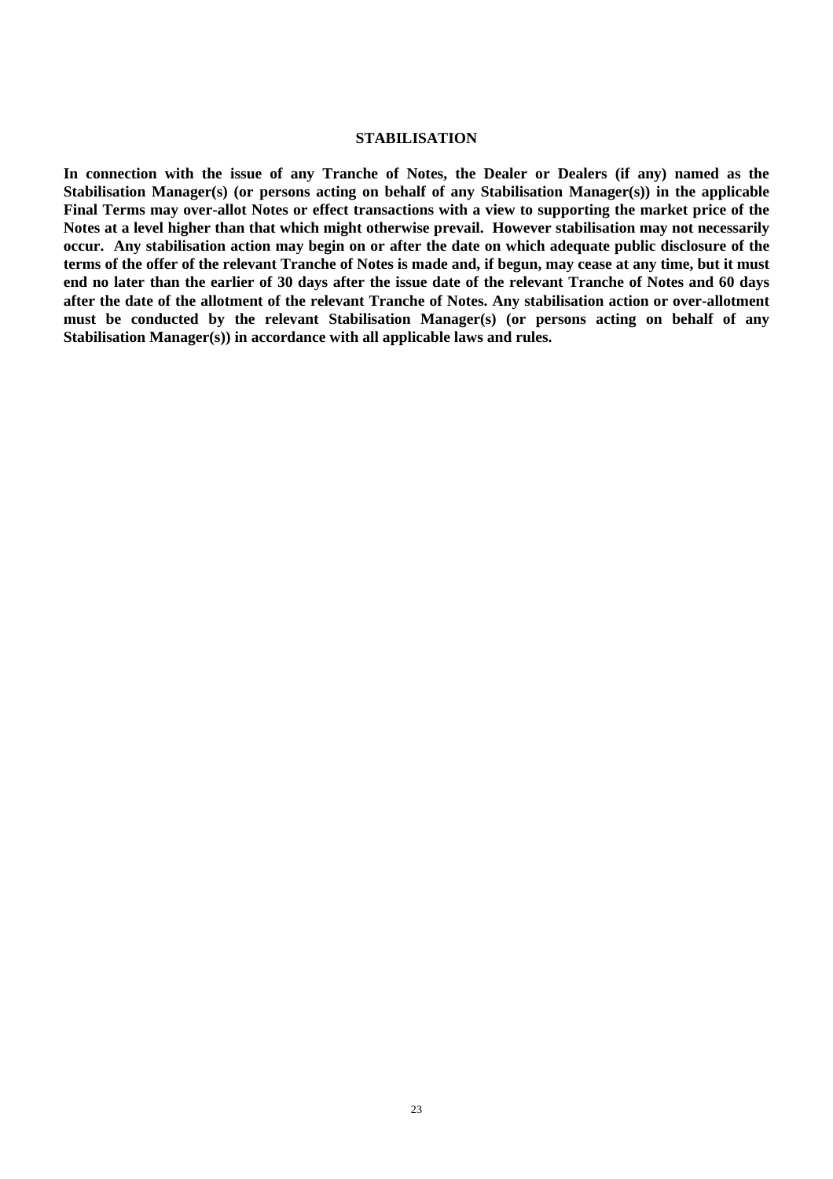# STABILISATION

**In connection with the issue of any Tranche of Notes, the Dealer or Dealers (if any) named as the Stabilisation Manager(s) (or persons acting on behalf of any Stabilisation Manager(s)) in the applicable Final Terms may over-allot Notes or effect transactions with a view to supporting the market price of the Notes at a level higher than that which might otherwise prevail. However stabilisation may not necessarily occur. Any stabilisation action may begin on or after the date on which adequate public disclosure of the terms of the offer of the relevant Tranche of Notes is made and, if begun, may cease at any time, but it must end no later than the earlier of 30 days after the issue date of the relevant Tranche of Notes and 60 days after the date of the allotment of the relevant Tranche of Notes. Any stabilisation action or over-allotment must be conducted by the relevant Stabilisation Manager(s) (or persons acting on behalf of any Stabilisation Manager(s)) in accordance with all applicable laws and rules.**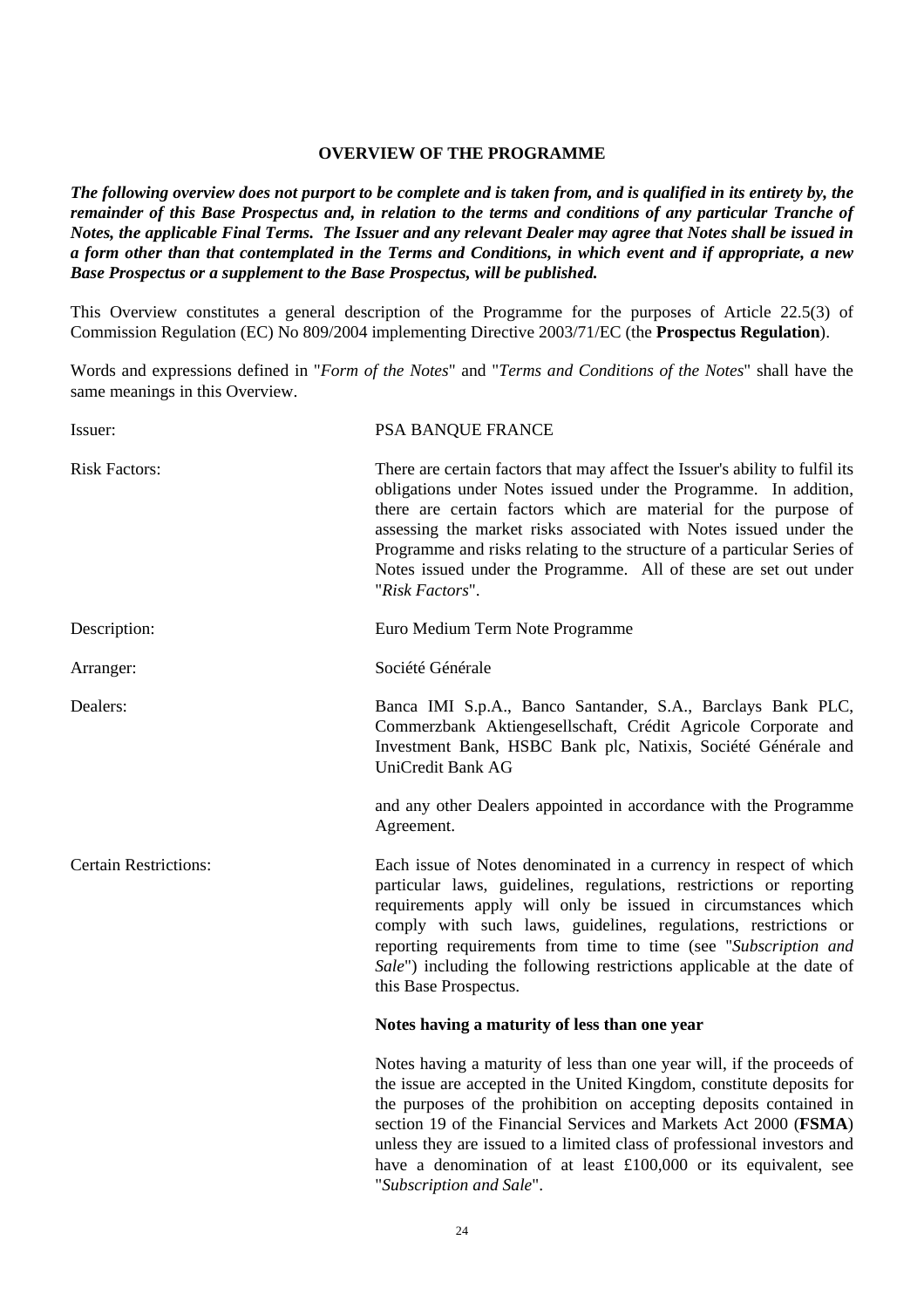## OVERVIEW OF THE PROGRAMME

***The following overview does not purport to be complete and is taken from, and is qualified in its entirety by, the remainder of this Base Prospectus and, in relation to the terms and conditions of any particular Tranche of Notes, the applicable Final Terms. The Issuer and any relevant Dealer may agree that Notes shall be issued in a form other than that contemplated in the Terms and Conditions, in which event and if appropriate, a new Base Prospectus or a supplement to the Base Prospectus, will be published.***

This Overview constitutes a general description of the Programme for the purposes of Article 22.5(3) of Commission Regulation (EC) No 809/2004 implementing Directive 2003/71/EC (the **Prospectus Regulation**).

Words and expressions defined in "*Form of the Notes*" and "*Terms and Conditions of the Notes*" shall have the same meanings in this Overview.

| | |
|---|---|
| Issuer: | PSA BANQUE FRANCE |
| Risk Factors: | There are certain factors that may affect the Issuer's ability to fulfil its obligations under Notes issued under the Programme. In addition, there are certain factors which are material for the purpose of assessing the market risks associated with Notes issued under the Programme and risks relating to the structure of a particular Series of Notes issued under the Programme. All of these are set out under "*Risk Factors*". |
| Description: | Euro Medium Term Note Programme |
| Arranger: | Société Générale |
| Dealers: | Banca IMI S.p.A., Banco Santander, S.A., Barclays Bank PLC, Commerzbank Aktiengesellschaft, Crédit Agricole Corporate and Investment Bank, HSBC Bank plc, Natixis, Société Générale and UniCredit Bank AG<br><br>and any other Dealers appointed in accordance with the Programme Agreement. |
| Certain Restrictions: | Each issue of Notes denominated in a currency in respect of which particular laws, guidelines, regulations, restrictions or reporting requirements apply will only be issued in circumstances which comply with such laws, guidelines, regulations, restrictions or reporting requirements from time to time (see "*Subscription and Sale*") including the following restrictions applicable at the date of this Base Prospectus.<br><br>**Notes having a maturity of less than one year**<br><br>Notes having a maturity of less than one year will, if the proceeds of the issue are accepted in the United Kingdom, constitute deposits for the purposes of the prohibition on accepting deposits contained in section 19 of the Financial Services and Markets Act 2000 (**FSMA**) unless they are issued to a limited class of professional investors and have a denomination of at least £100,000 or its equivalent, see "*Subscription and Sale*". |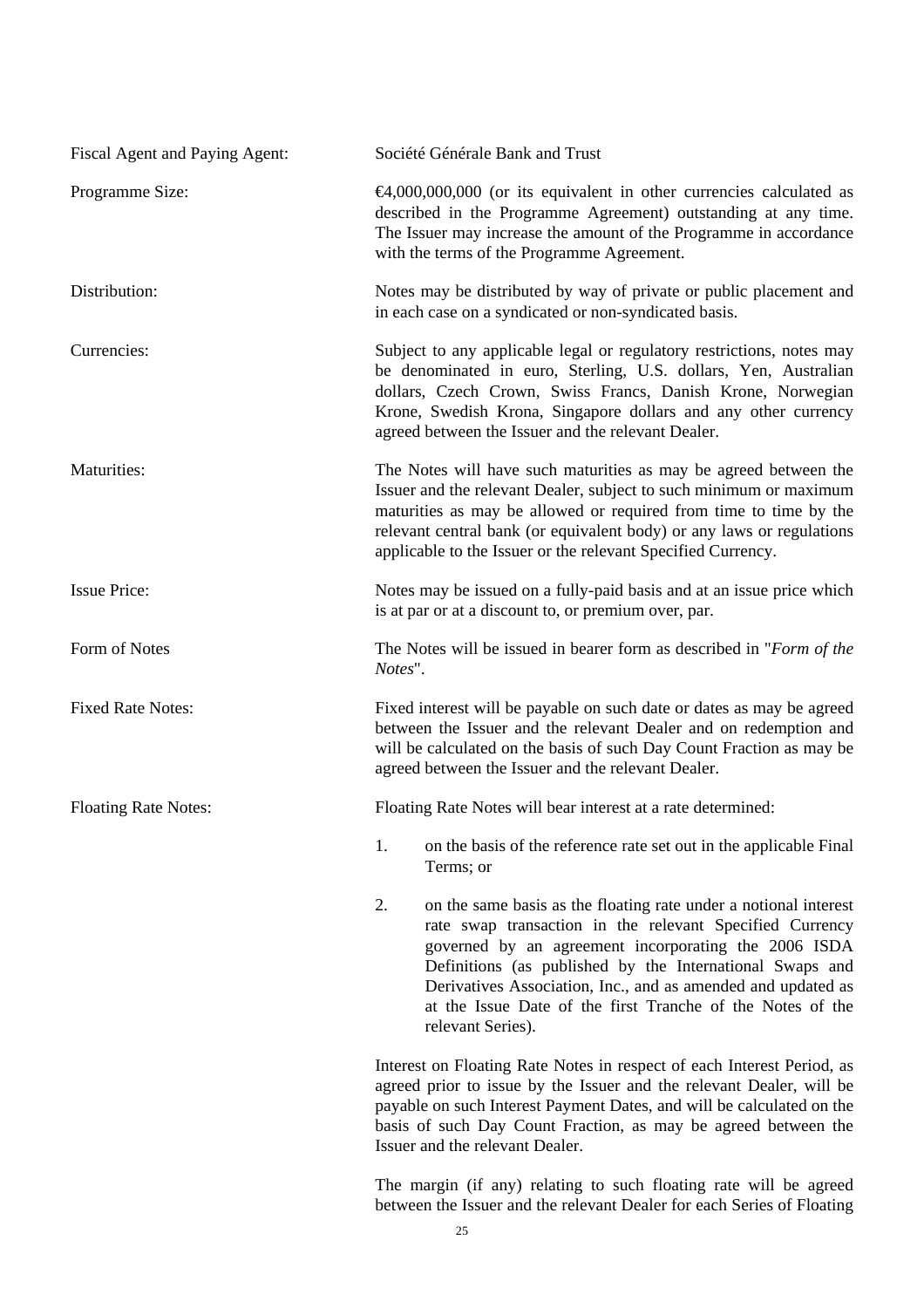Fiscal Agent and Paying Agent: Société Générale Bank and Trust

Programme Size: €4,000,000,000 (or its equivalent in other currencies calculated as described in the Programme Agreement) outstanding at any time. The Issuer may increase the amount of the Programme in accordance with the terms of the Programme Agreement.

Distribution: Notes may be distributed by way of private or public placement and in each case on a syndicated or non-syndicated basis.

Currencies: Subject to any applicable legal or regulatory restrictions, notes may be denominated in euro, Sterling, U.S. dollars, Yen, Australian dollars, Czech Crown, Swiss Francs, Danish Krone, Norwegian Krone, Swedish Krona, Singapore dollars and any other currency agreed between the Issuer and the relevant Dealer.

Maturities: The Notes will have such maturities as may be agreed between the Issuer and the relevant Dealer, subject to such minimum or maximum maturities as may be allowed or required from time to time by the relevant central bank (or equivalent body) or any laws or regulations applicable to the Issuer or the relevant Specified Currency.

Issue Price: Notes may be issued on a fully-paid basis and at an issue price which is at par or at a discount to, or premium over, par.

Form of Notes The Notes will be issued in bearer form as described in "*Form of the Notes*".

Fixed Rate Notes: Fixed interest will be payable on such date or dates as may be agreed between the Issuer and the relevant Dealer and on redemption and will be calculated on the basis of such Day Count Fraction as may be agreed between the Issuer and the relevant Dealer.

Floating Rate Notes: Floating Rate Notes will bear interest at a rate determined:

1. on the basis of the reference rate set out in the applicable Final Terms; or

2. on the same basis as the floating rate under a notional interest rate swap transaction in the relevant Specified Currency governed by an agreement incorporating the 2006 ISDA Definitions (as published by the International Swaps and Derivatives Association, Inc., and as amended and updated as at the Issue Date of the first Tranche of the Notes of the relevant Series).

Interest on Floating Rate Notes in respect of each Interest Period, as agreed prior to issue by the Issuer and the relevant Dealer, will be payable on such Interest Payment Dates, and will be calculated on the basis of such Day Count Fraction, as may be agreed between the Issuer and the relevant Dealer.

The margin (if any) relating to such floating rate will be agreed between the Issuer and the relevant Dealer for each Series of Floating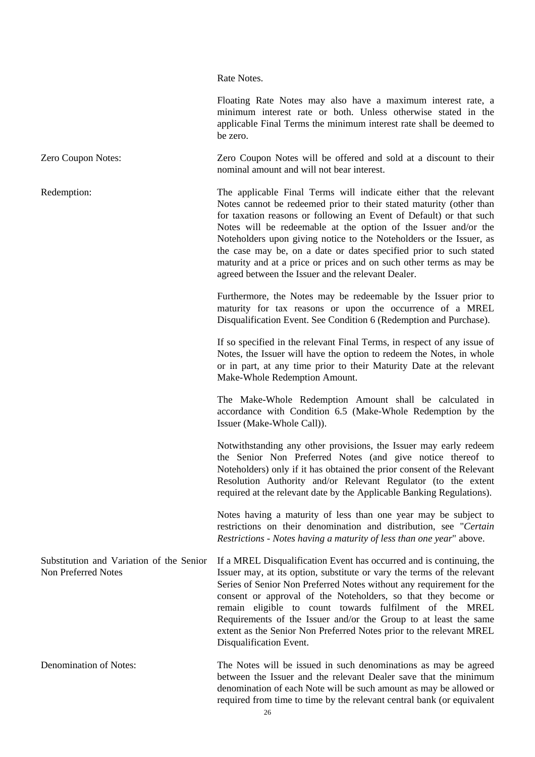Rate Notes.

Floating Rate Notes may also have a maximum interest rate, a minimum interest rate or both. Unless otherwise stated in the applicable Final Terms the minimum interest rate shall be deemed to be zero.

| | |
|---|---|
| Zero Coupon Notes: | Zero Coupon Notes will be offered and sold at a discount to their nominal amount and will not bear interest. |
| Redemption: | The applicable Final Terms will indicate either that the relevant Notes cannot be redeemed prior to their stated maturity (other than for taxation reasons or following an Event of Default) or that such Notes will be redeemable at the option of the Issuer and/or the Noteholders upon giving notice to the Noteholders or the Issuer, as the case may be, on a date or dates specified prior to such stated maturity and at a price or prices and on such other terms as may be agreed between the Issuer and the relevant Dealer.<br><br>Furthermore, the Notes may be redeemable by the Issuer prior to maturity for tax reasons or upon the occurrence of a MREL Disqualification Event. See Condition 6 (Redemption and Purchase).<br><br>If so specified in the relevant Final Terms, in respect of any issue of Notes, the Issuer will have the option to redeem the Notes, in whole or in part, at any time prior to their Maturity Date at the relevant Make-Whole Redemption Amount.<br><br>The Make-Whole Redemption Amount shall be calculated in accordance with Condition 6.5 (Make-Whole Redemption by the Issuer (Make-Whole Call)).<br><br>Notwithstanding any other provisions, the Issuer may early redeem the Senior Non Preferred Notes (and give notice thereof to Noteholders) only if it has obtained the prior consent of the Relevant Resolution Authority and/or Relevant Regulator (to the extent required at the relevant date by the Applicable Banking Regulations).<br><br>Notes having a maturity of less than one year may be subject to restrictions on their denomination and distribution, see "*Certain Restrictions - Notes having a maturity of less than one year*" above. |
| Substitution and Variation of the Senior Non Preferred Notes | If a MREL Disqualification Event has occurred and is continuing, the Issuer may, at its option, substitute or vary the terms of the relevant Series of Senior Non Preferred Notes without any requirement for the consent or approval of the Noteholders, so that they become or remain eligible to count towards fulfilment of the MREL Requirements of the Issuer and/or the Group to at least the same extent as the Senior Non Preferred Notes prior to the relevant MREL Disqualification Event. |
| Denomination of Notes: | The Notes will be issued in such denominations as may be agreed between the Issuer and the relevant Dealer save that the minimum denomination of each Note will be such amount as may be allowed or required from time to time by the relevant central bank (or equivalent |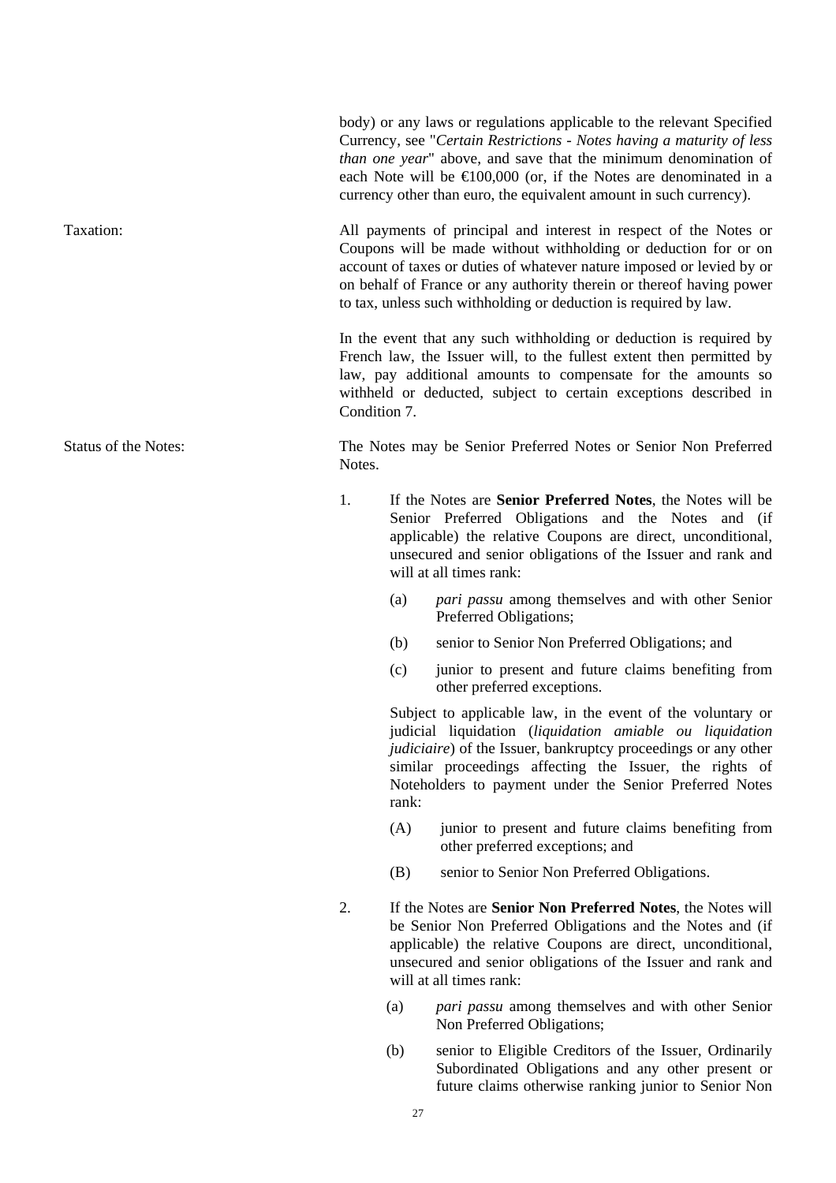body) or any laws or regulations applicable to the relevant Specified Currency, see "*Certain Restrictions - Notes having a maturity of less than one year*" above, and save that the minimum denomination of each Note will be €100,000 (or, if the Notes are denominated in a currency other than euro, the equivalent amount in such currency).

Taxation:

All payments of principal and interest in respect of the Notes or Coupons will be made without withholding or deduction for or on account of taxes or duties of whatever nature imposed or levied by or on behalf of France or any authority therein or thereof having power to tax, unless such withholding or deduction is required by law.

In the event that any such withholding or deduction is required by French law, the Issuer will, to the fullest extent then permitted by law, pay additional amounts to compensate for the amounts so withheld or deducted, subject to certain exceptions described in Condition 7.

Status of the Notes:

The Notes may be Senior Preferred Notes or Senior Non Preferred Notes.

1. If the Notes are **Senior Preferred Notes**, the Notes will be Senior Preferred Obligations and the Notes and (if applicable) the relative Coupons are direct, unconditional, unsecured and senior obligations of the Issuer and rank and will at all times rank:

   (a) *pari passu* among themselves and with other Senior Preferred Obligations;

   (b) senior to Senior Non Preferred Obligations; and

   (c) junior to present and future claims benefiting from other preferred exceptions.

   Subject to applicable law, in the event of the voluntary or judicial liquidation (*liquidation amiable ou liquidation judiciaire*) of the Issuer, bankruptcy proceedings or any other similar proceedings affecting the Issuer, the rights of Noteholders to payment under the Senior Preferred Notes rank:

   (A) junior to present and future claims benefiting from other preferred exceptions; and

   (B) senior to Senior Non Preferred Obligations.

2. If the Notes are **Senior Non Preferred Notes**, the Notes will be Senior Non Preferred Obligations and the Notes and (if applicable) the relative Coupons are direct, unconditional, unsecured and senior obligations of the Issuer and rank and will at all times rank:

   (a) *pari passu* among themselves and with other Senior Non Preferred Obligations;

   (b) senior to Eligible Creditors of the Issuer, Ordinarily Subordinated Obligations and any other present or future claims otherwise ranking junior to Senior Non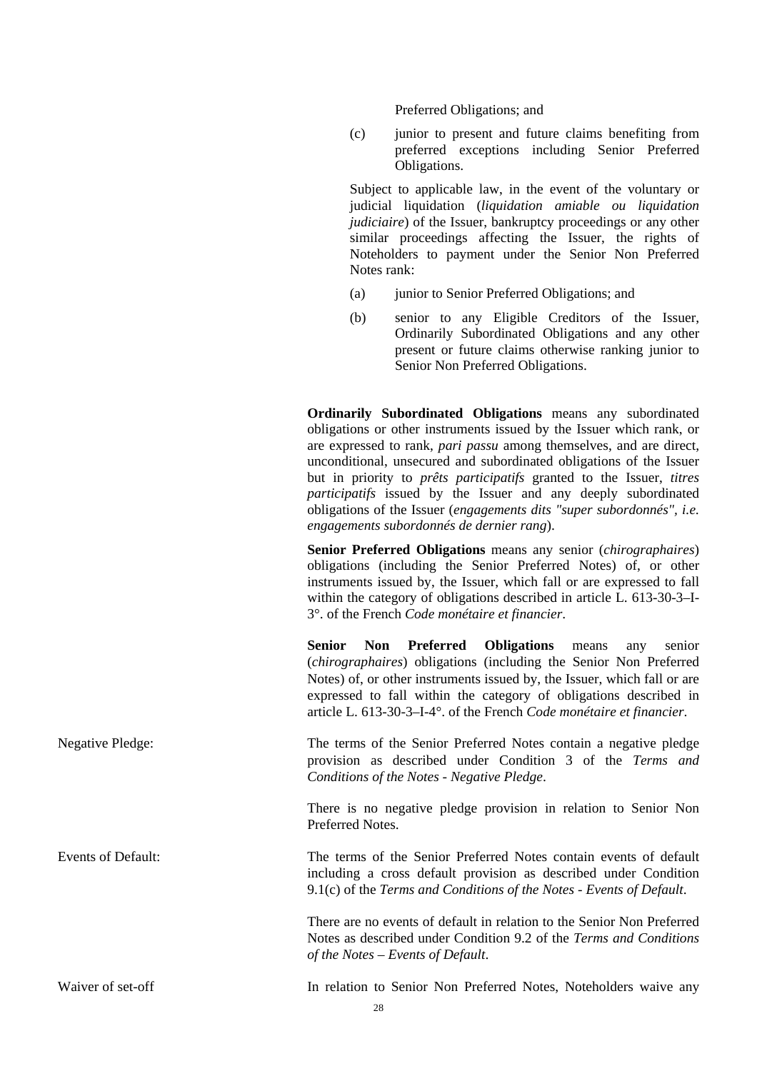Preferred Obligations; and

(c) junior to present and future claims benefiting from preferred exceptions including Senior Preferred Obligations.

Subject to applicable law, in the event of the voluntary or judicial liquidation (*liquidation amiable ou liquidation judiciaire*) of the Issuer, bankruptcy proceedings or any other similar proceedings affecting the Issuer, the rights of Noteholders to payment under the Senior Non Preferred Notes rank:

(a) junior to Senior Preferred Obligations; and

(b) senior to any Eligible Creditors of the Issuer, Ordinarily Subordinated Obligations and any other present or future claims otherwise ranking junior to Senior Non Preferred Obligations.

**Ordinarily Subordinated Obligations** means any subordinated obligations or other instruments issued by the Issuer which rank, or are expressed to rank, *pari passu* among themselves, and are direct, unconditional, unsecured and subordinated obligations of the Issuer but in priority to *prêts participatifs* granted to the Issuer, *titres participatifs* issued by the Issuer and any deeply subordinated obligations of the Issuer (*engagements dits "super subordonnés", i.e. engagements subordonnés de dernier rang*).

**Senior Preferred Obligations** means any senior (*chirographaires*) obligations (including the Senior Preferred Notes) of, or other instruments issued by, the Issuer, which fall or are expressed to fall within the category of obligations described in article L. 613-30-3–I-3°. of the French *Code monétaire et financier*.

**Senior Non Preferred Obligations** means any senior (*chirographaires*) obligations (including the Senior Non Preferred Notes) of, or other instruments issued by, the Issuer, which fall or are expressed to fall within the category of obligations described in article L. 613-30-3–I-4°. of the French *Code monétaire et financier*.

Negative Pledge: The terms of the Senior Preferred Notes contain a negative pledge provision as described under Condition 3 of the *Terms and Conditions of the Notes - Negative Pledge*.

There is no negative pledge provision in relation to Senior Non Preferred Notes.

Events of Default: The terms of the Senior Preferred Notes contain events of default including a cross default provision as described under Condition 9.1(c) of the *Terms and Conditions of the Notes - Events of Default*.

There are no events of default in relation to the Senior Non Preferred Notes as described under Condition 9.2 of the *Terms and Conditions of the Notes – Events of Default*.

Waiver of set-off In relation to Senior Non Preferred Notes, Noteholders waive any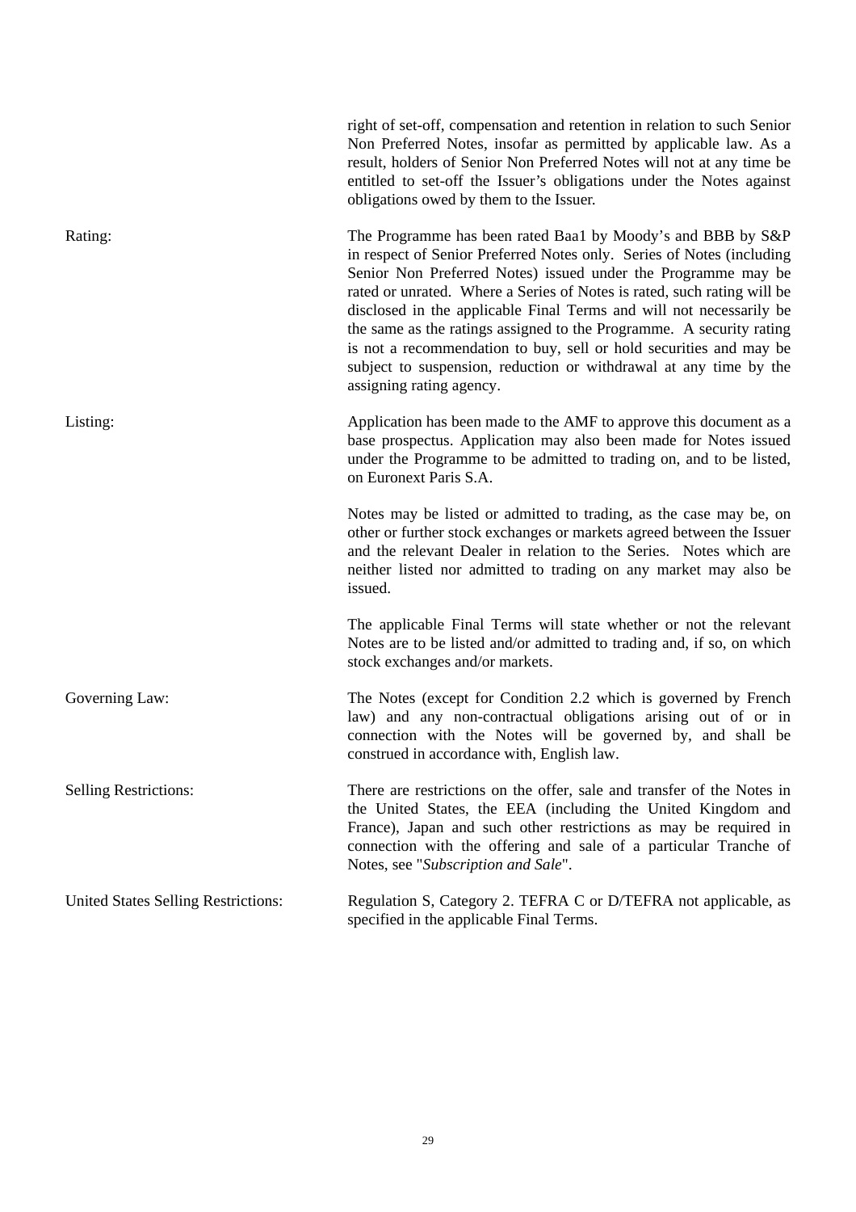right of set-off, compensation and retention in relation to such Senior Non Preferred Notes, insofar as permitted by applicable law. As a result, holders of Senior Non Preferred Notes will not at any time be entitled to set-off the Issuer's obligations under the Notes against obligations owed by them to the Issuer.

| | |
|---|---|
| Rating: | The Programme has been rated Baa1 by Moody's and BBB by S&P in respect of Senior Preferred Notes only. Series of Notes (including Senior Non Preferred Notes) issued under the Programme may be rated or unrated. Where a Series of Notes is rated, such rating will be disclosed in the applicable Final Terms and will not necessarily be the same as the ratings assigned to the Programme. A security rating is not a recommendation to buy, sell or hold securities and may be subject to suspension, reduction or withdrawal at any time by the assigning rating agency. |
| Listing: | Application has been made to the AMF to approve this document as a base prospectus. Application may also been made for Notes issued under the Programme to be admitted to trading on, and to be listed, on Euronext Paris S.A.<br><br>Notes may be listed or admitted to trading, as the case may be, on other or further stock exchanges or markets agreed between the Issuer and the relevant Dealer in relation to the Series. Notes which are neither listed nor admitted to trading on any market may also be issued.<br><br>The applicable Final Terms will state whether or not the relevant Notes are to be listed and/or admitted to trading and, if so, on which stock exchanges and/or markets. |
| Governing Law: | The Notes (except for Condition 2.2 which is governed by French law) and any non-contractual obligations arising out of or in connection with the Notes will be governed by, and shall be construed in accordance with, English law. |
| Selling Restrictions: | There are restrictions on the offer, sale and transfer of the Notes in the United States, the EEA (including the United Kingdom and France), Japan and such other restrictions as may be required in connection with the offering and sale of a particular Tranche of Notes, see "*Subscription and Sale*". |
| United States Selling Restrictions: | Regulation S, Category 2. TEFRA C or D/TEFRA not applicable, as specified in the applicable Final Terms. |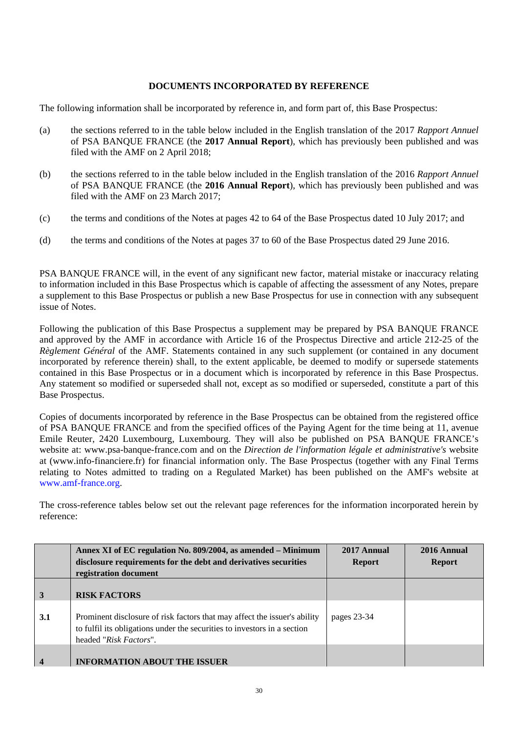## DOCUMENTS INCORPORATED BY REFERENCE

The following information shall be incorporated by reference in, and form part of, this Base Prospectus:

(a) the sections referred to in the table below included in the English translation of the 2017 *Rapport Annuel* of PSA BANQUE FRANCE (the **2017 Annual Report**), which has previously been published and was filed with the AMF on 2 April 2018;

(b) the sections referred to in the table below included in the English translation of the 2016 *Rapport Annuel* of PSA BANQUE FRANCE (the **2016 Annual Report**), which has previously been published and was filed with the AMF on 23 March 2017;

(c) the terms and conditions of the Notes at pages 42 to 64 of the Base Prospectus dated 10 July 2017; and

(d) the terms and conditions of the Notes at pages 37 to 60 of the Base Prospectus dated 29 June 2016.

PSA BANQUE FRANCE will, in the event of any significant new factor, material mistake or inaccuracy relating to information included in this Base Prospectus which is capable of affecting the assessment of any Notes, prepare a supplement to this Base Prospectus or publish a new Base Prospectus for use in connection with any subsequent issue of Notes.

Following the publication of this Base Prospectus a supplement may be prepared by PSA BANQUE FRANCE and approved by the AMF in accordance with Article 16 of the Prospectus Directive and article 212-25 of the *Règlement Général* of the AMF. Statements contained in any such supplement (or contained in any document incorporated by reference therein) shall, to the extent applicable, be deemed to modify or supersede statements contained in this Base Prospectus or in a document which is incorporated by reference in this Base Prospectus. Any statement so modified or superseded shall not, except as so modified or superseded, constitute a part of this Base Prospectus.

Copies of documents incorporated by reference in the Base Prospectus can be obtained from the registered office of PSA BANQUE FRANCE and from the specified offices of the Paying Agent for the time being at 11, avenue Emile Reuter, 2420 Luxembourg, Luxembourg. They will also be published on PSA BANQUE FRANCE's website at: www.psa-banque-france.com and on the *Direction de l'information légale et administrative's* website at (www.info-financiere.fr) for financial information only. The Base Prospectus (together with any Final Terms relating to Notes admitted to trading on a Regulated Market) has been published on the AMF's website at www.amf-france.org.

The cross-reference tables below set out the relevant page references for the information incorporated herein by reference:

| | **Annex XI of EC regulation No. 809/2004, as amended – Minimum disclosure requirements for the debt and derivatives securities registration document** | **2017 Annual Report** | **2016 Annual Report** |
|---|---|---|---|
| **3** | **RISK FACTORS** | | |
| **3.1** | Prominent disclosure of risk factors that may affect the issuer's ability to fulfil its obligations under the securities to investors in a section headed "*Risk Factors*". | pages 23-34 | |
| **4** | **INFORMATION ABOUT THE ISSUER** | | |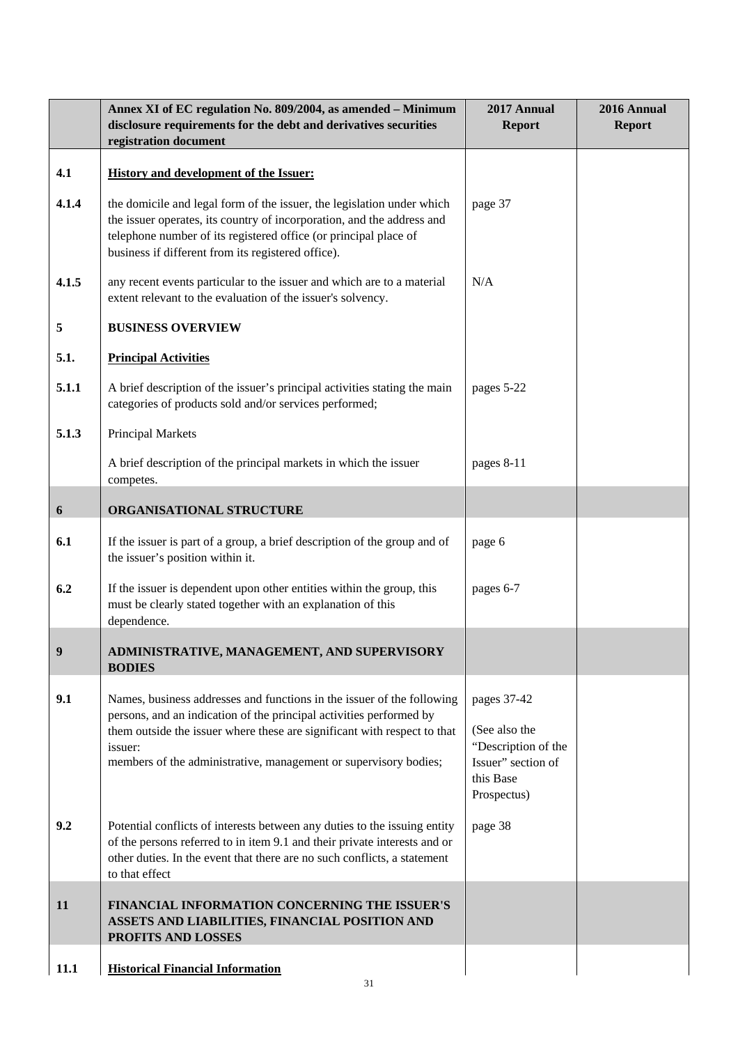| | Annex XI of EC regulation No. 809/2004, as amended – Minimum disclosure requirements for the debt and derivatives securities registration document | 2017 Annual Report | 2016 Annual Report |
|---|---|---|---|
| **4.1** | **History and development of the Issuer:** | | |
| **4.1.4** | the domicile and legal form of the issuer, the legislation under which the issuer operates, its country of incorporation, and the address and telephone number of its registered office (or principal place of business if different from its registered office). | page 37 | |
| **4.1.5** | any recent events particular to the issuer and which are to a material extent relevant to the evaluation of the issuer's solvency. | N/A | |
| **5** | **BUSINESS OVERVIEW** | | |
| **5.1.** | **Principal Activities** | | |
| **5.1.1** | A brief description of the issuer's principal activities stating the main categories of products sold and/or services performed; | pages 5-22 | |
| **5.1.3** | Principal Markets | | |
| | A brief description of the principal markets in which the issuer competes. | pages 8-11 | |
| **6** | **ORGANISATIONAL STRUCTURE** | | |
| **6.1** | If the issuer is part of a group, a brief description of the group and of the issuer's position within it. | page 6 | |
| **6.2** | If the issuer is dependent upon other entities within the group, this must be clearly stated together with an explanation of this dependence. | pages 6-7 | |
| **9** | **ADMINISTRATIVE, MANAGEMENT, AND SUPERVISORY BODIES** | | |
| **9.1** | Names, business addresses and functions in the issuer of the following persons, and an indication of the principal activities performed by them outside the issuer where these are significant with respect to that issuer: members of the administrative, management or supervisory bodies; | pages 37-42 (See also the "Description of the Issuer" section of this Base Prospectus) | |
| **9.2** | Potential conflicts of interests between any duties to the issuing entity of the persons referred to in item 9.1 and their private interests and or other duties. In the event that there are no such conflicts, a statement to that effect | page 38 | |
| **11** | **FINANCIAL INFORMATION CONCERNING THE ISSUER'S ASSETS AND LIABILITIES, FINANCIAL POSITION AND PROFITS AND LOSSES** | | |
| **11.1** | **Historical Financial Information** | | |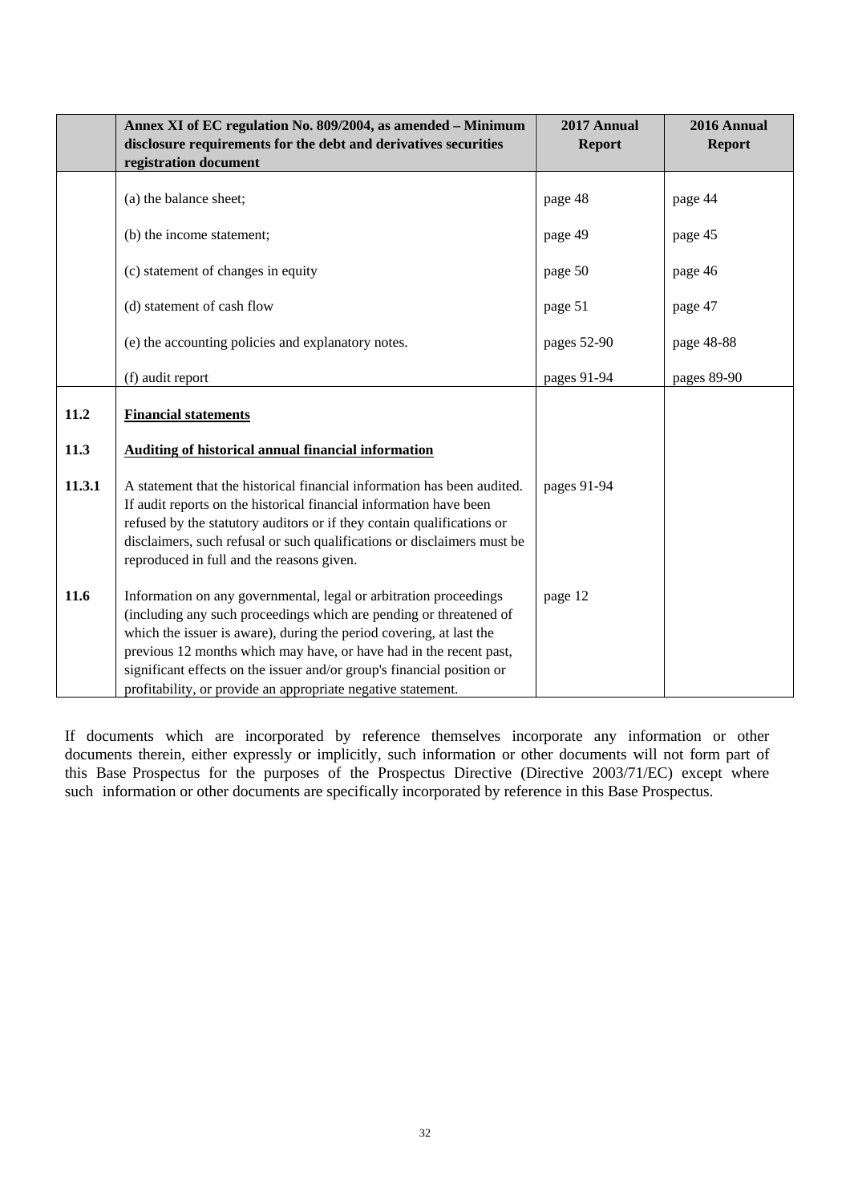| | Annex XI of EC regulation No. 809/2004, as amended – Minimum disclosure requirements for the debt and derivatives securities registration document | 2017 Annual Report | 2016 Annual Report |
|---|---|---|---|
| | (a) the balance sheet; | page 48 | page 44 |
| | (b) the income statement; | page 49 | page 45 |
| | (c) statement of changes in equity | page 50 | page 46 |
| | (d) statement of cash flow | page 51 | page 47 |
| | (e) the accounting policies and explanatory notes. | pages 52-90 | page 48-88 |
| | (f) audit report | pages 91-94 | pages 89-90 |
| **11.2** | **Financial statements** | | |
| **11.3** | **Auditing of historical annual financial information** | | |
| **11.3.1** | A statement that the historical financial information has been audited. If audit reports on the historical financial information have been refused by the statutory auditors or if they contain qualifications or disclaimers, such refusal or such qualifications or disclaimers must be reproduced in full and the reasons given. | pages 91-94 | |
| **11.6** | Information on any governmental, legal or arbitration proceedings (including any such proceedings which are pending or threatened of which the issuer is aware), during the period covering, at last the previous 12 months which may have, or have had in the recent past, significant effects on the issuer and/or group's financial position or profitability, or provide an appropriate negative statement. | page 12 | |

If documents which are incorporated by reference themselves incorporate any information or other documents therein, either expressly or implicitly, such information or other documents will not form part of this Base Prospectus for the purposes of the Prospectus Directive (Directive 2003/71/EC) except where such information or other documents are specifically incorporated by reference in this Base Prospectus.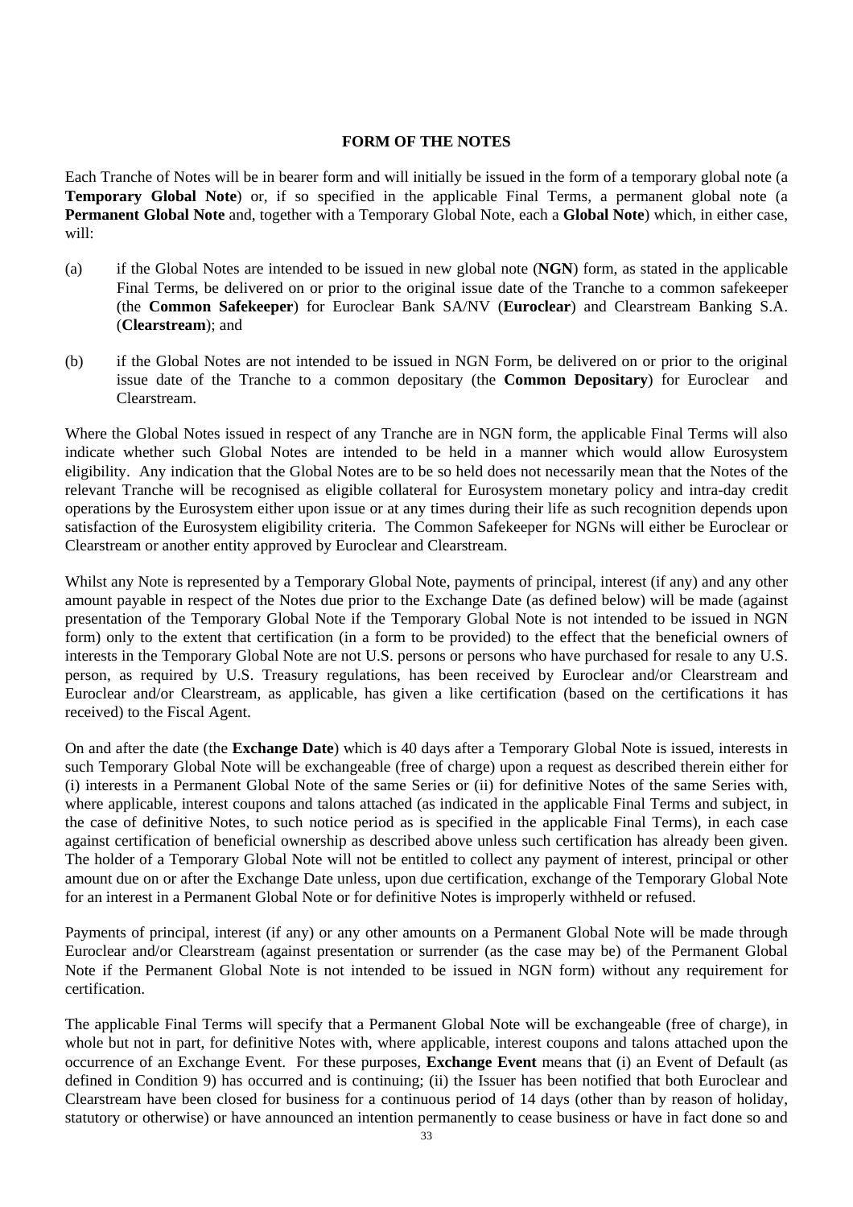## FORM OF THE NOTES

Each Tranche of Notes will be in bearer form and will initially be issued in the form of a temporary global note (a **Temporary Global Note**) or, if so specified in the applicable Final Terms, a permanent global note (a **Permanent Global Note** and, together with a Temporary Global Note, each a **Global Note**) which, in either case, will:

(a) if the Global Notes are intended to be issued in new global note (**NGN**) form, as stated in the applicable Final Terms, be delivered on or prior to the original issue date of the Tranche to a common safekeeper (the **Common Safekeeper**) for Euroclear Bank SA/NV (**Euroclear**) and Clearstream Banking S.A. (**Clearstream**); and

(b) if the Global Notes are not intended to be issued in NGN Form, be delivered on or prior to the original issue date of the Tranche to a common depositary (the **Common Depositary**) for Euroclear and Clearstream.

Where the Global Notes issued in respect of any Tranche are in NGN form, the applicable Final Terms will also indicate whether such Global Notes are intended to be held in a manner which would allow Eurosystem eligibility. Any indication that the Global Notes are to be so held does not necessarily mean that the Notes of the relevant Tranche will be recognised as eligible collateral for Eurosystem monetary policy and intra-day credit operations by the Eurosystem either upon issue or at any times during their life as such recognition depends upon satisfaction of the Eurosystem eligibility criteria. The Common Safekeeper for NGNs will either be Euroclear or Clearstream or another entity approved by Euroclear and Clearstream.

Whilst any Note is represented by a Temporary Global Note, payments of principal, interest (if any) and any other amount payable in respect of the Notes due prior to the Exchange Date (as defined below) will be made (against presentation of the Temporary Global Note if the Temporary Global Note is not intended to be issued in NGN form) only to the extent that certification (in a form to be provided) to the effect that the beneficial owners of interests in the Temporary Global Note are not U.S. persons or persons who have purchased for resale to any U.S. person, as required by U.S. Treasury regulations, has been received by Euroclear and/or Clearstream and Euroclear and/or Clearstream, as applicable, has given a like certification (based on the certifications it has received) to the Fiscal Agent.

On and after the date (the **Exchange Date**) which is 40 days after a Temporary Global Note is issued, interests in such Temporary Global Note will be exchangeable (free of charge) upon a request as described therein either for (i) interests in a Permanent Global Note of the same Series or (ii) for definitive Notes of the same Series with, where applicable, interest coupons and talons attached (as indicated in the applicable Final Terms and subject, in the case of definitive Notes, to such notice period as is specified in the applicable Final Terms), in each case against certification of beneficial ownership as described above unless such certification has already been given. The holder of a Temporary Global Note will not be entitled to collect any payment of interest, principal or other amount due on or after the Exchange Date unless, upon due certification, exchange of the Temporary Global Note for an interest in a Permanent Global Note or for definitive Notes is improperly withheld or refused.

Payments of principal, interest (if any) or any other amounts on a Permanent Global Note will be made through Euroclear and/or Clearstream (against presentation or surrender (as the case may be) of the Permanent Global Note if the Permanent Global Note is not intended to be issued in NGN form) without any requirement for certification.

The applicable Final Terms will specify that a Permanent Global Note will be exchangeable (free of charge), in whole but not in part, for definitive Notes with, where applicable, interest coupons and talons attached upon the occurrence of an Exchange Event. For these purposes, **Exchange Event** means that (i) an Event of Default (as defined in Condition 9) has occurred and is continuing; (ii) the Issuer has been notified that both Euroclear and Clearstream have been closed for business for a continuous period of 14 days (other than by reason of holiday, statutory or otherwise) or have announced an intention permanently to cease business or have in fact done so and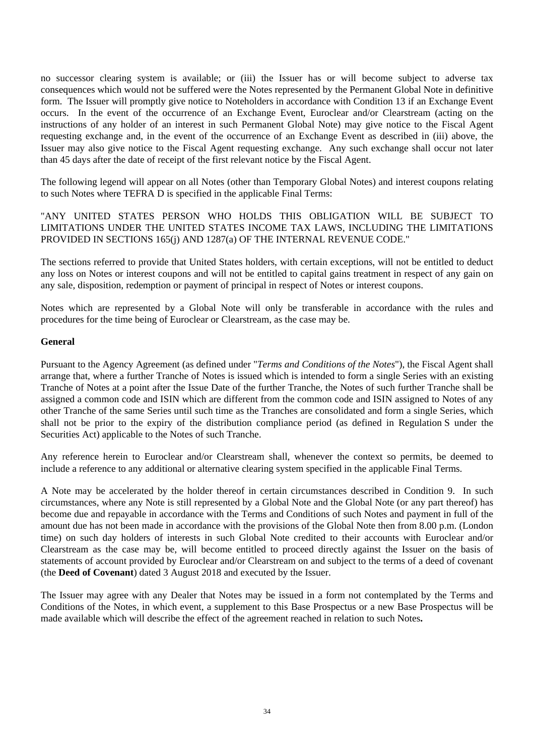no successor clearing system is available; or (iii) the Issuer has or will become subject to adverse tax consequences which would not be suffered were the Notes represented by the Permanent Global Note in definitive form. The Issuer will promptly give notice to Noteholders in accordance with Condition 13 if an Exchange Event occurs. In the event of the occurrence of an Exchange Event, Euroclear and/or Clearstream (acting on the instructions of any holder of an interest in such Permanent Global Note) may give notice to the Fiscal Agent requesting exchange and, in the event of the occurrence of an Exchange Event as described in (iii) above, the Issuer may also give notice to the Fiscal Agent requesting exchange. Any such exchange shall occur not later than 45 days after the date of receipt of the first relevant notice by the Fiscal Agent.

The following legend will appear on all Notes (other than Temporary Global Notes) and interest coupons relating to such Notes where TEFRA D is specified in the applicable Final Terms:

"ANY UNITED STATES PERSON WHO HOLDS THIS OBLIGATION WILL BE SUBJECT TO LIMITATIONS UNDER THE UNITED STATES INCOME TAX LAWS, INCLUDING THE LIMITATIONS PROVIDED IN SECTIONS 165(j) AND 1287(a) OF THE INTERNAL REVENUE CODE."

The sections referred to provide that United States holders, with certain exceptions, will not be entitled to deduct any loss on Notes or interest coupons and will not be entitled to capital gains treatment in respect of any gain on any sale, disposition, redemption or payment of principal in respect of Notes or interest coupons.

Notes which are represented by a Global Note will only be transferable in accordance with the rules and procedures for the time being of Euroclear or Clearstream, as the case may be.

**General**

Pursuant to the Agency Agreement (as defined under "*Terms and Conditions of the Notes*"), the Fiscal Agent shall arrange that, where a further Tranche of Notes is issued which is intended to form a single Series with an existing Tranche of Notes at a point after the Issue Date of the further Tranche, the Notes of such further Tranche shall be assigned a common code and ISIN which are different from the common code and ISIN assigned to Notes of any other Tranche of the same Series until such time as the Tranches are consolidated and form a single Series, which shall not be prior to the expiry of the distribution compliance period (as defined in Regulation S under the Securities Act) applicable to the Notes of such Tranche.

Any reference herein to Euroclear and/or Clearstream shall, whenever the context so permits, be deemed to include a reference to any additional or alternative clearing system specified in the applicable Final Terms.

A Note may be accelerated by the holder thereof in certain circumstances described in Condition 9. In such circumstances, where any Note is still represented by a Global Note and the Global Note (or any part thereof) has become due and repayable in accordance with the Terms and Conditions of such Notes and payment in full of the amount due has not been made in accordance with the provisions of the Global Note then from 8.00 p.m. (London time) on such day holders of interests in such Global Note credited to their accounts with Euroclear and/or Clearstream as the case may be, will become entitled to proceed directly against the Issuer on the basis of statements of account provided by Euroclear and/or Clearstream on and subject to the terms of a deed of covenant (the **Deed of Covenant**) dated 3 August 2018 and executed by the Issuer.

The Issuer may agree with any Dealer that Notes may be issued in a form not contemplated by the Terms and Conditions of the Notes, in which event, a supplement to this Base Prospectus or a new Base Prospectus will be made available which will describe the effect of the agreement reached in relation to such Notes.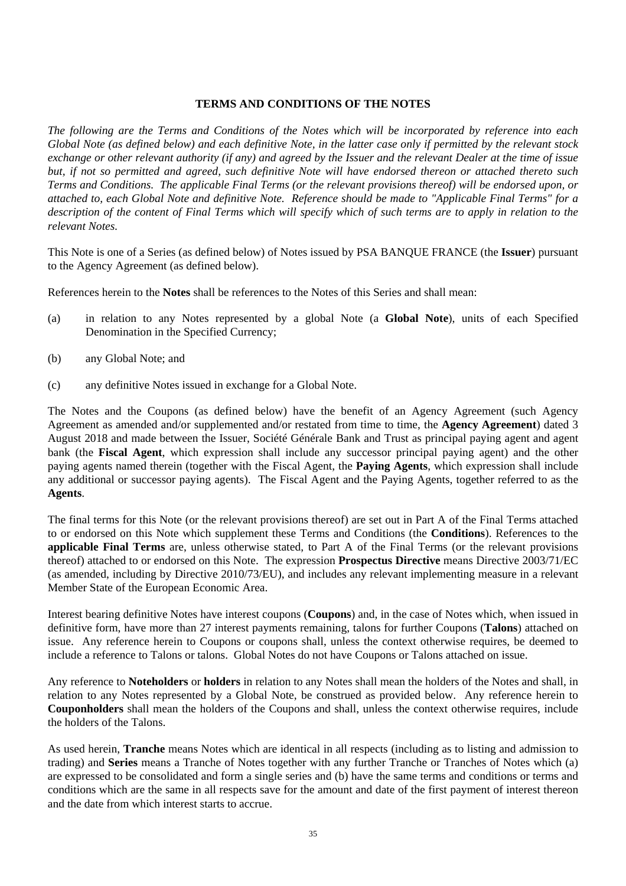# TERMS AND CONDITIONS OF THE NOTES

*The following are the Terms and Conditions of the Notes which will be incorporated by reference into each Global Note (as defined below) and each definitive Note, in the latter case only if permitted by the relevant stock exchange or other relevant authority (if any) and agreed by the Issuer and the relevant Dealer at the time of issue but, if not so permitted and agreed, such definitive Note will have endorsed thereon or attached thereto such Terms and Conditions. The applicable Final Terms (or the relevant provisions thereof) will be endorsed upon, or attached to, each Global Note and definitive Note. Reference should be made to "Applicable Final Terms" for a description of the content of Final Terms which will specify which of such terms are to apply in relation to the relevant Notes.*

This Note is one of a Series (as defined below) of Notes issued by PSA BANQUE FRANCE (the **Issuer**) pursuant to the Agency Agreement (as defined below).

References herein to the **Notes** shall be references to the Notes of this Series and shall mean:

(a) in relation to any Notes represented by a global Note (a **Global Note**), units of each Specified Denomination in the Specified Currency;

(b) any Global Note; and

(c) any definitive Notes issued in exchange for a Global Note.

The Notes and the Coupons (as defined below) have the benefit of an Agency Agreement (such Agency Agreement as amended and/or supplemented and/or restated from time to time, the **Agency Agreement**) dated 3 August 2018 and made between the Issuer, Société Générale Bank and Trust as principal paying agent and agent bank (the **Fiscal Agent**, which expression shall include any successor principal paying agent) and the other paying agents named therein (together with the Fiscal Agent, the **Paying Agents**, which expression shall include any additional or successor paying agents). The Fiscal Agent and the Paying Agents, together referred to as the **Agents**.

The final terms for this Note (or the relevant provisions thereof) are set out in Part A of the Final Terms attached to or endorsed on this Note which supplement these Terms and Conditions (the **Conditions**). References to the **applicable Final Terms** are, unless otherwise stated, to Part A of the Final Terms (or the relevant provisions thereof) attached to or endorsed on this Note. The expression **Prospectus Directive** means Directive 2003/71/EC (as amended, including by Directive 2010/73/EU), and includes any relevant implementing measure in a relevant Member State of the European Economic Area.

Interest bearing definitive Notes have interest coupons (**Coupons**) and, in the case of Notes which, when issued in definitive form, have more than 27 interest payments remaining, talons for further Coupons (**Talons**) attached on issue. Any reference herein to Coupons or coupons shall, unless the context otherwise requires, be deemed to include a reference to Talons or talons. Global Notes do not have Coupons or Talons attached on issue.

Any reference to **Noteholders** or **holders** in relation to any Notes shall mean the holders of the Notes and shall, in relation to any Notes represented by a Global Note, be construed as provided below. Any reference herein to **Couponholders** shall mean the holders of the Coupons and shall, unless the context otherwise requires, include the holders of the Talons.

As used herein, **Tranche** means Notes which are identical in all respects (including as to listing and admission to trading) and **Series** means a Tranche of Notes together with any further Tranche or Tranches of Notes which (a) are expressed to be consolidated and form a single series and (b) have the same terms and conditions or terms and conditions which are the same in all respects save for the amount and date of the first payment of interest thereon and the date from which interest starts to accrue.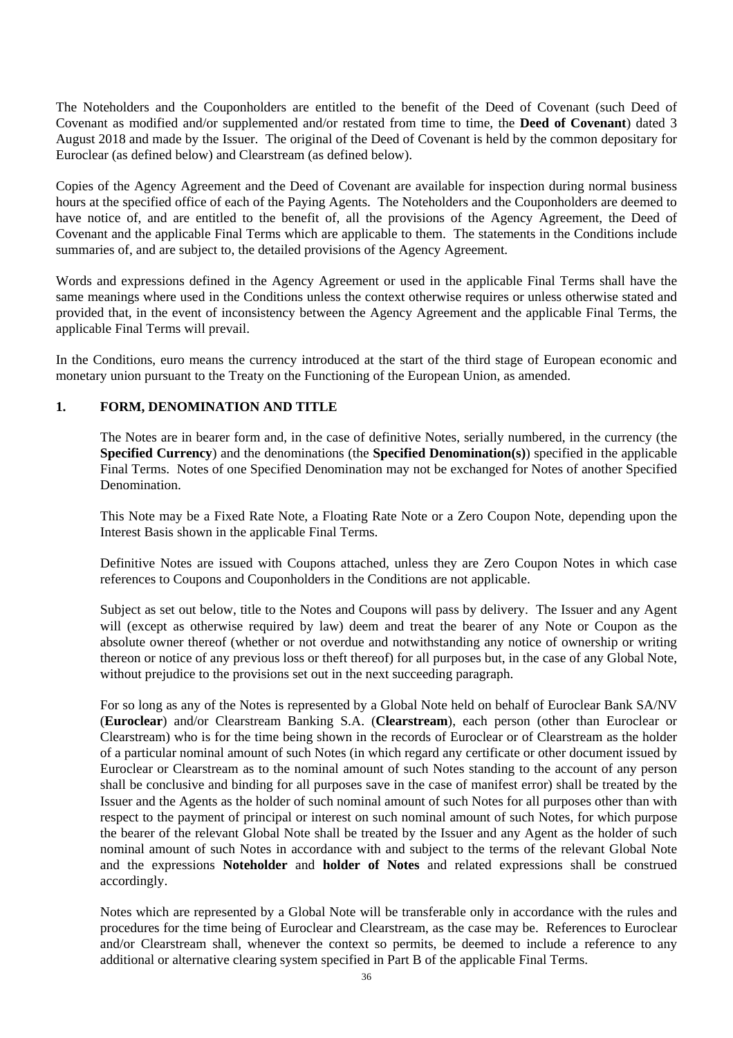The Noteholders and the Couponholders are entitled to the benefit of the Deed of Covenant (such Deed of Covenant as modified and/or supplemented and/or restated from time to time, the **Deed of Covenant**) dated 3 August 2018 and made by the Issuer. The original of the Deed of Covenant is held by the common depositary for Euroclear (as defined below) and Clearstream (as defined below).

Copies of the Agency Agreement and the Deed of Covenant are available for inspection during normal business hours at the specified office of each of the Paying Agents. The Noteholders and the Couponholders are deemed to have notice of, and are entitled to the benefit of, all the provisions of the Agency Agreement, the Deed of Covenant and the applicable Final Terms which are applicable to them. The statements in the Conditions include summaries of, and are subject to, the detailed provisions of the Agency Agreement.

Words and expressions defined in the Agency Agreement or used in the applicable Final Terms shall have the same meanings where used in the Conditions unless the context otherwise requires or unless otherwise stated and provided that, in the event of inconsistency between the Agency Agreement and the applicable Final Terms, the applicable Final Terms will prevail.

In the Conditions, euro means the currency introduced at the start of the third stage of European economic and monetary union pursuant to the Treaty on the Functioning of the European Union, as amended.

## 1. FORM, DENOMINATION AND TITLE

The Notes are in bearer form and, in the case of definitive Notes, serially numbered, in the currency (the **Specified Currency**) and the denominations (the **Specified Denomination(s)**) specified in the applicable Final Terms. Notes of one Specified Denomination may not be exchanged for Notes of another Specified Denomination.

This Note may be a Fixed Rate Note, a Floating Rate Note or a Zero Coupon Note, depending upon the Interest Basis shown in the applicable Final Terms.

Definitive Notes are issued with Coupons attached, unless they are Zero Coupon Notes in which case references to Coupons and Couponholders in the Conditions are not applicable.

Subject as set out below, title to the Notes and Coupons will pass by delivery. The Issuer and any Agent will (except as otherwise required by law) deem and treat the bearer of any Note or Coupon as the absolute owner thereof (whether or not overdue and notwithstanding any notice of ownership or writing thereon or notice of any previous loss or theft thereof) for all purposes but, in the case of any Global Note, without prejudice to the provisions set out in the next succeeding paragraph.

For so long as any of the Notes is represented by a Global Note held on behalf of Euroclear Bank SA/NV (**Euroclear**) and/or Clearstream Banking S.A. (**Clearstream**), each person (other than Euroclear or Clearstream) who is for the time being shown in the records of Euroclear or of Clearstream as the holder of a particular nominal amount of such Notes (in which regard any certificate or other document issued by Euroclear or Clearstream as to the nominal amount of such Notes standing to the account of any person shall be conclusive and binding for all purposes save in the case of manifest error) shall be treated by the Issuer and the Agents as the holder of such nominal amount of such Notes for all purposes other than with respect to the payment of principal or interest on such nominal amount of such Notes, for which purpose the bearer of the relevant Global Note shall be treated by the Issuer and any Agent as the holder of such nominal amount of such Notes in accordance with and subject to the terms of the relevant Global Note and the expressions **Noteholder** and **holder of Notes** and related expressions shall be construed accordingly.

Notes which are represented by a Global Note will be transferable only in accordance with the rules and procedures for the time being of Euroclear and Clearstream, as the case may be. References to Euroclear and/or Clearstream shall, whenever the context so permits, be deemed to include a reference to any additional or alternative clearing system specified in Part B of the applicable Final Terms.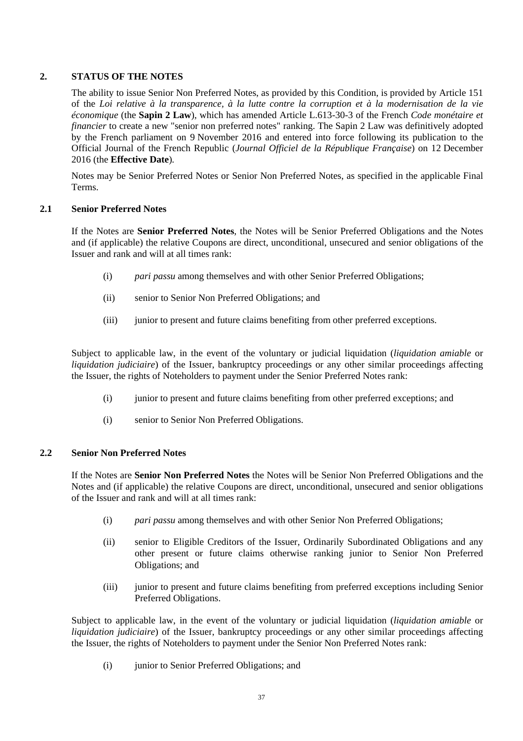## 2. STATUS OF THE NOTES

The ability to issue Senior Non Preferred Notes, as provided by this Condition, is provided by Article 151 of the *Loi relative à la transparence, à la lutte contre la corruption et à la modernisation de la vie économique* (the **Sapin 2 Law**), which has amended Article L.613-30-3 of the French *Code monétaire et financier* to create a new "senior non preferred notes" ranking. The Sapin 2 Law was definitively adopted by the French parliament on 9 November 2016 and entered into force following its publication to the Official Journal of the French Republic (*Journal Officiel de la République Française*) on 12 December 2016 (the **Effective Date**).

Notes may be Senior Preferred Notes or Senior Non Preferred Notes, as specified in the applicable Final Terms.

### 2.1 Senior Preferred Notes

If the Notes are **Senior Preferred Notes**, the Notes will be Senior Preferred Obligations and the Notes and (if applicable) the relative Coupons are direct, unconditional, unsecured and senior obligations of the Issuer and rank and will at all times rank:

(i) *pari passu* among themselves and with other Senior Preferred Obligations;

(ii) senior to Senior Non Preferred Obligations; and

(iii) junior to present and future claims benefiting from other preferred exceptions.

Subject to applicable law, in the event of the voluntary or judicial liquidation (*liquidation amiable* or *liquidation judiciaire*) of the Issuer, bankruptcy proceedings or any other similar proceedings affecting the Issuer, the rights of Noteholders to payment under the Senior Preferred Notes rank:

(i) junior to present and future claims benefiting from other preferred exceptions; and

(i) senior to Senior Non Preferred Obligations.

### 2.2 Senior Non Preferred Notes

If the Notes are **Senior Non Preferred Notes** the Notes will be Senior Non Preferred Obligations and the Notes and (if applicable) the relative Coupons are direct, unconditional, unsecured and senior obligations of the Issuer and rank and will at all times rank:

(i) *pari passu* among themselves and with other Senior Non Preferred Obligations;

(ii) senior to Eligible Creditors of the Issuer, Ordinarily Subordinated Obligations and any other present or future claims otherwise ranking junior to Senior Non Preferred Obligations; and

(iii) junior to present and future claims benefiting from preferred exceptions including Senior Preferred Obligations.

Subject to applicable law, in the event of the voluntary or judicial liquidation (*liquidation amiable* or *liquidation judiciaire*) of the Issuer, bankruptcy proceedings or any other similar proceedings affecting the Issuer, the rights of Noteholders to payment under the Senior Non Preferred Notes rank:

(i) junior to Senior Preferred Obligations; and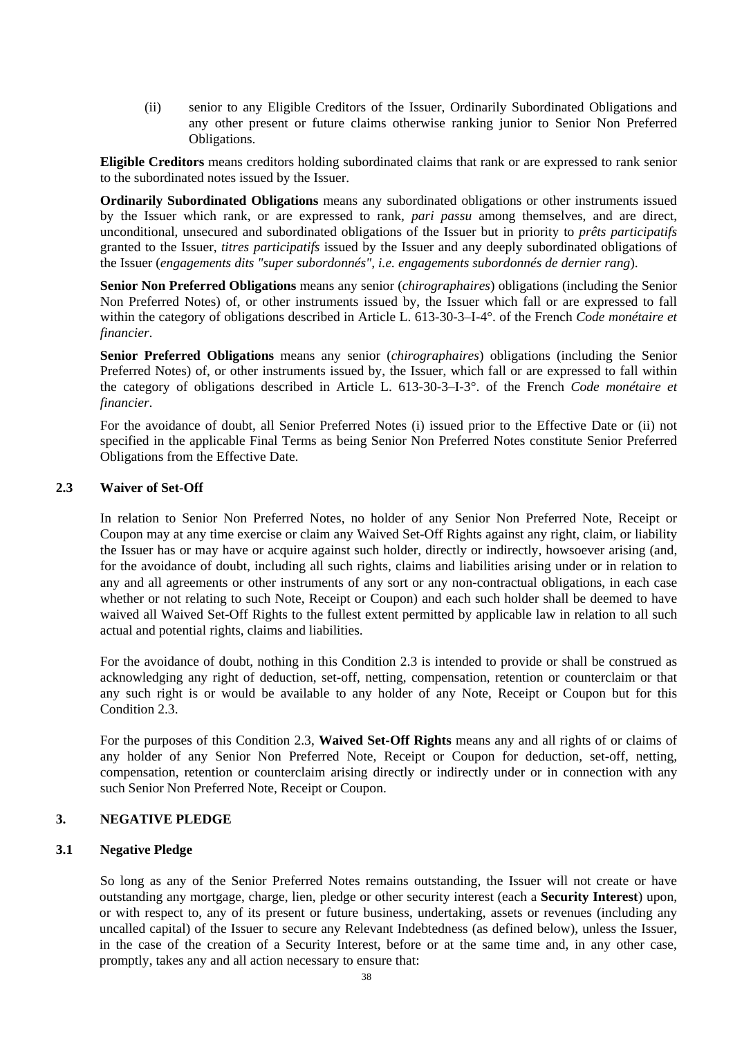(ii) senior to any Eligible Creditors of the Issuer, Ordinarily Subordinated Obligations and any other present or future claims otherwise ranking junior to Senior Non Preferred Obligations.

**Eligible Creditors** means creditors holding subordinated claims that rank or are expressed to rank senior to the subordinated notes issued by the Issuer.

**Ordinarily Subordinated Obligations** means any subordinated obligations or other instruments issued by the Issuer which rank, or are expressed to rank, *pari passu* among themselves, and are direct, unconditional, unsecured and subordinated obligations of the Issuer but in priority to *prêts participatifs* granted to the Issuer, *titres participatifs* issued by the Issuer and any deeply subordinated obligations of the Issuer (*engagements dits "super subordonnés", i.e. engagements subordonnés de dernier rang*).

**Senior Non Preferred Obligations** means any senior (*chirographaires*) obligations (including the Senior Non Preferred Notes) of, or other instruments issued by, the Issuer which fall or are expressed to fall within the category of obligations described in Article L. 613-30-3–I-4°. of the French *Code monétaire et financier*.

**Senior Preferred Obligations** means any senior (*chirographaires*) obligations (including the Senior Preferred Notes) of, or other instruments issued by, the Issuer, which fall or are expressed to fall within the category of obligations described in Article L. 613-30-3–I-3°. of the French *Code monétaire et financier*.

For the avoidance of doubt, all Senior Preferred Notes (i) issued prior to the Effective Date or (ii) not specified in the applicable Final Terms as being Senior Non Preferred Notes constitute Senior Preferred Obligations from the Effective Date.

### 2.3 Waiver of Set-Off

In relation to Senior Non Preferred Notes, no holder of any Senior Non Preferred Note, Receipt or Coupon may at any time exercise or claim any Waived Set-Off Rights against any right, claim, or liability the Issuer has or may have or acquire against such holder, directly or indirectly, howsoever arising (and, for the avoidance of doubt, including all such rights, claims and liabilities arising under or in relation to any and all agreements or other instruments of any sort or any non-contractual obligations, in each case whether or not relating to such Note, Receipt or Coupon) and each such holder shall be deemed to have waived all Waived Set-Off Rights to the fullest extent permitted by applicable law in relation to all such actual and potential rights, claims and liabilities.

For the avoidance of doubt, nothing in this Condition 2.3 is intended to provide or shall be construed as acknowledging any right of deduction, set-off, netting, compensation, retention or counterclaim or that any such right is or would be available to any holder of any Note, Receipt or Coupon but for this Condition 2.3.

For the purposes of this Condition 2.3, **Waived Set-Off Rights** means any and all rights of or claims of any holder of any Senior Non Preferred Note, Receipt or Coupon for deduction, set-off, netting, compensation, retention or counterclaim arising directly or indirectly under or in connection with any such Senior Non Preferred Note, Receipt or Coupon.

## 3. NEGATIVE PLEDGE

### 3.1 Negative Pledge

So long as any of the Senior Preferred Notes remains outstanding, the Issuer will not create or have outstanding any mortgage, charge, lien, pledge or other security interest (each a **Security Interest**) upon, or with respect to, any of its present or future business, undertaking, assets or revenues (including any uncalled capital) of the Issuer to secure any Relevant Indebtedness (as defined below), unless the Issuer, in the case of the creation of a Security Interest, before or at the same time and, in any other case, promptly, takes any and all action necessary to ensure that: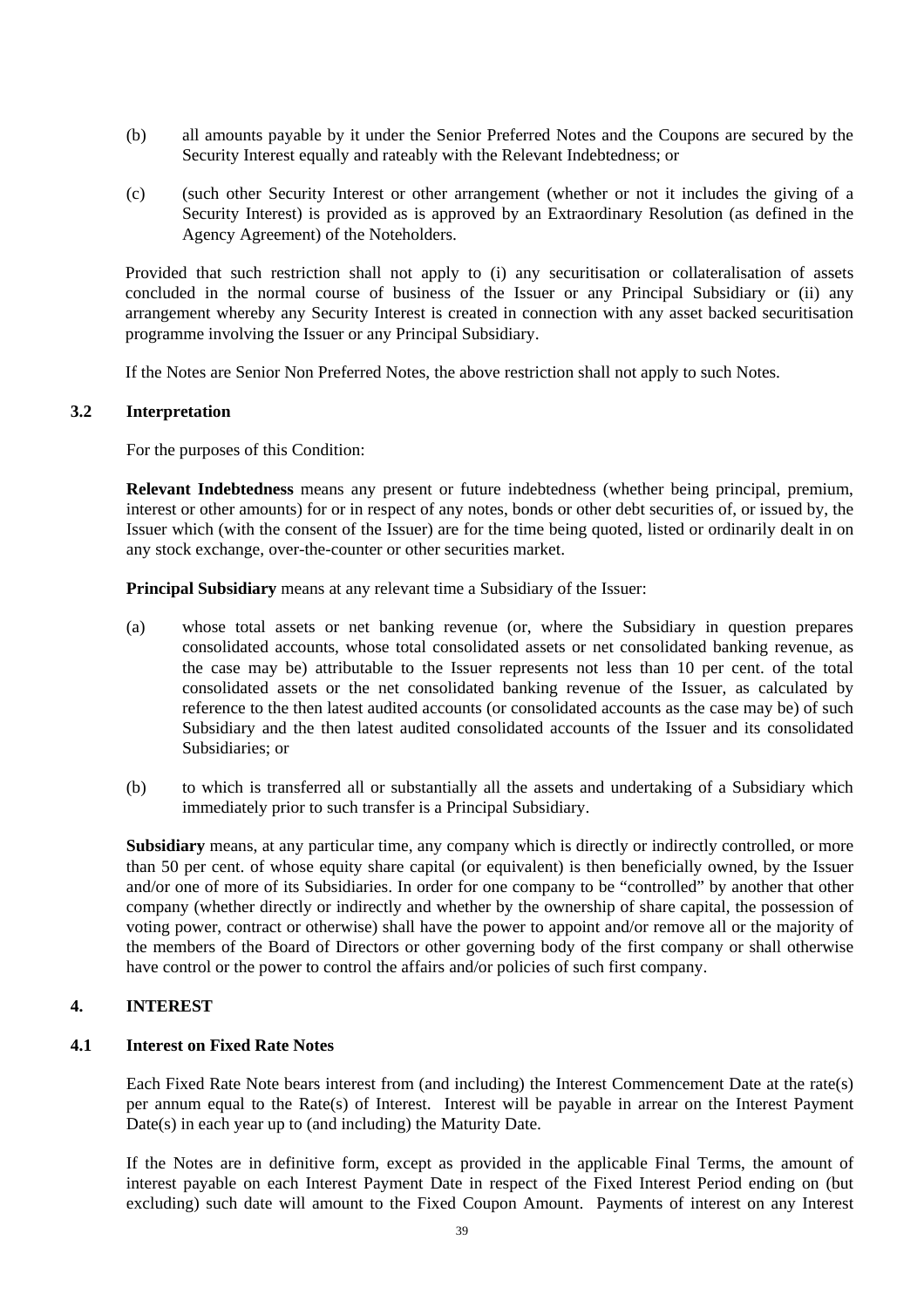(b) all amounts payable by it under the Senior Preferred Notes and the Coupons are secured by the Security Interest equally and rateably with the Relevant Indebtedness; or

(c) (such other Security Interest or other arrangement (whether or not it includes the giving of a Security Interest) is provided as is approved by an Extraordinary Resolution (as defined in the Agency Agreement) of the Noteholders.

Provided that such restriction shall not apply to (i) any securitisation or collateralisation of assets concluded in the normal course of business of the Issuer or any Principal Subsidiary or (ii) any arrangement whereby any Security Interest is created in connection with any asset backed securitisation programme involving the Issuer or any Principal Subsidiary.

If the Notes are Senior Non Preferred Notes, the above restriction shall not apply to such Notes.

### 3.2 Interpretation

For the purposes of this Condition:

**Relevant Indebtedness** means any present or future indebtedness (whether being principal, premium, interest or other amounts) for or in respect of any notes, bonds or other debt securities of, or issued by, the Issuer which (with the consent of the Issuer) are for the time being quoted, listed or ordinarily dealt in on any stock exchange, over-the-counter or other securities market.

**Principal Subsidiary** means at any relevant time a Subsidiary of the Issuer:

(a) whose total assets or net banking revenue (or, where the Subsidiary in question prepares consolidated accounts, whose total consolidated assets or net consolidated banking revenue, as the case may be) attributable to the Issuer represents not less than 10 per cent. of the total consolidated assets or the net consolidated banking revenue of the Issuer, as calculated by reference to the then latest audited accounts (or consolidated accounts as the case may be) of such Subsidiary and the then latest audited consolidated accounts of the Issuer and its consolidated Subsidiaries; or

(b) to which is transferred all or substantially all the assets and undertaking of a Subsidiary which immediately prior to such transfer is a Principal Subsidiary.

**Subsidiary** means, at any particular time, any company which is directly or indirectly controlled, or more than 50 per cent. of whose equity share capital (or equivalent) is then beneficially owned, by the Issuer and/or one of more of its Subsidiaries. In order for one company to be "controlled" by another that other company (whether directly or indirectly and whether by the ownership of share capital, the possession of voting power, contract or otherwise) shall have the power to appoint and/or remove all or the majority of the members of the Board of Directors or other governing body of the first company or shall otherwise have control or the power to control the affairs and/or policies of such first company.

## 4. INTEREST

### 4.1 Interest on Fixed Rate Notes

Each Fixed Rate Note bears interest from (and including) the Interest Commencement Date at the rate(s) per annum equal to the Rate(s) of Interest. Interest will be payable in arrear on the Interest Payment Date(s) in each year up to (and including) the Maturity Date.

If the Notes are in definitive form, except as provided in the applicable Final Terms, the amount of interest payable on each Interest Payment Date in respect of the Fixed Interest Period ending on (but excluding) such date will amount to the Fixed Coupon Amount. Payments of interest on any Interest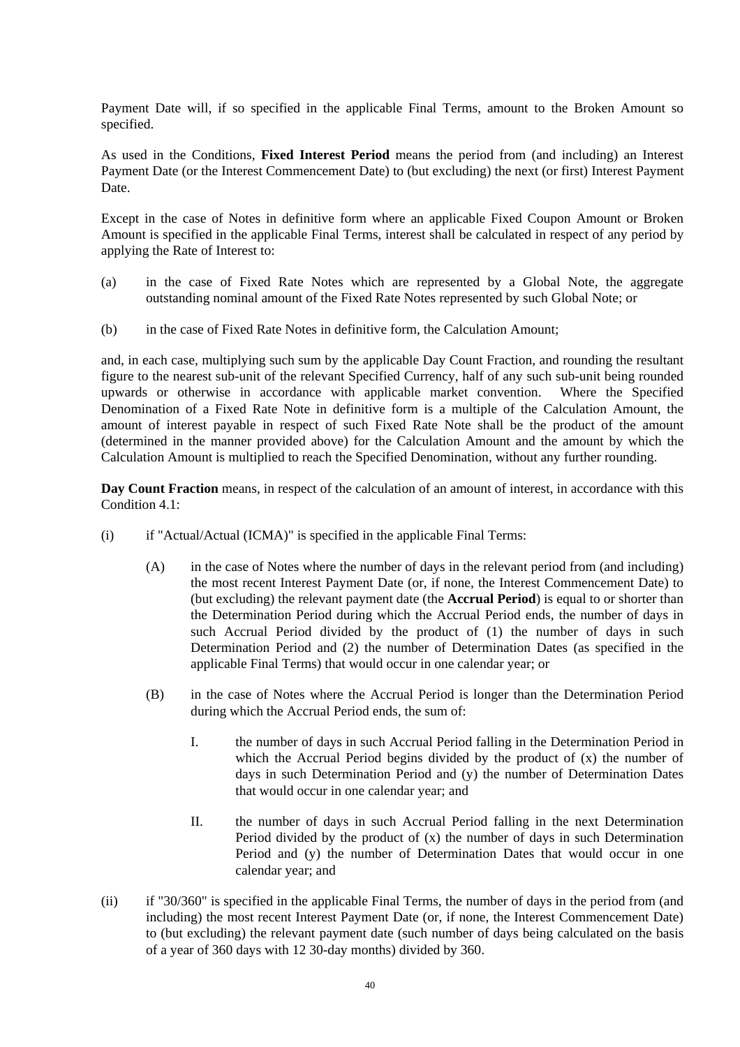Payment Date will, if so specified in the applicable Final Terms, amount to the Broken Amount so specified.

As used in the Conditions, **Fixed Interest Period** means the period from (and including) an Interest Payment Date (or the Interest Commencement Date) to (but excluding) the next (or first) Interest Payment Date.

Except in the case of Notes in definitive form where an applicable Fixed Coupon Amount or Broken Amount is specified in the applicable Final Terms, interest shall be calculated in respect of any period by applying the Rate of Interest to:

(a) in the case of Fixed Rate Notes which are represented by a Global Note, the aggregate outstanding nominal amount of the Fixed Rate Notes represented by such Global Note; or

(b) in the case of Fixed Rate Notes in definitive form, the Calculation Amount;

and, in each case, multiplying such sum by the applicable Day Count Fraction, and rounding the resultant figure to the nearest sub-unit of the relevant Specified Currency, half of any such sub-unit being rounded upwards or otherwise in accordance with applicable market convention. Where the Specified Denomination of a Fixed Rate Note in definitive form is a multiple of the Calculation Amount, the amount of interest payable in respect of such Fixed Rate Note shall be the product of the amount (determined in the manner provided above) for the Calculation Amount and the amount by which the Calculation Amount is multiplied to reach the Specified Denomination, without any further rounding.

**Day Count Fraction** means, in respect of the calculation of an amount of interest, in accordance with this Condition 4.1:

(i) if "Actual/Actual (ICMA)" is specified in the applicable Final Terms:

   (A) in the case of Notes where the number of days in the relevant period from (and including) the most recent Interest Payment Date (or, if none, the Interest Commencement Date) to (but excluding) the relevant payment date (the **Accrual Period**) is equal to or shorter than the Determination Period during which the Accrual Period ends, the number of days in such Accrual Period divided by the product of (1) the number of days in such Determination Period and (2) the number of Determination Dates (as specified in the applicable Final Terms) that would occur in one calendar year; or

   (B) in the case of Notes where the Accrual Period is longer than the Determination Period during which the Accrual Period ends, the sum of:

      I. the number of days in such Accrual Period falling in the Determination Period in which the Accrual Period begins divided by the product of (x) the number of days in such Determination Period and (y) the number of Determination Dates that would occur in one calendar year; and

      II. the number of days in such Accrual Period falling in the next Determination Period divided by the product of (x) the number of days in such Determination Period and (y) the number of Determination Dates that would occur in one calendar year; and

(ii) if "30/360" is specified in the applicable Final Terms, the number of days in the period from (and including) the most recent Interest Payment Date (or, if none, the Interest Commencement Date) to (but excluding) the relevant payment date (such number of days being calculated on the basis of a year of 360 days with 12 30-day months) divided by 360.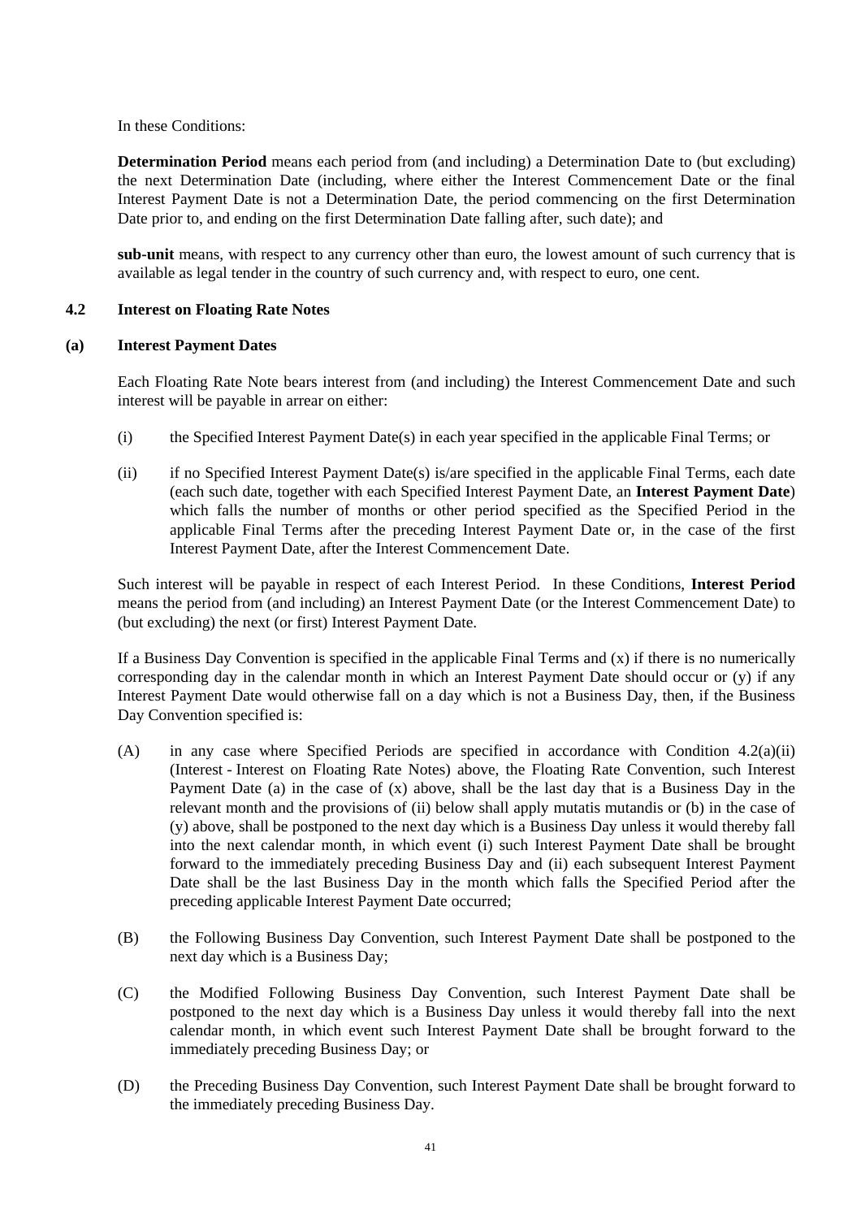In these Conditions:

**Determination Period** means each period from (and including) a Determination Date to (but excluding) the next Determination Date (including, where either the Interest Commencement Date or the final Interest Payment Date is not a Determination Date, the period commencing on the first Determination Date prior to, and ending on the first Determination Date falling after, such date); and

**sub-unit** means, with respect to any currency other than euro, the lowest amount of such currency that is available as legal tender in the country of such currency and, with respect to euro, one cent.

## 4.2 Interest on Floating Rate Notes

### (a) Interest Payment Dates

Each Floating Rate Note bears interest from (and including) the Interest Commencement Date and such interest will be payable in arrear on either:

(i) the Specified Interest Payment Date(s) in each year specified in the applicable Final Terms; or

(ii) if no Specified Interest Payment Date(s) is/are specified in the applicable Final Terms, each date (each such date, together with each Specified Interest Payment Date, an **Interest Payment Date**) which falls the number of months or other period specified as the Specified Period in the applicable Final Terms after the preceding Interest Payment Date or, in the case of the first Interest Payment Date, after the Interest Commencement Date.

Such interest will be payable in respect of each Interest Period. In these Conditions, **Interest Period** means the period from (and including) an Interest Payment Date (or the Interest Commencement Date) to (but excluding) the next (or first) Interest Payment Date.

If a Business Day Convention is specified in the applicable Final Terms and (x) if there is no numerically corresponding day in the calendar month in which an Interest Payment Date should occur or (y) if any Interest Payment Date would otherwise fall on a day which is not a Business Day, then, if the Business Day Convention specified is:

(A) in any case where Specified Periods are specified in accordance with Condition 4.2(a)(ii) (Interest - Interest on Floating Rate Notes) above, the Floating Rate Convention, such Interest Payment Date (a) in the case of (x) above, shall be the last day that is a Business Day in the relevant month and the provisions of (ii) below shall apply mutatis mutandis or (b) in the case of (y) above, shall be postponed to the next day which is a Business Day unless it would thereby fall into the next calendar month, in which event (i) such Interest Payment Date shall be brought forward to the immediately preceding Business Day and (ii) each subsequent Interest Payment Date shall be the last Business Day in the month which falls the Specified Period after the preceding applicable Interest Payment Date occurred;

(B) the Following Business Day Convention, such Interest Payment Date shall be postponed to the next day which is a Business Day;

(C) the Modified Following Business Day Convention, such Interest Payment Date shall be postponed to the next day which is a Business Day unless it would thereby fall into the next calendar month, in which event such Interest Payment Date shall be brought forward to the immediately preceding Business Day; or

(D) the Preceding Business Day Convention, such Interest Payment Date shall be brought forward to the immediately preceding Business Day.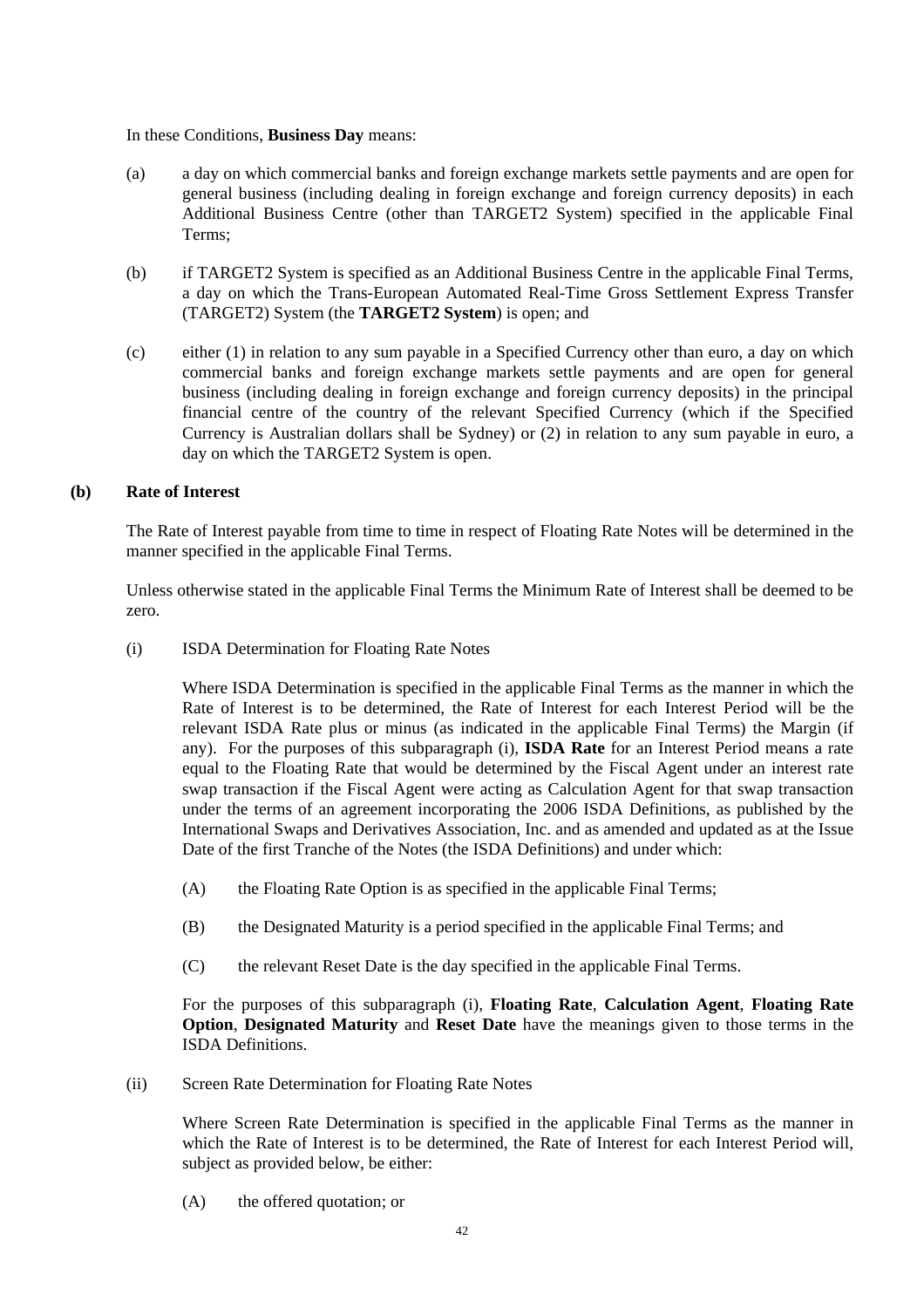In these Conditions, **Business Day** means:

(a) a day on which commercial banks and foreign exchange markets settle payments and are open for general business (including dealing in foreign exchange and foreign currency deposits) in each Additional Business Centre (other than TARGET2 System) specified in the applicable Final Terms;

(b) if TARGET2 System is specified as an Additional Business Centre in the applicable Final Terms, a day on which the Trans-European Automated Real-Time Gross Settlement Express Transfer (TARGET2) System (the **TARGET2 System**) is open; and

(c) either (1) in relation to any sum payable in a Specified Currency other than euro, a day on which commercial banks and foreign exchange markets settle payments and are open for general business (including dealing in foreign exchange and foreign currency deposits) in the principal financial centre of the country of the relevant Specified Currency (which if the Specified Currency is Australian dollars shall be Sydney) or (2) in relation to any sum payable in euro, a day on which the TARGET2 System is open.

**(b) Rate of Interest**

The Rate of Interest payable from time to time in respect of Floating Rate Notes will be determined in the manner specified in the applicable Final Terms.

Unless otherwise stated in the applicable Final Terms the Minimum Rate of Interest shall be deemed to be zero.

(i) ISDA Determination for Floating Rate Notes

Where ISDA Determination is specified in the applicable Final Terms as the manner in which the Rate of Interest is to be determined, the Rate of Interest for each Interest Period will be the relevant ISDA Rate plus or minus (as indicated in the applicable Final Terms) the Margin (if any). For the purposes of this subparagraph (i), **ISDA Rate** for an Interest Period means a rate equal to the Floating Rate that would be determined by the Fiscal Agent under an interest rate swap transaction if the Fiscal Agent were acting as Calculation Agent for that swap transaction under the terms of an agreement incorporating the 2006 ISDA Definitions, as published by the International Swaps and Derivatives Association, Inc. and as amended and updated as at the Issue Date of the first Tranche of the Notes (the ISDA Definitions) and under which:

(A) the Floating Rate Option is as specified in the applicable Final Terms;

(B) the Designated Maturity is a period specified in the applicable Final Terms; and

(C) the relevant Reset Date is the day specified in the applicable Final Terms.

For the purposes of this subparagraph (i), **Floating Rate**, **Calculation Agent**, **Floating Rate Option**, **Designated Maturity** and **Reset Date** have the meanings given to those terms in the ISDA Definitions.

(ii) Screen Rate Determination for Floating Rate Notes

Where Screen Rate Determination is specified in the applicable Final Terms as the manner in which the Rate of Interest is to be determined, the Rate of Interest for each Interest Period will, subject as provided below, be either:

(A) the offered quotation; or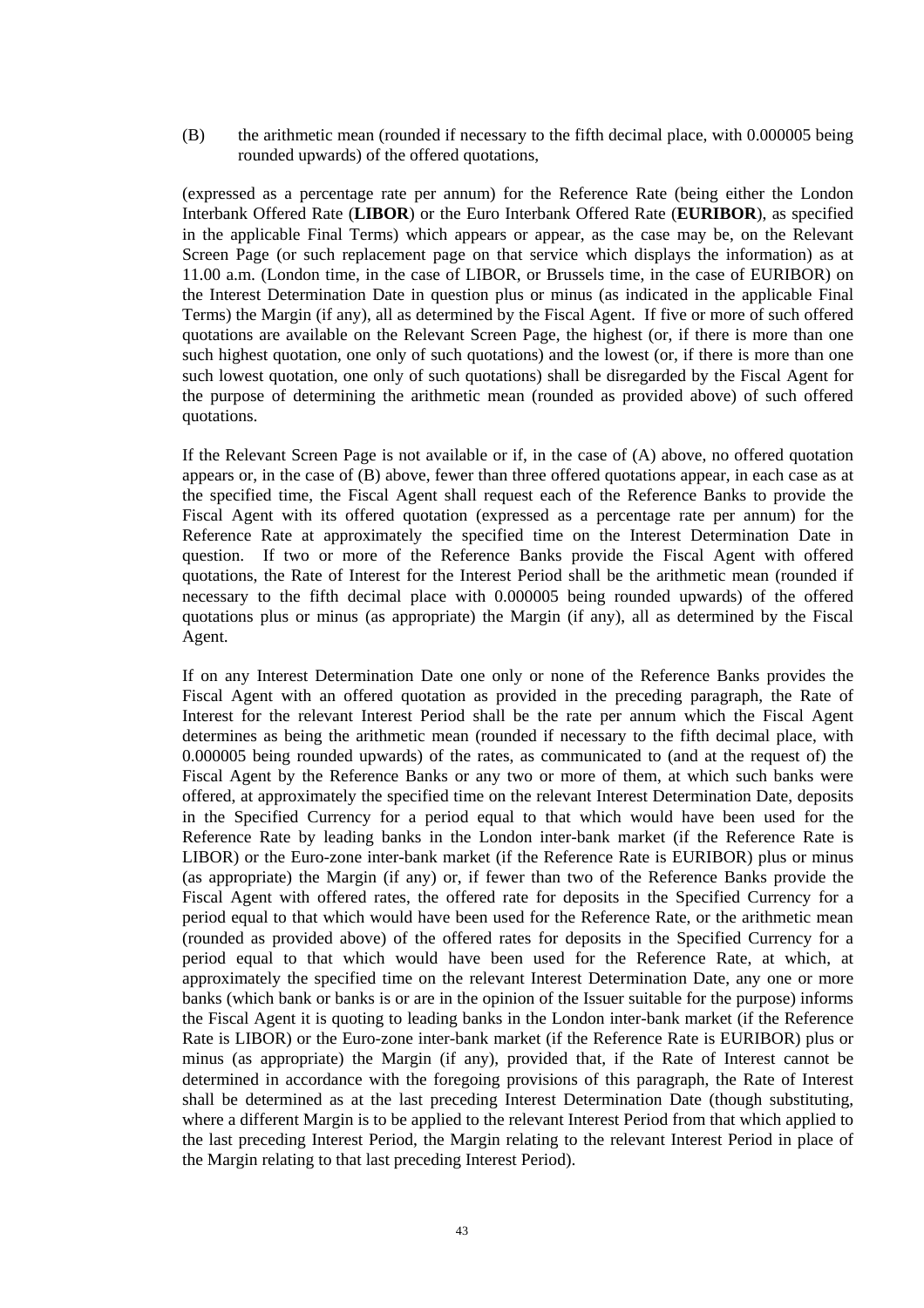(B) the arithmetic mean (rounded if necessary to the fifth decimal place, with 0.000005 being rounded upwards) of the offered quotations,

(expressed as a percentage rate per annum) for the Reference Rate (being either the London Interbank Offered Rate (**LIBOR**) or the Euro Interbank Offered Rate (**EURIBOR**), as specified in the applicable Final Terms) which appears or appear, as the case may be, on the Relevant Screen Page (or such replacement page on that service which displays the information) as at 11.00 a.m. (London time, in the case of LIBOR, or Brussels time, in the case of EURIBOR) on the Interest Determination Date in question plus or minus (as indicated in the applicable Final Terms) the Margin (if any), all as determined by the Fiscal Agent. If five or more of such offered quotations are available on the Relevant Screen Page, the highest (or, if there is more than one such highest quotation, one only of such quotations) and the lowest (or, if there is more than one such lowest quotation, one only of such quotations) shall be disregarded by the Fiscal Agent for the purpose of determining the arithmetic mean (rounded as provided above) of such offered quotations.

If the Relevant Screen Page is not available or if, in the case of (A) above, no offered quotation appears or, in the case of (B) above, fewer than three offered quotations appear, in each case as at the specified time, the Fiscal Agent shall request each of the Reference Banks to provide the Fiscal Agent with its offered quotation (expressed as a percentage rate per annum) for the Reference Rate at approximately the specified time on the Interest Determination Date in question. If two or more of the Reference Banks provide the Fiscal Agent with offered quotations, the Rate of Interest for the Interest Period shall be the arithmetic mean (rounded if necessary to the fifth decimal place with 0.000005 being rounded upwards) of the offered quotations plus or minus (as appropriate) the Margin (if any), all as determined by the Fiscal Agent.

If on any Interest Determination Date one only or none of the Reference Banks provides the Fiscal Agent with an offered quotation as provided in the preceding paragraph, the Rate of Interest for the relevant Interest Period shall be the rate per annum which the Fiscal Agent determines as being the arithmetic mean (rounded if necessary to the fifth decimal place, with 0.000005 being rounded upwards) of the rates, as communicated to (and at the request of) the Fiscal Agent by the Reference Banks or any two or more of them, at which such banks were offered, at approximately the specified time on the relevant Interest Determination Date, deposits in the Specified Currency for a period equal to that which would have been used for the Reference Rate by leading banks in the London inter-bank market (if the Reference Rate is LIBOR) or the Euro-zone inter-bank market (if the Reference Rate is EURIBOR) plus or minus (as appropriate) the Margin (if any) or, if fewer than two of the Reference Banks provide the Fiscal Agent with offered rates, the offered rate for deposits in the Specified Currency for a period equal to that which would have been used for the Reference Rate, or the arithmetic mean (rounded as provided above) of the offered rates for deposits in the Specified Currency for a period equal to that which would have been used for the Reference Rate, at which, at approximately the specified time on the relevant Interest Determination Date, any one or more banks (which bank or banks is or are in the opinion of the Issuer suitable for the purpose) informs the Fiscal Agent it is quoting to leading banks in the London inter-bank market (if the Reference Rate is LIBOR) or the Euro-zone inter-bank market (if the Reference Rate is EURIBOR) plus or minus (as appropriate) the Margin (if any), provided that, if the Rate of Interest cannot be determined in accordance with the foregoing provisions of this paragraph, the Rate of Interest shall be determined as at the last preceding Interest Determination Date (though substituting, where a different Margin is to be applied to the relevant Interest Period from that which applied to the last preceding Interest Period, the Margin relating to the relevant Interest Period in place of the Margin relating to that last preceding Interest Period).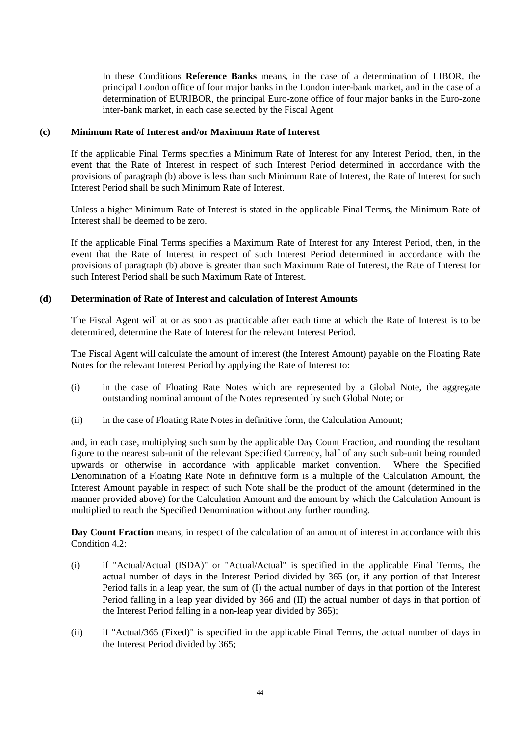In these Conditions **Reference Banks** means, in the case of a determination of LIBOR, the principal London office of four major banks in the London inter-bank market, and in the case of a determination of EURIBOR, the principal Euro-zone office of four major banks in the Euro-zone inter-bank market, in each case selected by the Fiscal Agent

**(c) Minimum Rate of Interest and/or Maximum Rate of Interest**

If the applicable Final Terms specifies a Minimum Rate of Interest for any Interest Period, then, in the event that the Rate of Interest in respect of such Interest Period determined in accordance with the provisions of paragraph (b) above is less than such Minimum Rate of Interest, the Rate of Interest for such Interest Period shall be such Minimum Rate of Interest.

Unless a higher Minimum Rate of Interest is stated in the applicable Final Terms, the Minimum Rate of Interest shall be deemed to be zero.

If the applicable Final Terms specifies a Maximum Rate of Interest for any Interest Period, then, in the event that the Rate of Interest in respect of such Interest Period determined in accordance with the provisions of paragraph (b) above is greater than such Maximum Rate of Interest, the Rate of Interest for such Interest Period shall be such Maximum Rate of Interest.

**(d) Determination of Rate of Interest and calculation of Interest Amounts**

The Fiscal Agent will at or as soon as practicable after each time at which the Rate of Interest is to be determined, determine the Rate of Interest for the relevant Interest Period.

The Fiscal Agent will calculate the amount of interest (the Interest Amount) payable on the Floating Rate Notes for the relevant Interest Period by applying the Rate of Interest to:

(i) in the case of Floating Rate Notes which are represented by a Global Note, the aggregate outstanding nominal amount of the Notes represented by such Global Note; or

(ii) in the case of Floating Rate Notes in definitive form, the Calculation Amount;

and, in each case, multiplying such sum by the applicable Day Count Fraction, and rounding the resultant figure to the nearest sub-unit of the relevant Specified Currency, half of any such sub-unit being rounded upwards or otherwise in accordance with applicable market convention. Where the Specified Denomination of a Floating Rate Note in definitive form is a multiple of the Calculation Amount, the Interest Amount payable in respect of such Note shall be the product of the amount (determined in the manner provided above) for the Calculation Amount and the amount by which the Calculation Amount is multiplied to reach the Specified Denomination without any further rounding.

**Day Count Fraction** means, in respect of the calculation of an amount of interest in accordance with this Condition 4.2:

(i) if "Actual/Actual (ISDA)" or "Actual/Actual" is specified in the applicable Final Terms, the actual number of days in the Interest Period divided by 365 (or, if any portion of that Interest Period falls in a leap year, the sum of (I) the actual number of days in that portion of the Interest Period falling in a leap year divided by 366 and (II) the actual number of days in that portion of the Interest Period falling in a non-leap year divided by 365);

(ii) if "Actual/365 (Fixed)" is specified in the applicable Final Terms, the actual number of days in the Interest Period divided by 365;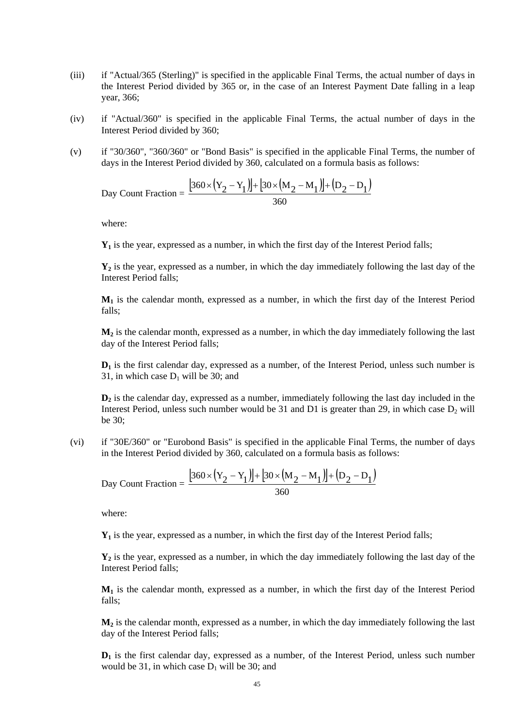(iii) if "Actual/365 (Sterling)" is specified in the applicable Final Terms, the actual number of days in the Interest Period divided by 365 or, in the case of an Interest Payment Date falling in a leap year, 366;

(iv) if "Actual/360" is specified in the applicable Final Terms, the actual number of days in the Interest Period divided by 360;

(v) if "30/360", "360/360" or "Bond Basis" is specified in the applicable Final Terms, the number of days in the Interest Period divided by 360, calculated on a formula basis as follows:

$$\text{Day Count Fraction} = \frac{[360 \times (Y_2 - Y_1)] + [30 \times (M_2 - M_1)] + (D_2 - D_1)}{360}$$

where:

$\mathbf{Y_1}$ is the year, expressed as a number, in which the first day of the Interest Period falls;

$\mathbf{Y_2}$ is the year, expressed as a number, in which the day immediately following the last day of the Interest Period falls;

$\mathbf{M_1}$ is the calendar month, expressed as a number, in which the first day of the Interest Period falls;

$\mathbf{M_2}$ is the calendar month, expressed as a number, in which the day immediately following the last day of the Interest Period falls;

$\mathbf{D_1}$ is the first calendar day, expressed as a number, of the Interest Period, unless such number is 31, in which case $D_1$ will be 30; and

$\mathbf{D_2}$ is the calendar day, expressed as a number, immediately following the last day included in the Interest Period, unless such number would be 31 and D1 is greater than 29, in which case $D_2$ will be 30;

(vi) if "30E/360" or "Eurobond Basis" is specified in the applicable Final Terms, the number of days in the Interest Period divided by 360, calculated on a formula basis as follows:

$$\text{Day Count Fraction} = \frac{[360 \times (Y_2 - Y_1)] + [30 \times (M_2 - M_1)] + (D_2 - D_1)}{360}$$

where:

$\mathbf{Y_1}$ is the year, expressed as a number, in which the first day of the Interest Period falls;

$\mathbf{Y_2}$ is the year, expressed as a number, in which the day immediately following the last day of the Interest Period falls;

$\mathbf{M_1}$ is the calendar month, expressed as a number, in which the first day of the Interest Period falls;

$\mathbf{M_2}$ is the calendar month, expressed as a number, in which the day immediately following the last day of the Interest Period falls;

$\mathbf{D_1}$ is the first calendar day, expressed as a number, of the Interest Period, unless such number would be 31, in which case $D_1$ will be 30; and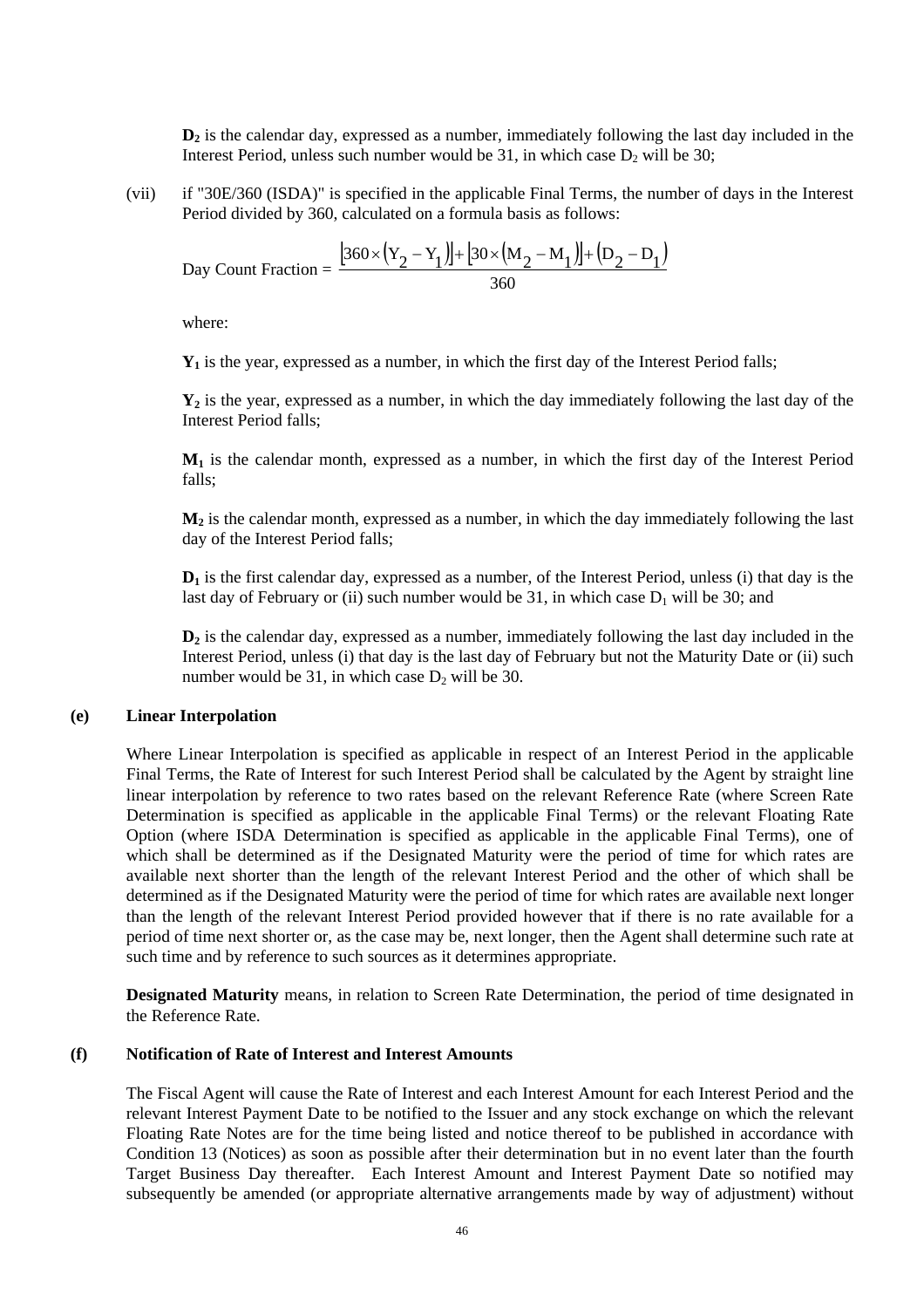**$D_2$** is the calendar day, expressed as a number, immediately following the last day included in the Interest Period, unless such number would be 31, in which case $D_2$ will be 30;

(vii) if "30E/360 (ISDA)" is specified in the applicable Final Terms, the number of days in the Interest Period divided by 360, calculated on a formula basis as follows:

$$\text{Day Count Fraction} = \frac{[360 \times (Y_2 - Y_1)] + [30 \times (M_2 - M_1)] + (D_2 - D_1)}{360}$$

where:

**$Y_1$** is the year, expressed as a number, in which the first day of the Interest Period falls;

**$Y_2$** is the year, expressed as a number, in which the day immediately following the last day of the Interest Period falls;

**$M_1$** is the calendar month, expressed as a number, in which the first day of the Interest Period falls;

**$M_2$** is the calendar month, expressed as a number, in which the day immediately following the last day of the Interest Period falls;

**$D_1$** is the first calendar day, expressed as a number, of the Interest Period, unless (i) that day is the last day of February or (ii) such number would be 31, in which case $D_1$ will be 30; and

**$D_2$** is the calendar day, expressed as a number, immediately following the last day included in the Interest Period, unless (i) that day is the last day of February but not the Maturity Date or (ii) such number would be 31, in which case $D_2$ will be 30.

**(e) Linear Interpolation**

Where Linear Interpolation is specified as applicable in respect of an Interest Period in the applicable Final Terms, the Rate of Interest for such Interest Period shall be calculated by the Agent by straight line linear interpolation by reference to two rates based on the relevant Reference Rate (where Screen Rate Determination is specified as applicable in the applicable Final Terms) or the relevant Floating Rate Option (where ISDA Determination is specified as applicable in the applicable Final Terms), one of which shall be determined as if the Designated Maturity were the period of time for which rates are available next shorter than the length of the relevant Interest Period and the other of which shall be determined as if the Designated Maturity were the period of time for which rates are available next longer than the length of the relevant Interest Period provided however that if there is no rate available for a period of time next shorter or, as the case may be, next longer, then the Agent shall determine such rate at such time and by reference to such sources as it determines appropriate.

**Designated Maturity** means, in relation to Screen Rate Determination, the period of time designated in the Reference Rate.

**(f) Notification of Rate of Interest and Interest Amounts**

The Fiscal Agent will cause the Rate of Interest and each Interest Amount for each Interest Period and the relevant Interest Payment Date to be notified to the Issuer and any stock exchange on which the relevant Floating Rate Notes are for the time being listed and notice thereof to be published in accordance with Condition 13 (Notices) as soon as possible after their determination but in no event later than the fourth Target Business Day thereafter. Each Interest Amount and Interest Payment Date so notified may subsequently be amended (or appropriate alternative arrangements made by way of adjustment) without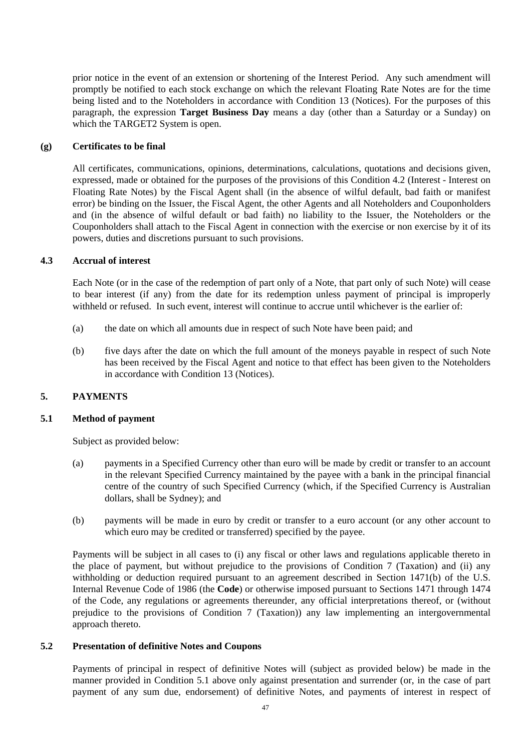prior notice in the event of an extension or shortening of the Interest Period. Any such amendment will promptly be notified to each stock exchange on which the relevant Floating Rate Notes are for the time being listed and to the Noteholders in accordance with Condition 13 (Notices). For the purposes of this paragraph, the expression **Target Business Day** means a day (other than a Saturday or a Sunday) on which the TARGET2 System is open.

**(g) Certificates to be final**

All certificates, communications, opinions, determinations, calculations, quotations and decisions given, expressed, made or obtained for the purposes of the provisions of this Condition 4.2 (Interest - Interest on Floating Rate Notes) by the Fiscal Agent shall (in the absence of wilful default, bad faith or manifest error) be binding on the Issuer, the Fiscal Agent, the other Agents and all Noteholders and Couponholders and (in the absence of wilful default or bad faith) no liability to the Issuer, the Noteholders or the Couponholders shall attach to the Fiscal Agent in connection with the exercise or non exercise by it of its powers, duties and discretions pursuant to such provisions.

## 4.3 Accrual of interest

Each Note (or in the case of the redemption of part only of a Note, that part only of such Note) will cease to bear interest (if any) from the date for its redemption unless payment of principal is improperly withheld or refused. In such event, interest will continue to accrue until whichever is the earlier of:

(a) the date on which all amounts due in respect of such Note have been paid; and

(b) five days after the date on which the full amount of the moneys payable in respect of such Note has been received by the Fiscal Agent and notice to that effect has been given to the Noteholders in accordance with Condition 13 (Notices).

# 5. PAYMENTS

## 5.1 Method of payment

Subject as provided below:

(a) payments in a Specified Currency other than euro will be made by credit or transfer to an account in the relevant Specified Currency maintained by the payee with a bank in the principal financial centre of the country of such Specified Currency (which, if the Specified Currency is Australian dollars, shall be Sydney); and

(b) payments will be made in euro by credit or transfer to a euro account (or any other account to which euro may be credited or transferred) specified by the payee.

Payments will be subject in all cases to (i) any fiscal or other laws and regulations applicable thereto in the place of payment, but without prejudice to the provisions of Condition 7 (Taxation) and (ii) any withholding or deduction required pursuant to an agreement described in Section 1471(b) of the U.S. Internal Revenue Code of 1986 (the **Code**) or otherwise imposed pursuant to Sections 1471 through 1474 of the Code, any regulations or agreements thereunder, any official interpretations thereof, or (without prejudice to the provisions of Condition 7 (Taxation)) any law implementing an intergovernmental approach thereto.

## 5.2 Presentation of definitive Notes and Coupons

Payments of principal in respect of definitive Notes will (subject as provided below) be made in the manner provided in Condition 5.1 above only against presentation and surrender (or, in the case of part payment of any sum due, endorsement) of definitive Notes, and payments of interest in respect of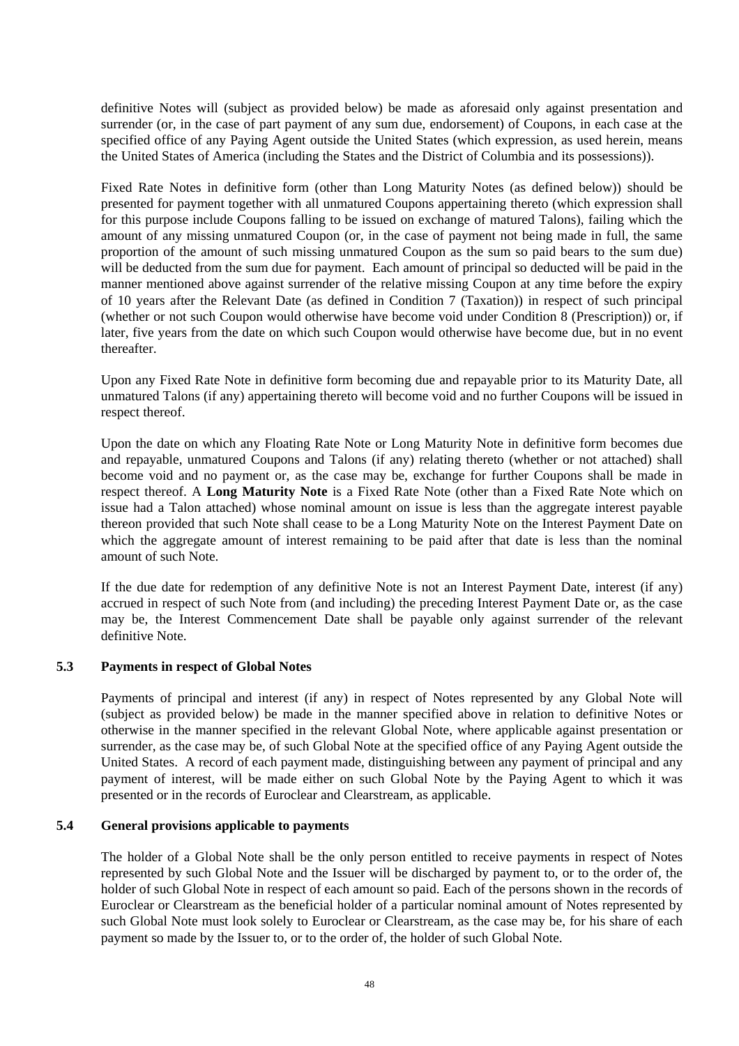definitive Notes will (subject as provided below) be made as aforesaid only against presentation and surrender (or, in the case of part payment of any sum due, endorsement) of Coupons, in each case at the specified office of any Paying Agent outside the United States (which expression, as used herein, means the United States of America (including the States and the District of Columbia and its possessions)).

Fixed Rate Notes in definitive form (other than Long Maturity Notes (as defined below)) should be presented for payment together with all unmatured Coupons appertaining thereto (which expression shall for this purpose include Coupons falling to be issued on exchange of matured Talons), failing which the amount of any missing unmatured Coupon (or, in the case of payment not being made in full, the same proportion of the amount of such missing unmatured Coupon as the sum so paid bears to the sum due) will be deducted from the sum due for payment. Each amount of principal so deducted will be paid in the manner mentioned above against surrender of the relative missing Coupon at any time before the expiry of 10 years after the Relevant Date (as defined in Condition 7 (Taxation)) in respect of such principal (whether or not such Coupon would otherwise have become void under Condition 8 (Prescription)) or, if later, five years from the date on which such Coupon would otherwise have become due, but in no event thereafter.

Upon any Fixed Rate Note in definitive form becoming due and repayable prior to its Maturity Date, all unmatured Talons (if any) appertaining thereto will become void and no further Coupons will be issued in respect thereof.

Upon the date on which any Floating Rate Note or Long Maturity Note in definitive form becomes due and repayable, unmatured Coupons and Talons (if any) relating thereto (whether or not attached) shall become void and no payment or, as the case may be, exchange for further Coupons shall be made in respect thereof. A **Long Maturity Note** is a Fixed Rate Note (other than a Fixed Rate Note which on issue had a Talon attached) whose nominal amount on issue is less than the aggregate interest payable thereon provided that such Note shall cease to be a Long Maturity Note on the Interest Payment Date on which the aggregate amount of interest remaining to be paid after that date is less than the nominal amount of such Note.

If the due date for redemption of any definitive Note is not an Interest Payment Date, interest (if any) accrued in respect of such Note from (and including) the preceding Interest Payment Date or, as the case may be, the Interest Commencement Date shall be payable only against surrender of the relevant definitive Note.

### 5.3 Payments in respect of Global Notes

Payments of principal and interest (if any) in respect of Notes represented by any Global Note will (subject as provided below) be made in the manner specified above in relation to definitive Notes or otherwise in the manner specified in the relevant Global Note, where applicable against presentation or surrender, as the case may be, of such Global Note at the specified office of any Paying Agent outside the United States. A record of each payment made, distinguishing between any payment of principal and any payment of interest, will be made either on such Global Note by the Paying Agent to which it was presented or in the records of Euroclear and Clearstream, as applicable.

### 5.4 General provisions applicable to payments

The holder of a Global Note shall be the only person entitled to receive payments in respect of Notes represented by such Global Note and the Issuer will be discharged by payment to, or to the order of, the holder of such Global Note in respect of each amount so paid. Each of the persons shown in the records of Euroclear or Clearstream as the beneficial holder of a particular nominal amount of Notes represented by such Global Note must look solely to Euroclear or Clearstream, as the case may be, for his share of each payment so made by the Issuer to, or to the order of, the holder of such Global Note.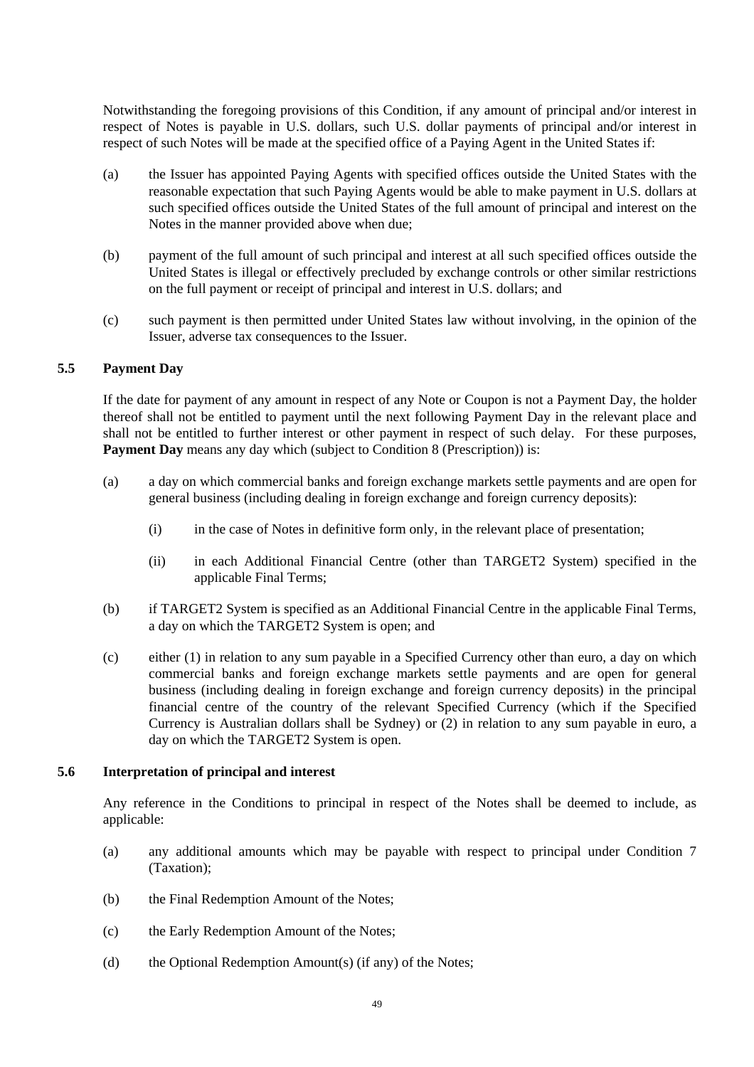Notwithstanding the foregoing provisions of this Condition, if any amount of principal and/or interest in respect of Notes is payable in U.S. dollars, such U.S. dollar payments of principal and/or interest in respect of such Notes will be made at the specified office of a Paying Agent in the United States if:

(a) the Issuer has appointed Paying Agents with specified offices outside the United States with the reasonable expectation that such Paying Agents would be able to make payment in U.S. dollars at such specified offices outside the United States of the full amount of principal and interest on the Notes in the manner provided above when due;

(b) payment of the full amount of such principal and interest at all such specified offices outside the United States is illegal or effectively precluded by exchange controls or other similar restrictions on the full payment or receipt of principal and interest in U.S. dollars; and

(c) such payment is then permitted under United States law without involving, in the opinion of the Issuer, adverse tax consequences to the Issuer.

### 5.5 Payment Day

If the date for payment of any amount in respect of any Note or Coupon is not a Payment Day, the holder thereof shall not be entitled to payment until the next following Payment Day in the relevant place and shall not be entitled to further interest or other payment in respect of such delay. For these purposes, **Payment Day** means any day which (subject to Condition 8 (Prescription)) is:

(a) a day on which commercial banks and foreign exchange markets settle payments and are open for general business (including dealing in foreign exchange and foreign currency deposits):

   (i) in the case of Notes in definitive form only, in the relevant place of presentation;

   (ii) in each Additional Financial Centre (other than TARGET2 System) specified in the applicable Final Terms;

(b) if TARGET2 System is specified as an Additional Financial Centre in the applicable Final Terms, a day on which the TARGET2 System is open; and

(c) either (1) in relation to any sum payable in a Specified Currency other than euro, a day on which commercial banks and foreign exchange markets settle payments and are open for general business (including dealing in foreign exchange and foreign currency deposits) in the principal financial centre of the country of the relevant Specified Currency (which if the Specified Currency is Australian dollars shall be Sydney) or (2) in relation to any sum payable in euro, a day on which the TARGET2 System is open.

### 5.6 Interpretation of principal and interest

Any reference in the Conditions to principal in respect of the Notes shall be deemed to include, as applicable:

(a) any additional amounts which may be payable with respect to principal under Condition 7 (Taxation);

(b) the Final Redemption Amount of the Notes;

(c) the Early Redemption Amount of the Notes;

(d) the Optional Redemption Amount(s) (if any) of the Notes;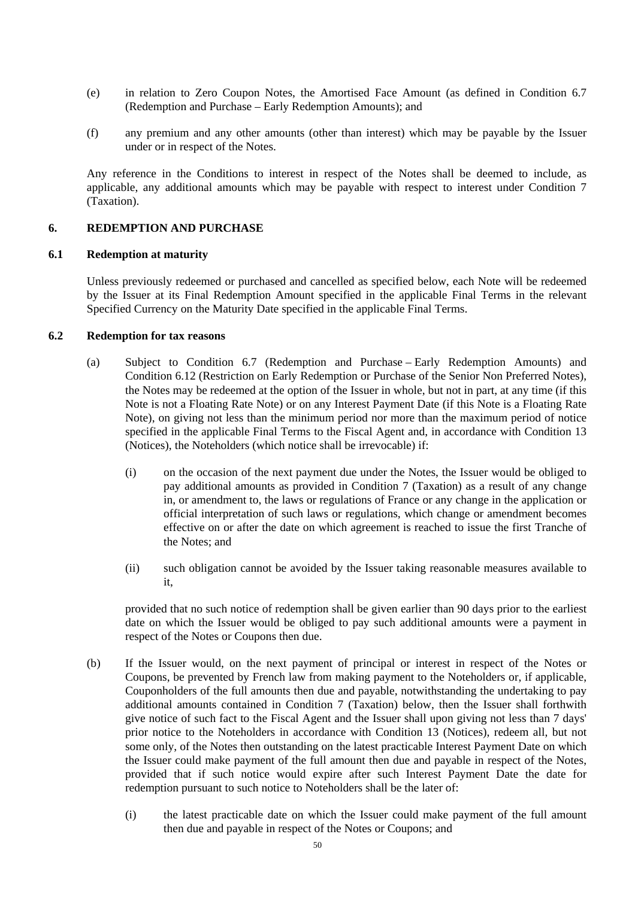(e) in relation to Zero Coupon Notes, the Amortised Face Amount (as defined in Condition 6.7 (Redemption and Purchase – Early Redemption Amounts); and

(f) any premium and any other amounts (other than interest) which may be payable by the Issuer under or in respect of the Notes.

Any reference in the Conditions to interest in respect of the Notes shall be deemed to include, as applicable, any additional amounts which may be payable with respect to interest under Condition 7 (Taxation).

## 6. REDEMPTION AND PURCHASE

### 6.1 Redemption at maturity

Unless previously redeemed or purchased and cancelled as specified below, each Note will be redeemed by the Issuer at its Final Redemption Amount specified in the applicable Final Terms in the relevant Specified Currency on the Maturity Date specified in the applicable Final Terms.

### 6.2 Redemption for tax reasons

(a) Subject to Condition 6.7 (Redemption and Purchase – Early Redemption Amounts) and Condition 6.12 (Restriction on Early Redemption or Purchase of the Senior Non Preferred Notes), the Notes may be redeemed at the option of the Issuer in whole, but not in part, at any time (if this Note is not a Floating Rate Note) or on any Interest Payment Date (if this Note is a Floating Rate Note), on giving not less than the minimum period nor more than the maximum period of notice specified in the applicable Final Terms to the Fiscal Agent and, in accordance with Condition 13 (Notices), the Noteholders (which notice shall be irrevocable) if:

  (i) on the occasion of the next payment due under the Notes, the Issuer would be obliged to pay additional amounts as provided in Condition 7 (Taxation) as a result of any change in, or amendment to, the laws or regulations of France or any change in the application or official interpretation of such laws or regulations, which change or amendment becomes effective on or after the date on which agreement is reached to issue the first Tranche of the Notes; and

  (ii) such obligation cannot be avoided by the Issuer taking reasonable measures available to it,

  provided that no such notice of redemption shall be given earlier than 90 days prior to the earliest date on which the Issuer would be obliged to pay such additional amounts were a payment in respect of the Notes or Coupons then due.

(b) If the Issuer would, on the next payment of principal or interest in respect of the Notes or Coupons, be prevented by French law from making payment to the Noteholders or, if applicable, Couponholders of the full amounts then due and payable, notwithstanding the undertaking to pay additional amounts contained in Condition 7 (Taxation) below, then the Issuer shall forthwith give notice of such fact to the Fiscal Agent and the Issuer shall upon giving not less than 7 days' prior notice to the Noteholders in accordance with Condition 13 (Notices), redeem all, but not some only, of the Notes then outstanding on the latest practicable Interest Payment Date on which the Issuer could make payment of the full amount then due and payable in respect of the Notes, provided that if such notice would expire after such Interest Payment Date the date for redemption pursuant to such notice to Noteholders shall be the later of:

  (i) the latest practicable date on which the Issuer could make payment of the full amount then due and payable in respect of the Notes or Coupons; and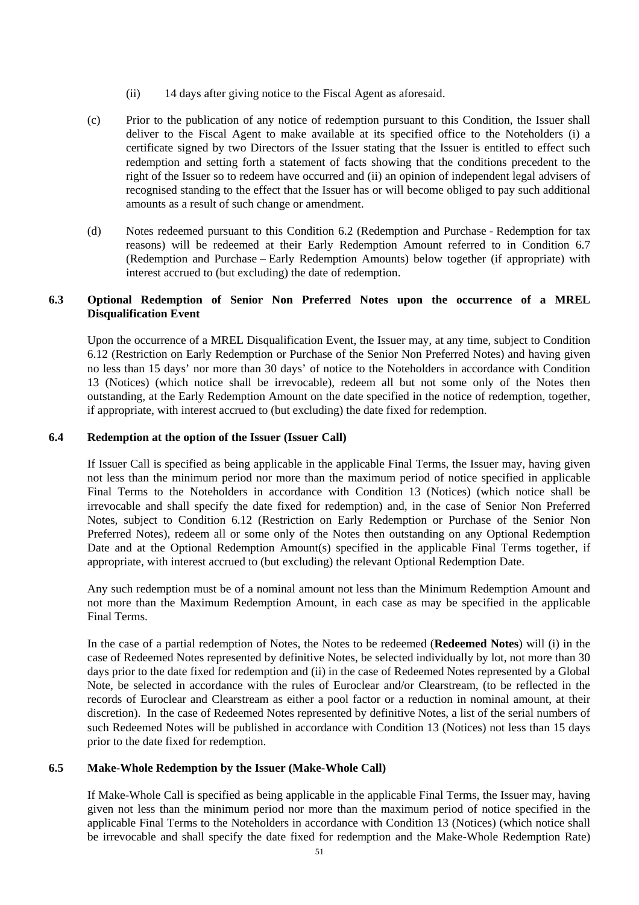(ii) 14 days after giving notice to the Fiscal Agent as aforesaid.

(c) Prior to the publication of any notice of redemption pursuant to this Condition, the Issuer shall deliver to the Fiscal Agent to make available at its specified office to the Noteholders (i) a certificate signed by two Directors of the Issuer stating that the Issuer is entitled to effect such redemption and setting forth a statement of facts showing that the conditions precedent to the right of the Issuer so to redeem have occurred and (ii) an opinion of independent legal advisers of recognised standing to the effect that the Issuer has or will become obliged to pay such additional amounts as a result of such change or amendment.

(d) Notes redeemed pursuant to this Condition 6.2 (Redemption and Purchase - Redemption for tax reasons) will be redeemed at their Early Redemption Amount referred to in Condition 6.7 (Redemption and Purchase – Early Redemption Amounts) below together (if appropriate) with interest accrued to (but excluding) the date of redemption.

### 6.3 Optional Redemption of Senior Non Preferred Notes upon the occurrence of a MREL Disqualification Event

Upon the occurrence of a MREL Disqualification Event, the Issuer may, at any time, subject to Condition 6.12 (Restriction on Early Redemption or Purchase of the Senior Non Preferred Notes) and having given no less than 15 days' nor more than 30 days' of notice to the Noteholders in accordance with Condition 13 (Notices) (which notice shall be irrevocable), redeem all but not some only of the Notes then outstanding, at the Early Redemption Amount on the date specified in the notice of redemption, together, if appropriate, with interest accrued to (but excluding) the date fixed for redemption.

### 6.4 Redemption at the option of the Issuer (Issuer Call)

If Issuer Call is specified as being applicable in the applicable Final Terms, the Issuer may, having given not less than the minimum period nor more than the maximum period of notice specified in applicable Final Terms to the Noteholders in accordance with Condition 13 (Notices) (which notice shall be irrevocable and shall specify the date fixed for redemption) and, in the case of Senior Non Preferred Notes, subject to Condition 6.12 (Restriction on Early Redemption or Purchase of the Senior Non Preferred Notes), redeem all or some only of the Notes then outstanding on any Optional Redemption Date and at the Optional Redemption Amount(s) specified in the applicable Final Terms together, if appropriate, with interest accrued to (but excluding) the relevant Optional Redemption Date.

Any such redemption must be of a nominal amount not less than the Minimum Redemption Amount and not more than the Maximum Redemption Amount, in each case as may be specified in the applicable Final Terms.

In the case of a partial redemption of Notes, the Notes to be redeemed (**Redeemed Notes**) will (i) in the case of Redeemed Notes represented by definitive Notes, be selected individually by lot, not more than 30 days prior to the date fixed for redemption and (ii) in the case of Redeemed Notes represented by a Global Note, be selected in accordance with the rules of Euroclear and/or Clearstream, (to be reflected in the records of Euroclear and Clearstream as either a pool factor or a reduction in nominal amount, at their discretion). In the case of Redeemed Notes represented by definitive Notes, a list of the serial numbers of such Redeemed Notes will be published in accordance with Condition 13 (Notices) not less than 15 days prior to the date fixed for redemption.

### 6.5 Make-Whole Redemption by the Issuer (Make-Whole Call)

If Make-Whole Call is specified as being applicable in the applicable Final Terms, the Issuer may, having given not less than the minimum period nor more than the maximum period of notice specified in the applicable Final Terms to the Noteholders in accordance with Condition 13 (Notices) (which notice shall be irrevocable and shall specify the date fixed for redemption and the Make-Whole Redemption Rate)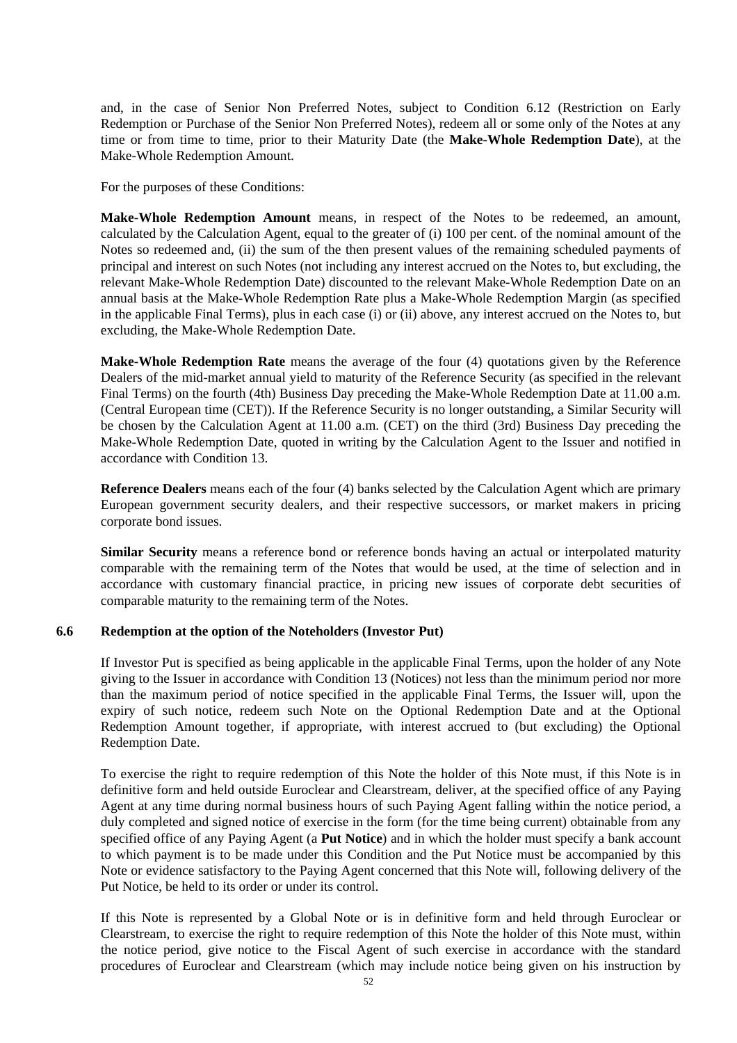and, in the case of Senior Non Preferred Notes, subject to Condition 6.12 (Restriction on Early Redemption or Purchase of the Senior Non Preferred Notes), redeem all or some only of the Notes at any time or from time to time, prior to their Maturity Date (the **Make-Whole Redemption Date**), at the Make-Whole Redemption Amount.

For the purposes of these Conditions:

**Make-Whole Redemption Amount** means, in respect of the Notes to be redeemed, an amount, calculated by the Calculation Agent, equal to the greater of (i) 100 per cent. of the nominal amount of the Notes so redeemed and, (ii) the sum of the then present values of the remaining scheduled payments of principal and interest on such Notes (not including any interest accrued on the Notes to, but excluding, the relevant Make-Whole Redemption Date) discounted to the relevant Make-Whole Redemption Date on an annual basis at the Make-Whole Redemption Rate plus a Make-Whole Redemption Margin (as specified in the applicable Final Terms), plus in each case (i) or (ii) above, any interest accrued on the Notes to, but excluding, the Make-Whole Redemption Date.

**Make-Whole Redemption Rate** means the average of the four (4) quotations given by the Reference Dealers of the mid-market annual yield to maturity of the Reference Security (as specified in the relevant Final Terms) on the fourth (4th) Business Day preceding the Make-Whole Redemption Date at 11.00 a.m. (Central European time (CET)). If the Reference Security is no longer outstanding, a Similar Security will be chosen by the Calculation Agent at 11.00 a.m. (CET) on the third (3rd) Business Day preceding the Make-Whole Redemption Date, quoted in writing by the Calculation Agent to the Issuer and notified in accordance with Condition 13.

**Reference Dealers** means each of the four (4) banks selected by the Calculation Agent which are primary European government security dealers, and their respective successors, or market makers in pricing corporate bond issues.

**Similar Security** means a reference bond or reference bonds having an actual or interpolated maturity comparable with the remaining term of the Notes that would be used, at the time of selection and in accordance with customary financial practice, in pricing new issues of corporate debt securities of comparable maturity to the remaining term of the Notes.

### 6.6 Redemption at the option of the Noteholders (Investor Put)

If Investor Put is specified as being applicable in the applicable Final Terms, upon the holder of any Note giving to the Issuer in accordance with Condition 13 (Notices) not less than the minimum period nor more than the maximum period of notice specified in the applicable Final Terms, the Issuer will, upon the expiry of such notice, redeem such Note on the Optional Redemption Date and at the Optional Redemption Amount together, if appropriate, with interest accrued to (but excluding) the Optional Redemption Date.

To exercise the right to require redemption of this Note the holder of this Note must, if this Note is in definitive form and held outside Euroclear and Clearstream, deliver, at the specified office of any Paying Agent at any time during normal business hours of such Paying Agent falling within the notice period, a duly completed and signed notice of exercise in the form (for the time being current) obtainable from any specified office of any Paying Agent (a **Put Notice**) and in which the holder must specify a bank account to which payment is to be made under this Condition and the Put Notice must be accompanied by this Note or evidence satisfactory to the Paying Agent concerned that this Note will, following delivery of the Put Notice, be held to its order or under its control.

If this Note is represented by a Global Note or is in definitive form and held through Euroclear or Clearstream, to exercise the right to require redemption of this Note the holder of this Note must, within the notice period, give notice to the Fiscal Agent of such exercise in accordance with the standard procedures of Euroclear and Clearstream (which may include notice being given on his instruction by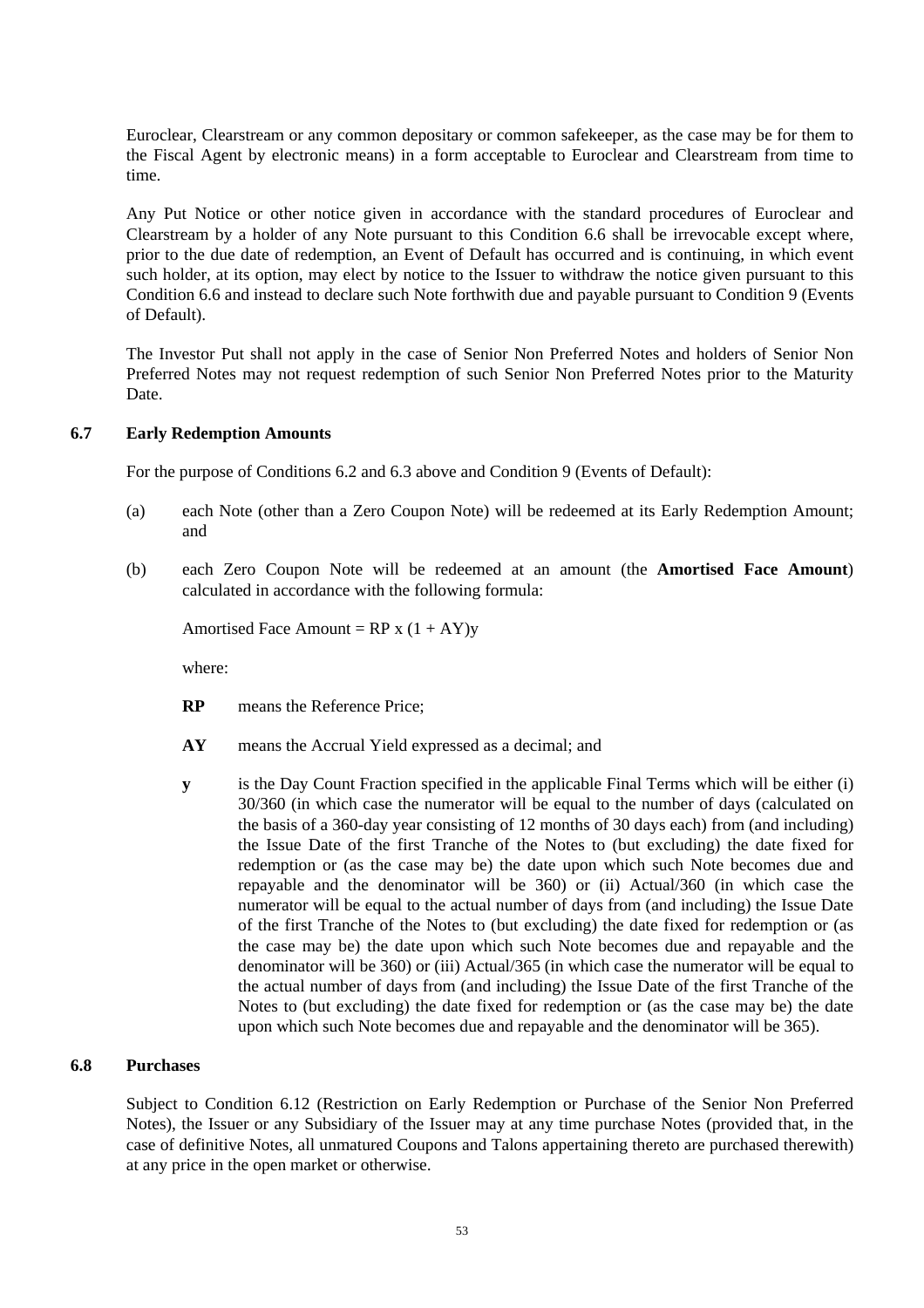Euroclear, Clearstream or any common depositary or common safekeeper, as the case may be for them to the Fiscal Agent by electronic means) in a form acceptable to Euroclear and Clearstream from time to time.

Any Put Notice or other notice given in accordance with the standard procedures of Euroclear and Clearstream by a holder of any Note pursuant to this Condition 6.6 shall be irrevocable except where, prior to the due date of redemption, an Event of Default has occurred and is continuing, in which event such holder, at its option, may elect by notice to the Issuer to withdraw the notice given pursuant to this Condition 6.6 and instead to declare such Note forthwith due and payable pursuant to Condition 9 (Events of Default).

The Investor Put shall not apply in the case of Senior Non Preferred Notes and holders of Senior Non Preferred Notes may not request redemption of such Senior Non Preferred Notes prior to the Maturity Date.

### 6.7 Early Redemption Amounts

For the purpose of Conditions 6.2 and 6.3 above and Condition 9 (Events of Default):

(a) each Note (other than a Zero Coupon Note) will be redeemed at its Early Redemption Amount; and

(b) each Zero Coupon Note will be redeemed at an amount (the **Amortised Face Amount**) calculated in accordance with the following formula:

$$\text{Amortised Face Amount} = RP \times (1 + AY)^{y}$$

where:

**RP** means the Reference Price;

**AY** means the Accrual Yield expressed as a decimal; and

**y** is the Day Count Fraction specified in the applicable Final Terms which will be either (i) 30/360 (in which case the numerator will be equal to the number of days (calculated on the basis of a 360-day year consisting of 12 months of 30 days each) from (and including) the Issue Date of the first Tranche of the Notes to (but excluding) the date fixed for redemption or (as the case may be) the date upon which such Note becomes due and repayable and the denominator will be 360) or (ii) Actual/360 (in which case the numerator will be equal to the actual number of days from (and including) the Issue Date of the first Tranche of the Notes to (but excluding) the date fixed for redemption or (as the case may be) the date upon which such Note becomes due and repayable and the denominator will be 360) or (iii) Actual/365 (in which case the numerator will be equal to the actual number of days from (and including) the Issue Date of the first Tranche of the Notes to (but excluding) the date fixed for redemption or (as the case may be) the date upon which such Note becomes due and repayable and the denominator will be 365).

### 6.8 Purchases

Subject to Condition 6.12 (Restriction on Early Redemption or Purchase of the Senior Non Preferred Notes), the Issuer or any Subsidiary of the Issuer may at any time purchase Notes (provided that, in the case of definitive Notes, all unmatured Coupons and Talons appertaining thereto are purchased therewith) at any price in the open market or otherwise.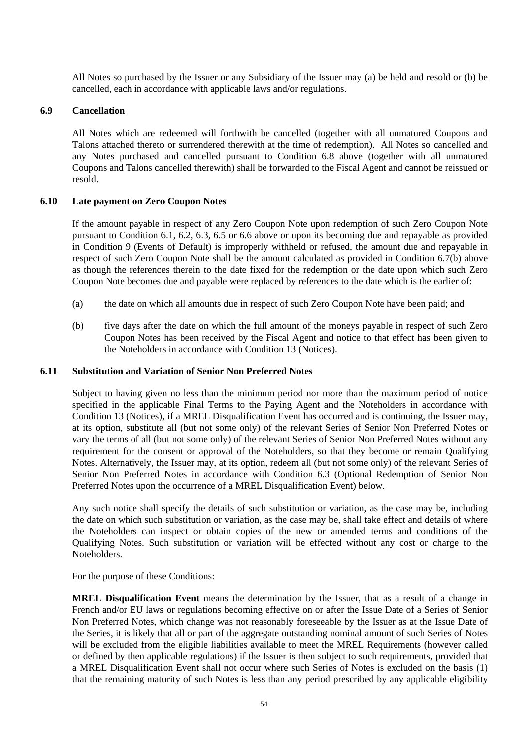All Notes so purchased by the Issuer or any Subsidiary of the Issuer may (a) be held and resold or (b) be cancelled, each in accordance with applicable laws and/or regulations.

### 6.9 Cancellation

All Notes which are redeemed will forthwith be cancelled (together with all unmatured Coupons and Talons attached thereto or surrendered therewith at the time of redemption). All Notes so cancelled and any Notes purchased and cancelled pursuant to Condition 6.8 above (together with all unmatured Coupons and Talons cancelled therewith) shall be forwarded to the Fiscal Agent and cannot be reissued or resold.

### 6.10 Late payment on Zero Coupon Notes

If the amount payable in respect of any Zero Coupon Note upon redemption of such Zero Coupon Note pursuant to Condition 6.1, 6.2, 6.3, 6.5 or 6.6 above or upon its becoming due and repayable as provided in Condition 9 (Events of Default) is improperly withheld or refused, the amount due and repayable in respect of such Zero Coupon Note shall be the amount calculated as provided in Condition 6.7(b) above as though the references therein to the date fixed for the redemption or the date upon which such Zero Coupon Note becomes due and payable were replaced by references to the date which is the earlier of:

(a) the date on which all amounts due in respect of such Zero Coupon Note have been paid; and

(b) five days after the date on which the full amount of the moneys payable in respect of such Zero Coupon Notes has been received by the Fiscal Agent and notice to that effect has been given to the Noteholders in accordance with Condition 13 (Notices).

### 6.11 Substitution and Variation of Senior Non Preferred Notes

Subject to having given no less than the minimum period nor more than the maximum period of notice specified in the applicable Final Terms to the Paying Agent and the Noteholders in accordance with Condition 13 (Notices), if a MREL Disqualification Event has occurred and is continuing, the Issuer may, at its option, substitute all (but not some only) of the relevant Series of Senior Non Preferred Notes or vary the terms of all (but not some only) of the relevant Series of Senior Non Preferred Notes without any requirement for the consent or approval of the Noteholders, so that they become or remain Qualifying Notes. Alternatively, the Issuer may, at its option, redeem all (but not some only) of the relevant Series of Senior Non Preferred Notes in accordance with Condition 6.3 (Optional Redemption of Senior Non Preferred Notes upon the occurrence of a MREL Disqualification Event) below.

Any such notice shall specify the details of such substitution or variation, as the case may be, including the date on which such substitution or variation, as the case may be, shall take effect and details of where the Noteholders can inspect or obtain copies of the new or amended terms and conditions of the Qualifying Notes. Such substitution or variation will be effected without any cost or charge to the Noteholders.

For the purpose of these Conditions:

**MREL Disqualification Event** means the determination by the Issuer, that as a result of a change in French and/or EU laws or regulations becoming effective on or after the Issue Date of a Series of Senior Non Preferred Notes, which change was not reasonably foreseeable by the Issuer as at the Issue Date of the Series, it is likely that all or part of the aggregate outstanding nominal amount of such Series of Notes will be excluded from the eligible liabilities available to meet the MREL Requirements (however called or defined by then applicable regulations) if the Issuer is then subject to such requirements, provided that a MREL Disqualification Event shall not occur where such Series of Notes is excluded on the basis (1) that the remaining maturity of such Notes is less than any period prescribed by any applicable eligibility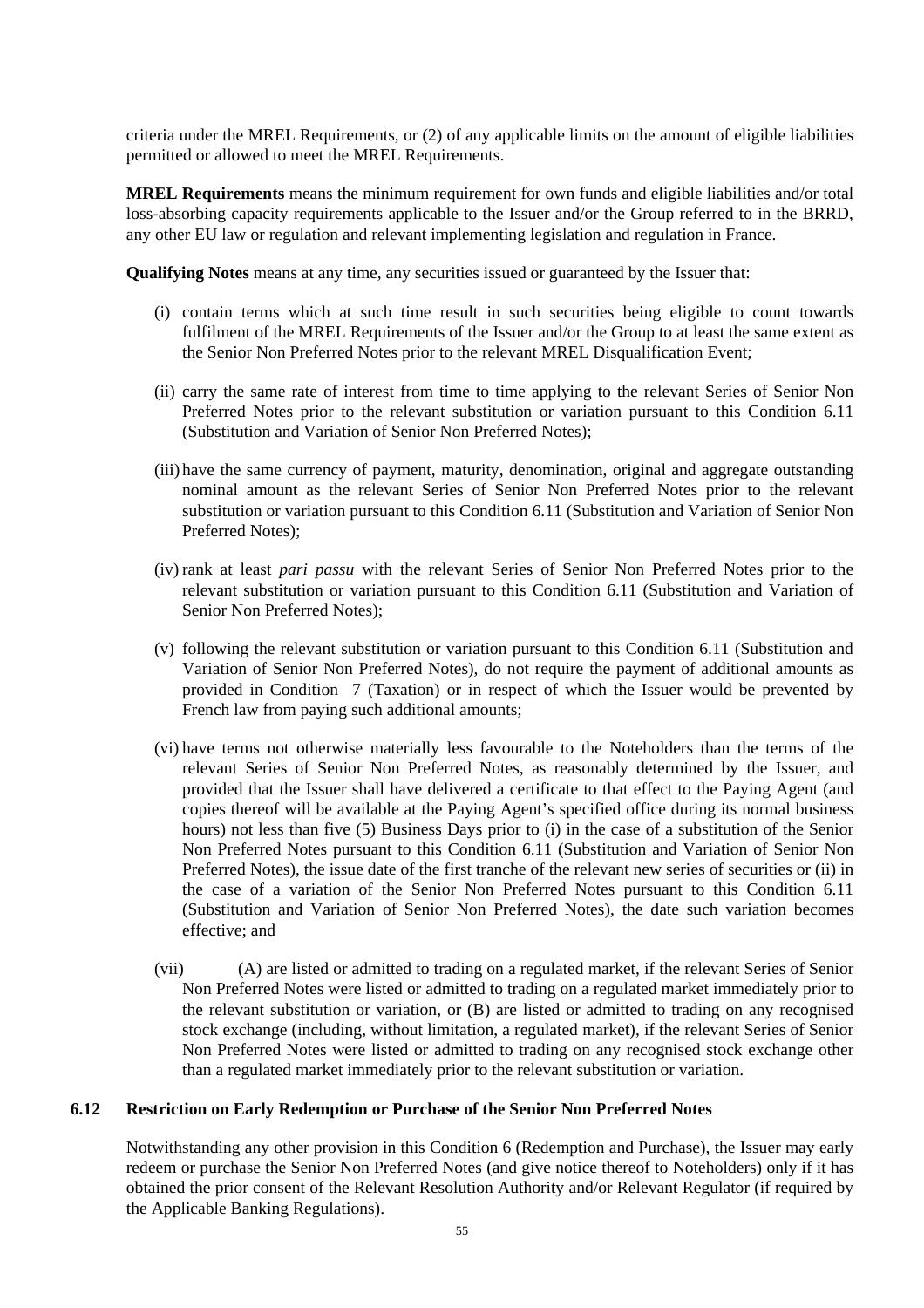criteria under the MREL Requirements, or (2) of any applicable limits on the amount of eligible liabilities permitted or allowed to meet the MREL Requirements.

**MREL Requirements** means the minimum requirement for own funds and eligible liabilities and/or total loss-absorbing capacity requirements applicable to the Issuer and/or the Group referred to in the BRRD, any other EU law or regulation and relevant implementing legislation and regulation in France.

**Qualifying Notes** means at any time, any securities issued or guaranteed by the Issuer that:

(i) contain terms which at such time result in such securities being eligible to count towards fulfilment of the MREL Requirements of the Issuer and/or the Group to at least the same extent as the Senior Non Preferred Notes prior to the relevant MREL Disqualification Event;

(ii) carry the same rate of interest from time to time applying to the relevant Series of Senior Non Preferred Notes prior to the relevant substitution or variation pursuant to this Condition 6.11 (Substitution and Variation of Senior Non Preferred Notes);

(iii) have the same currency of payment, maturity, denomination, original and aggregate outstanding nominal amount as the relevant Series of Senior Non Preferred Notes prior to the relevant substitution or variation pursuant to this Condition 6.11 (Substitution and Variation of Senior Non Preferred Notes);

(iv) rank at least *pari passu* with the relevant Series of Senior Non Preferred Notes prior to the relevant substitution or variation pursuant to this Condition 6.11 (Substitution and Variation of Senior Non Preferred Notes);

(v) following the relevant substitution or variation pursuant to this Condition 6.11 (Substitution and Variation of Senior Non Preferred Notes), do not require the payment of additional amounts as provided in Condition 7 (Taxation) or in respect of which the Issuer would be prevented by French law from paying such additional amounts;

(vi) have terms not otherwise materially less favourable to the Noteholders than the terms of the relevant Series of Senior Non Preferred Notes, as reasonably determined by the Issuer, and provided that the Issuer shall have delivered a certificate to that effect to the Paying Agent (and copies thereof will be available at the Paying Agent's specified office during its normal business hours) not less than five (5) Business Days prior to (i) in the case of a substitution of the Senior Non Preferred Notes pursuant to this Condition 6.11 (Substitution and Variation of Senior Non Preferred Notes), the issue date of the first tranche of the relevant new series of securities or (ii) in the case of a variation of the Senior Non Preferred Notes pursuant to this Condition 6.11 (Substitution and Variation of Senior Non Preferred Notes), the date such variation becomes effective; and

(vii) (A) are listed or admitted to trading on a regulated market, if the relevant Series of Senior Non Preferred Notes were listed or admitted to trading on a regulated market immediately prior to the relevant substitution or variation, or (B) are listed or admitted to trading on any recognised stock exchange (including, without limitation, a regulated market), if the relevant Series of Senior Non Preferred Notes were listed or admitted to trading on any recognised stock exchange other than a regulated market immediately prior to the relevant substitution or variation.

### 6.12 Restriction on Early Redemption or Purchase of the Senior Non Preferred Notes

Notwithstanding any other provision in this Condition 6 (Redemption and Purchase), the Issuer may early redeem or purchase the Senior Non Preferred Notes (and give notice thereof to Noteholders) only if it has obtained the prior consent of the Relevant Resolution Authority and/or Relevant Regulator (if required by the Applicable Banking Regulations).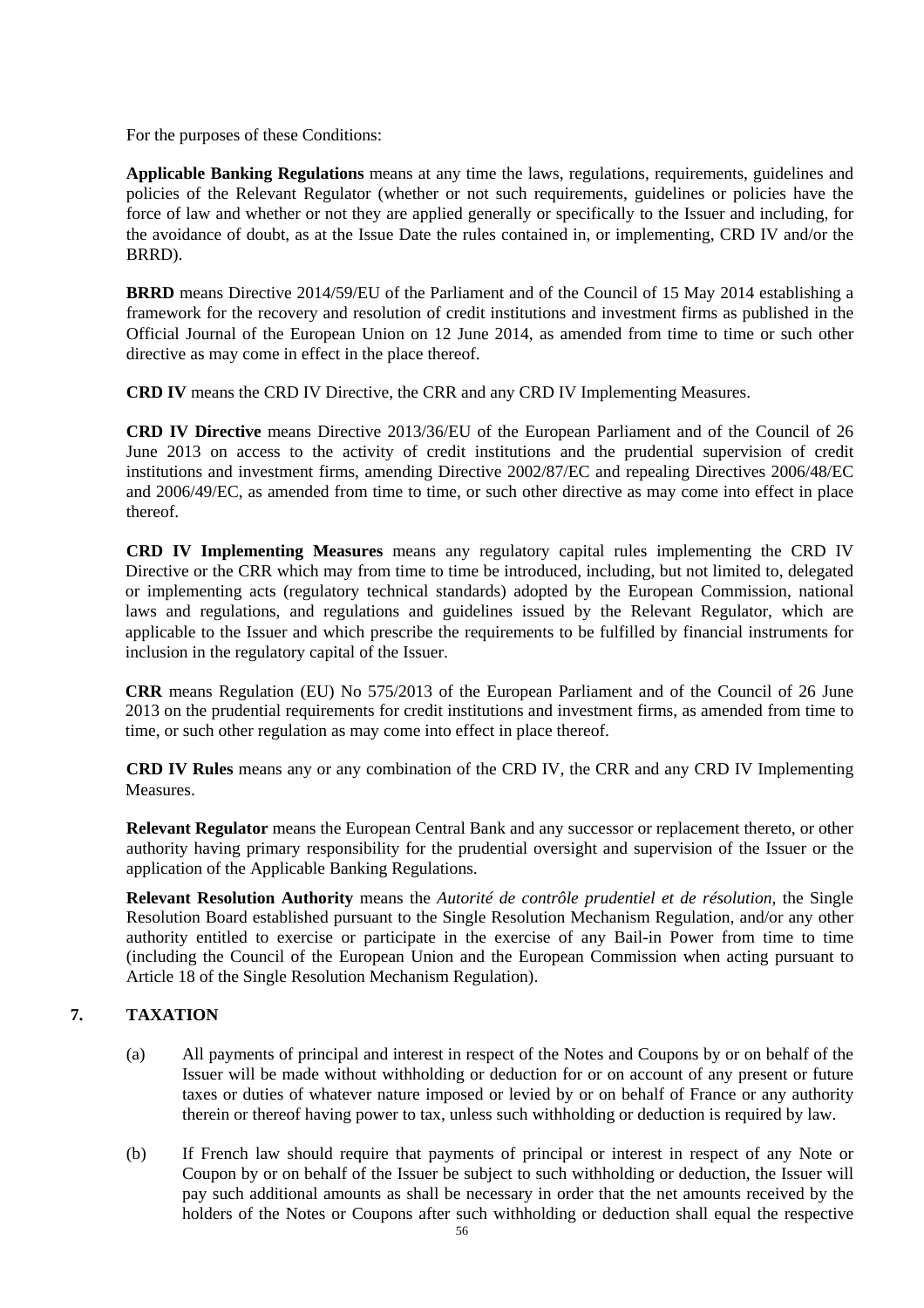For the purposes of these Conditions:

**Applicable Banking Regulations** means at any time the laws, regulations, requirements, guidelines and policies of the Relevant Regulator (whether or not such requirements, guidelines or policies have the force of law and whether or not they are applied generally or specifically to the Issuer and including, for the avoidance of doubt, as at the Issue Date the rules contained in, or implementing, CRD IV and/or the BRRD).

**BRRD** means Directive 2014/59/EU of the Parliament and of the Council of 15 May 2014 establishing a framework for the recovery and resolution of credit institutions and investment firms as published in the Official Journal of the European Union on 12 June 2014, as amended from time to time or such other directive as may come in effect in the place thereof.

**CRD IV** means the CRD IV Directive, the CRR and any CRD IV Implementing Measures.

**CRD IV Directive** means Directive 2013/36/EU of the European Parliament and of the Council of 26 June 2013 on access to the activity of credit institutions and the prudential supervision of credit institutions and investment firms, amending Directive 2002/87/EC and repealing Directives 2006/48/EC and 2006/49/EC, as amended from time to time, or such other directive as may come into effect in place thereof.

**CRD IV Implementing Measures** means any regulatory capital rules implementing the CRD IV Directive or the CRR which may from time to time be introduced, including, but not limited to, delegated or implementing acts (regulatory technical standards) adopted by the European Commission, national laws and regulations, and regulations and guidelines issued by the Relevant Regulator, which are applicable to the Issuer and which prescribe the requirements to be fulfilled by financial instruments for inclusion in the regulatory capital of the Issuer.

**CRR** means Regulation (EU) No 575/2013 of the European Parliament and of the Council of 26 June 2013 on the prudential requirements for credit institutions and investment firms, as amended from time to time, or such other regulation as may come into effect in place thereof.

**CRD IV Rules** means any or any combination of the CRD IV, the CRR and any CRD IV Implementing Measures.

**Relevant Regulator** means the European Central Bank and any successor or replacement thereto, or other authority having primary responsibility for the prudential oversight and supervision of the Issuer or the application of the Applicable Banking Regulations.

**Relevant Resolution Authority** means the *Autorité de contrôle prudentiel et de résolution*, the Single Resolution Board established pursuant to the Single Resolution Mechanism Regulation, and/or any other authority entitled to exercise or participate in the exercise of any Bail-in Power from time to time (including the Council of the European Union and the European Commission when acting pursuant to Article 18 of the Single Resolution Mechanism Regulation).

## 7. TAXATION

(a) All payments of principal and interest in respect of the Notes and Coupons by or on behalf of the Issuer will be made without withholding or deduction for or on account of any present or future taxes or duties of whatever nature imposed or levied by or on behalf of France or any authority therein or thereof having power to tax, unless such withholding or deduction is required by law.

(b) If French law should require that payments of principal or interest in respect of any Note or Coupon by or on behalf of the Issuer be subject to such withholding or deduction, the Issuer will pay such additional amounts as shall be necessary in order that the net amounts received by the holders of the Notes or Coupons after such withholding or deduction shall equal the respective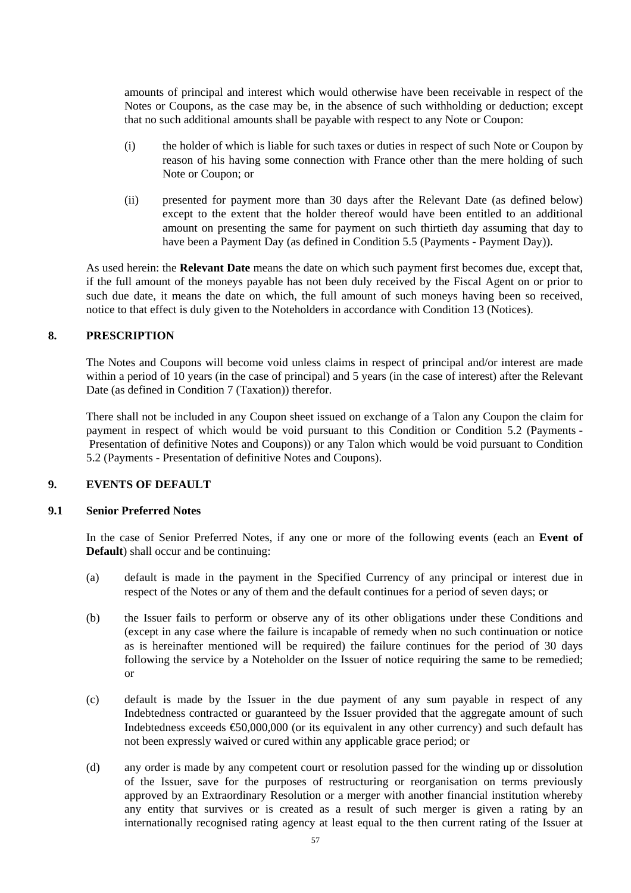amounts of principal and interest which would otherwise have been receivable in respect of the Notes or Coupons, as the case may be, in the absence of such withholding or deduction; except that no such additional amounts shall be payable with respect to any Note or Coupon:

(i) the holder of which is liable for such taxes or duties in respect of such Note or Coupon by reason of his having some connection with France other than the mere holding of such Note or Coupon; or

(ii) presented for payment more than 30 days after the Relevant Date (as defined below) except to the extent that the holder thereof would have been entitled to an additional amount on presenting the same for payment on such thirtieth day assuming that day to have been a Payment Day (as defined in Condition 5.5 (Payments - Payment Day)).

As used herein: the **Relevant Date** means the date on which such payment first becomes due, except that, if the full amount of the moneys payable has not been duly received by the Fiscal Agent on or prior to such due date, it means the date on which, the full amount of such moneys having been so received, notice to that effect is duly given to the Noteholders in accordance with Condition 13 (Notices).

## 8. PRESCRIPTION

The Notes and Coupons will become void unless claims in respect of principal and/or interest are made within a period of 10 years (in the case of principal) and 5 years (in the case of interest) after the Relevant Date (as defined in Condition 7 (Taxation)) therefor.

There shall not be included in any Coupon sheet issued on exchange of a Talon any Coupon the claim for payment in respect of which would be void pursuant to this Condition or Condition 5.2 (Payments - Presentation of definitive Notes and Coupons)) or any Talon which would be void pursuant to Condition 5.2 (Payments - Presentation of definitive Notes and Coupons).

## 9. EVENTS OF DEFAULT

### 9.1 Senior Preferred Notes

In the case of Senior Preferred Notes, if any one or more of the following events (each an **Event of Default**) shall occur and be continuing:

(a) default is made in the payment in the Specified Currency of any principal or interest due in respect of the Notes or any of them and the default continues for a period of seven days; or

(b) the Issuer fails to perform or observe any of its other obligations under these Conditions and (except in any case where the failure is incapable of remedy when no such continuation or notice as is hereinafter mentioned will be required) the failure continues for the period of 30 days following the service by a Noteholder on the Issuer of notice requiring the same to be remedied; or

(c) default is made by the Issuer in the due payment of any sum payable in respect of any Indebtedness contracted or guaranteed by the Issuer provided that the aggregate amount of such Indebtedness exceeds €50,000,000 (or its equivalent in any other currency) and such default has not been expressly waived or cured within any applicable grace period; or

(d) any order is made by any competent court or resolution passed for the winding up or dissolution of the Issuer, save for the purposes of restructuring or reorganisation on terms previously approved by an Extraordinary Resolution or a merger with another financial institution whereby any entity that survives or is created as a result of such merger is given a rating by an internationally recognised rating agency at least equal to the then current rating of the Issuer at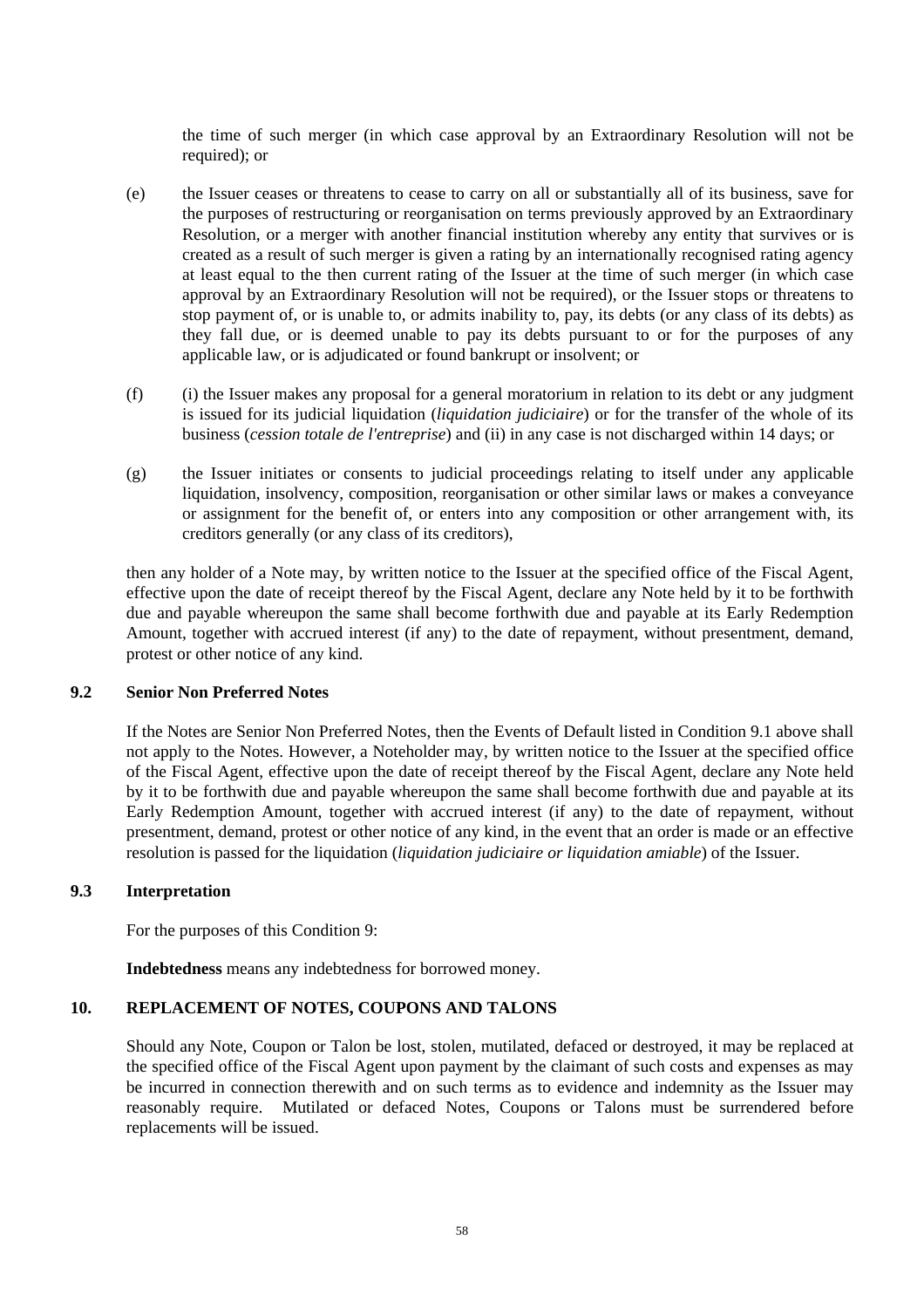the time of such merger (in which case approval by an Extraordinary Resolution will not be required); or

(e) the Issuer ceases or threatens to cease to carry on all or substantially all of its business, save for the purposes of restructuring or reorganisation on terms previously approved by an Extraordinary Resolution, or a merger with another financial institution whereby any entity that survives or is created as a result of such merger is given a rating by an internationally recognised rating agency at least equal to the then current rating of the Issuer at the time of such merger (in which case approval by an Extraordinary Resolution will not be required), or the Issuer stops or threatens to stop payment of, or is unable to, or admits inability to, pay, its debts (or any class of its debts) as they fall due, or is deemed unable to pay its debts pursuant to or for the purposes of any applicable law, or is adjudicated or found bankrupt or insolvent; or

(f) (i) the Issuer makes any proposal for a general moratorium in relation to its debt or any judgment is issued for its judicial liquidation (*liquidation judiciaire*) or for the transfer of the whole of its business (*cession totale de l'entreprise*) and (ii) in any case is not discharged within 14 days; or

(g) the Issuer initiates or consents to judicial proceedings relating to itself under any applicable liquidation, insolvency, composition, reorganisation or other similar laws or makes a conveyance or assignment for the benefit of, or enters into any composition or other arrangement with, its creditors generally (or any class of its creditors),

then any holder of a Note may, by written notice to the Issuer at the specified office of the Fiscal Agent, effective upon the date of receipt thereof by the Fiscal Agent, declare any Note held by it to be forthwith due and payable whereupon the same shall become forthwith due and payable at its Early Redemption Amount, together with accrued interest (if any) to the date of repayment, without presentment, demand, protest or other notice of any kind.

### 9.2 Senior Non Preferred Notes

If the Notes are Senior Non Preferred Notes, then the Events of Default listed in Condition 9.1 above shall not apply to the Notes. However, a Noteholder may, by written notice to the Issuer at the specified office of the Fiscal Agent, effective upon the date of receipt thereof by the Fiscal Agent, declare any Note held by it to be forthwith due and payable whereupon the same shall become forthwith due and payable at its Early Redemption Amount, together with accrued interest (if any) to the date of repayment, without presentment, demand, protest or other notice of any kind, in the event that an order is made or an effective resolution is passed for the liquidation (*liquidation judiciaire or liquidation amiable*) of the Issuer.

### 9.3 Interpretation

For the purposes of this Condition 9:

**Indebtedness** means any indebtedness for borrowed money.

## 10. REPLACEMENT OF NOTES, COUPONS AND TALONS

Should any Note, Coupon or Talon be lost, stolen, mutilated, defaced or destroyed, it may be replaced at the specified office of the Fiscal Agent upon payment by the claimant of such costs and expenses as may be incurred in connection therewith and on such terms as to evidence and indemnity as the Issuer may reasonably require. Mutilated or defaced Notes, Coupons or Talons must be surrendered before replacements will be issued.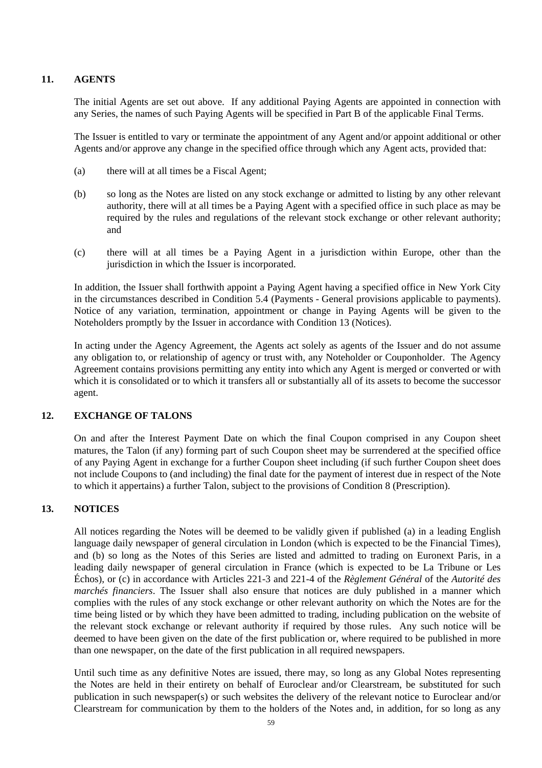## 11. AGENTS

The initial Agents are set out above. If any additional Paying Agents are appointed in connection with any Series, the names of such Paying Agents will be specified in Part B of the applicable Final Terms.

The Issuer is entitled to vary or terminate the appointment of any Agent and/or appoint additional or other Agents and/or approve any change in the specified office through which any Agent acts, provided that:

(a) there will at all times be a Fiscal Agent;

(b) so long as the Notes are listed on any stock exchange or admitted to listing by any other relevant authority, there will at all times be a Paying Agent with a specified office in such place as may be required by the rules and regulations of the relevant stock exchange or other relevant authority; and

(c) there will at all times be a Paying Agent in a jurisdiction within Europe, other than the jurisdiction in which the Issuer is incorporated.

In addition, the Issuer shall forthwith appoint a Paying Agent having a specified office in New York City in the circumstances described in Condition 5.4 (Payments - General provisions applicable to payments). Notice of any variation, termination, appointment or change in Paying Agents will be given to the Noteholders promptly by the Issuer in accordance with Condition 13 (Notices).

In acting under the Agency Agreement, the Agents act solely as agents of the Issuer and do not assume any obligation to, or relationship of agency or trust with, any Noteholder or Couponholder. The Agency Agreement contains provisions permitting any entity into which any Agent is merged or converted or with which it is consolidated or to which it transfers all or substantially all of its assets to become the successor agent.

## 12. EXCHANGE OF TALONS

On and after the Interest Payment Date on which the final Coupon comprised in any Coupon sheet matures, the Talon (if any) forming part of such Coupon sheet may be surrendered at the specified office of any Paying Agent in exchange for a further Coupon sheet including (if such further Coupon sheet does not include Coupons to (and including) the final date for the payment of interest due in respect of the Note to which it appertains) a further Talon, subject to the provisions of Condition 8 (Prescription).

## 13. NOTICES

All notices regarding the Notes will be deemed to be validly given if published (a) in a leading English language daily newspaper of general circulation in London (which is expected to be the Financial Times), and (b) so long as the Notes of this Series are listed and admitted to trading on Euronext Paris, in a leading daily newspaper of general circulation in France (which is expected to be La Tribune or Les Échos), or (c) in accordance with Articles 221-3 and 221-4 of the *Règlement Général* of the *Autorité des marchés financiers*. The Issuer shall also ensure that notices are duly published in a manner which complies with the rules of any stock exchange or other relevant authority on which the Notes are for the time being listed or by which they have been admitted to trading, including publication on the website of the relevant stock exchange or relevant authority if required by those rules. Any such notice will be deemed to have been given on the date of the first publication or, where required to be published in more than one newspaper, on the date of the first publication in all required newspapers.

Until such time as any definitive Notes are issued, there may, so long as any Global Notes representing the Notes are held in their entirety on behalf of Euroclear and/or Clearstream, be substituted for such publication in such newspaper(s) or such websites the delivery of the relevant notice to Euroclear and/or Clearstream for communication by them to the holders of the Notes and, in addition, for so long as any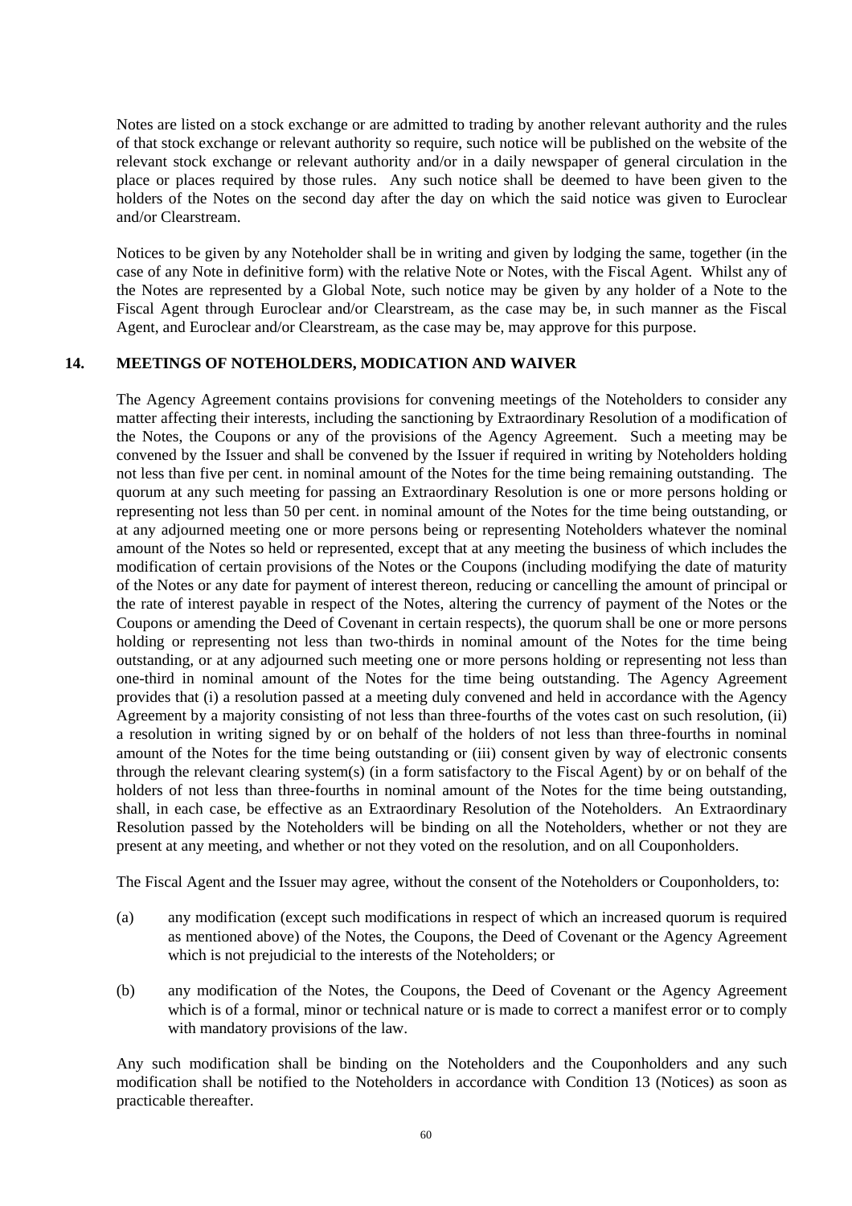Notes are listed on a stock exchange or are admitted to trading by another relevant authority and the rules of that stock exchange or relevant authority so require, such notice will be published on the website of the relevant stock exchange or relevant authority and/or in a daily newspaper of general circulation in the place or places required by those rules. Any such notice shall be deemed to have been given to the holders of the Notes on the second day after the day on which the said notice was given to Euroclear and/or Clearstream.

Notices to be given by any Noteholder shall be in writing and given by lodging the same, together (in the case of any Note in definitive form) with the relative Note or Notes, with the Fiscal Agent. Whilst any of the Notes are represented by a Global Note, such notice may be given by any holder of a Note to the Fiscal Agent through Euroclear and/or Clearstream, as the case may be, in such manner as the Fiscal Agent, and Euroclear and/or Clearstream, as the case may be, may approve for this purpose.

## 14. MEETINGS OF NOTEHOLDERS, MODICATION AND WAIVER

The Agency Agreement contains provisions for convening meetings of the Noteholders to consider any matter affecting their interests, including the sanctioning by Extraordinary Resolution of a modification of the Notes, the Coupons or any of the provisions of the Agency Agreement. Such a meeting may be convened by the Issuer and shall be convened by the Issuer if required in writing by Noteholders holding not less than five per cent. in nominal amount of the Notes for the time being remaining outstanding. The quorum at any such meeting for passing an Extraordinary Resolution is one or more persons holding or representing not less than 50 per cent. in nominal amount of the Notes for the time being outstanding, or at any adjourned meeting one or more persons being or representing Noteholders whatever the nominal amount of the Notes so held or represented, except that at any meeting the business of which includes the modification of certain provisions of the Notes or the Coupons (including modifying the date of maturity of the Notes or any date for payment of interest thereon, reducing or cancelling the amount of principal or the rate of interest payable in respect of the Notes, altering the currency of payment of the Notes or the Coupons or amending the Deed of Covenant in certain respects), the quorum shall be one or more persons holding or representing not less than two-thirds in nominal amount of the Notes for the time being outstanding, or at any adjourned such meeting one or more persons holding or representing not less than one-third in nominal amount of the Notes for the time being outstanding. The Agency Agreement provides that (i) a resolution passed at a meeting duly convened and held in accordance with the Agency Agreement by a majority consisting of not less than three-fourths of the votes cast on such resolution, (ii) a resolution in writing signed by or on behalf of the holders of not less than three-fourths in nominal amount of the Notes for the time being outstanding or (iii) consent given by way of electronic consents through the relevant clearing system(s) (in a form satisfactory to the Fiscal Agent) by or on behalf of the holders of not less than three-fourths in nominal amount of the Notes for the time being outstanding, shall, in each case, be effective as an Extraordinary Resolution of the Noteholders. An Extraordinary Resolution passed by the Noteholders will be binding on all the Noteholders, whether or not they are present at any meeting, and whether or not they voted on the resolution, and on all Couponholders.

The Fiscal Agent and the Issuer may agree, without the consent of the Noteholders or Couponholders, to:

(a) any modification (except such modifications in respect of which an increased quorum is required as mentioned above) of the Notes, the Coupons, the Deed of Covenant or the Agency Agreement which is not prejudicial to the interests of the Noteholders; or

(b) any modification of the Notes, the Coupons, the Deed of Covenant or the Agency Agreement which is of a formal, minor or technical nature or is made to correct a manifest error or to comply with mandatory provisions of the law.

Any such modification shall be binding on the Noteholders and the Couponholders and any such modification shall be notified to the Noteholders in accordance with Condition 13 (Notices) as soon as practicable thereafter.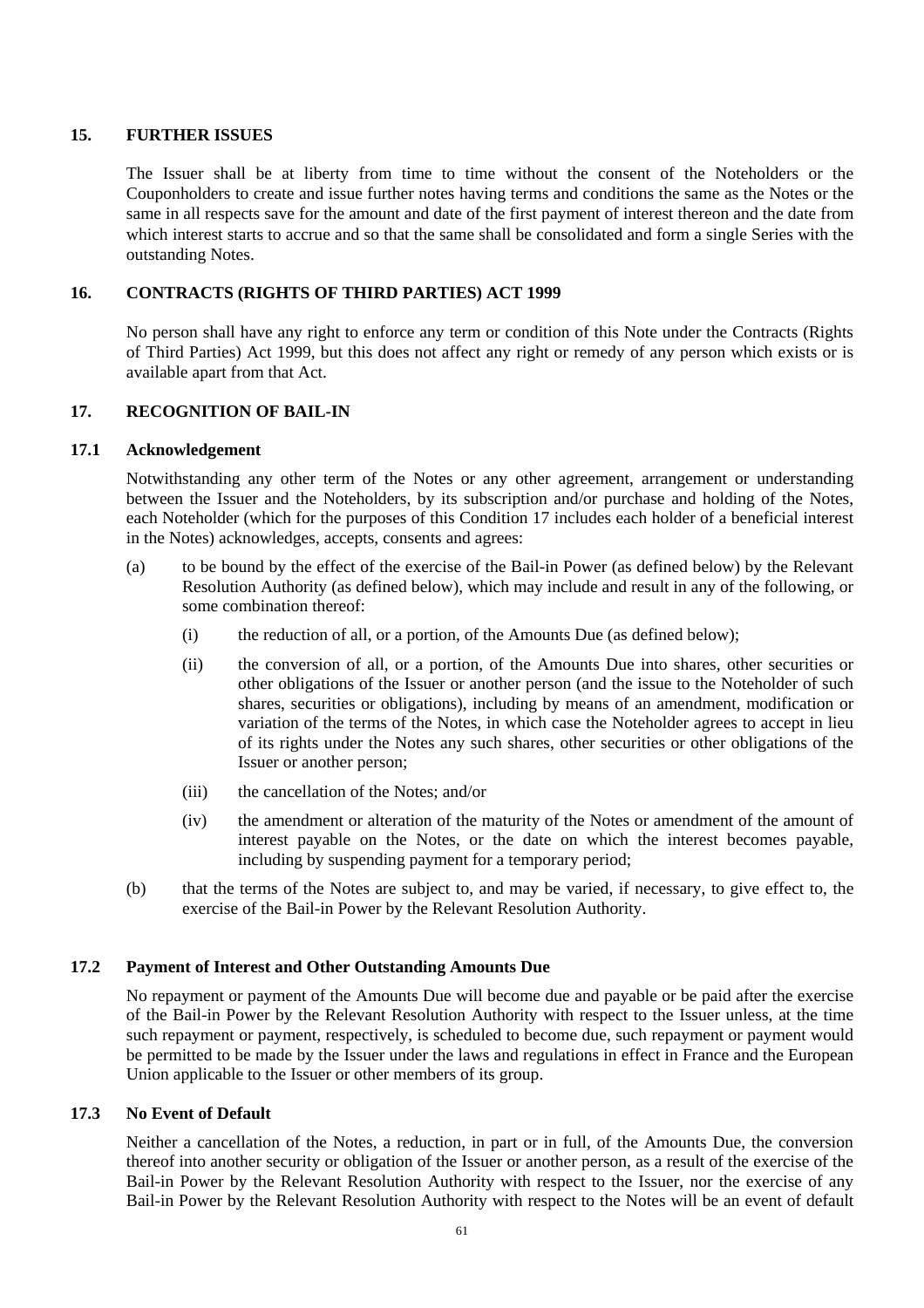## 15. FURTHER ISSUES

The Issuer shall be at liberty from time to time without the consent of the Noteholders or the Couponholders to create and issue further notes having terms and conditions the same as the Notes or the same in all respects save for the amount and date of the first payment of interest thereon and the date from which interest starts to accrue and so that the same shall be consolidated and form a single Series with the outstanding Notes.

## 16. CONTRACTS (RIGHTS OF THIRD PARTIES) ACT 1999

No person shall have any right to enforce any term or condition of this Note under the Contracts (Rights of Third Parties) Act 1999, but this does not affect any right or remedy of any person which exists or is available apart from that Act.

## 17. RECOGNITION OF BAIL-IN

### 17.1 Acknowledgement

Notwithstanding any other term of the Notes or any other agreement, arrangement or understanding between the Issuer and the Noteholders, by its subscription and/or purchase and holding of the Notes, each Noteholder (which for the purposes of this Condition 17 includes each holder of a beneficial interest in the Notes) acknowledges, accepts, consents and agrees:

(a) to be bound by the effect of the exercise of the Bail-in Power (as defined below) by the Relevant Resolution Authority (as defined below), which may include and result in any of the following, or some combination thereof:

  (i) the reduction of all, or a portion, of the Amounts Due (as defined below);

  (ii) the conversion of all, or a portion, of the Amounts Due into shares, other securities or other obligations of the Issuer or another person (and the issue to the Noteholder of such shares, securities or obligations), including by means of an amendment, modification or variation of the terms of the Notes, in which case the Noteholder agrees to accept in lieu of its rights under the Notes any such shares, other securities or other obligations of the Issuer or another person;

  (iii) the cancellation of the Notes; and/or

  (iv) the amendment or alteration of the maturity of the Notes or amendment of the amount of interest payable on the Notes, or the date on which the interest becomes payable, including by suspending payment for a temporary period;

(b) that the terms of the Notes are subject to, and may be varied, if necessary, to give effect to, the exercise of the Bail-in Power by the Relevant Resolution Authority.

### 17.2 Payment of Interest and Other Outstanding Amounts Due

No repayment or payment of the Amounts Due will become due and payable or be paid after the exercise of the Bail-in Power by the Relevant Resolution Authority with respect to the Issuer unless, at the time such repayment or payment, respectively, is scheduled to become due, such repayment or payment would be permitted to be made by the Issuer under the laws and regulations in effect in France and the European Union applicable to the Issuer or other members of its group.

### 17.3 No Event of Default

Neither a cancellation of the Notes, a reduction, in part or in full, of the Amounts Due, the conversion thereof into another security or obligation of the Issuer or another person, as a result of the exercise of the Bail-in Power by the Relevant Resolution Authority with respect to the Issuer, nor the exercise of any Bail-in Power by the Relevant Resolution Authority with respect to the Notes will be an event of default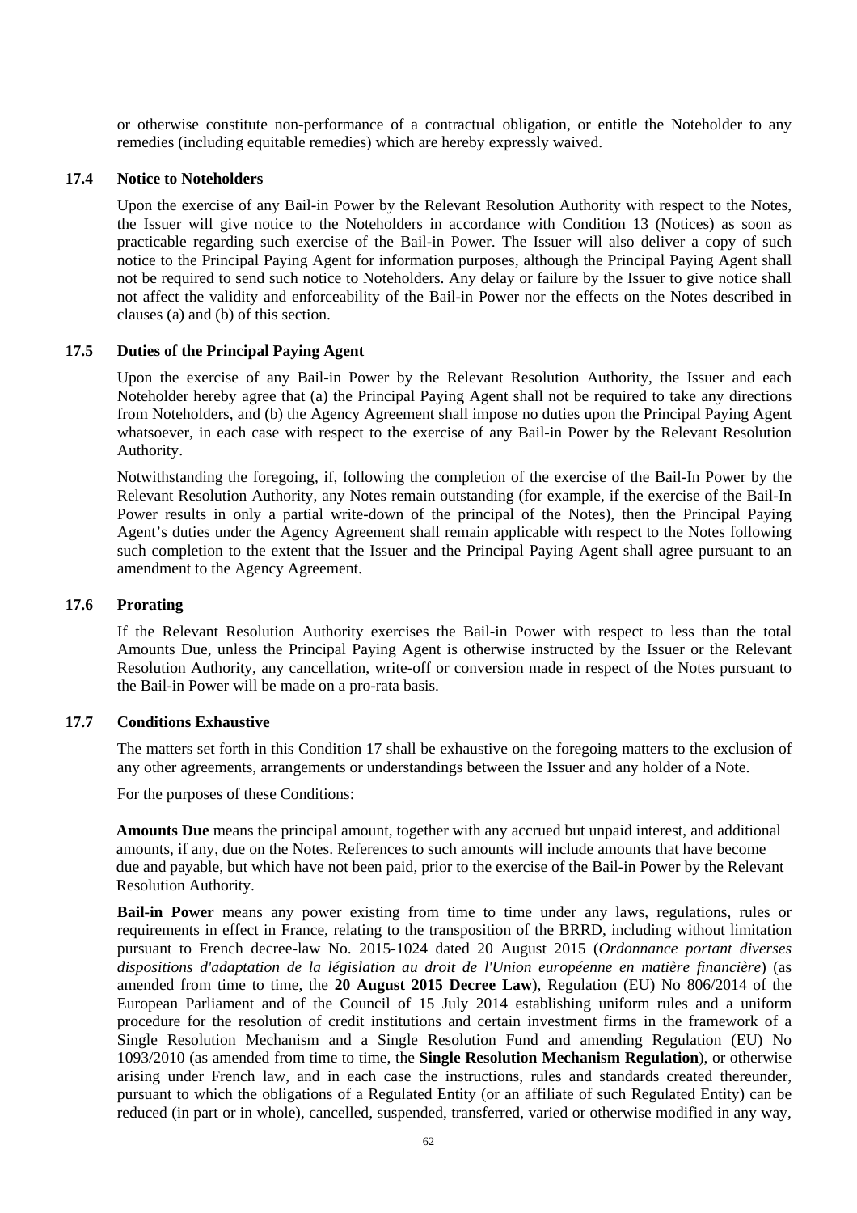or otherwise constitute non-performance of a contractual obligation, or entitle the Noteholder to any remedies (including equitable remedies) which are hereby expressly waived.

### 17.4 Notice to Noteholders

Upon the exercise of any Bail-in Power by the Relevant Resolution Authority with respect to the Notes, the Issuer will give notice to the Noteholders in accordance with Condition 13 (Notices) as soon as practicable regarding such exercise of the Bail-in Power. The Issuer will also deliver a copy of such notice to the Principal Paying Agent for information purposes, although the Principal Paying Agent shall not be required to send such notice to Noteholders. Any delay or failure by the Issuer to give notice shall not affect the validity and enforceability of the Bail-in Power nor the effects on the Notes described in clauses (a) and (b) of this section.

### 17.5 Duties of the Principal Paying Agent

Upon the exercise of any Bail-in Power by the Relevant Resolution Authority, the Issuer and each Noteholder hereby agree that (a) the Principal Paying Agent shall not be required to take any directions from Noteholders, and (b) the Agency Agreement shall impose no duties upon the Principal Paying Agent whatsoever, in each case with respect to the exercise of any Bail-in Power by the Relevant Resolution Authority.

Notwithstanding the foregoing, if, following the completion of the exercise of the Bail-In Power by the Relevant Resolution Authority, any Notes remain outstanding (for example, if the exercise of the Bail-In Power results in only a partial write-down of the principal of the Notes), then the Principal Paying Agent's duties under the Agency Agreement shall remain applicable with respect to the Notes following such completion to the extent that the Issuer and the Principal Paying Agent shall agree pursuant to an amendment to the Agency Agreement.

### 17.6 Prorating

If the Relevant Resolution Authority exercises the Bail-in Power with respect to less than the total Amounts Due, unless the Principal Paying Agent is otherwise instructed by the Issuer or the Relevant Resolution Authority, any cancellation, write-off or conversion made in respect of the Notes pursuant to the Bail-in Power will be made on a pro-rata basis.

### 17.7 Conditions Exhaustive

The matters set forth in this Condition 17 shall be exhaustive on the foregoing matters to the exclusion of any other agreements, arrangements or understandings between the Issuer and any holder of a Note.

For the purposes of these Conditions:

**Amounts Due** means the principal amount, together with any accrued but unpaid interest, and additional amounts, if any, due on the Notes. References to such amounts will include amounts that have become due and payable, but which have not been paid, prior to the exercise of the Bail-in Power by the Relevant Resolution Authority.

**Bail-in Power** means any power existing from time to time under any laws, regulations, rules or requirements in effect in France, relating to the transposition of the BRRD, including without limitation pursuant to French decree-law No. 2015-1024 dated 20 August 2015 (*Ordonnance portant diverses dispositions d'adaptation de la législation au droit de l'Union européenne en matière financière*) (as amended from time to time, the **20 August 2015 Decree Law**), Regulation (EU) No 806/2014 of the European Parliament and of the Council of 15 July 2014 establishing uniform rules and a uniform procedure for the resolution of credit institutions and certain investment firms in the framework of a Single Resolution Mechanism and a Single Resolution Fund and amending Regulation (EU) No 1093/2010 (as amended from time to time, the **Single Resolution Mechanism Regulation**), or otherwise arising under French law, and in each case the instructions, rules and standards created thereunder, pursuant to which the obligations of a Regulated Entity (or an affiliate of such Regulated Entity) can be reduced (in part or in whole), cancelled, suspended, transferred, varied or otherwise modified in any way,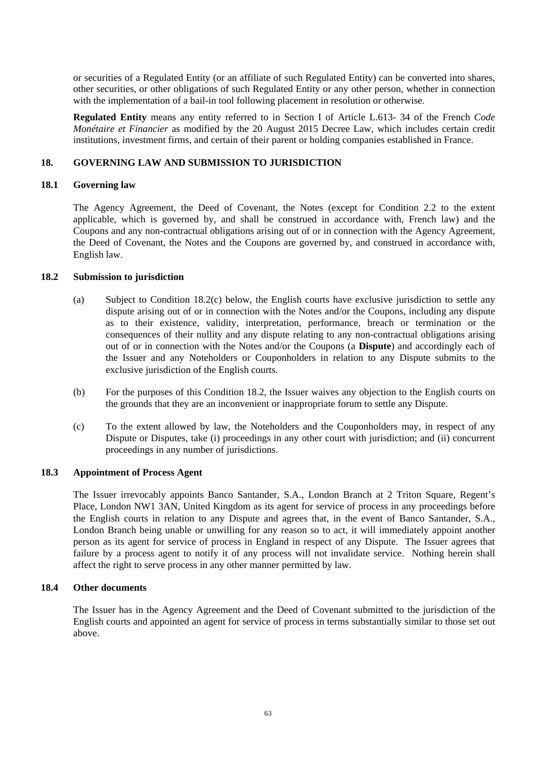or securities of a Regulated Entity (or an affiliate of such Regulated Entity) can be converted into shares, other securities, or other obligations of such Regulated Entity or any other person, whether in connection with the implementation of a bail-in tool following placement in resolution or otherwise.

**Regulated Entity** means any entity referred to in Section I of Article L.613- 34 of the French *Code Monétaire et Financier* as modified by the 20 August 2015 Decree Law, which includes certain credit institutions, investment firms, and certain of their parent or holding companies established in France.

## 18. GOVERNING LAW AND SUBMISSION TO JURISDICTION

### 18.1 Governing law

The Agency Agreement, the Deed of Covenant, the Notes (except for Condition 2.2 to the extent applicable, which is governed by, and shall be construed in accordance with, French law) and the Coupons and any non-contractual obligations arising out of or in connection with the Agency Agreement, the Deed of Covenant, the Notes and the Coupons are governed by, and construed in accordance with, English law.

### 18.2 Submission to jurisdiction

(a) Subject to Condition 18.2(c) below, the English courts have exclusive jurisdiction to settle any dispute arising out of or in connection with the Notes and/or the Coupons, including any dispute as to their existence, validity, interpretation, performance, breach or termination or the consequences of their nullity and any dispute relating to any non-contractual obligations arising out of or in connection with the Notes and/or the Coupons (a **Dispute**) and accordingly each of the Issuer and any Noteholders or Couponholders in relation to any Dispute submits to the exclusive jurisdiction of the English courts.

(b) For the purposes of this Condition 18.2, the Issuer waives any objection to the English courts on the grounds that they are an inconvenient or inappropriate forum to settle any Dispute.

(c) To the extent allowed by law, the Noteholders and the Couponholders may, in respect of any Dispute or Disputes, take (i) proceedings in any other court with jurisdiction; and (ii) concurrent proceedings in any number of jurisdictions.

### 18.3 Appointment of Process Agent

The Issuer irrevocably appoints Banco Santander, S.A., London Branch at 2 Triton Square, Regent's Place, London NW1 3AN, United Kingdom as its agent for service of process in any proceedings before the English courts in relation to any Dispute and agrees that, in the event of Banco Santander, S.A., London Branch being unable or unwilling for any reason so to act, it will immediately appoint another person as its agent for service of process in England in respect of any Dispute. The Issuer agrees that failure by a process agent to notify it of any process will not invalidate service. Nothing herein shall affect the right to serve process in any other manner permitted by law.

### 18.4 Other documents

The Issuer has in the Agency Agreement and the Deed of Covenant submitted to the jurisdiction of the English courts and appointed an agent for service of process in terms substantially similar to those set out above.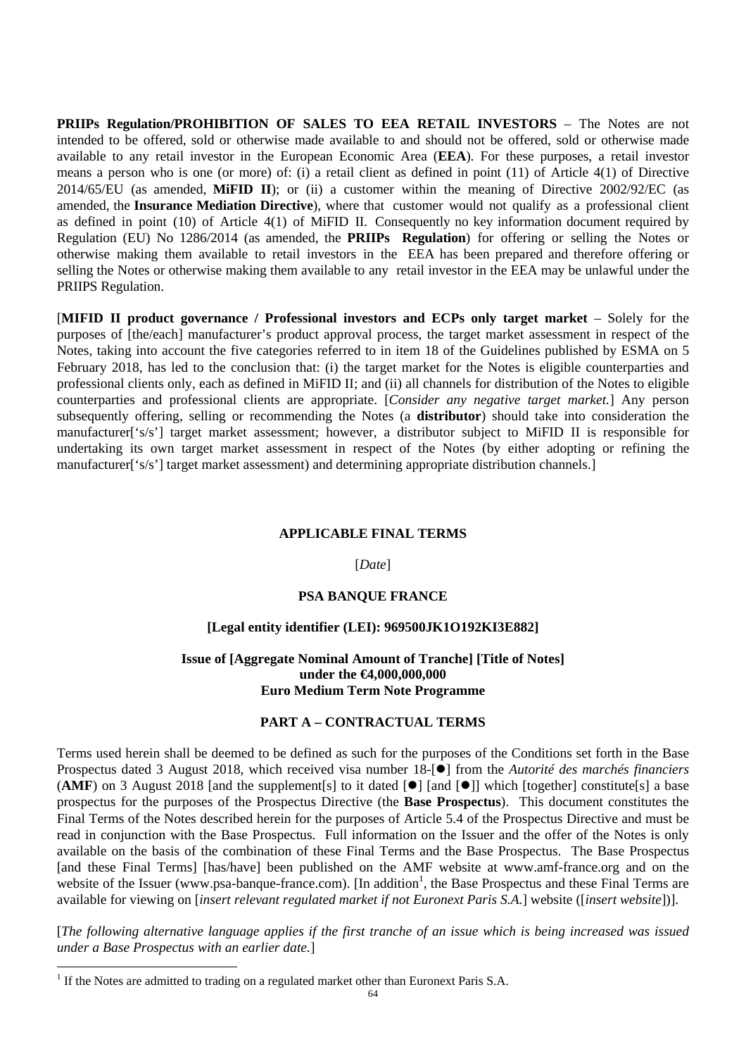**PRIIPs Regulation/PROHIBITION OF SALES TO EEA RETAIL INVESTORS** – The Notes are not intended to be offered, sold or otherwise made available to and should not be offered, sold or otherwise made available to any retail investor in the European Economic Area (**EEA**). For these purposes, a retail investor means a person who is one (or more) of: (i) a retail client as defined in point (11) of Article 4(1) of Directive 2014/65/EU (as amended, **MiFID II**); or (ii) a customer within the meaning of Directive 2002/92/EC (as amended, the **Insurance Mediation Directive**), where that customer would not qualify as a professional client as defined in point (10) of Article 4(1) of MiFID II. Consequently no key information document required by Regulation (EU) No 1286/2014 (as amended, the **PRIIPs Regulation**) for offering or selling the Notes or otherwise making them available to retail investors in the EEA has been prepared and therefore offering or selling the Notes or otherwise making them available to any retail investor in the EEA may be unlawful under the PRIIPS Regulation.

[**MIFID II product governance / Professional investors and ECPs only target market** – Solely for the purposes of [the/each] manufacturer's product approval process, the target market assessment in respect of the Notes, taking into account the five categories referred to in item 18 of the Guidelines published by ESMA on 5 February 2018, has led to the conclusion that: (i) the target market for the Notes is eligible counterparties and professional clients only, each as defined in MiFID II; and (ii) all channels for distribution of the Notes to eligible counterparties and professional clients are appropriate. [*Consider any negative target market.*] Any person subsequently offering, selling or recommending the Notes (a **distributor**) should take into consideration the manufacturer['s/s'] target market assessment; however, a distributor subject to MiFID II is responsible for undertaking its own target market assessment in respect of the Notes (by either adopting or refining the manufacturer['s/s'] target market assessment) and determining appropriate distribution channels.]

**APPLICABLE FINAL TERMS**

[*Date*]

**PSA BANQUE FRANCE**

**[Legal entity identifier (LEI): 969500JK1O192KI3E882]**

**Issue of [Aggregate Nominal Amount of Tranche] [Title of Notes]**
**under the €4,000,000,000**
**Euro Medium Term Note Programme**

**PART A – CONTRACTUAL TERMS**

Terms used herein shall be deemed to be defined as such for the purposes of the Conditions set forth in the Base Prospectus dated 3 August 2018, which received visa number 18-[●] from the *Autorité des marchés financiers* (**AMF**) on 3 August 2018 [and the supplement[s] to it dated [●] [and [●]] which [together] constitute[s] a base prospectus for the purposes of the Prospectus Directive (the **Base Prospectus**). This document constitutes the Final Terms of the Notes described herein for the purposes of Article 5.4 of the Prospectus Directive and must be read in conjunction with the Base Prospectus. Full information on the Issuer and the offer of the Notes is only available on the basis of the combination of these Final Terms and the Base Prospectus. The Base Prospectus [and these Final Terms] [has/have] been published on the AMF website at www.amf-france.org and on the website of the Issuer (www.psa-banque-france.com). [In addition[1], the Base Prospectus and these Final Terms are available for viewing on [*insert relevant regulated market if not Euronext Paris S.A.*] website ([*insert website*])].

[*The following alternative language applies if the first tranche of an issue which is being increased was issued under a Base Prospectus with an earlier date.*]

[1] If the Notes are admitted to trading on a regulated market other than Euronext Paris S.A.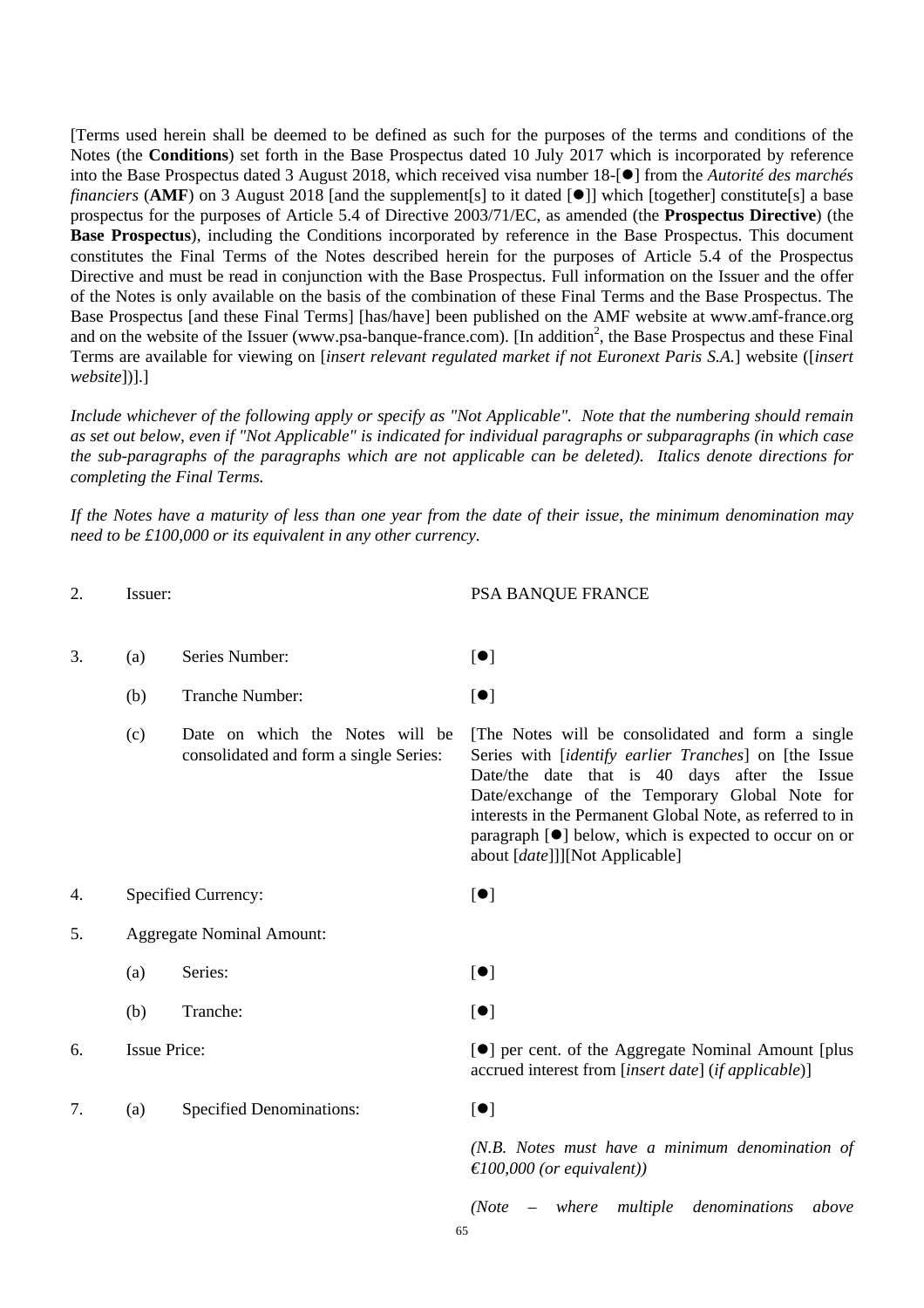[Terms used herein shall be deemed to be defined as such for the purposes of the terms and conditions of the Notes (the **Conditions**) set forth in the Base Prospectus dated 10 July 2017 which is incorporated by reference into the Base Prospectus dated 3 August 2018, which received visa number 18-[●] from the *Autorité des marchés financiers* (**AMF**) on 3 August 2018 [and the supplement[s] to it dated [●]] which [together] constitute[s] a base prospectus for the purposes of Article 5.4 of Directive 2003/71/EC, as amended (the **Prospectus Directive**) (the **Base Prospectus**), including the Conditions incorporated by reference in the Base Prospectus. This document constitutes the Final Terms of the Notes described herein for the purposes of Article 5.4 of the Prospectus Directive and must be read in conjunction with the Base Prospectus. Full information on the Issuer and the offer of the Notes is only available on the basis of the combination of these Final Terms and the Base Prospectus. The Base Prospectus [and these Final Terms] [has/have] been published on the AMF website at www.amf-france.org and on the website of the Issuer (www.psa-banque-france.com). [In addition[2], the Base Prospectus and these Final Terms are available for viewing on [*insert relevant regulated market if not Euronext Paris S.A.*] website ([*insert website*])].]

*Include whichever of the following apply or specify as "Not Applicable". Note that the numbering should remain as set out below, even if "Not Applicable" is indicated for individual paragraphs or subparagraphs (in which case the sub-paragraphs of the paragraphs which are not applicable can be deleted). Italics denote directions for completing the Final Terms.*

*If the Notes have a maturity of less than one year from the date of their issue, the minimum denomination may need to be £100,000 or its equivalent in any other currency.*

2. Issuer: PSA BANQUE FRANCE

3. (a) Series Number: [●]

   (b) Tranche Number: [●]

   (c) Date on which the Notes will be consolidated and form a single Series: [The Notes will be consolidated and form a single Series with [*identify earlier Tranches*] on [the Issue Date/the date that is 40 days after the Issue Date/exchange of the Temporary Global Note for interests in the Permanent Global Note, as referred to in paragraph [●] below, which is expected to occur on or about [*date*]]][Not Applicable]

4. Specified Currency: [●]

5. Aggregate Nominal Amount:

   (a) Series: [●]

   (b) Tranche: [●]

6. Issue Price: [●] per cent. of the Aggregate Nominal Amount [plus accrued interest from [*insert date*] (*if applicable*)]

7. (a) Specified Denominations: [●]

   *(N.B. Notes must have a minimum denomination of €100,000 (or equivalent))*

   *(Note – where multiple denominations above*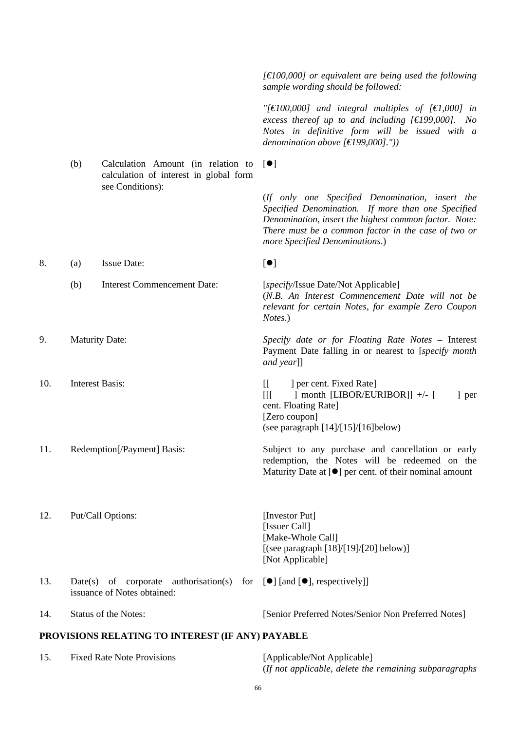| | | | |
|---|---|---|---|
| | | | *[€100,000] or equivalent are being used the following sample wording should be followed:* *"[€100,000] and integral multiples of [€1,000] in excess thereof up to and including [€199,000]. No Notes in definitive form will be issued with a denomination above [€199,000].")* |
| | (b) | Calculation Amount (in relation to calculation of interest in global form see Conditions): | [●] (*If only one Specified Denomination, insert the Specified Denomination. If more than one Specified Denomination, insert the highest common factor. Note: There must be a common factor in the case of two or more Specified Denominations.*) |
| 8. | (a) | Issue Date: | [●] |
| | (b) | Interest Commencement Date: | [*specify*/Issue Date/Not Applicable] (*N.B. An Interest Commencement Date will not be relevant for certain Notes, for example Zero Coupon Notes.*) |
| 9. | Maturity Date: | | *Specify date or for Floating Rate Notes* – Interest Payment Date falling in or nearest to [*specify month and year*]] |
| 10. | Interest Basis: | | [[ ] per cent. Fixed Rate] [[[ ] month [LIBOR/EURIBOR]] +/- [ ] per cent. Floating Rate] [Zero coupon] (see paragraph [14]/[15]/[16]below) |
| 11. | Redemption[/Payment] Basis: | | Subject to any purchase and cancellation or early redemption, the Notes will be redeemed on the Maturity Date at [●] per cent. of their nominal amount |
| 12. | Put/Call Options: | | [Investor Put] [Issuer Call] [Make-Whole Call] [(see paragraph [18]/[19]/[20] below)] [Not Applicable] |
| 13. | Date(s) of corporate authorisation(s) for issuance of Notes obtained: | | [●] [and [●], respectively]] |
| 14. | Status of the Notes: | | [Senior Preferred Notes/Senior Non Preferred Notes] |

**PROVISIONS RELATING TO INTEREST (IF ANY) PAYABLE**

| | | |
|---|---|---|
| 15. | Fixed Rate Note Provisions | [Applicable/Not Applicable] (*If not applicable, delete the remaining subparagraphs* |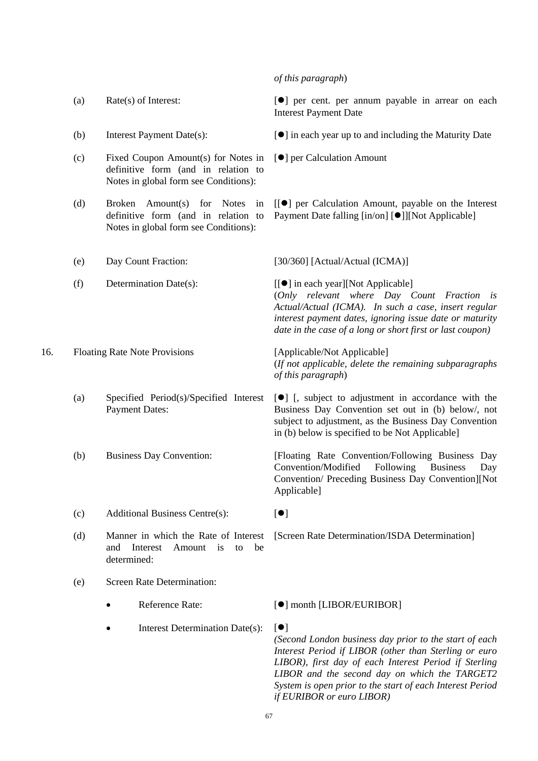*of this paragraph*)

| | | |
|---|---|---|
| (a) | Rate(s) of Interest: | [●] per cent. per annum payable in arrear on each Interest Payment Date |
| (b) | Interest Payment Date(s): | [●] in each year up to and including the Maturity Date |
| (c) | Fixed Coupon Amount(s) for Notes in definitive form (and in relation to Notes in global form see Conditions): | [●] per Calculation Amount |
| (d) | Broken Amount(s) for Notes in definitive form (and in relation to Notes in global form see Conditions): | [[●] per Calculation Amount, payable on the Interest Payment Date falling [in/on] [●]][Not Applicable] |
| (e) | Day Count Fraction: | [30/360] [Actual/Actual (ICMA)] |
| (f) | Determination Date(s): | [[●] in each year][Not Applicable] (*Only relevant where Day Count Fraction is Actual/Actual (ICMA). In such a case, insert regular interest payment dates, ignoring issue date or maturity date in the case of a long or short first or last coupon)* |

16. Floating Rate Note Provisions — [Applicable/Not Applicable] (*If not applicable, delete the remaining subparagraphs of this paragraph*)

| | | |
|---|---|---|
| (a) | Specified Period(s)/Specified Interest Payment Dates: | [●] [, subject to adjustment in accordance with the Business Day Convention set out in (b) below/, not subject to adjustment, as the Business Day Convention in (b) below is specified to be Not Applicable] |
| (b) | Business Day Convention: | [Floating Rate Convention/Following Business Day Convention/Modified Following Business Day Convention/ Preceding Business Day Convention][Not Applicable] |
| (c) | Additional Business Centre(s): | [●] |
| (d) | Manner in which the Rate of Interest and Interest Amount is to be determined: | [Screen Rate Determination/ISDA Determination] |
| (e) | Screen Rate Determination: | |
| | • Reference Rate: | [●] month [LIBOR/EURIBOR] |
| | • Interest Determination Date(s): | [●] *(Second London business day prior to the start of each Interest Period if LIBOR (other than Sterling or euro LIBOR), first day of each Interest Period if Sterling LIBOR and the second day on which the TARGET2 System is open prior to the start of each Interest Period if EURIBOR or euro LIBOR)* |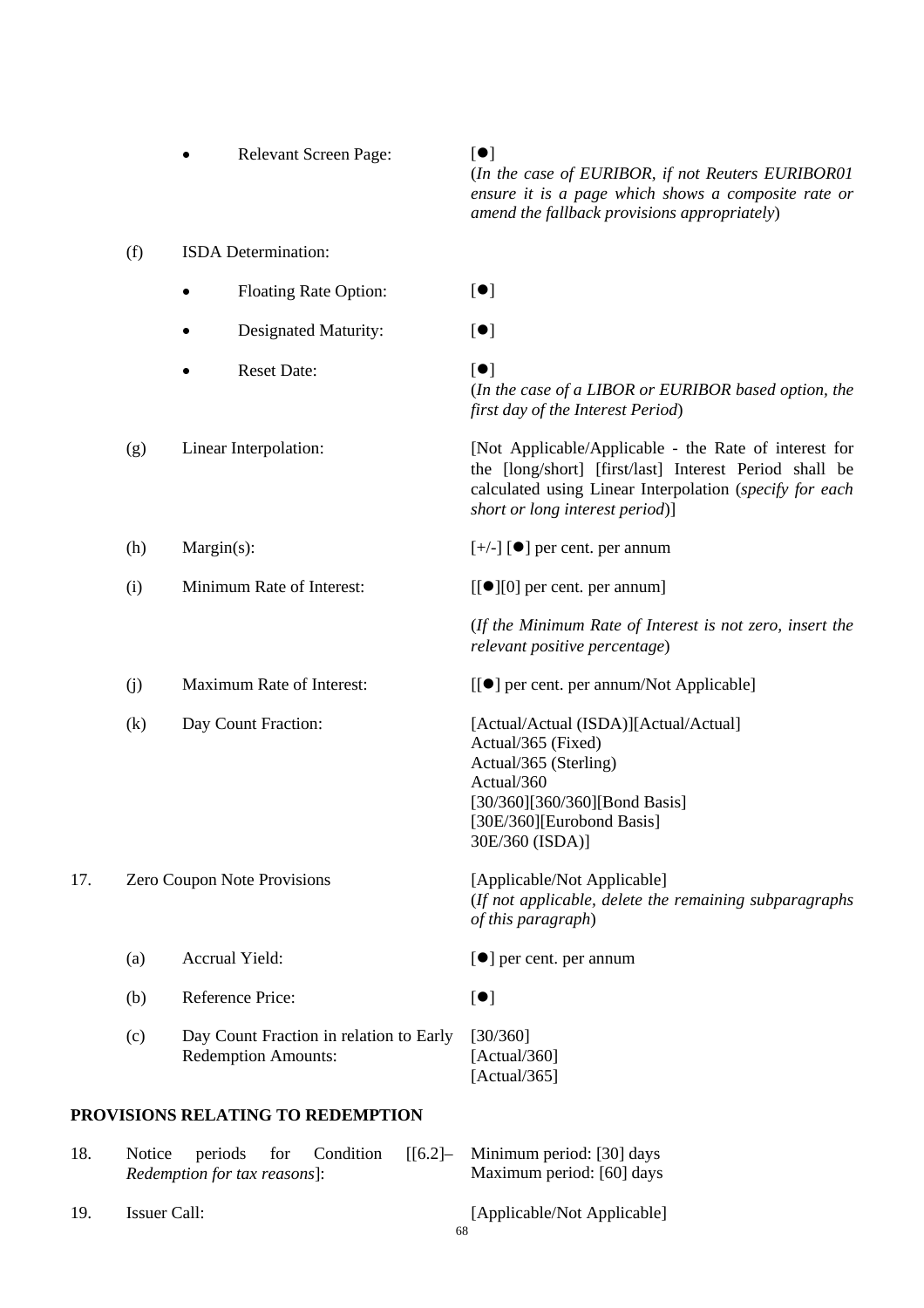| | | | |
|---|---|---|---|
| | | • Relevant Screen Page: | [●] (*In the case of EURIBOR, if not Reuters EURIBOR01 ensure it is a page which shows a composite rate or amend the fallback provisions appropriately*) |
| | (f) | ISDA Determination: | |
| | | • Floating Rate Option: | [●] |
| | | • Designated Maturity: | [●] |
| | | • Reset Date: | [●] (*In the case of a LIBOR or EURIBOR based option, the first day of the Interest Period*) |
| | (g) | Linear Interpolation: | [Not Applicable/Applicable - the Rate of interest for the [long/short] [first/last] Interest Period shall be calculated using Linear Interpolation (*specify for each short or long interest period*)] |
| | (h) | Margin(s): | [+/-] [●] per cent. per annum |
| | (i) | Minimum Rate of Interest: | [[●][0] per cent. per annum] (*If the Minimum Rate of Interest is not zero, insert the relevant positive percentage*) |
| | (j) | Maximum Rate of Interest: | [[●] per cent. per annum/Not Applicable] |
| | (k) | Day Count Fraction: | [Actual/Actual (ISDA)][Actual/Actual] Actual/365 (Fixed) Actual/365 (Sterling) Actual/360 [30/360][360/360][Bond Basis] [30E/360][Eurobond Basis] 30E/360 (ISDA)] |
| 17. | Zero Coupon Note Provisions | | [Applicable/Not Applicable] (*If not applicable, delete the remaining subparagraphs of this paragraph*) |
| | (a) | Accrual Yield: | [●] per cent. per annum |
| | (b) | Reference Price: | [●] |
| | (c) | Day Count Fraction in relation to Early Redemption Amounts: | [30/360] [Actual/360] [Actual/365] |

**PROVISIONS RELATING TO REDEMPTION**

| | | |
|---|---|---|
| 18. | Notice periods for Condition [[6.2]– *Redemption for tax reasons*]: | Minimum period: [30] days Maximum period: [60] days |
| 19. | Issuer Call: | [Applicable/Not Applicable] |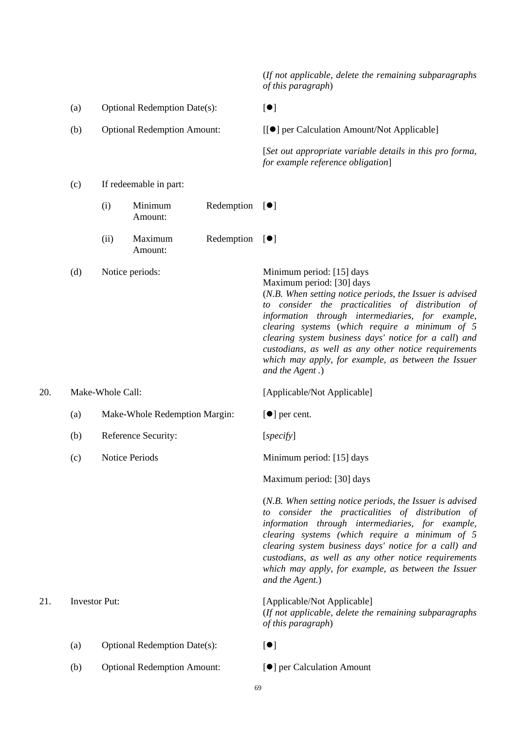(*If not applicable, delete the remaining subparagraphs of this paragraph*)

| | | |
|---|---|---|
| (a) | Optional Redemption Date(s): | [●] |
| (b) | Optional Redemption Amount: | [[●] per Calculation Amount/Not Applicable] |
| | | [*Set out appropriate variable details in this pro forma, for example reference obligation*] |
| (c) | If redeemable in part: | |
| | (i) Minimum Redemption Amount: | [●] |
| | (ii) Maximum Redemption Amount: | [●] |
| (d) | Notice periods: | Minimum period: [15] days<br>Maximum period: [30] days<br>(*N.B. When setting notice periods, the Issuer is advised to consider the practicalities of distribution of information through intermediaries, for example, clearing systems* (*which require a minimum of 5 clearing system business days' notice for a call*) *and custodians, as well as any other notice requirements which may apply, for example, as between the Issuer and the Agent* .) |

20. Make-Whole Call: [Applicable/Not Applicable]

| | | |
|---|---|---|
| (a) | Make-Whole Redemption Margin: | [●] per cent. |
| (b) | Reference Security: | [*specify*] |
| (c) | Notice Periods | Minimum period: [15] days |
| | | Maximum period: [30] days |
| | | (*N.B. When setting notice periods, the Issuer is advised to consider the practicalities of distribution of information through intermediaries, for example, clearing systems (which require a minimum of 5 clearing system business days' notice for a call) and custodians, as well as any other notice requirements which may apply, for example, as between the Issuer and the Agent.*) |

21. Investor Put: [Applicable/Not Applicable]
(*If not applicable, delete the remaining subparagraphs of this paragraph*)

| | | |
|---|---|---|
| (a) | Optional Redemption Date(s): | [●] |
| (b) | Optional Redemption Amount: | [●] per Calculation Amount |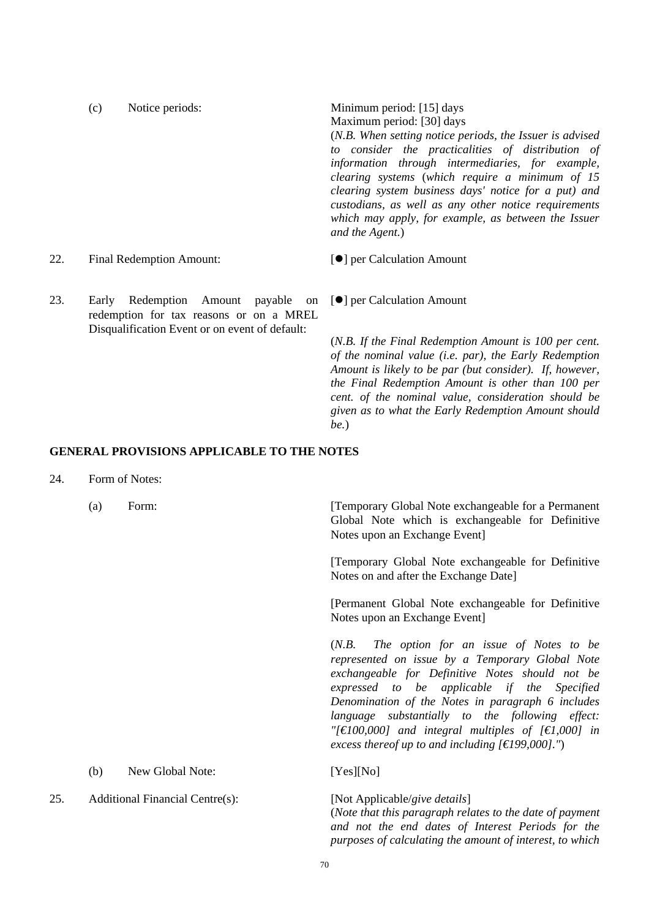| | | |
|---|---|---|
| | (c) Notice periods: | Minimum period: [15] days<br>Maximum period: [30] days<br>(*N.B. When setting notice periods, the Issuer is advised to consider the practicalities of distribution of information through intermediaries, for example, clearing systems* (*which require a minimum of 15 clearing system business days' notice for a put) and custodians, as well as any other notice requirements which may apply, for example, as between the Issuer and the Agent.*) |
| 22. | Final Redemption Amount: | [●] per Calculation Amount |
| 23. | Early Redemption Amount payable on redemption for tax reasons or on a MREL Disqualification Event or on event of default: | [●] per Calculation Amount<br><br>(*N.B. If the Final Redemption Amount is 100 per cent. of the nominal value (i.e. par), the Early Redemption Amount is likely to be par (but consider). If, however, the Final Redemption Amount is other than 100 per cent. of the nominal value, consideration should be given as to what the Early Redemption Amount should be.*) |

## GENERAL PROVISIONS APPLICABLE TO THE NOTES

| | | |
|---|---|---|
| 24. | Form of Notes: | |
| | (a) Form: | [Temporary Global Note exchangeable for a Permanent Global Note which is exchangeable for Definitive Notes upon an Exchange Event]<br><br>[Temporary Global Note exchangeable for Definitive Notes on and after the Exchange Date]<br><br>[Permanent Global Note exchangeable for Definitive Notes upon an Exchange Event]<br><br>(*N.B. The option for an issue of Notes to be represented on issue by a Temporary Global Note exchangeable for Definitive Notes should not be expressed to be applicable if the Specified Denomination of the Notes in paragraph 6 includes language substantially to the following effect: "[€100,000] and integral multiples of [€1,000] in excess thereof up to and including [€199,000]."*) |
| | (b) New Global Note: | [Yes][No] |
| 25. | Additional Financial Centre(s): | [Not Applicable/*give details*]<br>(*Note that this paragraph relates to the date of payment and not the end dates of Interest Periods for the purposes of calculating the amount of interest, to which* |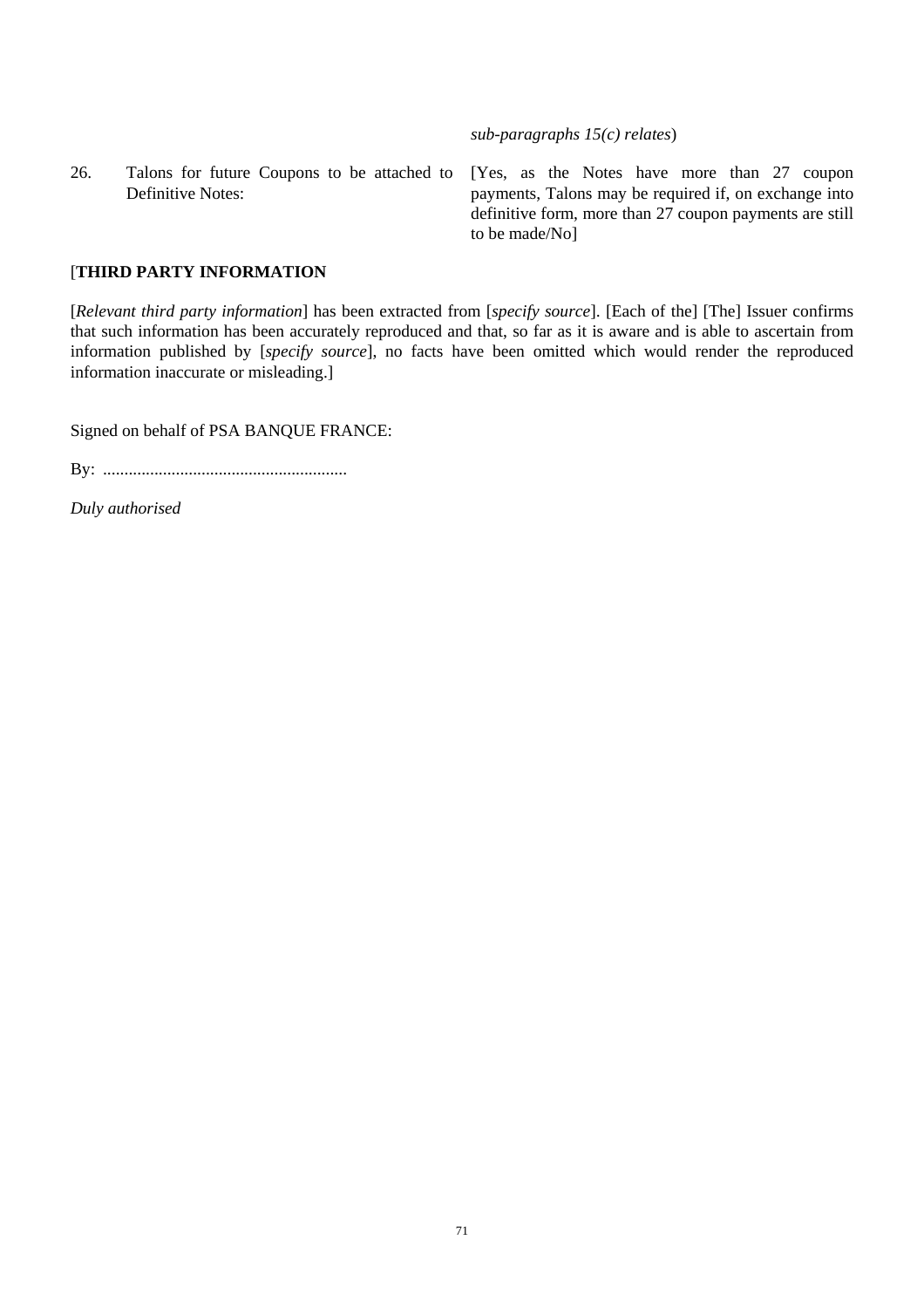*sub-paragraphs 15(c) relates*)

| | | |
|---|---|---|
| 26. | Talons for future Coupons to be attached to Definitive Notes: | [Yes, as the Notes have more than 27 coupon payments, Talons may be required if, on exchange into definitive form, more than 27 coupon payments are still to be made/No] |

[**THIRD PARTY INFORMATION**

[*Relevant third party information*] has been extracted from [*specify source*]. [Each of the] [The] Issuer confirms that such information has been accurately reproduced and that, so far as it is aware and is able to ascertain from information published by [*specify source*], no facts have been omitted which would render the reproduced information inaccurate or misleading.]

Signed on behalf of PSA BANQUE FRANCE:

By: ........................................................

*Duly authorised*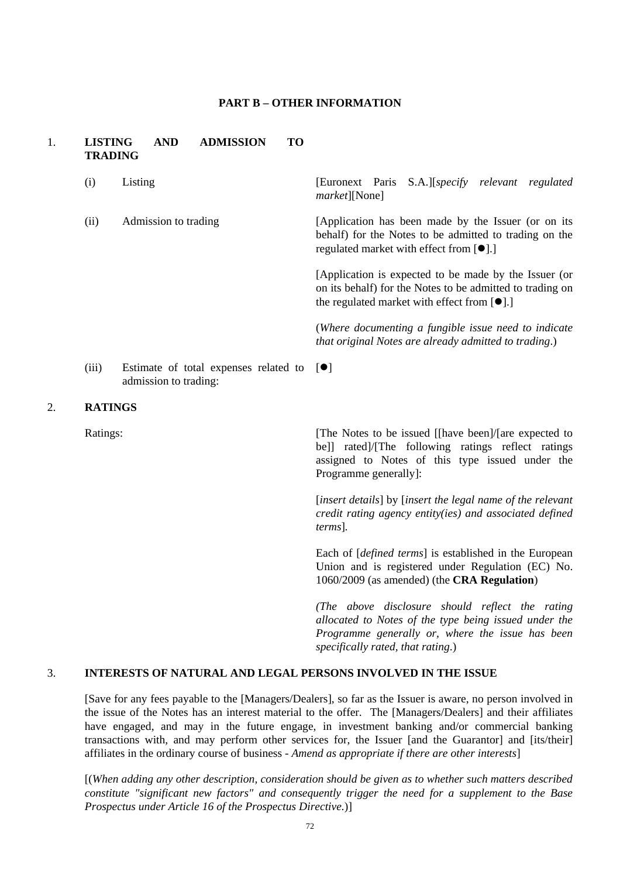## PART B – OTHER INFORMATION

### 1. LISTING AND ADMISSION TO TRADING

| | | |
|---|---|---|
| (i) | Listing | [Euronext Paris S.A.][*specify relevant regulated market*][None] |
| (ii) | Admission to trading | [Application has been made by the Issuer (or on its behalf) for the Notes to be admitted to trading on the regulated market with effect from [●].]<br><br>[Application is expected to be made by the Issuer (or on its behalf) for the Notes to be admitted to trading on the regulated market with effect from [●].]<br><br>(*Where documenting a fungible issue need to indicate that original Notes are already admitted to trading*.) |
| (iii) | Estimate of total expenses related to admission to trading: | [●] |

### 2. RATINGS

| | |
|---|---|
| Ratings: | [The Notes to be issued [[have been]/[are expected to be]] rated]/[The following ratings reflect ratings assigned to Notes of this type issued under the Programme generally]:<br><br>[*insert details*] by [*insert the legal name of the relevant credit rating agency entity(ies) and associated defined terms*].<br><br>Each of [*defined terms*] is established in the European Union and is registered under Regulation (EC) No. 1060/2009 (as amended) (the **CRA Regulation**)<br><br>*(The above disclosure should reflect the rating allocated to Notes of the type being issued under the Programme generally or, where the issue has been specifically rated, that rating*.) |

### 3. INTERESTS OF NATURAL AND LEGAL PERSONS INVOLVED IN THE ISSUE

[Save for any fees payable to the [Managers/Dealers], so far as the Issuer is aware, no person involved in the issue of the Notes has an interest material to the offer. The [Managers/Dealers] and their affiliates have engaged, and may in the future engage, in investment banking and/or commercial banking transactions with, and may perform other services for, the Issuer [and the Guarantor] and [its/their] affiliates in the ordinary course of business - *Amend as appropriate if there are other interests*]

[(*When adding any other description, consideration should be given as to whether such matters described constitute "significant new factors" and consequently trigger the need for a supplement to the Base Prospectus under Article 16 of the Prospectus Directive.*)]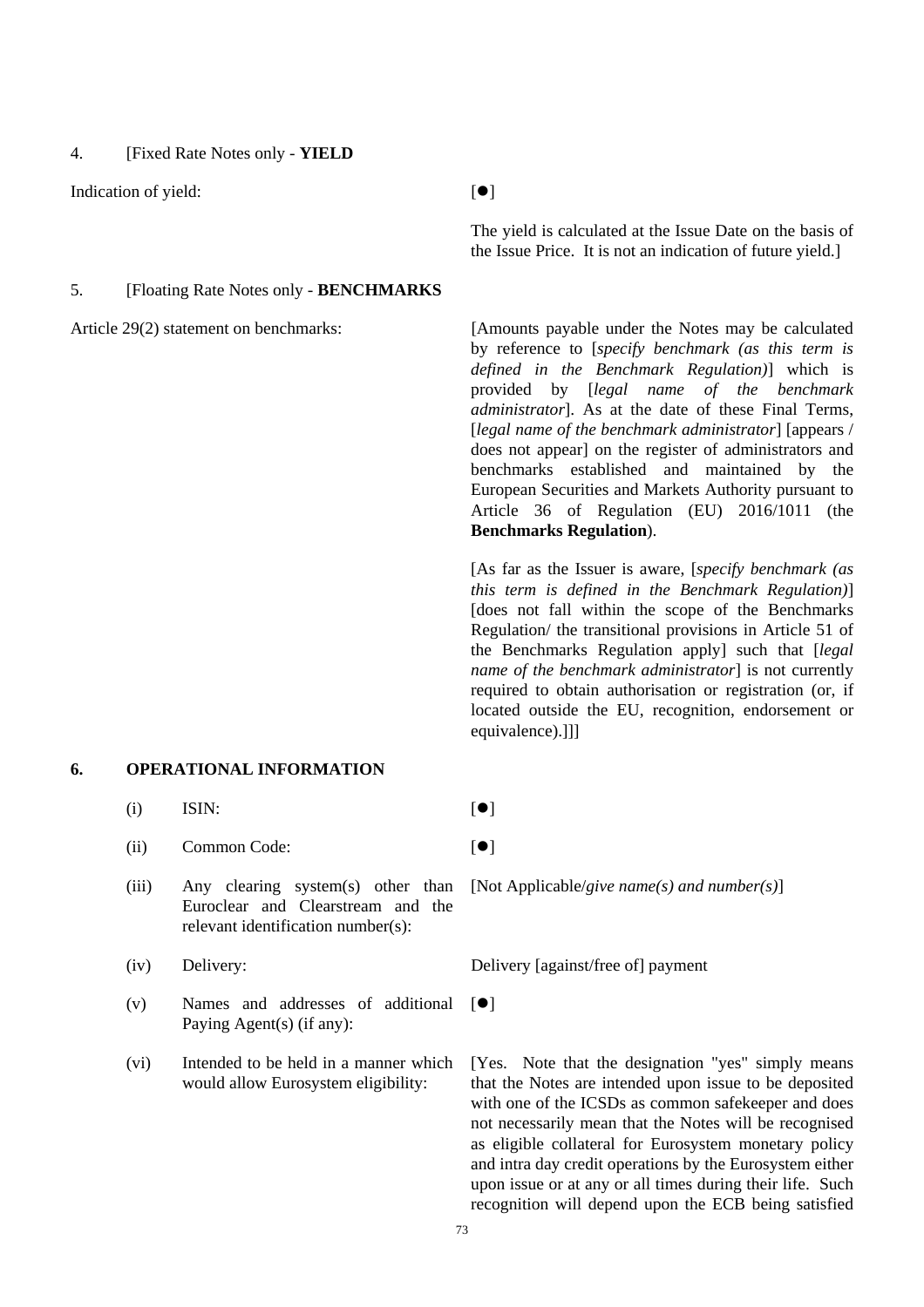4. [Fixed Rate Notes only - **YIELD**

| | |
|---|---|
| Indication of yield: | [●]<br><br>The yield is calculated at the Issue Date on the basis of the Issue Price. It is not an indication of future yield.] |

5. [Floating Rate Notes only - **BENCHMARKS**

| | |
|---|---|
| Article 29(2) statement on benchmarks: | [Amounts payable under the Notes may be calculated by reference to [*specify benchmark (as this term is defined in the Benchmark Regulation)*] which is provided by [*legal name of the benchmark administrator*]. As at the date of these Final Terms, [*legal name of the benchmark administrator*] [appears / does not appear] on the register of administrators and benchmarks established and maintained by the European Securities and Markets Authority pursuant to Article 36 of Regulation (EU) 2016/1011 (the **Benchmarks Regulation**).<br><br>[As far as the Issuer is aware, [*specify benchmark (as this term is defined in the Benchmark Regulation)*] [does not fall within the scope of the Benchmarks Regulation/ the transitional provisions in Article 51 of the Benchmarks Regulation apply] such that [*legal name of the benchmark administrator*] is not currently required to obtain authorisation or registration (or, if located outside the EU, recognition, endorsement or equivalence).]]] |

## 6. OPERATIONAL INFORMATION

| | | |
|---|---|---|
| (i) | ISIN: | [●] |
| (ii) | Common Code: | [●] |
| (iii) | Any clearing system(s) other than Euroclear and Clearstream and the relevant identification number(s): | [Not Applicable/*give name(s) and number(s)*] |
| (iv) | Delivery: | Delivery [against/free of] payment |
| (v) | Names and addresses of additional Paying Agent(s) (if any): | [●] |
| (vi) | Intended to be held in a manner which would allow Eurosystem eligibility: | [Yes. Note that the designation "yes" simply means that the Notes are intended upon issue to be deposited with one of the ICSDs as common safekeeper and does not necessarily mean that the Notes will be recognised as eligible collateral for Eurosystem monetary policy and intra day credit operations by the Eurosystem either upon issue or at any or all times during their life. Such recognition will depend upon the ECB being satisfied |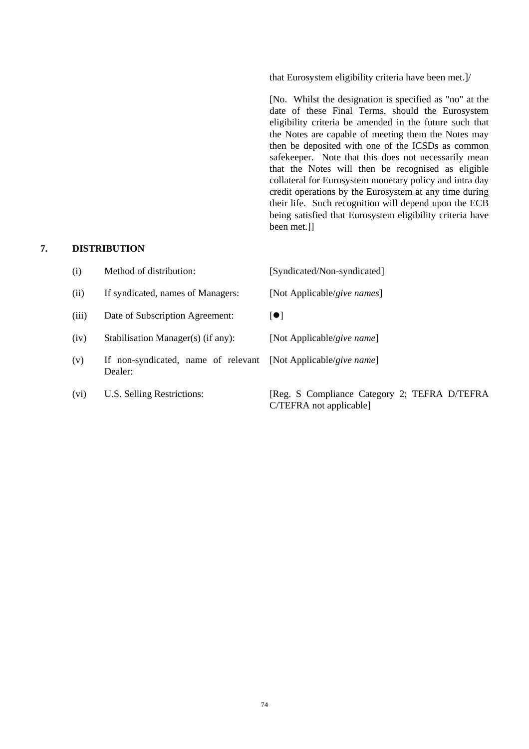that Eurosystem eligibility criteria have been met.]/

[No. Whilst the designation is specified as "no" at the date of these Final Terms, should the Eurosystem eligibility criteria be amended in the future such that the Notes are capable of meeting them the Notes may then be deposited with one of the ICSDs as common safekeeper. Note that this does not necessarily mean that the Notes will then be recognised as eligible collateral for Eurosystem monetary policy and intra day credit operations by the Eurosystem at any time during their life. Such recognition will depend upon the ECB being satisfied that Eurosystem eligibility criteria have been met.]]

## 7. DISTRIBUTION

| | | |
|---|---|---|
| (i) | Method of distribution: | [Syndicated/Non-syndicated] |
| (ii) | If syndicated, names of Managers: | [Not Applicable/*give names*] |
| (iii) | Date of Subscription Agreement: | [●] |
| (iv) | Stabilisation Manager(s) (if any): | [Not Applicable/*give name*] |
| (v) | If non-syndicated, name of relevant Dealer: | [Not Applicable/*give name*] |
| (vi) | U.S. Selling Restrictions: | [Reg. S Compliance Category 2; TEFRA D/TEFRA C/TEFRA not applicable] |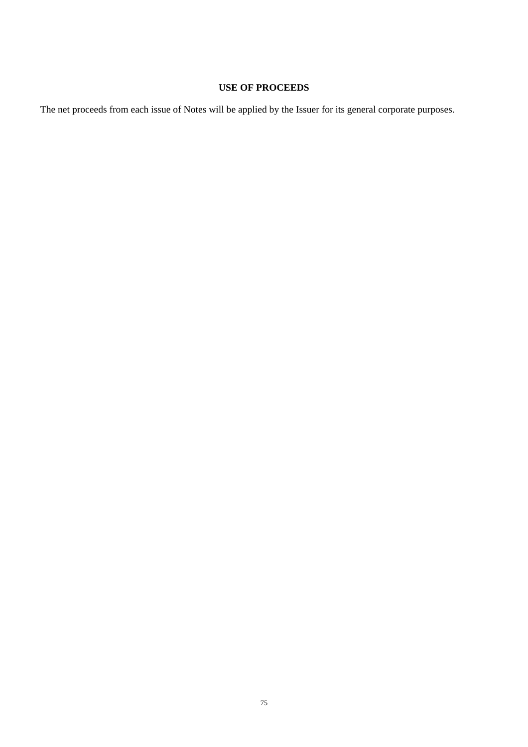## USE OF PROCEEDS

The net proceeds from each issue of Notes will be applied by the Issuer for its general corporate purposes.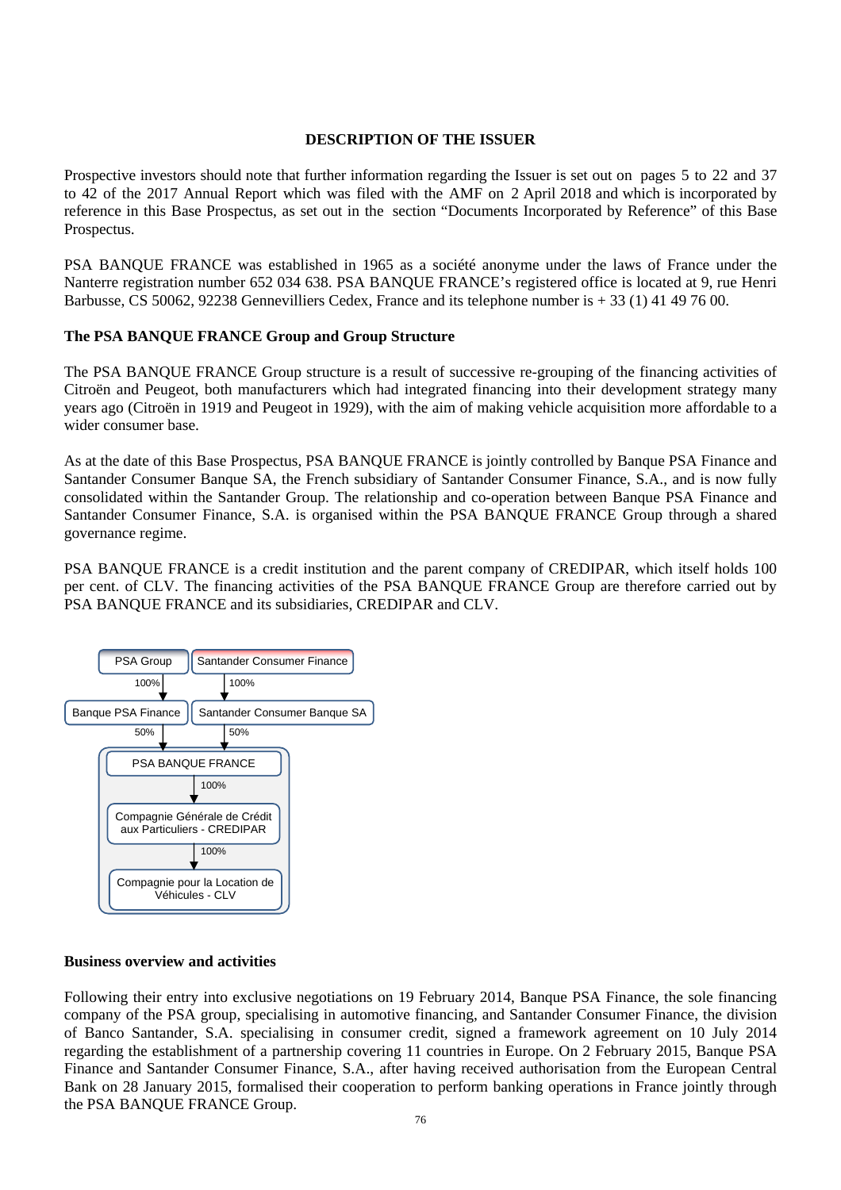## DESCRIPTION OF THE ISSUER

Prospective investors should note that further information regarding the Issuer is set out on pages 5 to 22 and 37 to 42 of the 2017 Annual Report which was filed with the AMF on 2 April 2018 and which is incorporated by reference in this Base Prospectus, as set out in the section "Documents Incorporated by Reference" of this Base Prospectus.

PSA BANQUE FRANCE was established in 1965 as a société anonyme under the laws of France under the Nanterre registration number 652 034 638. PSA BANQUE FRANCE's registered office is located at 9, rue Henri Barbusse, CS 50062, 92238 Gennevilliers Cedex, France and its telephone number is + 33 (1) 41 49 76 00.

### The PSA BANQUE FRANCE Group and Group Structure

The PSA BANQUE FRANCE Group structure is a result of successive re-grouping of the financing activities of Citroën and Peugeot, both manufacturers which had integrated financing into their development strategy many years ago (Citroën in 1919 and Peugeot in 1929), with the aim of making vehicle acquisition more affordable to a wider consumer base.

As at the date of this Base Prospectus, PSA BANQUE FRANCE is jointly controlled by Banque PSA Finance and Santander Consumer Banque SA, the French subsidiary of Santander Consumer Finance, S.A., and is now fully consolidated within the Santander Group. The relationship and co-operation between Banque PSA Finance and Santander Consumer Finance, S.A. is organised within the PSA BANQUE FRANCE Group through a shared governance regime.

PSA BANQUE FRANCE is a credit institution and the parent company of CREDIPAR, which itself holds 100 per cent. of CLV. The financing activities of the PSA BANQUE FRANCE Group are therefore carried out by PSA BANQUE FRANCE and its subsidiaries, CREDIPAR and CLV.

PSA Group → 100% → Banque PSA Finance → 50% → PSA BANQUE FRANCE

Santander Consumer Finance → 100% → Santander Consumer Banque SA → 50% → PSA BANQUE FRANCE

PSA BANQUE FRANCE → 100% → Compagnie Générale de Crédit aux Particuliers - CREDIPAR → 100% → Compagnie pour la Location de Véhicules - CLV

### Business overview and activities

Following their entry into exclusive negotiations on 19 February 2014, Banque PSA Finance, the sole financing company of the PSA group, specialising in automotive financing, and Santander Consumer Finance, the division of Banco Santander, S.A. specialising in consumer credit, signed a framework agreement on 10 July 2014 regarding the establishment of a partnership covering 11 countries in Europe. On 2 February 2015, Banque PSA Finance and Santander Consumer Finance, S.A., after having received authorisation from the European Central Bank on 28 January 2015, formalised their cooperation to perform banking operations in France jointly through the PSA BANQUE FRANCE Group.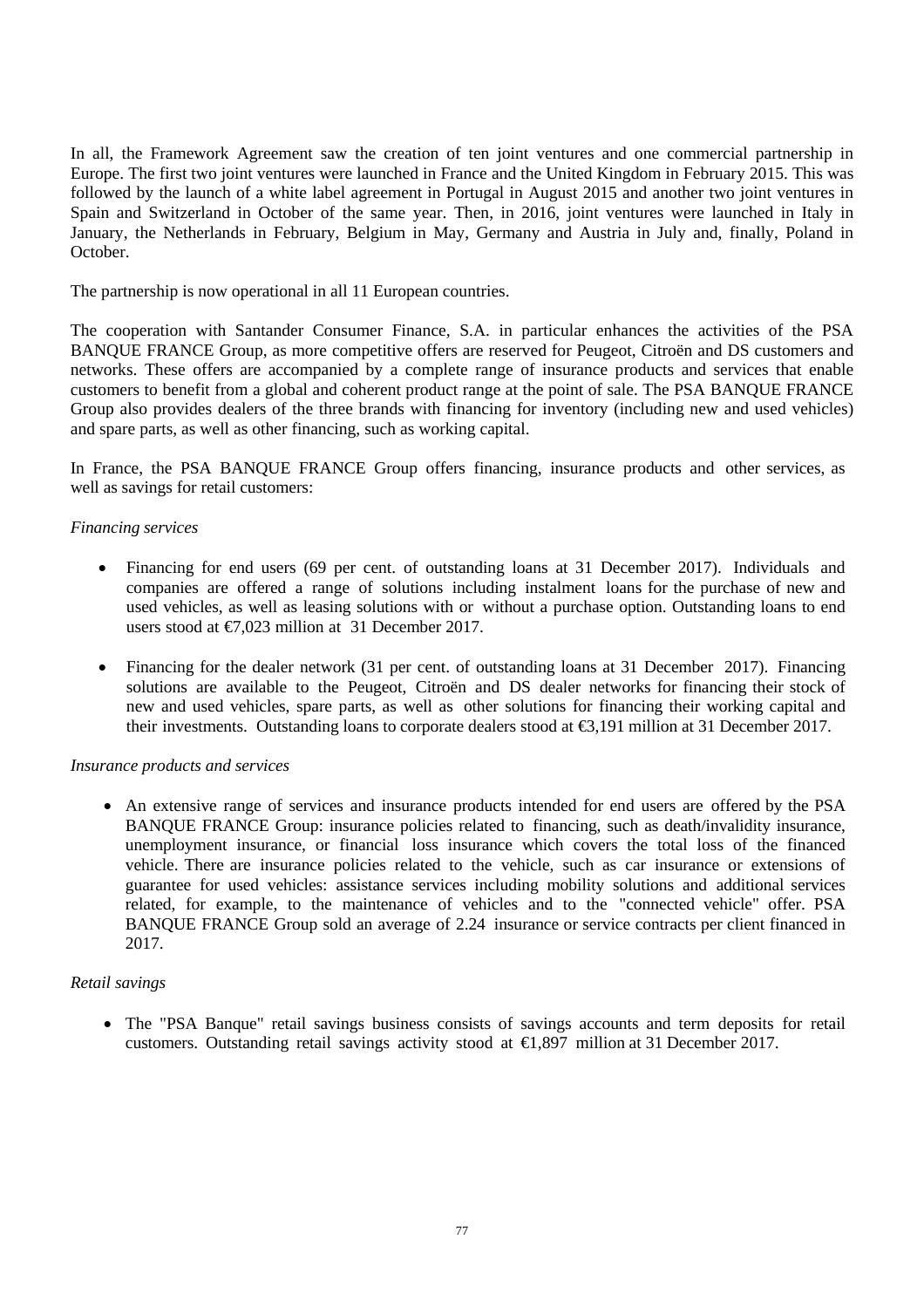In all, the Framework Agreement saw the creation of ten joint ventures and one commercial partnership in Europe. The first two joint ventures were launched in France and the United Kingdom in February 2015. This was followed by the launch of a white label agreement in Portugal in August 2015 and another two joint ventures in Spain and Switzerland in October of the same year. Then, in 2016, joint ventures were launched in Italy in January, the Netherlands in February, Belgium in May, Germany and Austria in July and, finally, Poland in October.

The partnership is now operational in all 11 European countries.

The cooperation with Santander Consumer Finance, S.A. in particular enhances the activities of the PSA BANQUE FRANCE Group, as more competitive offers are reserved for Peugeot, Citroën and DS customers and networks. These offers are accompanied by a complete range of insurance products and services that enable customers to benefit from a global and coherent product range at the point of sale. The PSA BANQUE FRANCE Group also provides dealers of the three brands with financing for inventory (including new and used vehicles) and spare parts, as well as other financing, such as working capital.

In France, the PSA BANQUE FRANCE Group offers financing, insurance products and other services, as well as savings for retail customers:

*Financing services*

- Financing for end users (69 per cent. of outstanding loans at 31 December 2017). Individuals and companies are offered a range of solutions including instalment loans for the purchase of new and used vehicles, as well as leasing solutions with or without a purchase option. Outstanding loans to end users stood at €7,023 million at 31 December 2017.

- Financing for the dealer network (31 per cent. of outstanding loans at 31 December 2017). Financing solutions are available to the Peugeot, Citroën and DS dealer networks for financing their stock of new and used vehicles, spare parts, as well as other solutions for financing their working capital and their investments. Outstanding loans to corporate dealers stood at €3,191 million at 31 December 2017.

*Insurance products and services*

- An extensive range of services and insurance products intended for end users are offered by the PSA BANQUE FRANCE Group: insurance policies related to financing, such as death/invalidity insurance, unemployment insurance, or financial loss insurance which covers the total loss of the financed vehicle. There are insurance policies related to the vehicle, such as car insurance or extensions of guarantee for used vehicles: assistance services including mobility solutions and additional services related, for example, to the maintenance of vehicles and to the "connected vehicle" offer. PSA BANQUE FRANCE Group sold an average of 2.24 insurance or service contracts per client financed in 2017.

*Retail savings*

- The "PSA Banque" retail savings business consists of savings accounts and term deposits for retail customers. Outstanding retail savings activity stood at €1,897 million at 31 December 2017.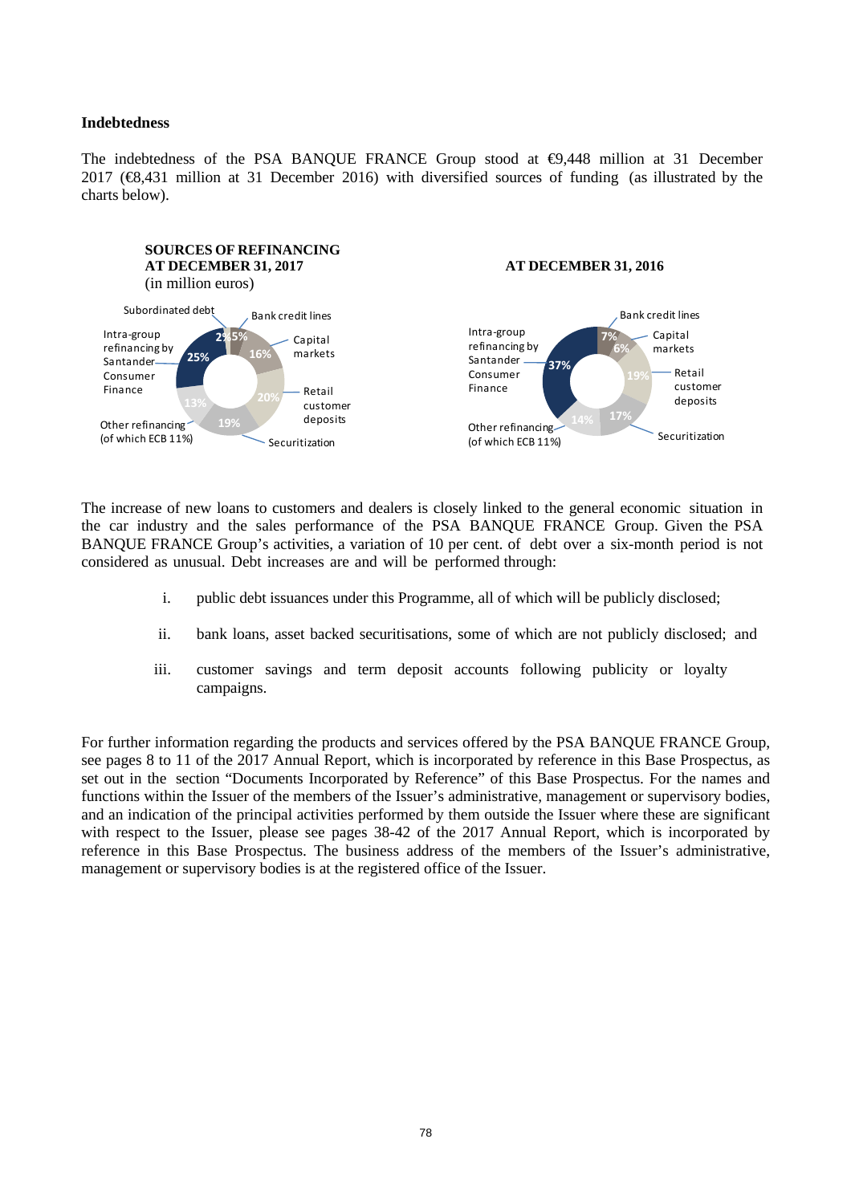**Indebtedness**

The indebtedness of the PSA BANQUE FRANCE Group stood at €9,448 million at 31 December 2017 (€8,431 million at 31 December 2016) with diversified sources of funding (as illustrated by the charts below).

**SOURCES OF REFINANCING AT DECEMBER 31, 2017**
(in million euros)

**AT DECEMBER 31, 2016**

| Source | At December 31, 2017 | At December 31, 2016 |
|---|---|---|
| Subordinated debt | 2% | |
| Bank credit lines | 5% | 7% |
| Capital markets | 16% | 6% |
| Retail customer deposits | 20% | 19% |
| Securitization | 19% | 17% |
| Other refinancing (of which ECB 11%) | 13% | 14% |
| Intra-group refinancing by Santander Consumer Finance | 25% | 37% |

The increase of new loans to customers and dealers is closely linked to the general economic situation in the car industry and the sales performance of the PSA BANQUE FRANCE Group. Given the PSA BANQUE FRANCE Group's activities, a variation of 10 per cent. of debt over a six-month period is not considered as unusual. Debt increases are and will be performed through:

i. public debt issuances under this Programme, all of which will be publicly disclosed;

ii. bank loans, asset backed securitisations, some of which are not publicly disclosed; and

iii. customer savings and term deposit accounts following publicity or loyalty campaigns.

For further information regarding the products and services offered by the PSA BANQUE FRANCE Group, see pages 8 to 11 of the 2017 Annual Report, which is incorporated by reference in this Base Prospectus, as set out in the section "Documents Incorporated by Reference" of this Base Prospectus. For the names and functions within the Issuer of the members of the Issuer's administrative, management or supervisory bodies, and an indication of the principal activities performed by them outside the Issuer where these are significant with respect to the Issuer, please see pages 38-42 of the 2017 Annual Report, which is incorporated by reference in this Base Prospectus. The business address of the members of the Issuer's administrative, management or supervisory bodies is at the registered office of the Issuer.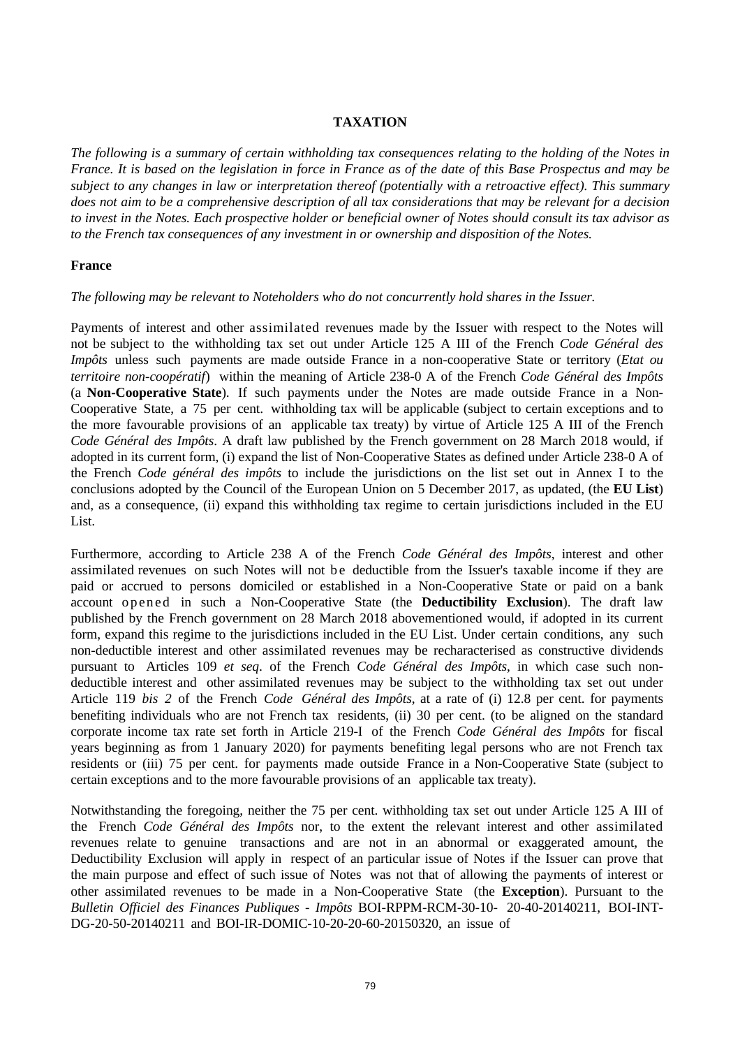# TAXATION

*The following is a summary of certain withholding tax consequences relating to the holding of the Notes in France. It is based on the legislation in force in France as of the date of this Base Prospectus and may be subject to any changes in law or interpretation thereof (potentially with a retroactive effect). This summary does not aim to be a comprehensive description of all tax considerations that may be relevant for a decision to invest in the Notes. Each prospective holder or beneficial owner of Notes should consult its tax advisor as to the French tax consequences of any investment in or ownership and disposition of the Notes.*

## France

*The following may be relevant to Noteholders who do not concurrently hold shares in the Issuer.*

Payments of interest and other assimilated revenues made by the Issuer with respect to the Notes will not be subject to the withholding tax set out under Article 125 A III of the French *Code Général des Impôts* unless such payments are made outside France in a non-cooperative State or territory (*Etat ou territoire non-coopératif*) within the meaning of Article 238-0 A of the French *Code Général des Impôts* (a **Non-Cooperative State**). If such payments under the Notes are made outside France in a Non-Cooperative State, a 75 per cent. withholding tax will be applicable (subject to certain exceptions and to the more favourable provisions of an applicable tax treaty) by virtue of Article 125 A III of the French *Code Général des Impôts*. A draft law published by the French government on 28 March 2018 would, if adopted in its current form, (i) expand the list of Non-Cooperative States as defined under Article 238-0 A of the French *Code général des impôts* to include the jurisdictions on the list set out in Annex I to the conclusions adopted by the Council of the European Union on 5 December 2017, as updated, (the **EU List**) and, as a consequence, (ii) expand this withholding tax regime to certain jurisdictions included in the EU List.

Furthermore, according to Article 238 A of the French *Code Général des Impôts*, interest and other assimilated revenues on such Notes will not be deductible from the Issuer's taxable income if they are paid or accrued to persons domiciled or established in a Non-Cooperative State or paid on a bank account opened in such a Non-Cooperative State (the **Deductibility Exclusion**). The draft law published by the French government on 28 March 2018 abovementioned would, if adopted in its current form, expand this regime to the jurisdictions included in the EU List. Under certain conditions, any such non-deductible interest and other assimilated revenues may be recharacterised as constructive dividends pursuant to Articles 109 *et seq*. of the French *Code Général des Impôts*, in which case such non-deductible interest and other assimilated revenues may be subject to the withholding tax set out under Article 119 *bis 2* of the French *Code Général des Impôts*, at a rate of (i) 12.8 per cent. for payments benefiting individuals who are not French tax residents, (ii) 30 per cent. (to be aligned on the standard corporate income tax rate set forth in Article 219-I of the French *Code Général des Impôts* for fiscal years beginning as from 1 January 2020) for payments benefiting legal persons who are not French tax residents or (iii) 75 per cent. for payments made outside France in a Non-Cooperative State (subject to certain exceptions and to the more favourable provisions of an applicable tax treaty).

Notwithstanding the foregoing, neither the 75 per cent. withholding tax set out under Article 125 A III of the French *Code Général des Impôts* nor, to the extent the relevant interest and other assimilated revenues relate to genuine transactions and are not in an abnormal or exaggerated amount, the Deductibility Exclusion will apply in respect of an particular issue of Notes if the Issuer can prove that the main purpose and effect of such issue of Notes was not that of allowing the payments of interest or other assimilated revenues to be made in a Non-Cooperative State (the **Exception**). Pursuant to the *Bulletin Officiel des Finances Publiques - Impôts* BOI-RPPM-RCM-30-10- 20-40-20140211, BOI-INT-DG-20-50-20140211 and BOI-IR-DOMIC-10-20-20-60-20150320, an issue of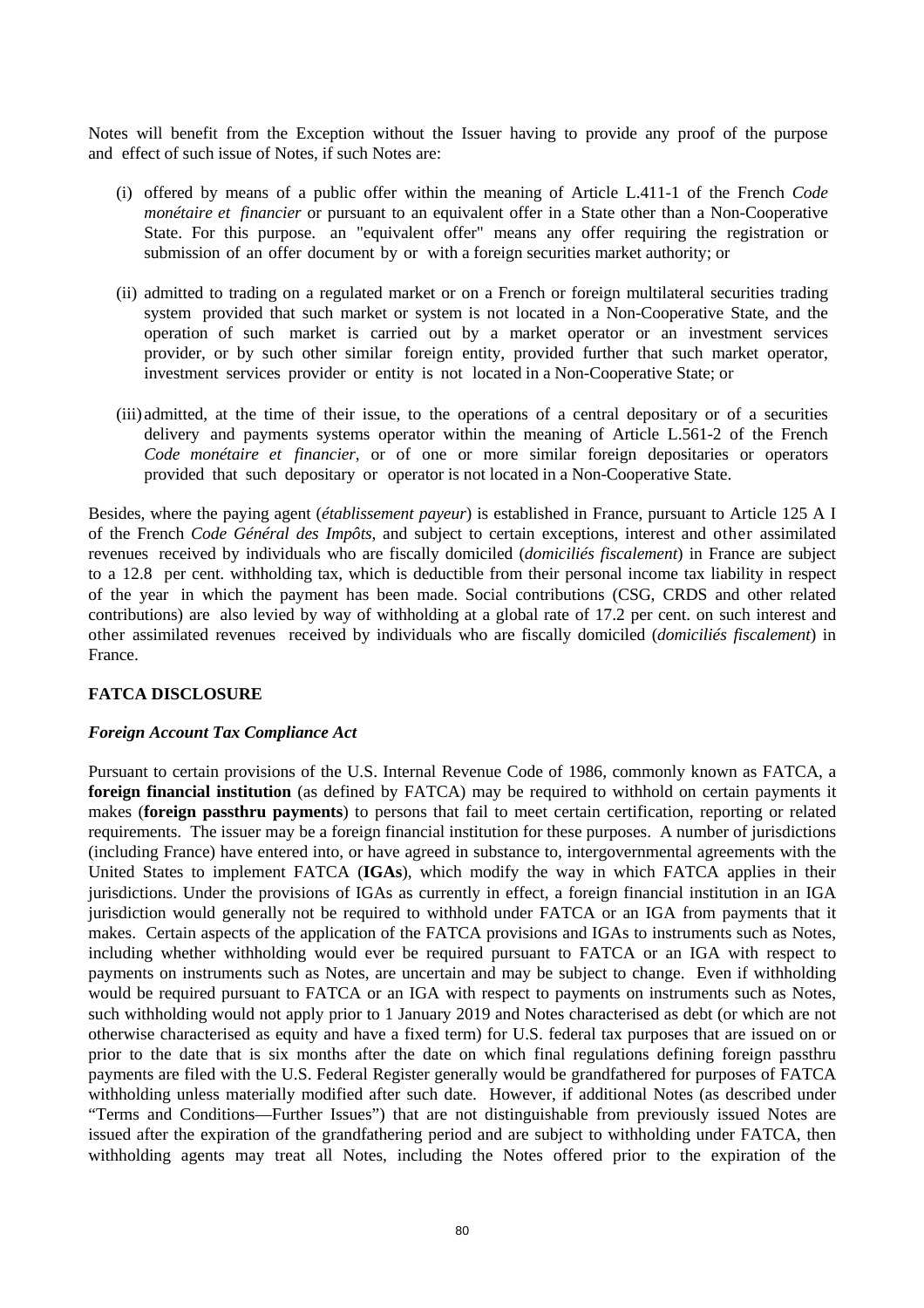Notes will benefit from the Exception without the Issuer having to provide any proof of the purpose and effect of such issue of Notes, if such Notes are:

(i) offered by means of a public offer within the meaning of Article L.411-1 of the French *Code monétaire et financier* or pursuant to an equivalent offer in a State other than a Non-Cooperative State. For this purpose. an "equivalent offer" means any offer requiring the registration or submission of an offer document by or with a foreign securities market authority; or

(ii) admitted to trading on a regulated market or on a French or foreign multilateral securities trading system provided that such market or system is not located in a Non-Cooperative State, and the operation of such market is carried out by a market operator or an investment services provider, or by such other similar foreign entity, provided further that such market operator, investment services provider or entity is not located in a Non-Cooperative State; or

(iii) admitted, at the time of their issue, to the operations of a central depositary or of a securities delivery and payments systems operator within the meaning of Article L.561-2 of the French *Code monétaire et financier*, or of one or more similar foreign depositaries or operators provided that such depositary or operator is not located in a Non-Cooperative State.

Besides, where the paying agent (*établissement payeur*) is established in France, pursuant to Article 125 A I of the French *Code Général des Impôts*, and subject to certain exceptions, interest and other assimilated revenues received by individuals who are fiscally domiciled (*domiciliés fiscalement*) in France are subject to a 12.8 per cent. withholding tax, which is deductible from their personal income tax liability in respect of the year in which the payment has been made. Social contributions (CSG, CRDS and other related contributions) are also levied by way of withholding at a global rate of 17.2 per cent. on such interest and other assimilated revenues received by individuals who are fiscally domiciled (*domiciliés fiscalement*) in France.

## FATCA DISCLOSURE

### *Foreign Account Tax Compliance Act*

Pursuant to certain provisions of the U.S. Internal Revenue Code of 1986, commonly known as FATCA, a **foreign financial institution** (as defined by FATCA) may be required to withhold on certain payments it makes (**foreign passthru payments**) to persons that fail to meet certain certification, reporting or related requirements. The issuer may be a foreign financial institution for these purposes. A number of jurisdictions (including France) have entered into, or have agreed in substance to, intergovernmental agreements with the United States to implement FATCA (**IGAs**), which modify the way in which FATCA applies in their jurisdictions. Under the provisions of IGAs as currently in effect, a foreign financial institution in an IGA jurisdiction would generally not be required to withhold under FATCA or an IGA from payments that it makes. Certain aspects of the application of the FATCA provisions and IGAs to instruments such as Notes, including whether withholding would ever be required pursuant to FATCA or an IGA with respect to payments on instruments such as Notes, are uncertain and may be subject to change. Even if withholding would be required pursuant to FATCA or an IGA with respect to payments on instruments such as Notes, such withholding would not apply prior to 1 January 2019 and Notes characterised as debt (or which are not otherwise characterised as equity and have a fixed term) for U.S. federal tax purposes that are issued on or prior to the date that is six months after the date on which final regulations defining foreign passthru payments are filed with the U.S. Federal Register generally would be grandfathered for purposes of FATCA withholding unless materially modified after such date. However, if additional Notes (as described under "Terms and Conditions—Further Issues") that are not distinguishable from previously issued Notes are issued after the expiration of the grandfathering period and are subject to withholding under FATCA, then withholding agents may treat all Notes, including the Notes offered prior to the expiration of the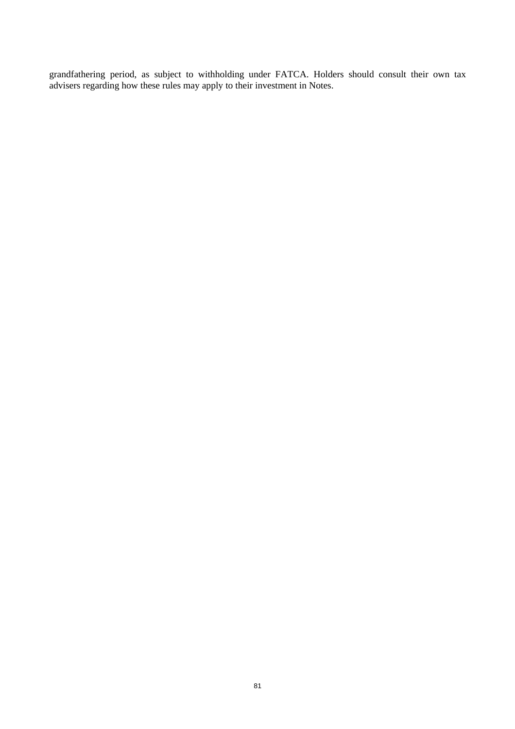grandfathering period, as subject to withholding under FATCA. Holders should consult their own tax advisers regarding how these rules may apply to their investment in Notes.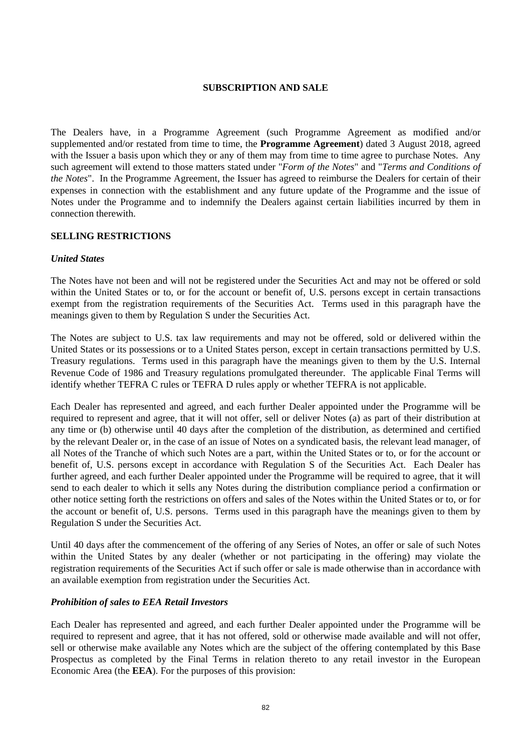## SUBSCRIPTION AND SALE

The Dealers have, in a Programme Agreement (such Programme Agreement as modified and/or supplemented and/or restated from time to time, the **Programme Agreement**) dated 3 August 2018, agreed with the Issuer a basis upon which they or any of them may from time to time agree to purchase Notes. Any such agreement will extend to those matters stated under "*Form of the Notes*" and "*Terms and Conditions of the Notes*". In the Programme Agreement, the Issuer has agreed to reimburse the Dealers for certain of their expenses in connection with the establishment and any future update of the Programme and the issue of Notes under the Programme and to indemnify the Dealers against certain liabilities incurred by them in connection therewith.

### SELLING RESTRICTIONS

#### *United States*

The Notes have not been and will not be registered under the Securities Act and may not be offered or sold within the United States or to, or for the account or benefit of, U.S. persons except in certain transactions exempt from the registration requirements of the Securities Act. Terms used in this paragraph have the meanings given to them by Regulation S under the Securities Act.

The Notes are subject to U.S. tax law requirements and may not be offered, sold or delivered within the United States or its possessions or to a United States person, except in certain transactions permitted by U.S. Treasury regulations. Terms used in this paragraph have the meanings given to them by the U.S. Internal Revenue Code of 1986 and Treasury regulations promulgated thereunder. The applicable Final Terms will identify whether TEFRA C rules or TEFRA D rules apply or whether TEFRA is not applicable.

Each Dealer has represented and agreed, and each further Dealer appointed under the Programme will be required to represent and agree, that it will not offer, sell or deliver Notes (a) as part of their distribution at any time or (b) otherwise until 40 days after the completion of the distribution, as determined and certified by the relevant Dealer or, in the case of an issue of Notes on a syndicated basis, the relevant lead manager, of all Notes of the Tranche of which such Notes are a part, within the United States or to, or for the account or benefit of, U.S. persons except in accordance with Regulation S of the Securities Act. Each Dealer has further agreed, and each further Dealer appointed under the Programme will be required to agree, that it will send to each dealer to which it sells any Notes during the distribution compliance period a confirmation or other notice setting forth the restrictions on offers and sales of the Notes within the United States or to, or for the account or benefit of, U.S. persons. Terms used in this paragraph have the meanings given to them by Regulation S under the Securities Act.

Until 40 days after the commencement of the offering of any Series of Notes, an offer or sale of such Notes within the United States by any dealer (whether or not participating in the offering) may violate the registration requirements of the Securities Act if such offer or sale is made otherwise than in accordance with an available exemption from registration under the Securities Act.

#### *Prohibition of sales to EEA Retail Investors*

Each Dealer has represented and agreed, and each further Dealer appointed under the Programme will be required to represent and agree, that it has not offered, sold or otherwise made available and will not offer, sell or otherwise make available any Notes which are the subject of the offering contemplated by this Base Prospectus as completed by the Final Terms in relation thereto to any retail investor in the European Economic Area (the **EEA**). For the purposes of this provision: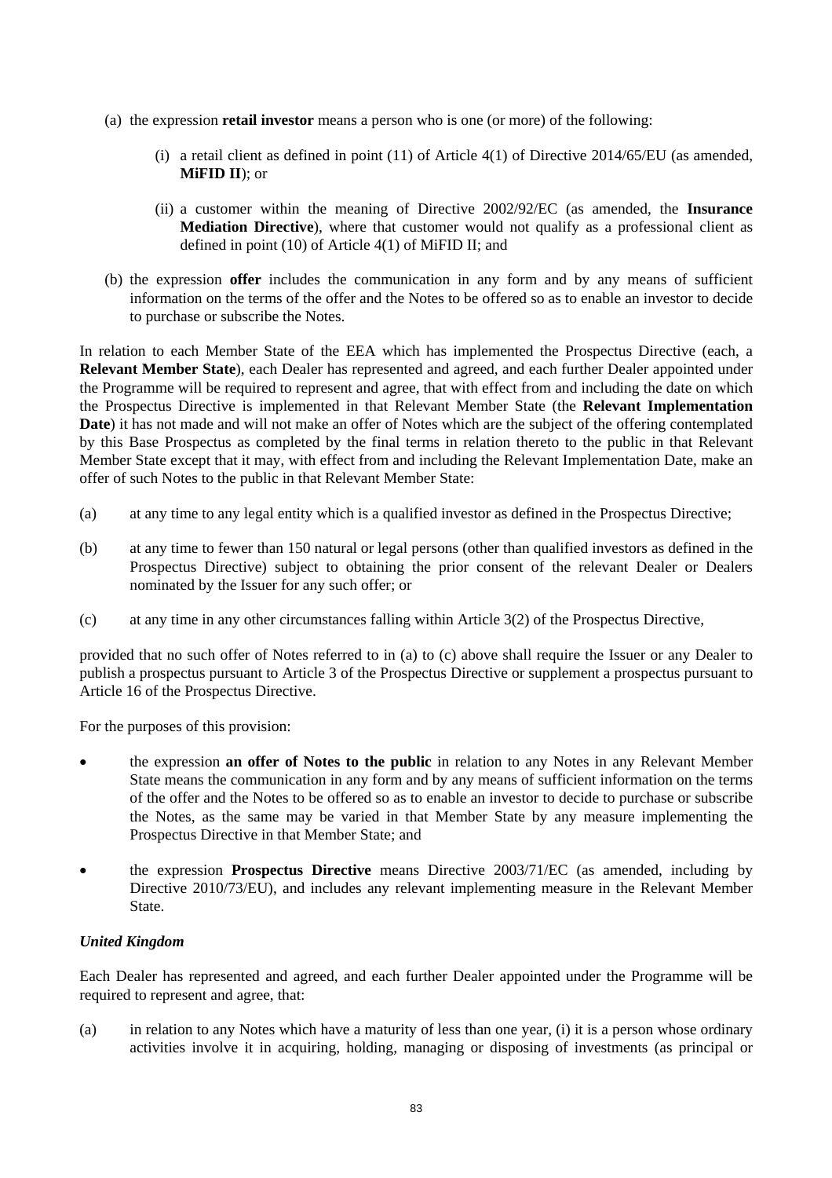(a) the expression **retail investor** means a person who is one (or more) of the following:

   (i) a retail client as defined in point (11) of Article 4(1) of Directive 2014/65/EU (as amended, **MiFID II**); or

   (ii) a customer within the meaning of Directive 2002/92/EC (as amended, the **Insurance Mediation Directive**), where that customer would not qualify as a professional client as defined in point (10) of Article 4(1) of MiFID II; and

(b) the expression **offer** includes the communication in any form and by any means of sufficient information on the terms of the offer and the Notes to be offered so as to enable an investor to decide to purchase or subscribe the Notes.

In relation to each Member State of the EEA which has implemented the Prospectus Directive (each, a **Relevant Member State**), each Dealer has represented and agreed, and each further Dealer appointed under the Programme will be required to represent and agree, that with effect from and including the date on which the Prospectus Directive is implemented in that Relevant Member State (the **Relevant Implementation Date**) it has not made and will not make an offer of Notes which are the subject of the offering contemplated by this Base Prospectus as completed by the final terms in relation thereto to the public in that Relevant Member State except that it may, with effect from and including the Relevant Implementation Date, make an offer of such Notes to the public in that Relevant Member State:

(a) at any time to any legal entity which is a qualified investor as defined in the Prospectus Directive;

(b) at any time to fewer than 150 natural or legal persons (other than qualified investors as defined in the Prospectus Directive) subject to obtaining the prior consent of the relevant Dealer or Dealers nominated by the Issuer for any such offer; or

(c) at any time in any other circumstances falling within Article 3(2) of the Prospectus Directive,

provided that no such offer of Notes referred to in (a) to (c) above shall require the Issuer or any Dealer to publish a prospectus pursuant to Article 3 of the Prospectus Directive or supplement a prospectus pursuant to Article 16 of the Prospectus Directive.

For the purposes of this provision:

- the expression **an offer of Notes to the public** in relation to any Notes in any Relevant Member State means the communication in any form and by any means of sufficient information on the terms of the offer and the Notes to be offered so as to enable an investor to decide to purchase or subscribe the Notes, as the same may be varied in that Member State by any measure implementing the Prospectus Directive in that Member State; and

- the expression **Prospectus Directive** means Directive 2003/71/EC (as amended, including by Directive 2010/73/EU), and includes any relevant implementing measure in the Relevant Member State.

***United Kingdom***

Each Dealer has represented and agreed, and each further Dealer appointed under the Programme will be required to represent and agree, that:

(a) in relation to any Notes which have a maturity of less than one year, (i) it is a person whose ordinary activities involve it in acquiring, holding, managing or disposing of investments (as principal or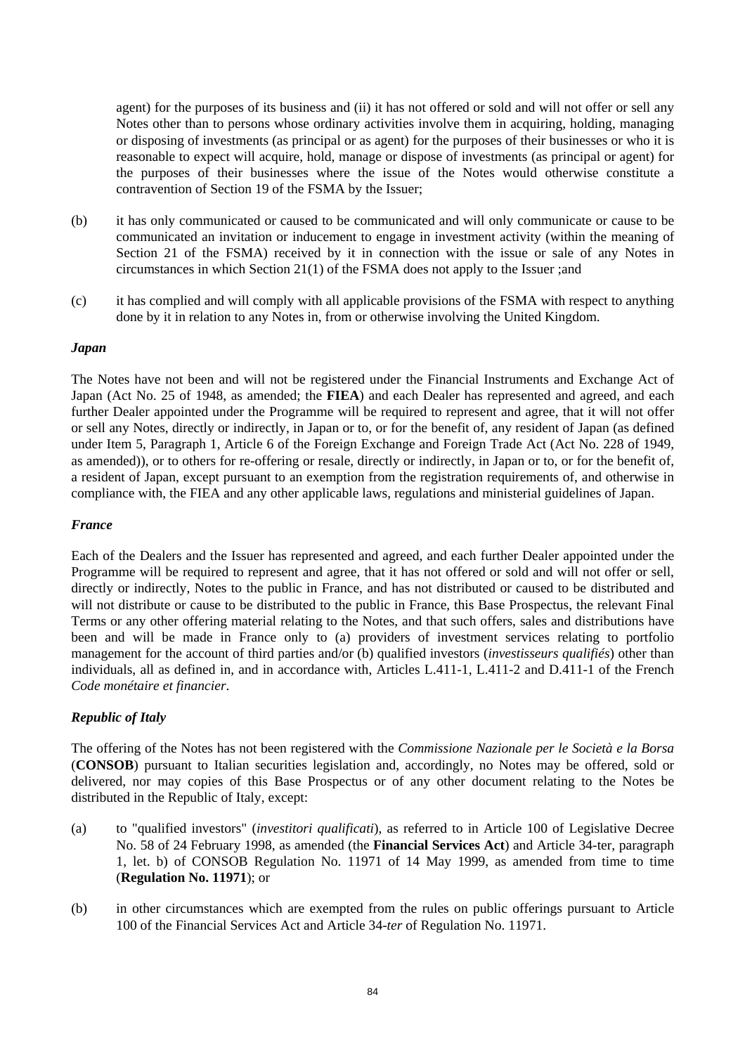agent) for the purposes of its business and (ii) it has not offered or sold and will not offer or sell any Notes other than to persons whose ordinary activities involve them in acquiring, holding, managing or disposing of investments (as principal or as agent) for the purposes of their businesses or who it is reasonable to expect will acquire, hold, manage or dispose of investments (as principal or agent) for the purposes of their businesses where the issue of the Notes would otherwise constitute a contravention of Section 19 of the FSMA by the Issuer;

(b) it has only communicated or caused to be communicated and will only communicate or cause to be communicated an invitation or inducement to engage in investment activity (within the meaning of Section 21 of the FSMA) received by it in connection with the issue or sale of any Notes in circumstances in which Section 21(1) of the FSMA does not apply to the Issuer ;and

(c) it has complied and will comply with all applicable provisions of the FSMA with respect to anything done by it in relation to any Notes in, from or otherwise involving the United Kingdom.

***Japan***

The Notes have not been and will not be registered under the Financial Instruments and Exchange Act of Japan (Act No. 25 of 1948, as amended; the **FIEA**) and each Dealer has represented and agreed, and each further Dealer appointed under the Programme will be required to represent and agree, that it will not offer or sell any Notes, directly or indirectly, in Japan or to, or for the benefit of, any resident of Japan (as defined under Item 5, Paragraph 1, Article 6 of the Foreign Exchange and Foreign Trade Act (Act No. 228 of 1949, as amended)), or to others for re-offering or resale, directly or indirectly, in Japan or to, or for the benefit of, a resident of Japan, except pursuant to an exemption from the registration requirements of, and otherwise in compliance with, the FIEA and any other applicable laws, regulations and ministerial guidelines of Japan.

***France***

Each of the Dealers and the Issuer has represented and agreed, and each further Dealer appointed under the Programme will be required to represent and agree, that it has not offered or sold and will not offer or sell, directly or indirectly, Notes to the public in France, and has not distributed or caused to be distributed and will not distribute or cause to be distributed to the public in France, this Base Prospectus, the relevant Final Terms or any other offering material relating to the Notes, and that such offers, sales and distributions have been and will be made in France only to (a) providers of investment services relating to portfolio management for the account of third parties and/or (b) qualified investors (*investisseurs qualifiés*) other than individuals, all as defined in, and in accordance with, Articles L.411-1, L.411-2 and D.411-1 of the French *Code monétaire et financier*.

***Republic of Italy***

The offering of the Notes has not been registered with the *Commissione Nazionale per le Società e la Borsa* (**CONSOB**) pursuant to Italian securities legislation and, accordingly, no Notes may be offered, sold or delivered, nor may copies of this Base Prospectus or of any other document relating to the Notes be distributed in the Republic of Italy, except:

(a) to "qualified investors" (*investitori qualificati*), as referred to in Article 100 of Legislative Decree No. 58 of 24 February 1998, as amended (the **Financial Services Act**) and Article 34-ter, paragraph 1, let. b) of CONSOB Regulation No. 11971 of 14 May 1999, as amended from time to time (**Regulation No. 11971**); or

(b) in other circumstances which are exempted from the rules on public offerings pursuant to Article 100 of the Financial Services Act and Article 34-*ter* of Regulation No. 11971.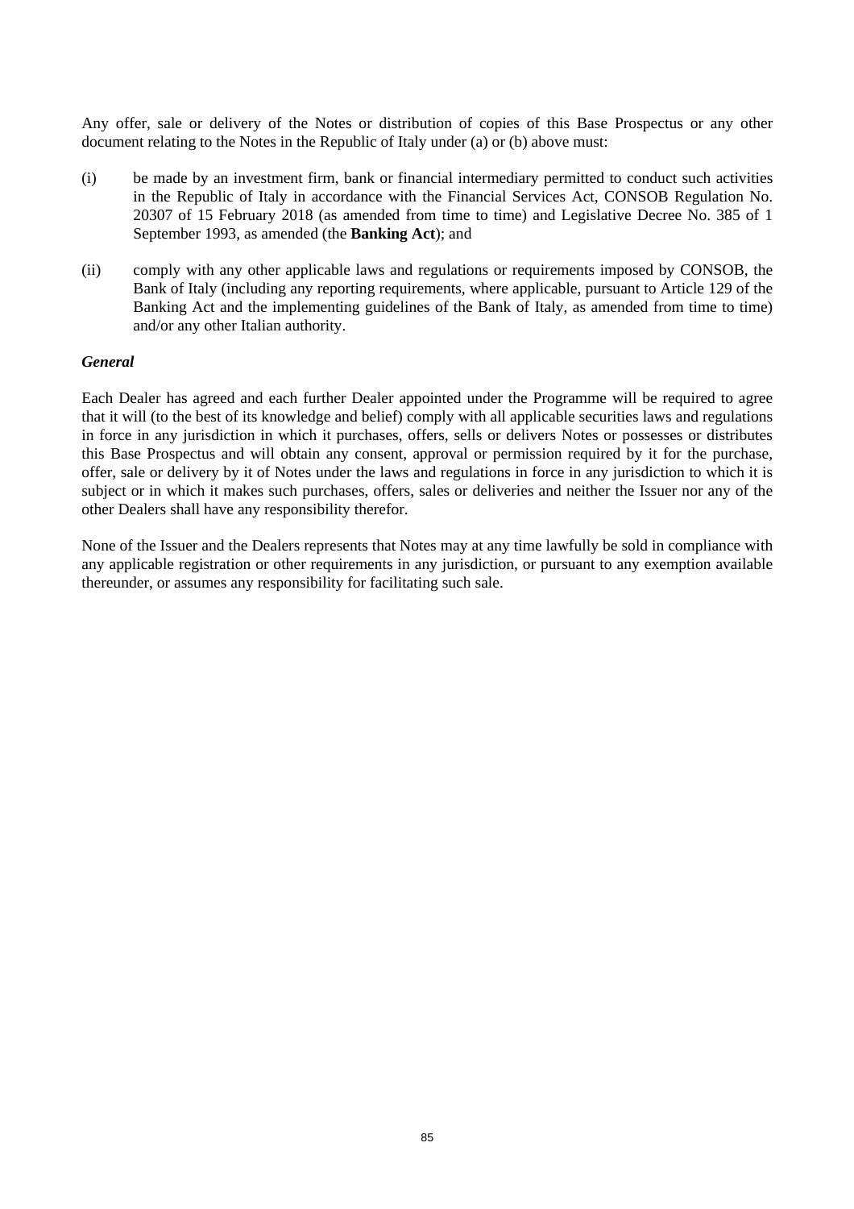Any offer, sale or delivery of the Notes or distribution of copies of this Base Prospectus or any other document relating to the Notes in the Republic of Italy under (a) or (b) above must:

(i) be made by an investment firm, bank or financial intermediary permitted to conduct such activities in the Republic of Italy in accordance with the Financial Services Act, CONSOB Regulation No. 20307 of 15 February 2018 (as amended from time to time) and Legislative Decree No. 385 of 1 September 1993, as amended (the **Banking Act**); and

(ii) comply with any other applicable laws and regulations or requirements imposed by CONSOB, the Bank of Italy (including any reporting requirements, where applicable, pursuant to Article 129 of the Banking Act and the implementing guidelines of the Bank of Italy, as amended from time to time) and/or any other Italian authority.

***General***

Each Dealer has agreed and each further Dealer appointed under the Programme will be required to agree that it will (to the best of its knowledge and belief) comply with all applicable securities laws and regulations in force in any jurisdiction in which it purchases, offers, sells or delivers Notes or possesses or distributes this Base Prospectus and will obtain any consent, approval or permission required by it for the purchase, offer, sale or delivery by it of Notes under the laws and regulations in force in any jurisdiction to which it is subject or in which it makes such purchases, offers, sales or deliveries and neither the Issuer nor any of the other Dealers shall have any responsibility therefor.

None of the Issuer and the Dealers represents that Notes may at any time lawfully be sold in compliance with any applicable registration or other requirements in any jurisdiction, or pursuant to any exemption available thereunder, or assumes any responsibility for facilitating such sale.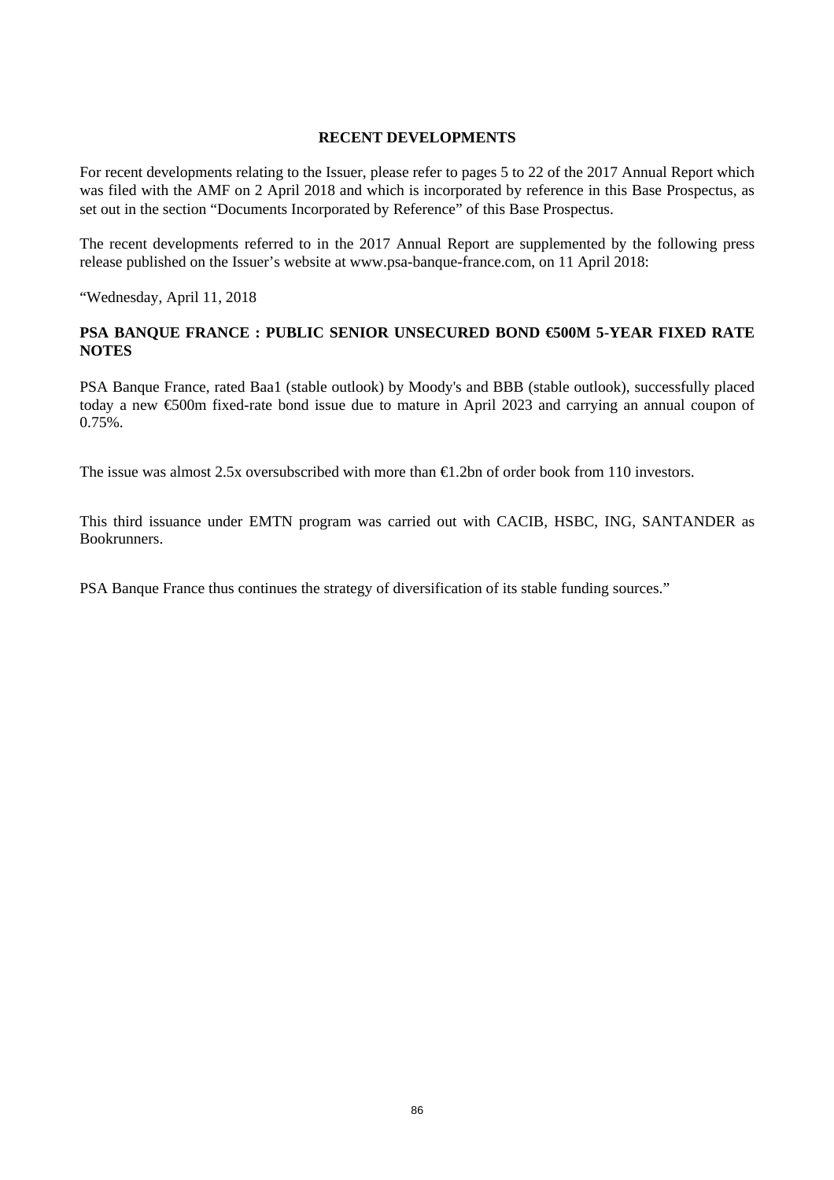## RECENT DEVELOPMENTS

For recent developments relating to the Issuer, please refer to pages 5 to 22 of the 2017 Annual Report which was filed with the AMF on 2 April 2018 and which is incorporated by reference in this Base Prospectus, as set out in the section "Documents Incorporated by Reference" of this Base Prospectus.

The recent developments referred to in the 2017 Annual Report are supplemented by the following press release published on the Issuer's website at www.psa-banque-france.com, on 11 April 2018:

"Wednesday, April 11, 2018

**PSA BANQUE FRANCE : PUBLIC SENIOR UNSECURED BOND €500M 5-YEAR FIXED RATE NOTES**

PSA Banque France, rated Baa1 (stable outlook) by Moody's and BBB (stable outlook), successfully placed today a new €500m fixed-rate bond issue due to mature in April 2023 and carrying an annual coupon of 0.75%.

The issue was almost 2.5x oversubscribed with more than €1.2bn of order book from 110 investors.

This third issuance under EMTN program was carried out with CACIB, HSBC, ING, SANTANDER as Bookrunners.

PSA Banque France thus continues the strategy of diversification of its stable funding sources."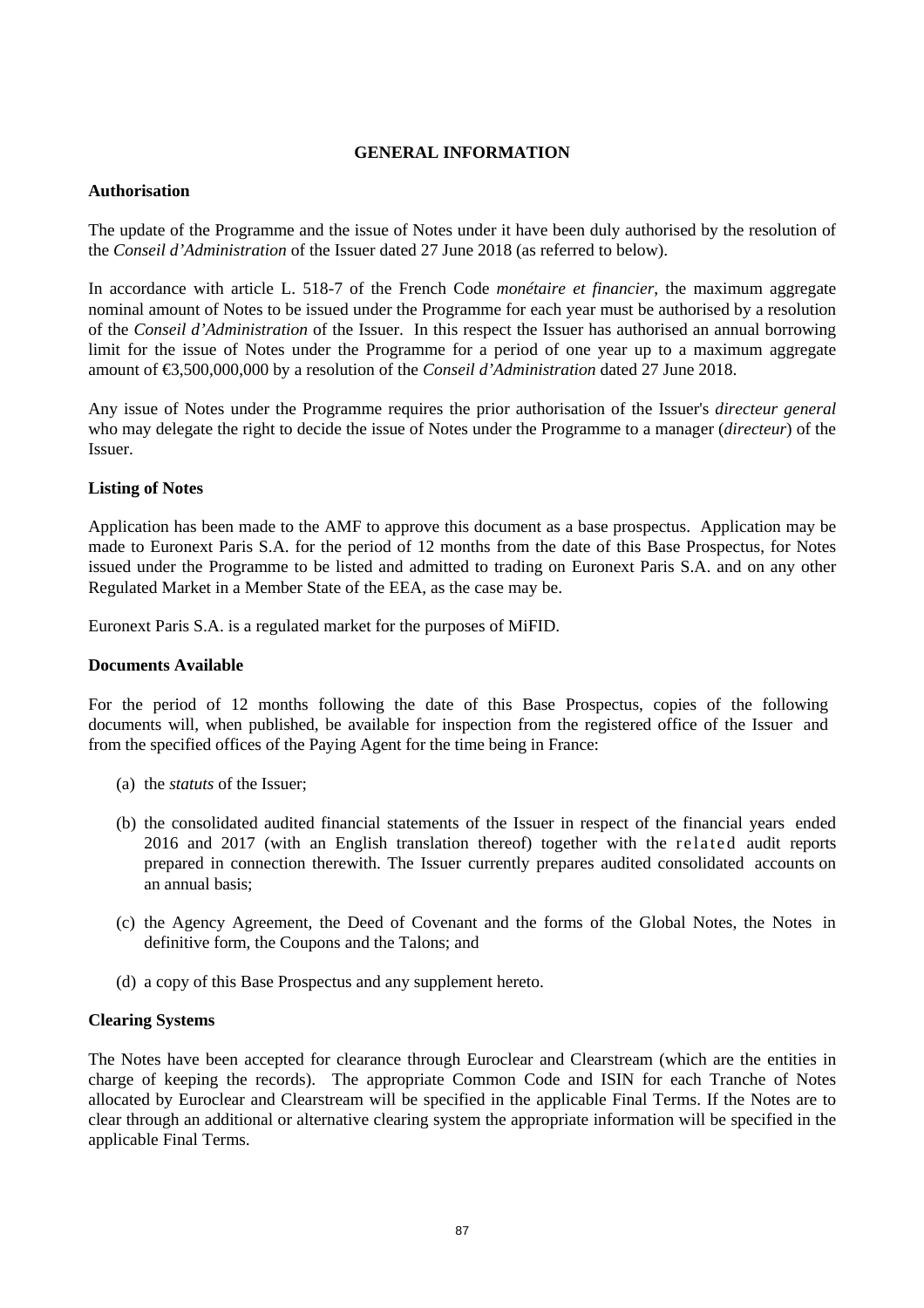# GENERAL INFORMATION

**Authorisation**

The update of the Programme and the issue of Notes under it have been duly authorised by the resolution of the *Conseil d'Administration* of the Issuer dated 27 June 2018 (as referred to below).

In accordance with article L. 518-7 of the French Code *monétaire et financier*, the maximum aggregate nominal amount of Notes to be issued under the Programme for each year must be authorised by a resolution of the *Conseil d'Administration* of the Issuer. In this respect the Issuer has authorised an annual borrowing limit for the issue of Notes under the Programme for a period of one year up to a maximum aggregate amount of €3,500,000,000 by a resolution of the *Conseil d'Administration* dated 27 June 2018.

Any issue of Notes under the Programme requires the prior authorisation of the Issuer's *directeur general* who may delegate the right to decide the issue of Notes under the Programme to a manager (*directeur*) of the Issuer.

**Listing of Notes**

Application has been made to the AMF to approve this document as a base prospectus. Application may be made to Euronext Paris S.A. for the period of 12 months from the date of this Base Prospectus, for Notes issued under the Programme to be listed and admitted to trading on Euronext Paris S.A. and on any other Regulated Market in a Member State of the EEA, as the case may be.

Euronext Paris S.A. is a regulated market for the purposes of MiFID.

**Documents Available**

For the period of 12 months following the date of this Base Prospectus, copies of the following documents will, when published, be available for inspection from the registered office of the Issuer and from the specified offices of the Paying Agent for the time being in France:

(a) the *statuts* of the Issuer;

(b) the consolidated audited financial statements of the Issuer in respect of the financial years ended 2016 and 2017 (with an English translation thereof) together with the related audit reports prepared in connection therewith. The Issuer currently prepares audited consolidated accounts on an annual basis;

(c) the Agency Agreement, the Deed of Covenant and the forms of the Global Notes, the Notes in definitive form, the Coupons and the Talons; and

(d) a copy of this Base Prospectus and any supplement hereto.

**Clearing Systems**

The Notes have been accepted for clearance through Euroclear and Clearstream (which are the entities in charge of keeping the records). The appropriate Common Code and ISIN for each Tranche of Notes allocated by Euroclear and Clearstream will be specified in the applicable Final Terms. If the Notes are to clear through an additional or alternative clearing system the appropriate information will be specified in the applicable Final Terms.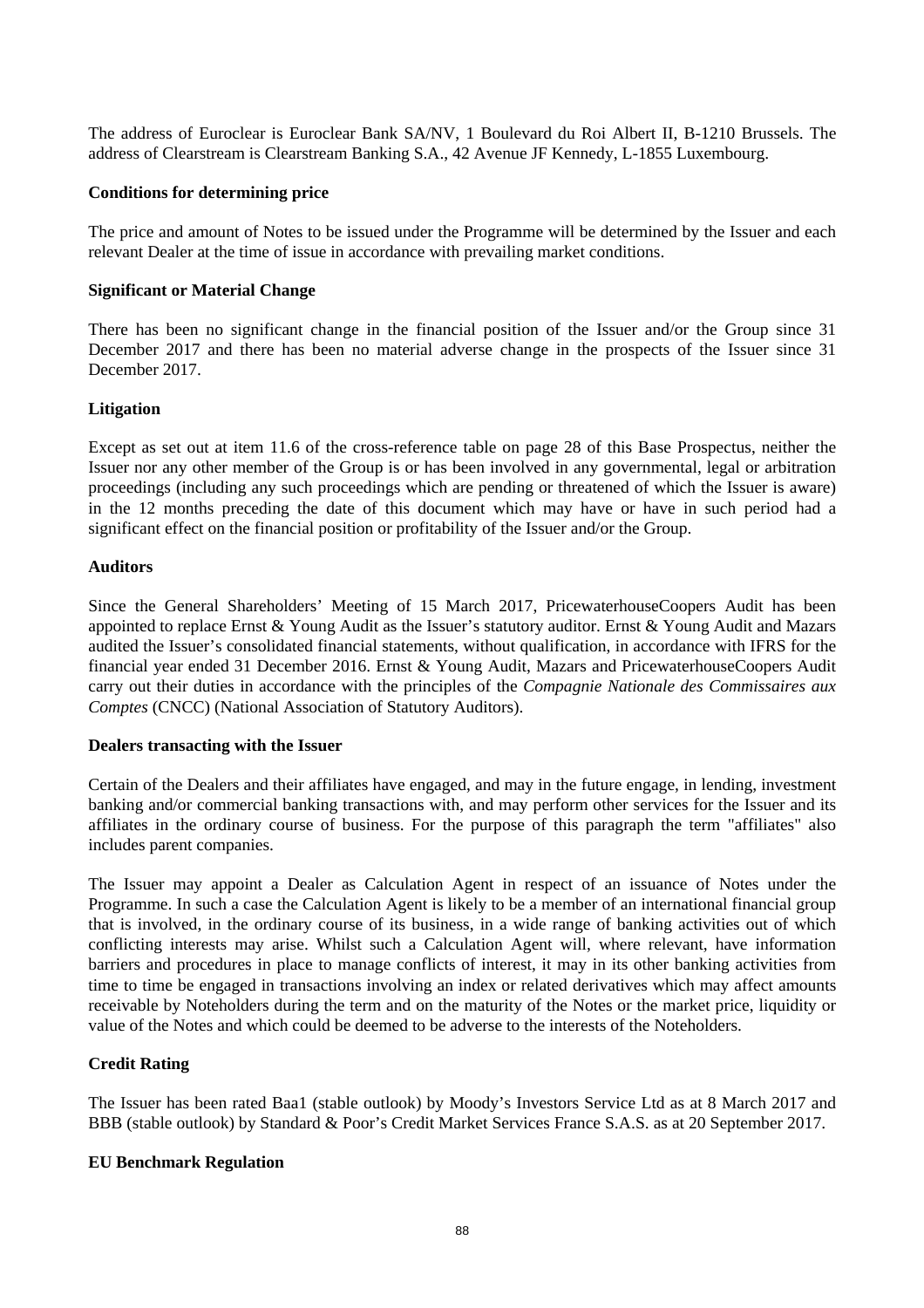The address of Euroclear is Euroclear Bank SA/NV, 1 Boulevard du Roi Albert II, B-1210 Brussels. The address of Clearstream is Clearstream Banking S.A., 42 Avenue JF Kennedy, L-1855 Luxembourg.

**Conditions for determining price**

The price and amount of Notes to be issued under the Programme will be determined by the Issuer and each relevant Dealer at the time of issue in accordance with prevailing market conditions.

**Significant or Material Change**

There has been no significant change in the financial position of the Issuer and/or the Group since 31 December 2017 and there has been no material adverse change in the prospects of the Issuer since 31 December 2017.

**Litigation**

Except as set out at item 11.6 of the cross-reference table on page 28 of this Base Prospectus, neither the Issuer nor any other member of the Group is or has been involved in any governmental, legal or arbitration proceedings (including any such proceedings which are pending or threatened of which the Issuer is aware) in the 12 months preceding the date of this document which may have or have in such period had a significant effect on the financial position or profitability of the Issuer and/or the Group.

**Auditors**

Since the General Shareholders' Meeting of 15 March 2017, PricewaterhouseCoopers Audit has been appointed to replace Ernst & Young Audit as the Issuer's statutory auditor. Ernst & Young Audit and Mazars audited the Issuer's consolidated financial statements, without qualification, in accordance with IFRS for the financial year ended 31 December 2016. Ernst & Young Audit, Mazars and PricewaterhouseCoopers Audit carry out their duties in accordance with the principles of the *Compagnie Nationale des Commissaires aux Comptes* (CNCC) (National Association of Statutory Auditors).

**Dealers transacting with the Issuer**

Certain of the Dealers and their affiliates have engaged, and may in the future engage, in lending, investment banking and/or commercial banking transactions with, and may perform other services for the Issuer and its affiliates in the ordinary course of business. For the purpose of this paragraph the term "affiliates" also includes parent companies.

The Issuer may appoint a Dealer as Calculation Agent in respect of an issuance of Notes under the Programme. In such a case the Calculation Agent is likely to be a member of an international financial group that is involved, in the ordinary course of its business, in a wide range of banking activities out of which conflicting interests may arise. Whilst such a Calculation Agent will, where relevant, have information barriers and procedures in place to manage conflicts of interest, it may in its other banking activities from time to time be engaged in transactions involving an index or related derivatives which may affect amounts receivable by Noteholders during the term and on the maturity of the Notes or the market price, liquidity or value of the Notes and which could be deemed to be adverse to the interests of the Noteholders.

**Credit Rating**

The Issuer has been rated Baa1 (stable outlook) by Moody's Investors Service Ltd as at 8 March 2017 and BBB (stable outlook) by Standard & Poor's Credit Market Services France S.A.S. as at 20 September 2017.

**EU Benchmark Regulation**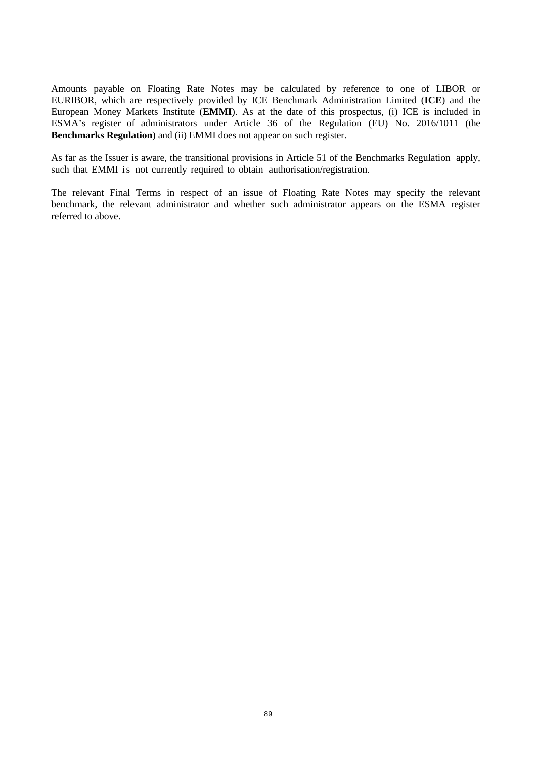Amounts payable on Floating Rate Notes may be calculated by reference to one of LIBOR or EURIBOR, which are respectively provided by ICE Benchmark Administration Limited (**ICE**) and the European Money Markets Institute (**EMMI**). As at the date of this prospectus, (i) ICE is included in ESMA's register of administrators under Article 36 of the Regulation (EU) No. 2016/1011 (the **Benchmarks Regulation**) and (ii) EMMI does not appear on such register.

As far as the Issuer is aware, the transitional provisions in Article 51 of the Benchmarks Regulation apply, such that EMMI is not currently required to obtain authorisation/registration.

The relevant Final Terms in respect of an issue of Floating Rate Notes may specify the relevant benchmark, the relevant administrator and whether such administrator appears on the ESMA register referred to above.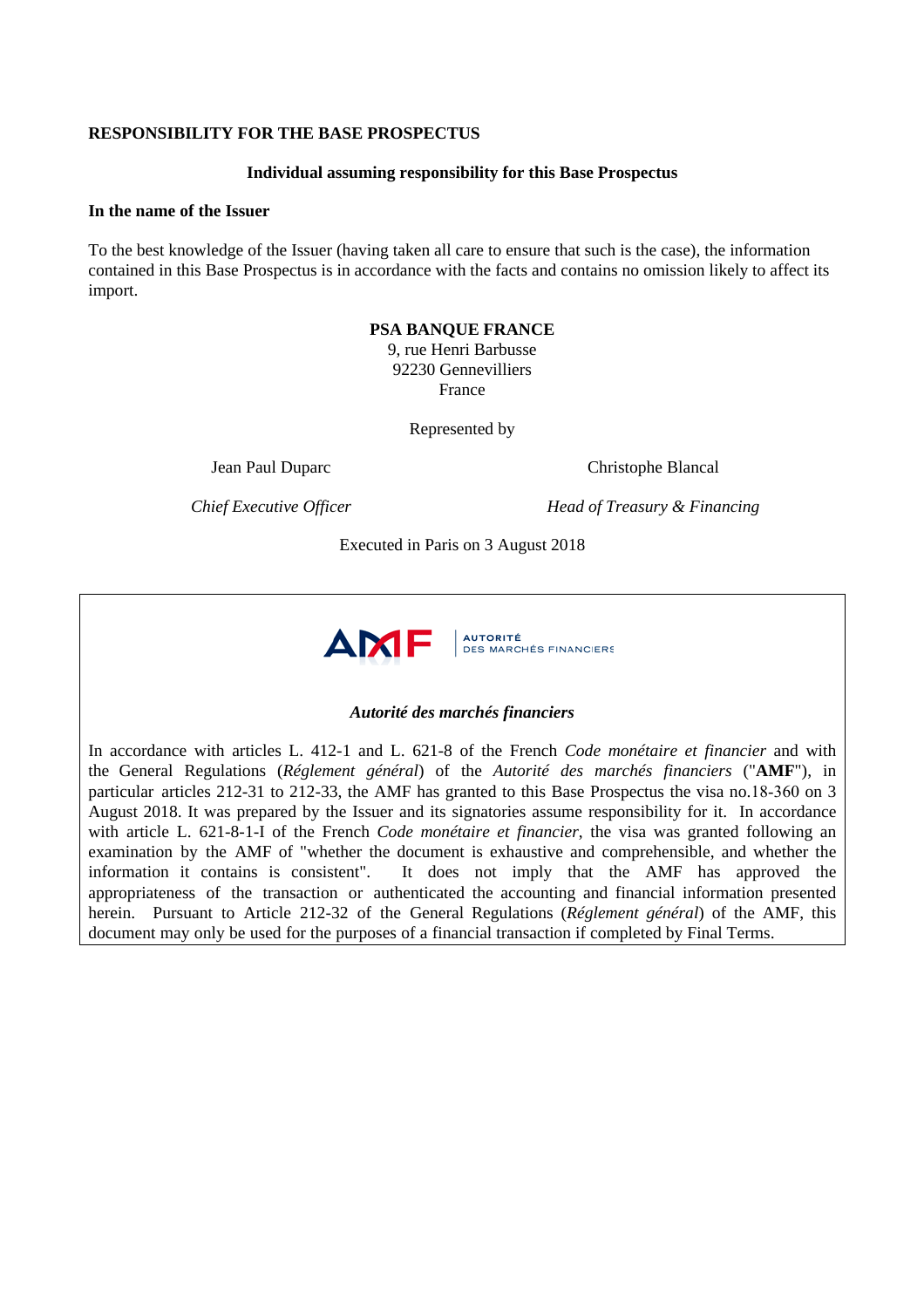## RESPONSIBILITY FOR THE BASE PROSPECTUS

### Individual assuming responsibility for this Base Prospectus

**In the name of the Issuer**

To the best knowledge of the Issuer (having taken all care to ensure that such is the case), the information contained in this Base Prospectus is in accordance with the facts and contains no omission likely to affect its import.

**PSA BANQUE FRANCE**
9, rue Henri Barbusse
92230 Gennevilliers
France

Represented by

Jean Paul Duparc
*Chief Executive Officer*

Christophe Blancal
*Head of Treasury & Financing*

Executed in Paris on 3 August 2018

AMF | AUTORITÉ DES MARCHÉS FINANCIERS

***Autorité des marchés financiers***

In accordance with articles L. 412-1 and L. 621-8 of the French *Code monétaire et financier* and with the General Regulations (*Réglement général*) of the *Autorité des marchés financiers* ("**AMF**"), in particular articles 212-31 to 212-33, the AMF has granted to this Base Prospectus the visa no.18-360 on 3 August 2018. It was prepared by the Issuer and its signatories assume responsibility for it. In accordance with article L. 621-8-1-I of the French *Code monétaire et financier*, the visa was granted following an examination by the AMF of "whether the document is exhaustive and comprehensible, and whether the information it contains is consistent". It does not imply that the AMF has approved the appropriateness of the transaction or authenticated the accounting and financial information presented herein. Pursuant to Article 212-32 of the General Regulations (*Réglement général*) of the AMF, this document may only be used for the purposes of a financial transaction if completed by Final Terms.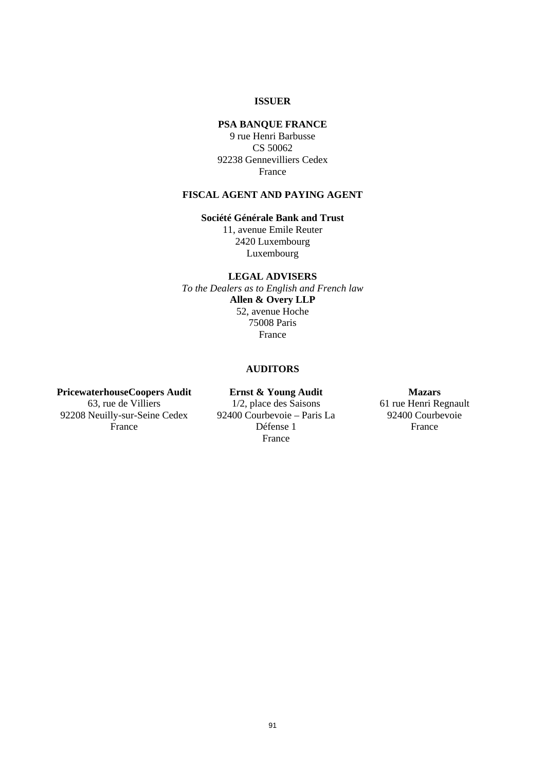**ISSUER**

**PSA BANQUE FRANCE**
9 rue Henri Barbusse
CS 50062
92238 Gennevilliers Cedex
France

**FISCAL AGENT AND PAYING AGENT**

**Société Générale Bank and Trust**
11, avenue Emile Reuter
2420 Luxembourg
Luxembourg

**LEGAL ADVISERS**

*To the Dealers as to English and French law*
**Allen & Overy LLP**
52, avenue Hoche
75008 Paris
France

**AUDITORS**

**PricewaterhouseCoopers Audit**
63, rue de Villiers
92208 Neuilly-sur-Seine Cedex
France

**Ernst & Young Audit**
1/2, place des Saisons
92400 Courbevoie – Paris La Défense 1
France

**Mazars**
61 rue Henri Regnault
92400 Courbevoie
France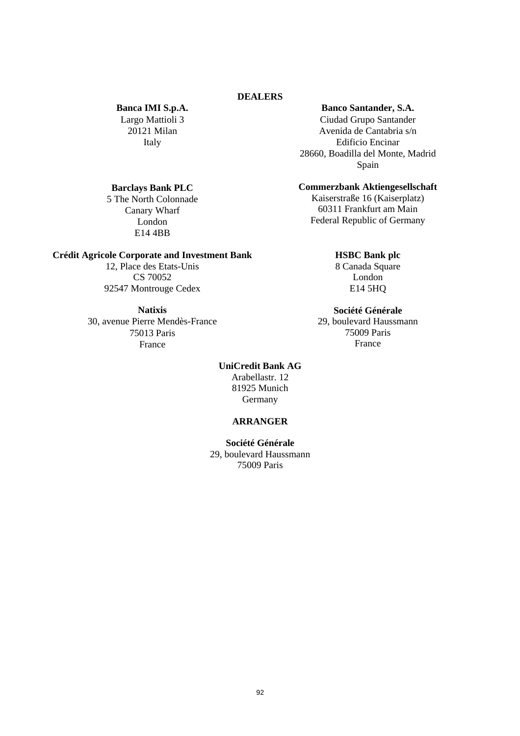## DEALERS

**Banca IMI S.p.A.**
Largo Mattioli 3
20121 Milan
Italy

**Banco Santander, S.A.**
Ciudad Grupo Santander
Avenida de Cantabria s/n
Edificio Encinar
28660, Boadilla del Monte, Madrid
Spain

**Barclays Bank PLC**
5 The North Colonnade
Canary Wharf
London
E14 4BB

**Commerzbank Aktiengesellschaft**
Kaiserstraße 16 (Kaiserplatz)
60311 Frankfurt am Main
Federal Republic of Germany

**Crédit Agricole Corporate and Investment Bank**
12, Place des Etats-Unis
CS 70052
92547 Montrouge Cedex

**HSBC Bank plc**
8 Canada Square
London
E14 5HQ

**Natixis**
30, avenue Pierre Mendès-France
75013 Paris
France

**Société Générale**
29, boulevard Haussmann
75009 Paris
France

**UniCredit Bank AG**
Arabellastr. 12
81925 Munich
Germany

## ARRANGER

**Société Générale**
29, boulevard Haussmann
75009 Paris